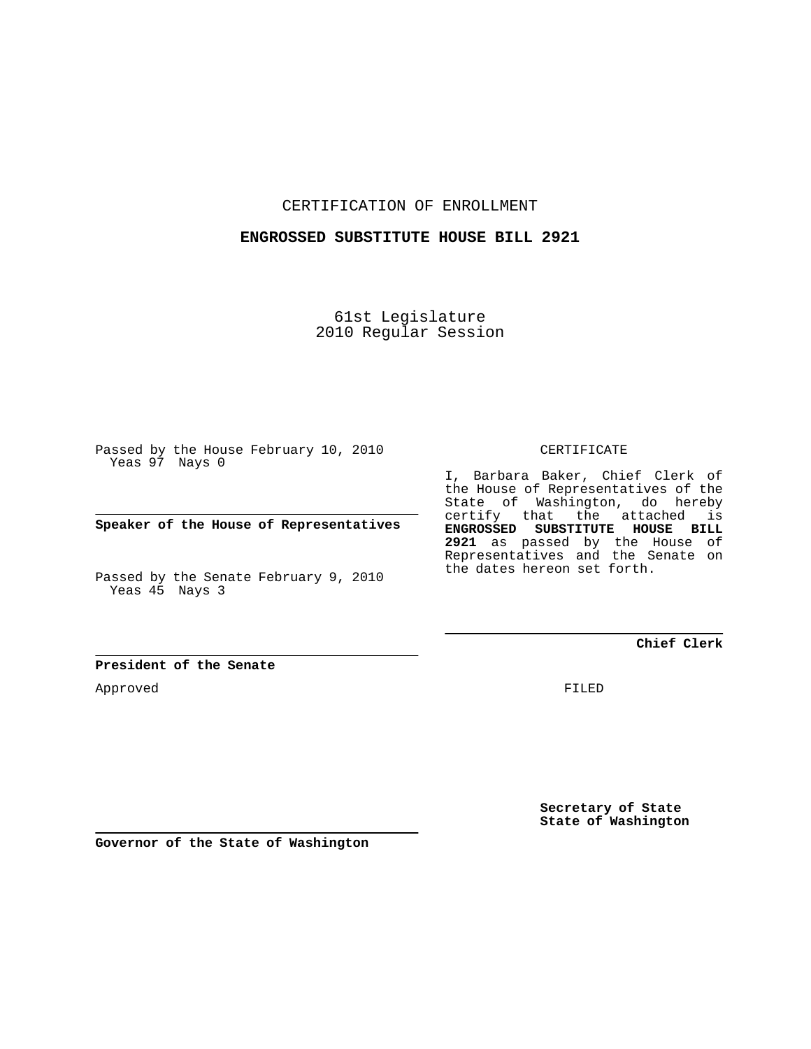CERTIFICATION OF ENROLLMENT

**ENGROSSED SUBSTITUTE HOUSE BILL 2921**

61st Legislature
2010 Regular Session

Passed by the House February 10, 2010
Yeas 97 Nays 0

**Speaker of the House of Representatives**

Passed by the Senate February 9, 2010
Yeas 45 Nays 3

**President of the Senate**

Approved

**Governor of the State of Washington**

CERTIFICATE

I, Barbara Baker, Chief Clerk of the House of Representatives of the State of Washington, do hereby certify that the attached is **ENGROSSED SUBSTITUTE HOUSE BILL 2921** as passed by the House of Representatives and the Senate on the dates hereon set forth.

**Chief Clerk**

FILED

**Secretary of State**
**State of Washington**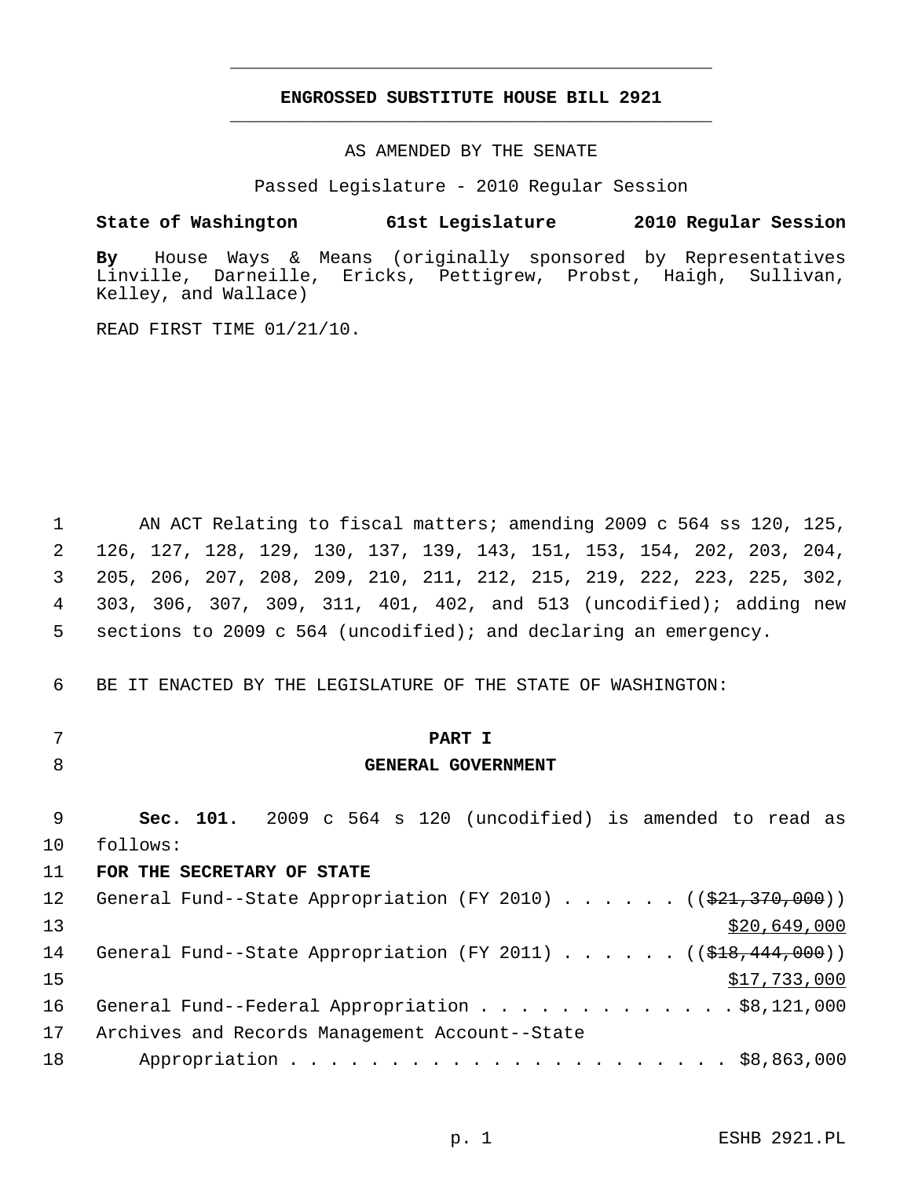**ENGROSSED SUBSTITUTE HOUSE BILL 2921**

AS AMENDED BY THE SENATE

Passed Legislature - 2010 Regular Session

**State of Washington 61st Legislature 2010 Regular Session**

**By** House Ways & Means (originally sponsored by Representatives Linville, Darneille, Ericks, Pettigrew, Probst, Haigh, Sullivan, Kelley, and Wallace)

READ FIRST TIME 01/21/10.

AN ACT Relating to fiscal matters; amending 2009 c 564 ss 120, 125, 126, 127, 128, 129, 130, 137, 139, 143, 151, 153, 154, 202, 203, 204, 205, 206, 207, 208, 209, 210, 211, 212, 215, 219, 222, 223, 225, 302, 303, 306, 307, 309, 311, 401, 402, and 513 (uncodified); adding new sections to 2009 c 564 (uncodified); and declaring an emergency.

BE IT ENACTED BY THE LEGISLATURE OF THE STATE OF WASHINGTON:

**PART I**
**GENERAL GOVERNMENT**

**Sec. 101.** 2009 c 564 s 120 (uncodified) is amended to read as follows:

**FOR THE SECRETARY OF STATE**

General Fund--State Appropriation (FY 2010) . . . . . . ((~~$21,370,000~~)) <u>$20,649,000</u>

General Fund--State Appropriation (FY 2011) . . . . . . ((~~$18,444,000~~)) <u>$17,733,000</u>

General Fund--Federal Appropriation . . . . . . . . . . . . . $8,121,000

Archives and Records Management Account--State Appropriation . . . . . . . . . . . . . . . . . . . . . . $8,863,000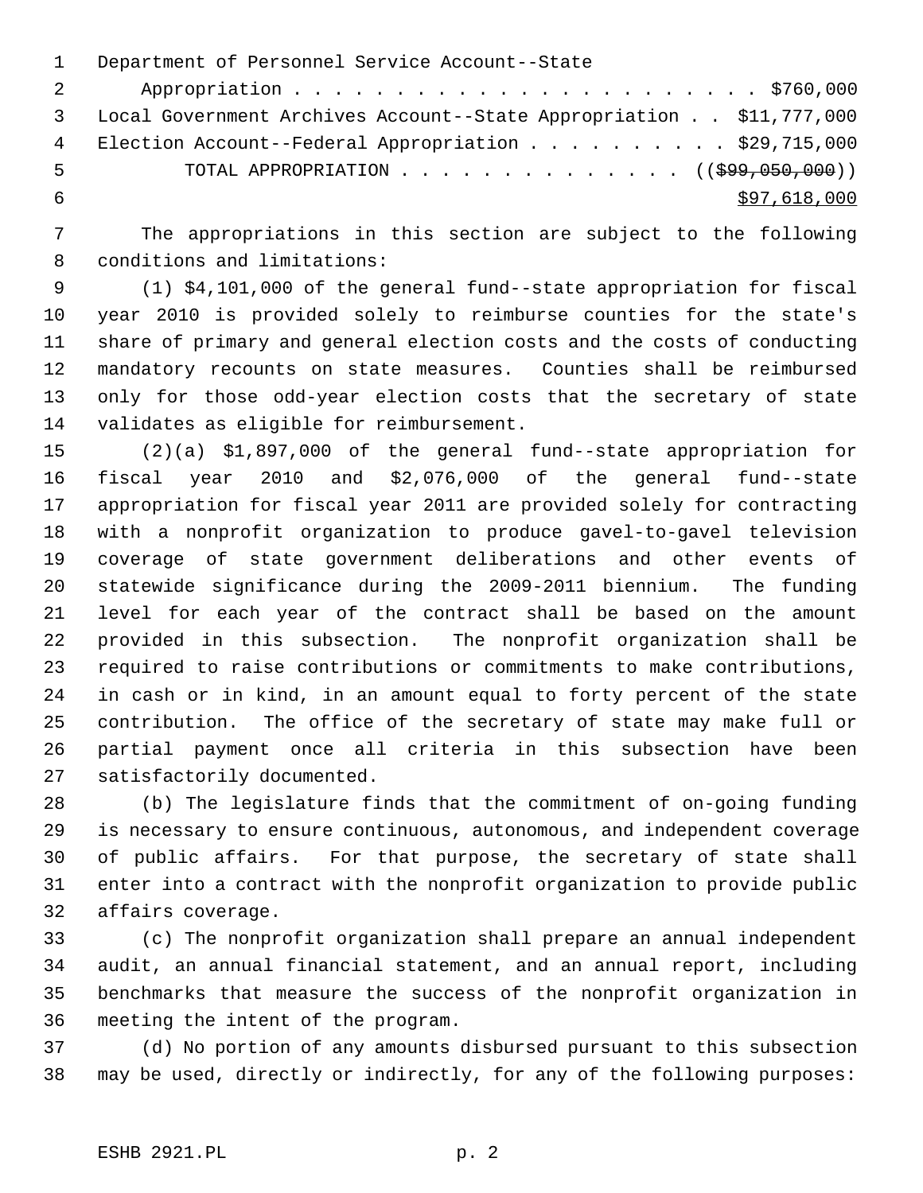Department of Personnel Service Account--State Appropriation . . . . . . . . . . . . . . . . . . . . . . . . $760,000
Local Government Archives Account--State Appropriation . . $11,777,000
Election Account--Federal Appropriation . . . . . . . . . . $29,715,000
TOTAL APPROPRIATION . . . . . . . . . . . . . . ((~~$99,050,000~~))
<u>$97,618,000</u>

The appropriations in this section are subject to the following conditions and limitations:

(1) $4,101,000 of the general fund--state appropriation for fiscal year 2010 is provided solely to reimburse counties for the state's share of primary and general election costs and the costs of conducting mandatory recounts on state measures. Counties shall be reimbursed only for those odd-year election costs that the secretary of state validates as eligible for reimbursement.

(2)(a) $1,897,000 of the general fund--state appropriation for fiscal year 2010 and $2,076,000 of the general fund--state appropriation for fiscal year 2011 are provided solely for contracting with a nonprofit organization to produce gavel-to-gavel television coverage of state government deliberations and other events of statewide significance during the 2009-2011 biennium. The funding level for each year of the contract shall be based on the amount provided in this subsection. The nonprofit organization shall be required to raise contributions or commitments to make contributions, in cash or in kind, in an amount equal to forty percent of the state contribution. The office of the secretary of state may make full or partial payment once all criteria in this subsection have been satisfactorily documented.

(b) The legislature finds that the commitment of on-going funding is necessary to ensure continuous, autonomous, and independent coverage of public affairs. For that purpose, the secretary of state shall enter into a contract with the nonprofit organization to provide public affairs coverage.

(c) The nonprofit organization shall prepare an annual independent audit, an annual financial statement, and an annual report, including benchmarks that measure the success of the nonprofit organization in meeting the intent of the program.

(d) No portion of any amounts disbursed pursuant to this subsection may be used, directly or indirectly, for any of the following purposes: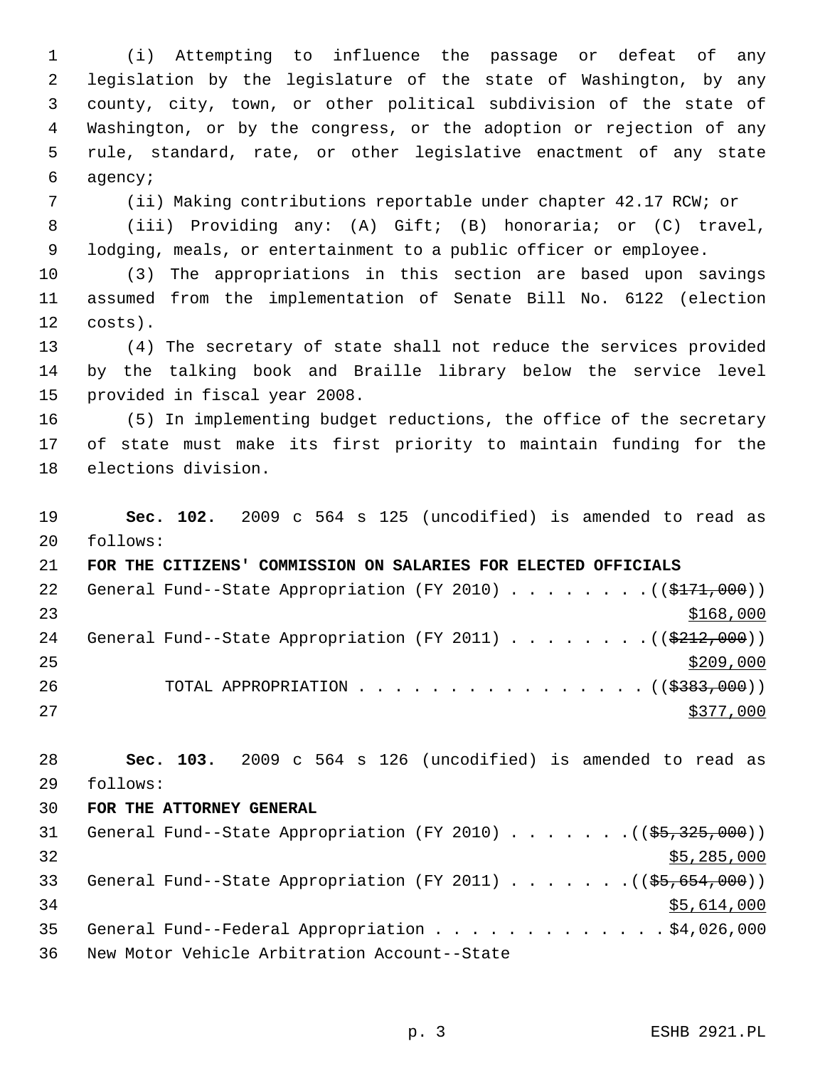(i) Attempting to influence the passage or defeat of any legislation by the legislature of the state of Washington, by any county, city, town, or other political subdivision of the state of Washington, or by the congress, or the adoption or rejection of any rule, standard, rate, or other legislative enactment of any state agency;

(ii) Making contributions reportable under chapter 42.17 RCW; or

(iii) Providing any: (A) Gift; (B) honoraria; or (C) travel, lodging, meals, or entertainment to a public officer or employee.

(3) The appropriations in this section are based upon savings assumed from the implementation of Senate Bill No. 6122 (election costs).

(4) The secretary of state shall not reduce the services provided by the talking book and Braille library below the service level provided in fiscal year 2008.

(5) In implementing budget reductions, the office of the secretary of state must make its first priority to maintain funding for the elections division.

**Sec. 102.** 2009 c 564 s 125 (uncodified) is amended to read as follows:

**FOR THE CITIZENS' COMMISSION ON SALARIES FOR ELECTED OFFICIALS**

General Fund--State Appropriation (FY 2010) . . . . . . . . (( ~~$171,000~~ ))
$168,000

General Fund--State Appropriation (FY 2011) . . . . . . . . (( ~~$212,000~~ ))
$209,000

TOTAL APPROPRIATION . . . . . . . . . . . . . . . . (( ~~$383,000~~ ))
$377,000

**Sec. 103.** 2009 c 564 s 126 (uncodified) is amended to read as follows:

**FOR THE ATTORNEY GENERAL**

General Fund--State Appropriation (FY 2010) . . . . . . . (( ~~$5,325,000~~ ))
$5,285,000

General Fund--State Appropriation (FY 2011) . . . . . . . (( ~~$5,654,000~~ ))
$5,614,000

General Fund--Federal Appropriation . . . . . . . . . . . . . $4,026,000

New Motor Vehicle Arbitration Account--State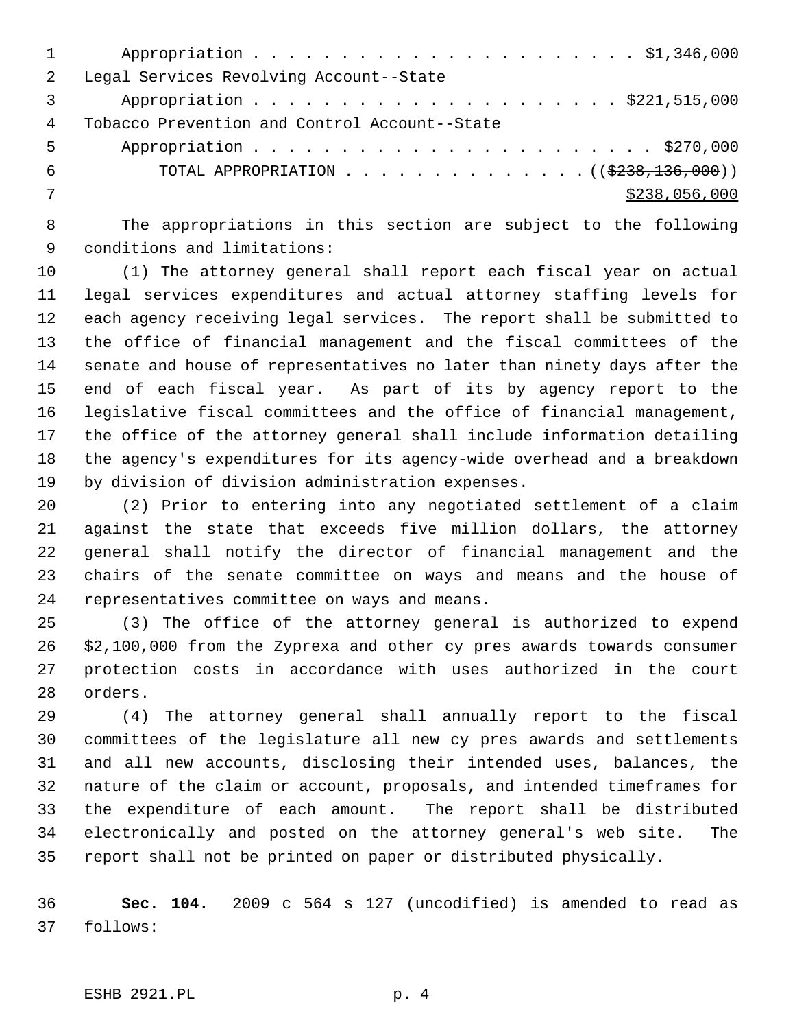Appropriation . . . . . . . . . . . . . . . . . . . . . . $1,346,000
Legal Services Revolving Account--State
Appropriation . . . . . . . . . . . . . . . . . . . . . . $221,515,000
Tobacco Prevention and Control Account--State
Appropriation . . . . . . . . . . . . . . . . . . . . . . . $270,000
TOTAL APPROPRIATION . . . . . . . . . . . . . . ((~~$238,136,000~~))
<u>$238,056,000</u>

The appropriations in this section are subject to the following conditions and limitations:

(1) The attorney general shall report each fiscal year on actual legal services expenditures and actual attorney staffing levels for each agency receiving legal services. The report shall be submitted to the office of financial management and the fiscal committees of the senate and house of representatives no later than ninety days after the end of each fiscal year. As part of its by agency report to the legislative fiscal committees and the office of financial management, the office of the attorney general shall include information detailing the agency's expenditures for its agency-wide overhead and a breakdown by division of division administration expenses.

(2) Prior to entering into any negotiated settlement of a claim against the state that exceeds five million dollars, the attorney general shall notify the director of financial management and the chairs of the senate committee on ways and means and the house of representatives committee on ways and means.

(3) The office of the attorney general is authorized to expend $2,100,000 from the Zyprexa and other cy pres awards towards consumer protection costs in accordance with uses authorized in the court orders.

(4) The attorney general shall annually report to the fiscal committees of the legislature all new cy pres awards and settlements and all new accounts, disclosing their intended uses, balances, the nature of the claim or account, proposals, and intended timeframes for the expenditure of each amount. The report shall be distributed electronically and posted on the attorney general's web site. The report shall not be printed on paper or distributed physically.

**Sec. 104.** 2009 c 564 s 127 (uncodified) is amended to read as follows: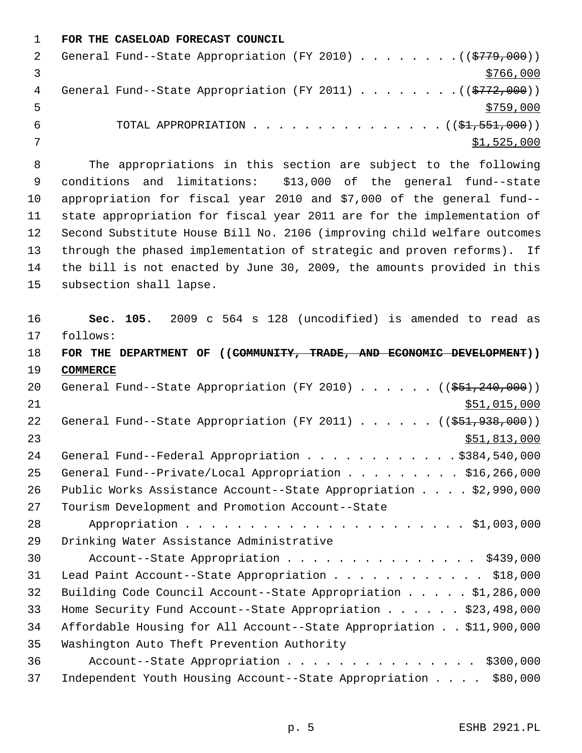**FOR THE CASELOAD FORECAST COUNCIL**

General Fund--State Appropriation (FY 2010) . . . . . . . . ((~~$779,000~~))
$766,000

General Fund--State Appropriation (FY 2011) . . . . . . . . ((~~$772,000~~))
$759,000

TOTAL APPROPRIATION . . . . . . . . . . . . . . . ((~~$1,551,000~~))
$1,525,000

The appropriations in this section are subject to the following conditions and limitations: $13,000 of the general fund--state appropriation for fiscal year 2010 and $7,000 of the general fund--state appropriation for fiscal year 2011 are for the implementation of Second Substitute House Bill No. 2106 (improving child welfare outcomes through the phased implementation of strategic and proven reforms). If the bill is not enacted by June 30, 2009, the amounts provided in this subsection shall lapse.

**Sec. 105.** 2009 c 564 s 128 (uncodified) is amended to read as follows:

**FOR THE DEPARTMENT OF ((~~COMMUNITY, TRADE, AND ECONOMIC DEVELOPMENT~~)) COMMERCE**

General Fund--State Appropriation (FY 2010) . . . . . . ((~~$51,240,000~~))
$51,015,000

General Fund--State Appropriation (FY 2011) . . . . . . ((~~$51,938,000~~))
$51,813,000

General Fund--Federal Appropriation . . . . . . . . . . . . $384,540,000

General Fund--Private/Local Appropriation . . . . . . . . . $16,266,000

Public Works Assistance Account--State Appropriation . . . . $2,990,000

Tourism Development and Promotion Account--State Appropriation . . . . . . . . . . . . . . . . . . . . . . $1,003,000

Drinking Water Assistance Administrative Account--State Appropriation . . . . . . . . . . . . . . . . $439,000

Lead Paint Account--State Appropriation . . . . . . . . . . . . $18,000

Building Code Council Account--State Appropriation . . . . . $1,286,000

Home Security Fund Account--State Appropriation . . . . . . $23,498,000

Affordable Housing for All Account--State Appropriation . . $11,900,000

Washington Auto Theft Prevention Authority Account--State Appropriation . . . . . . . . . . . . . . . . $300,000

Independent Youth Housing Account--State Appropriation . . . . $80,000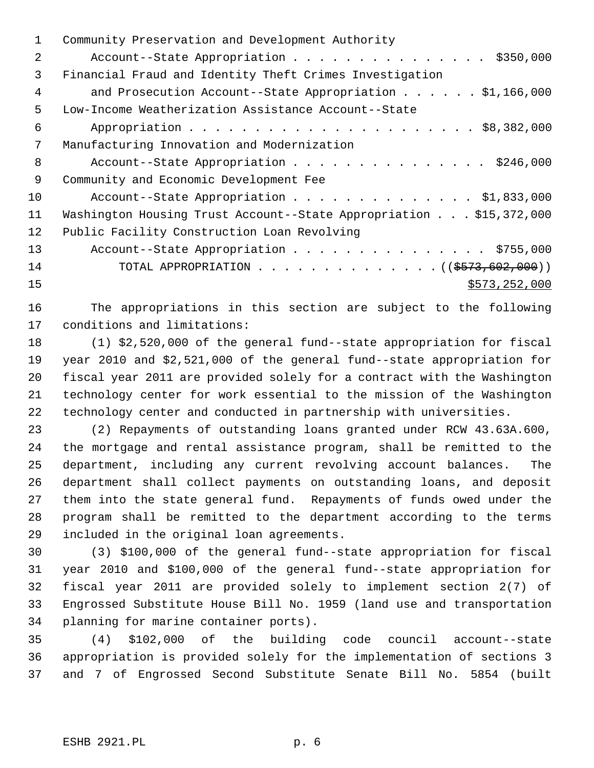Community Preservation and Development Authority
    Account--State Appropriation . . . . . . . . . . . . . . . $350,000
Financial Fraud and Identity Theft Crimes Investigation
    and Prosecution Account--State Appropriation . . . . . . $1,166,000
Low-Income Weatherization Assistance Account--State
    Appropriation . . . . . . . . . . . . . . . . . . . . . . $8,382,000
Manufacturing Innovation and Modernization
    Account--State Appropriation . . . . . . . . . . . . . . . $246,000
Community and Economic Development Fee
    Account--State Appropriation . . . . . . . . . . . . . . $1,833,000
Washington Housing Trust Account--State Appropriation . . . $15,372,000
Public Facility Construction Loan Revolving
    Account--State Appropriation . . . . . . . . . . . . . . . $755,000
        TOTAL APPROPRIATION . . . . . . . . . . . . . . (( ~~$573,602,000~~ ))
                                                         $573,252,000

The appropriations in this section are subject to the following conditions and limitations:

(1) $2,520,000 of the general fund--state appropriation for fiscal year 2010 and $2,521,000 of the general fund--state appropriation for fiscal year 2011 are provided solely for a contract with the Washington technology center for work essential to the mission of the Washington technology center and conducted in partnership with universities.

(2) Repayments of outstanding loans granted under RCW 43.63A.600, the mortgage and rental assistance program, shall be remitted to the department, including any current revolving account balances. The department shall collect payments on outstanding loans, and deposit them into the state general fund. Repayments of funds owed under the program shall be remitted to the department according to the terms included in the original loan agreements.

(3) $100,000 of the general fund--state appropriation for fiscal year 2010 and $100,000 of the general fund--state appropriation for fiscal year 2011 are provided solely to implement section 2(7) of Engrossed Substitute House Bill No. 1959 (land use and transportation planning for marine container ports).

(4) $102,000 of the building code council account--state appropriation is provided solely for the implementation of sections 3 and 7 of Engrossed Second Substitute Senate Bill No. 5854 (built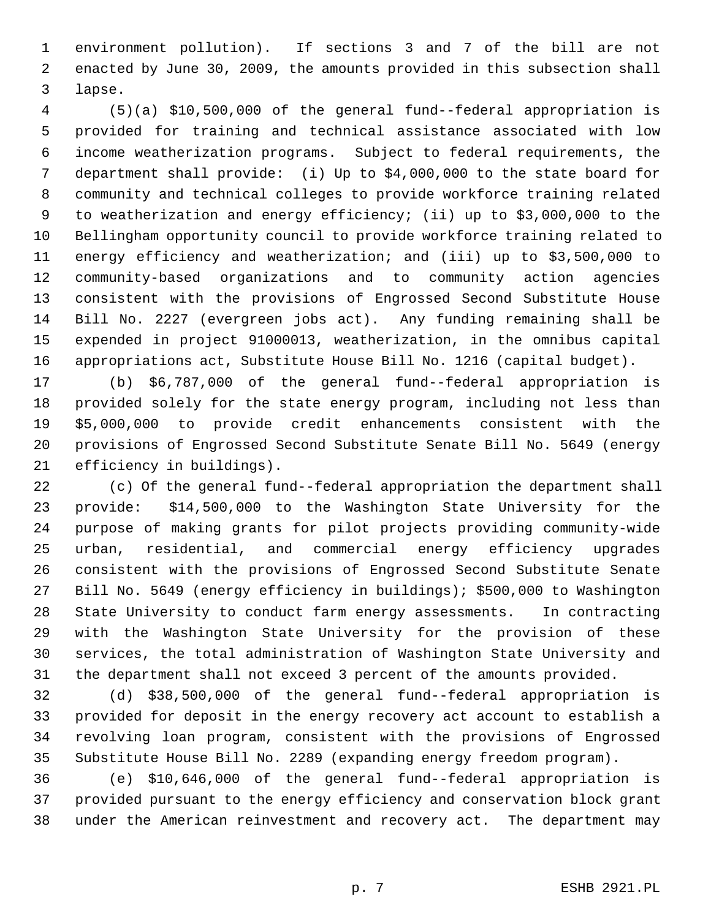environment pollution). If sections 3 and 7 of the bill are not enacted by June 30, 2009, the amounts provided in this subsection shall lapse.

(5)(a) $10,500,000 of the general fund--federal appropriation is provided for training and technical assistance associated with low income weatherization programs. Subject to federal requirements, the department shall provide: (i) Up to $4,000,000 to the state board for community and technical colleges to provide workforce training related to weatherization and energy efficiency; (ii) up to $3,000,000 to the Bellingham opportunity council to provide workforce training related to energy efficiency and weatherization; and (iii) up to $3,500,000 to community-based organizations and to community action agencies consistent with the provisions of Engrossed Second Substitute House Bill No. 2227 (evergreen jobs act). Any funding remaining shall be expended in project 91000013, weatherization, in the omnibus capital appropriations act, Substitute House Bill No. 1216 (capital budget).

(b) $6,787,000 of the general fund--federal appropriation is provided solely for the state energy program, including not less than $5,000,000 to provide credit enhancements consistent with the provisions of Engrossed Second Substitute Senate Bill No. 5649 (energy efficiency in buildings).

(c) Of the general fund--federal appropriation the department shall provide: $14,500,000 to the Washington State University for the purpose of making grants for pilot projects providing community-wide urban, residential, and commercial energy efficiency upgrades consistent with the provisions of Engrossed Second Substitute Senate Bill No. 5649 (energy efficiency in buildings); $500,000 to Washington State University to conduct farm energy assessments. In contracting with the Washington State University for the provision of these services, the total administration of Washington State University and the department shall not exceed 3 percent of the amounts provided.

(d) $38,500,000 of the general fund--federal appropriation is provided for deposit in the energy recovery act account to establish a revolving loan program, consistent with the provisions of Engrossed Substitute House Bill No. 2289 (expanding energy freedom program).

(e) $10,646,000 of the general fund--federal appropriation is provided pursuant to the energy efficiency and conservation block grant under the American reinvestment and recovery act. The department may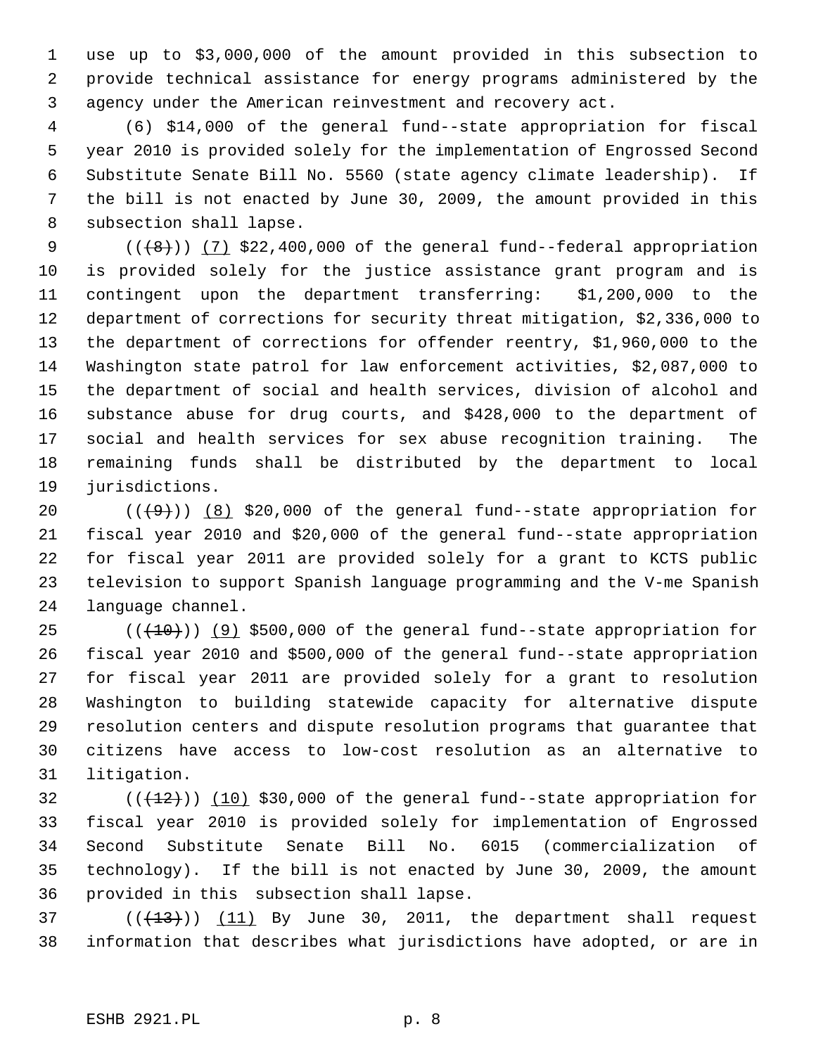use up to $3,000,000 of the amount provided in this subsection to provide technical assistance for energy programs administered by the agency under the American reinvestment and recovery act.

(6) $14,000 of the general fund--state appropriation for fiscal year 2010 is provided solely for the implementation of Engrossed Second Substitute Senate Bill No. 5560 (state agency climate leadership). If the bill is not enacted by June 30, 2009, the amount provided in this subsection shall lapse.

((~~(8)~~)) (7) $22,400,000 of the general fund--federal appropriation is provided solely for the justice assistance grant program and is contingent upon the department transferring: $1,200,000 to the department of corrections for security threat mitigation, $2,336,000 to the department of corrections for offender reentry, $1,960,000 to the Washington state patrol for law enforcement activities, $2,087,000 to the department of social and health services, division of alcohol and substance abuse for drug courts, and $428,000 to the department of social and health services for sex abuse recognition training. The remaining funds shall be distributed by the department to local jurisdictions.

((~~(9)~~)) (8) $20,000 of the general fund--state appropriation for fiscal year 2010 and $20,000 of the general fund--state appropriation for fiscal year 2011 are provided solely for a grant to KCTS public television to support Spanish language programming and the V-me Spanish language channel.

((~~(10)~~)) (9) $500,000 of the general fund--state appropriation for fiscal year 2010 and $500,000 of the general fund--state appropriation for fiscal year 2011 are provided solely for a grant to resolution Washington to building statewide capacity for alternative dispute resolution centers and dispute resolution programs that guarantee that citizens have access to low-cost resolution as an alternative to litigation.

((~~(12)~~)) (10) $30,000 of the general fund--state appropriation for fiscal year 2010 is provided solely for implementation of Engrossed Second Substitute Senate Bill No. 6015 (commercialization of technology). If the bill is not enacted by June 30, 2009, the amount provided in this subsection shall lapse.

((~~(13)~~)) (11) By June 30, 2011, the department shall request information that describes what jurisdictions have adopted, or are in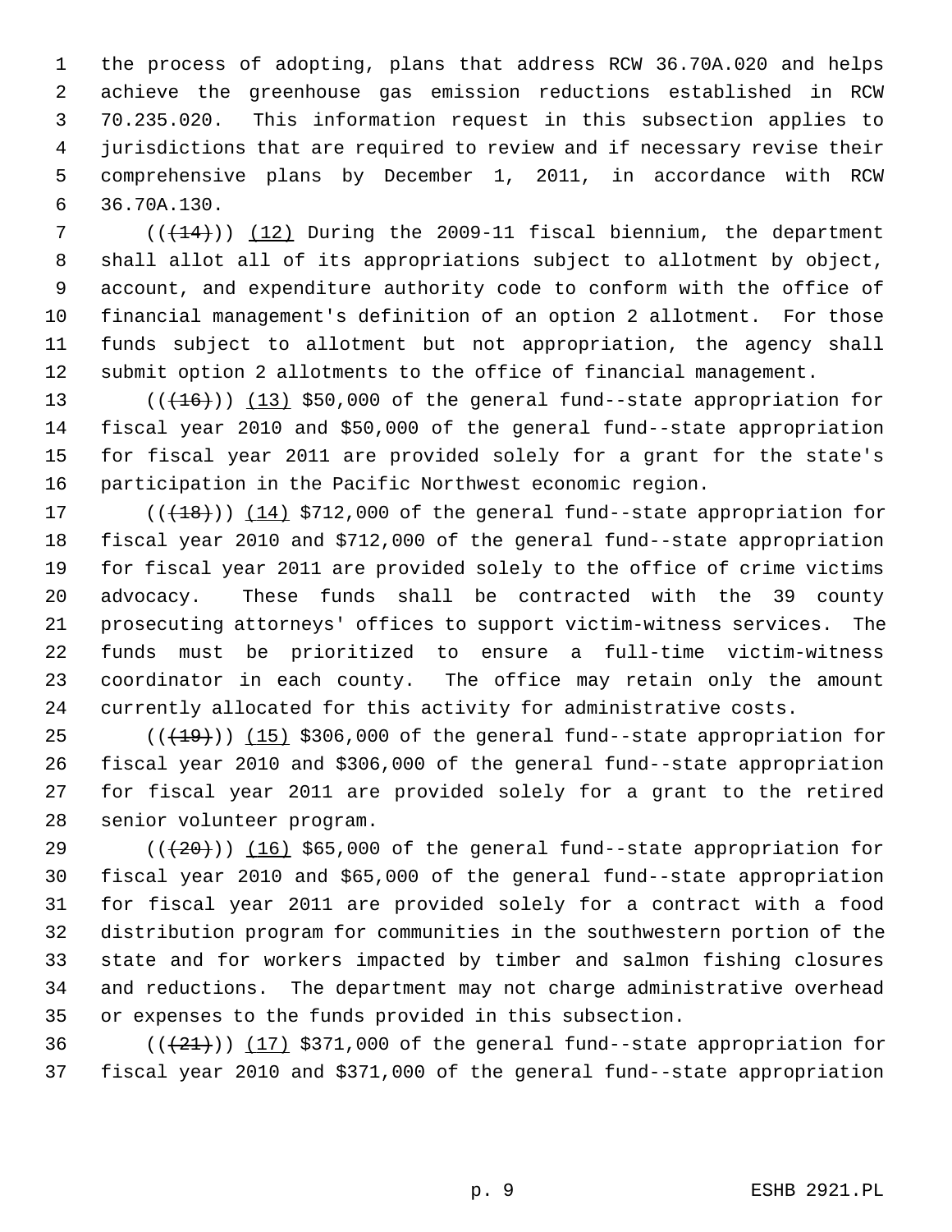the process of adopting, plans that address RCW 36.70A.020 and helps achieve the greenhouse gas emission reductions established in RCW 70.235.020. This information request in this subsection applies to jurisdictions that are required to review and if necessary revise their comprehensive plans by December 1, 2011, in accordance with RCW 36.70A.130.

(((14))) (12) During the 2009-11 fiscal biennium, the department shall allot all of its appropriations subject to allotment by object, account, and expenditure authority code to conform with the office of financial management's definition of an option 2 allotment. For those funds subject to allotment but not appropriation, the agency shall submit option 2 allotments to the office of financial management.

(((16))) (13) $50,000 of the general fund--state appropriation for fiscal year 2010 and $50,000 of the general fund--state appropriation for fiscal year 2011 are provided solely for a grant for the state's participation in the Pacific Northwest economic region.

(((18))) (14) $712,000 of the general fund--state appropriation for fiscal year 2010 and $712,000 of the general fund--state appropriation for fiscal year 2011 are provided solely to the office of crime victims advocacy. These funds shall be contracted with the 39 county prosecuting attorneys' offices to support victim-witness services. The funds must be prioritized to ensure a full-time victim-witness coordinator in each county. The office may retain only the amount currently allocated for this activity for administrative costs.

(((19))) (15) $306,000 of the general fund--state appropriation for fiscal year 2010 and $306,000 of the general fund--state appropriation for fiscal year 2011 are provided solely for a grant to the retired senior volunteer program.

(((20))) (16) $65,000 of the general fund--state appropriation for fiscal year 2010 and $65,000 of the general fund--state appropriation for fiscal year 2011 are provided solely for a contract with a food distribution program for communities in the southwestern portion of the state and for workers impacted by timber and salmon fishing closures and reductions. The department may not charge administrative overhead or expenses to the funds provided in this subsection.

(((21))) (17) $371,000 of the general fund--state appropriation for fiscal year 2010 and $371,000 of the general fund--state appropriation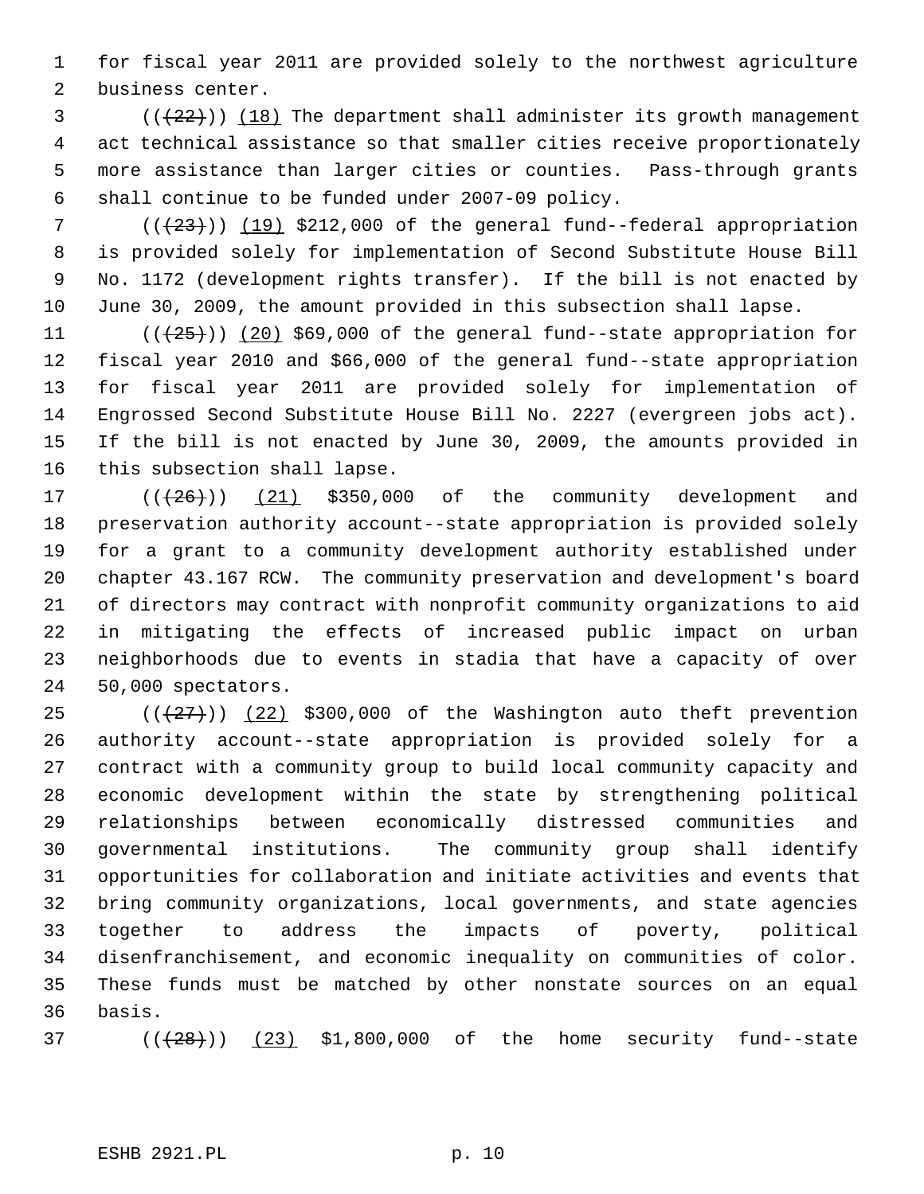for fiscal year 2011 are provided solely to the northwest agriculture business center.

(((22))) (18) The department shall administer its growth management act technical assistance so that smaller cities receive proportionately more assistance than larger cities or counties. Pass-through grants shall continue to be funded under 2007-09 policy.

(((23))) (19) $212,000 of the general fund--federal appropriation is provided solely for implementation of Second Substitute House Bill No. 1172 (development rights transfer). If the bill is not enacted by June 30, 2009, the amount provided in this subsection shall lapse.

(((25))) (20) $69,000 of the general fund--state appropriation for fiscal year 2010 and $66,000 of the general fund--state appropriation for fiscal year 2011 are provided solely for implementation of Engrossed Second Substitute House Bill No. 2227 (evergreen jobs act). If the bill is not enacted by June 30, 2009, the amounts provided in this subsection shall lapse.

(((26))) (21) $350,000 of the community development and preservation authority account--state appropriation is provided solely for a grant to a community development authority established under chapter 43.167 RCW. The community preservation and development's board of directors may contract with nonprofit community organizations to aid in mitigating the effects of increased public impact on urban neighborhoods due to events in stadia that have a capacity of over 50,000 spectators.

(((27))) (22) $300,000 of the Washington auto theft prevention authority account--state appropriation is provided solely for a contract with a community group to build local community capacity and economic development within the state by strengthening political relationships between economically distressed communities and governmental institutions. The community group shall identify opportunities for collaboration and initiate activities and events that bring community organizations, local governments, and state agencies together to address the impacts of poverty, political disenfranchisement, and economic inequality on communities of color. These funds must be matched by other nonstate sources on an equal basis.

(((28))) (23) $1,800,000 of the home security fund--state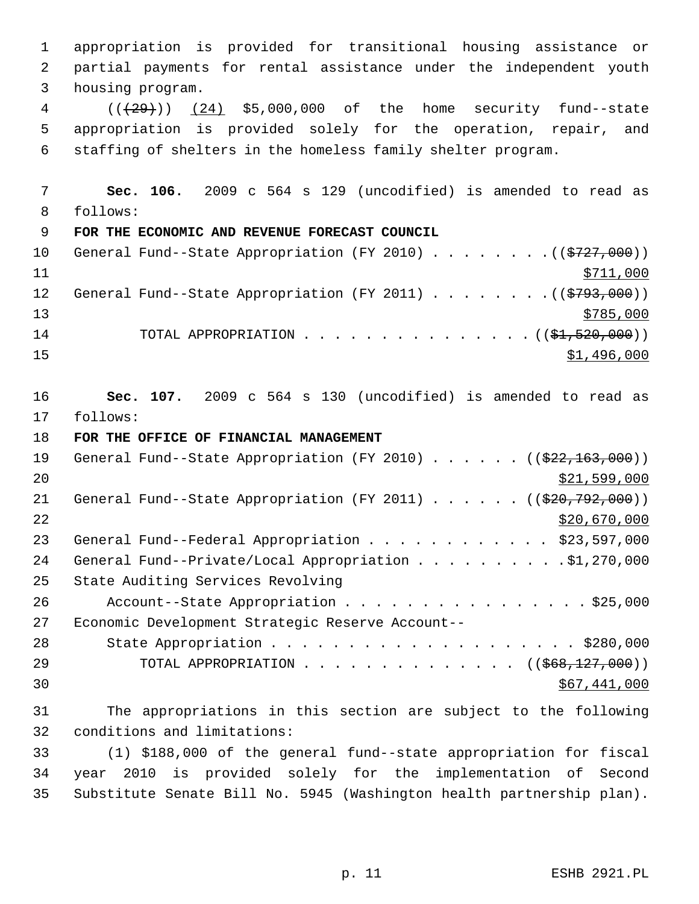appropriation is provided for transitional housing assistance or partial payments for rental assistance under the independent youth housing program.

(~~((29))~~) (24) $5,000,000 of the home security fund--state appropriation is provided solely for the operation, repair, and staffing of shelters in the homeless family shelter program.

**Sec. 106.** 2009 c 564 s 129 (uncodified) is amended to read as follows:

**FOR THE ECONOMIC AND REVENUE FORECAST COUNCIL**

General Fund--State Appropriation (FY 2010) . . . . . . . . ((~~$727,000~~))
$711,000

General Fund--State Appropriation (FY 2011) . . . . . . . . ((~~$793,000~~))
$785,000

TOTAL APPROPRIATION . . . . . . . . . . . . . . . ((~~$1,520,000~~))
$1,496,000

**Sec. 107.** 2009 c 564 s 130 (uncodified) is amended to read as follows:

**FOR THE OFFICE OF FINANCIAL MANAGEMENT**

General Fund--State Appropriation (FY 2010) . . . . . . ((~~$22,163,000~~))
$21,599,000

General Fund--State Appropriation (FY 2011) . . . . . . ((~~$20,792,000~~))
$20,670,000

General Fund--Federal Appropriation . . . . . . . . . . . . $23,597,000

General Fund--Private/Local Appropriation . . . . . . . . . . $1,270,000

State Auditing Services Revolving Account--State Appropriation . . . . . . . . . . . . . . . . . $25,000

Economic Development Strategic Reserve Account--State Appropriation . . . . . . . . . . . . . . . . . . . . $280,000

TOTAL APPROPRIATION . . . . . . . . . . . . . . ((~~$68,127,000~~))
$67,441,000

The appropriations in this section are subject to the following conditions and limitations:

(1) $188,000 of the general fund--state appropriation for fiscal year 2010 is provided solely for the implementation of Second Substitute Senate Bill No. 5945 (Washington health partnership plan).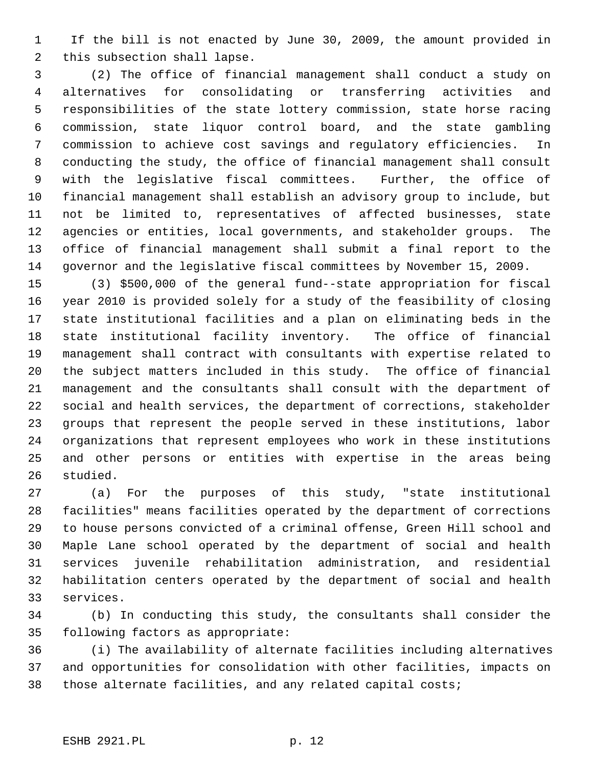If the bill is not enacted by June 30, 2009, the amount provided in this subsection shall lapse.

(2) The office of financial management shall conduct a study on alternatives for consolidating or transferring activities and responsibilities of the state lottery commission, state horse racing commission, state liquor control board, and the state gambling commission to achieve cost savings and regulatory efficiencies. In conducting the study, the office of financial management shall consult with the legislative fiscal committees. Further, the office of financial management shall establish an advisory group to include, but not be limited to, representatives of affected businesses, state agencies or entities, local governments, and stakeholder groups. The office of financial management shall submit a final report to the governor and the legislative fiscal committees by November 15, 2009.

(3) $500,000 of the general fund--state appropriation for fiscal year 2010 is provided solely for a study of the feasibility of closing state institutional facilities and a plan on eliminating beds in the state institutional facility inventory. The office of financial management shall contract with consultants with expertise related to the subject matters included in this study. The office of financial management and the consultants shall consult with the department of social and health services, the department of corrections, stakeholder groups that represent the people served in these institutions, labor organizations that represent employees who work in these institutions and other persons or entities with expertise in the areas being studied.

(a) For the purposes of this study, "state institutional facilities" means facilities operated by the department of corrections to house persons convicted of a criminal offense, Green Hill school and Maple Lane school operated by the department of social and health services juvenile rehabilitation administration, and residential habilitation centers operated by the department of social and health services.

(b) In conducting this study, the consultants shall consider the following factors as appropriate:

(i) The availability of alternate facilities including alternatives and opportunities for consolidation with other facilities, impacts on those alternate facilities, and any related capital costs;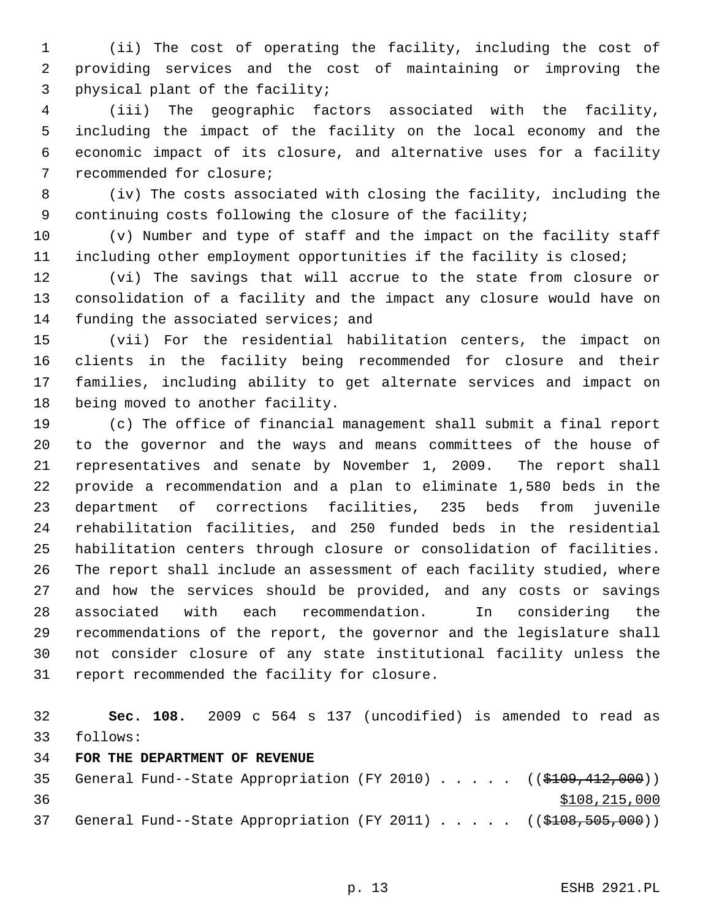(ii) The cost of operating the facility, including the cost of providing services and the cost of maintaining or improving the physical plant of the facility;

(iii) The geographic factors associated with the facility, including the impact of the facility on the local economy and the economic impact of its closure, and alternative uses for a facility recommended for closure;

(iv) The costs associated with closing the facility, including the continuing costs following the closure of the facility;

(v) Number and type of staff and the impact on the facility staff including other employment opportunities if the facility is closed;

(vi) The savings that will accrue to the state from closure or consolidation of a facility and the impact any closure would have on funding the associated services; and

(vii) For the residential habilitation centers, the impact on clients in the facility being recommended for closure and their families, including ability to get alternate services and impact on being moved to another facility.

(c) The office of financial management shall submit a final report to the governor and the ways and means committees of the house of representatives and senate by November 1, 2009. The report shall provide a recommendation and a plan to eliminate 1,580 beds in the department of corrections facilities, 235 beds from juvenile rehabilitation facilities, and 250 funded beds in the residential habilitation centers through closure or consolidation of facilities. The report shall include an assessment of each facility studied, where and how the services should be provided, and any costs or savings associated with each recommendation. In considering the recommendations of the report, the governor and the legislature shall not consider closure of any state institutional facility unless the report recommended the facility for closure.

**Sec. 108.** 2009 c 564 s 137 (uncodified) is amended to read as follows:

**FOR THE DEPARTMENT OF REVENUE**

General Fund--State Appropriation (FY 2010) . . . . . ((~~$109,412,000~~)) <u>$108,215,000</u>

General Fund--State Appropriation (FY 2011) . . . . . ((~~$108,505,000~~))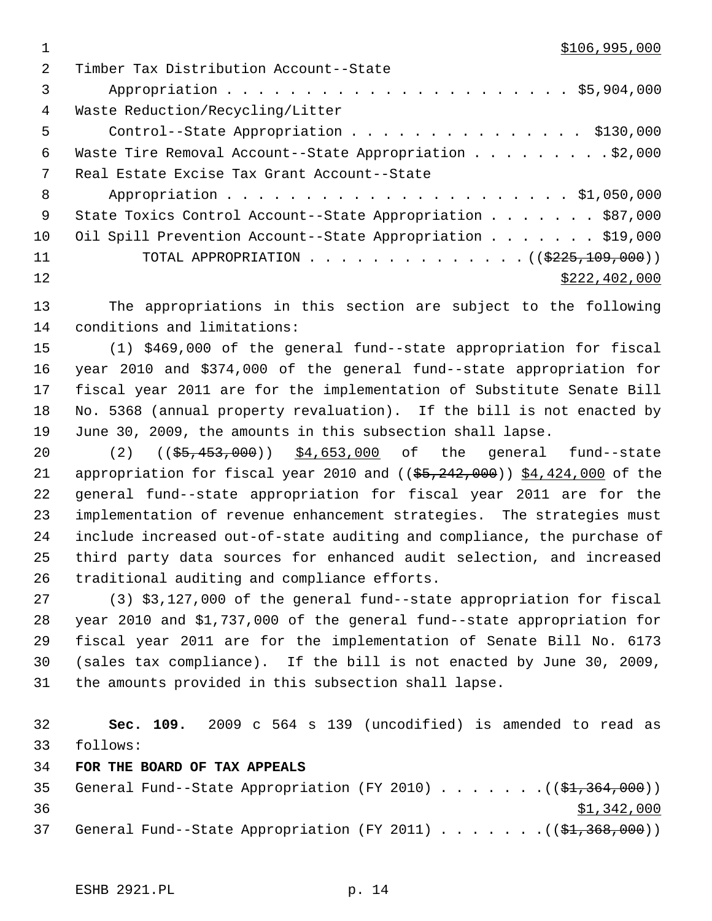$106,995,000

Timber Tax Distribution Account--State Appropriation . . . . . . . . . . . . . . . . . . . . . . $5,904,000

Waste Reduction/Recycling/Litter Control--State Appropriation . . . . . . . . . . . . . . . $130,000

Waste Tire Removal Account--State Appropriation . . . . . . . . . $2,000

Real Estate Excise Tax Grant Account--State Appropriation . . . . . . . . . . . . . . . . . . . . . . $1,050,000

State Toxics Control Account--State Appropriation . . . . . . . $87,000

Oil Spill Prevention Account--State Appropriation . . . . . . . $19,000

TOTAL APPROPRIATION . . . . . . . . . . . . . . (($225,109,000))
$222,402,000

The appropriations in this section are subject to the following conditions and limitations:

(1) $469,000 of the general fund--state appropriation for fiscal year 2010 and $374,000 of the general fund--state appropriation for fiscal year 2011 are for the implementation of Substitute Senate Bill No. 5368 (annual property revaluation). If the bill is not enacted by June 30, 2009, the amounts in this subsection shall lapse.

(2) (($5,453,000)) $4,653,000 of the general fund--state appropriation for fiscal year 2010 and (($5,242,000)) $4,424,000 of the general fund--state appropriation for fiscal year 2011 are for the implementation of revenue enhancement strategies. The strategies must include increased out-of-state auditing and compliance, the purchase of third party data sources for enhanced audit selection, and increased traditional auditing and compliance efforts.

(3) $3,127,000 of the general fund--state appropriation for fiscal year 2010 and $1,737,000 of the general fund--state appropriation for fiscal year 2011 are for the implementation of Senate Bill No. 6173 (sales tax compliance). If the bill is not enacted by June 30, 2009, the amounts provided in this subsection shall lapse.

**Sec. 109.** 2009 c 564 s 139 (uncodified) is amended to read as follows:

**FOR THE BOARD OF TAX APPEALS**

General Fund--State Appropriation (FY 2010) . . . . . . . (($1,364,000))
$1,342,000

General Fund--State Appropriation (FY 2011) . . . . . . . (($1,368,000))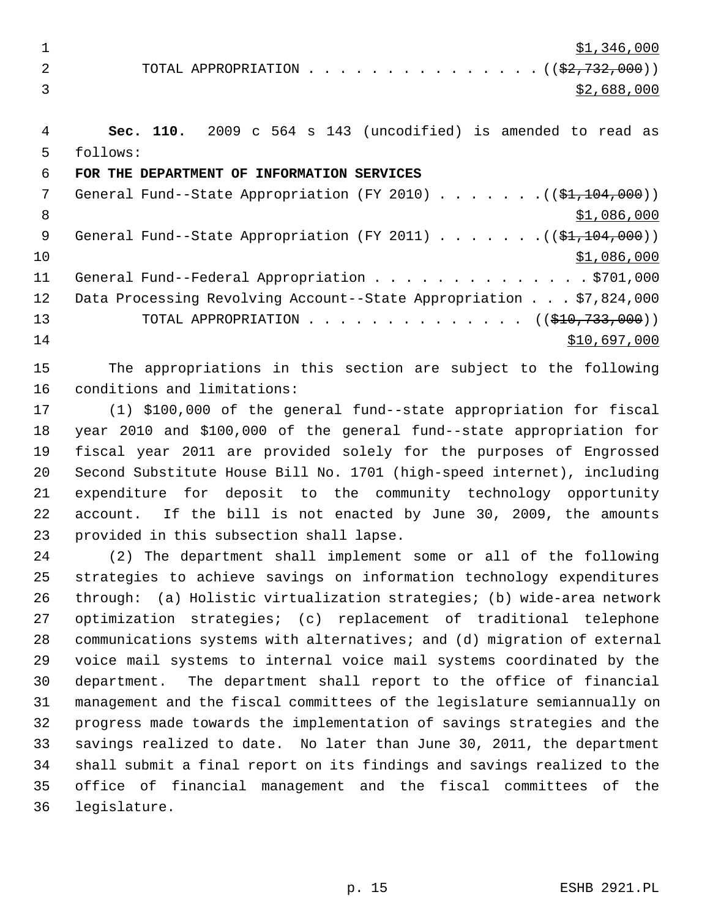$1,346,000

TOTAL APPROPRIATION . . . . . . . . . . . . . . . ((~~$2,732,000~~))

$2,688,000

**Sec. 110.** 2009 c 564 s 143 (uncodified) is amended to read as follows:

**FOR THE DEPARTMENT OF INFORMATION SERVICES**

General Fund--State Appropriation (FY 2010) . . . . . . . ((~~$1,104,000~~))

$1,086,000

General Fund--State Appropriation (FY 2011) . . . . . . . ((~~$1,104,000~~))

$1,086,000

General Fund--Federal Appropriation . . . . . . . . . . . . . . $701,000

Data Processing Revolving Account--State Appropriation . . . $7,824,000

TOTAL APPROPRIATION . . . . . . . . . . . . . . ((~~$10,733,000~~))

$10,697,000

The appropriations in this section are subject to the following conditions and limitations:

(1) $100,000 of the general fund--state appropriation for fiscal year 2010 and $100,000 of the general fund--state appropriation for fiscal year 2011 are provided solely for the purposes of Engrossed Second Substitute House Bill No. 1701 (high-speed internet), including expenditure for deposit to the community technology opportunity account. If the bill is not enacted by June 30, 2009, the amounts provided in this subsection shall lapse.

(2) The department shall implement some or all of the following strategies to achieve savings on information technology expenditures through: (a) Holistic virtualization strategies; (b) wide-area network optimization strategies; (c) replacement of traditional telephone communications systems with alternatives; and (d) migration of external voice mail systems to internal voice mail systems coordinated by the department. The department shall report to the office of financial management and the fiscal committees of the legislature semiannually on progress made towards the implementation of savings strategies and the savings realized to date. No later than June 30, 2011, the department shall submit a final report on its findings and savings realized to the office of financial management and the fiscal committees of the legislature.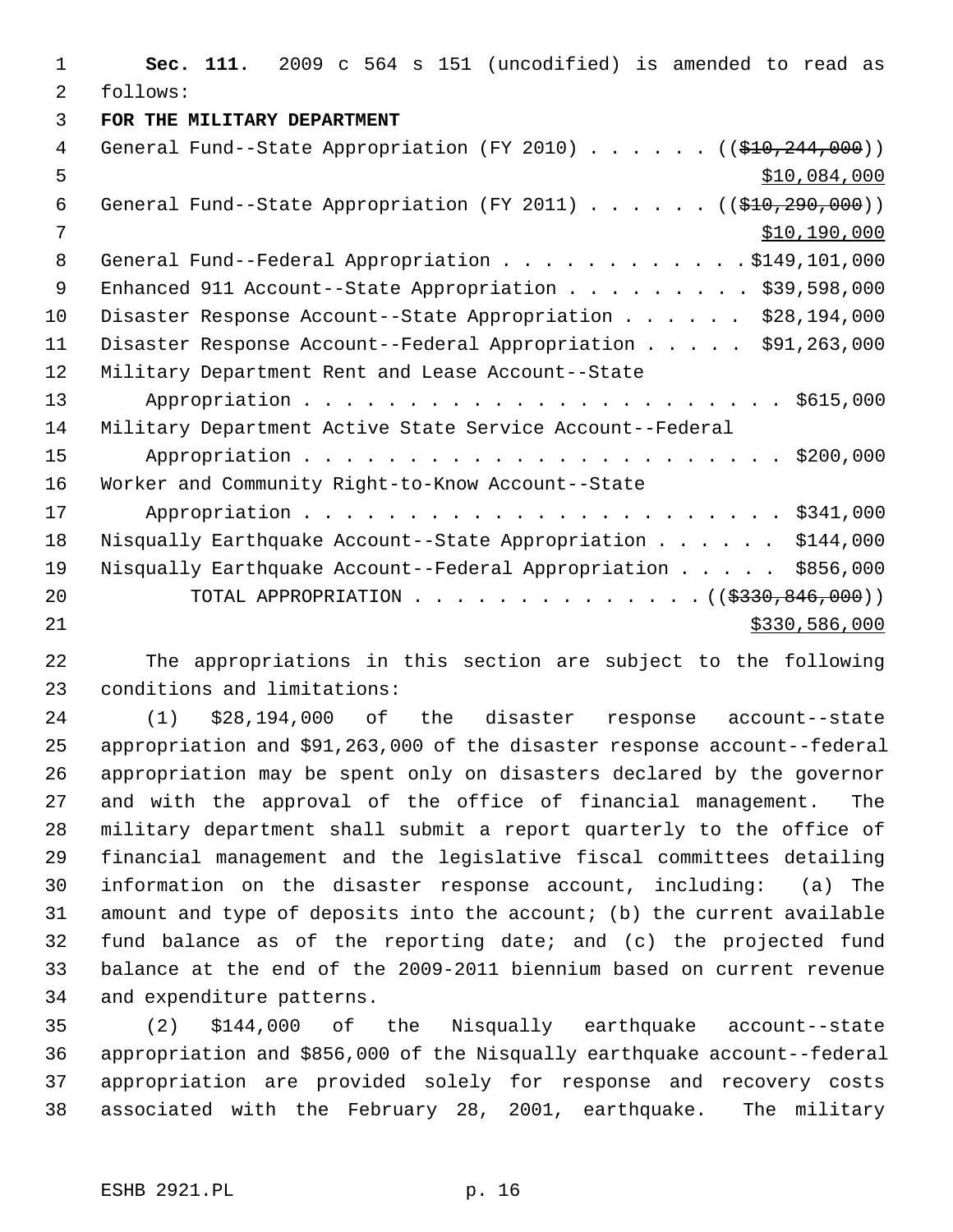**Sec. 111.** 2009 c 564 s 151 (uncodified) is amended to read as follows:

**FOR THE MILITARY DEPARTMENT**

General Fund--State Appropriation (FY 2010) . . . . . . ((~~$10,244,000~~))
$10,084,000

General Fund--State Appropriation (FY 2011) . . . . . . ((~~$10,290,000~~))
$10,190,000

General Fund--Federal Appropriation . . . . . . . . . . . . $149,101,000

Enhanced 911 Account--State Appropriation . . . . . . . . . $39,598,000

Disaster Response Account--State Appropriation . . . . . . $28,194,000

Disaster Response Account--Federal Appropriation . . . . . $91,263,000

Military Department Rent and Lease Account--State Appropriation . . . . . . . . . . . . . . . . . . . . . . . $615,000

Military Department Active State Service Account--Federal Appropriation . . . . . . . . . . . . . . . . . . . . . . . $200,000

Worker and Community Right-to-Know Account--State Appropriation . . . . . . . . . . . . . . . . . . . . . . . $341,000

Nisqually Earthquake Account--State Appropriation . . . . . . $144,000

Nisqually Earthquake Account--Federal Appropriation . . . . . $856,000

TOTAL APPROPRIATION . . . . . . . . . . . . . ((~~$330,846,000~~))
$330,586,000

The appropriations in this section are subject to the following conditions and limitations:

(1) $28,194,000 of the disaster response account--state appropriation and $91,263,000 of the disaster response account--federal appropriation may be spent only on disasters declared by the governor and with the approval of the office of financial management. The military department shall submit a report quarterly to the office of financial management and the legislative fiscal committees detailing information on the disaster response account, including: (a) The amount and type of deposits into the account; (b) the current available fund balance as of the reporting date; and (c) the projected fund balance at the end of the 2009-2011 biennium based on current revenue and expenditure patterns.

(2) $144,000 of the Nisqually earthquake account--state appropriation and $856,000 of the Nisqually earthquake account--federal appropriation are provided solely for response and recovery costs associated with the February 28, 2001, earthquake. The military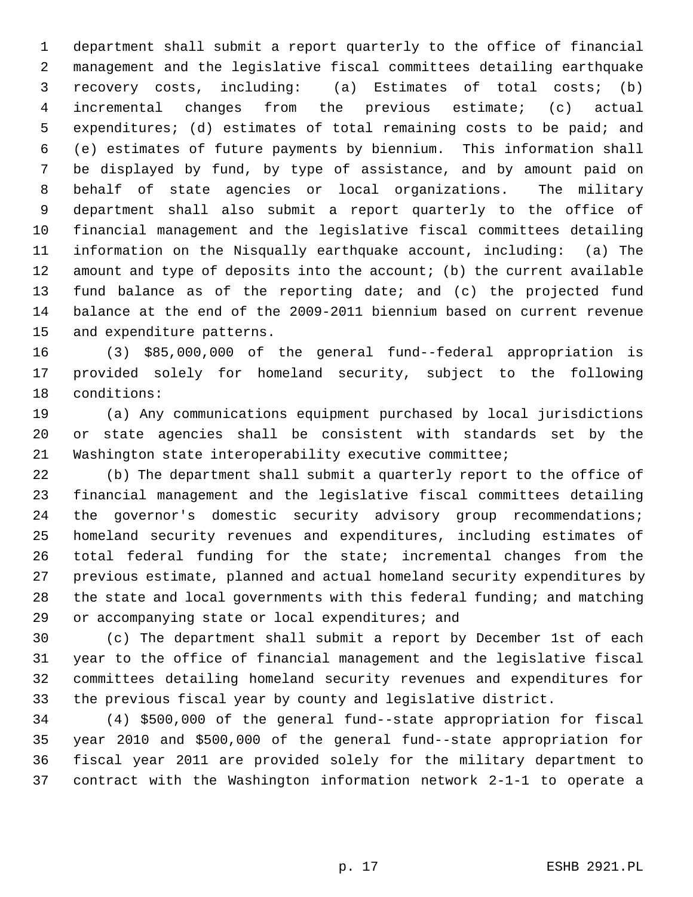department shall submit a report quarterly to the office of financial management and the legislative fiscal committees detailing earthquake recovery costs, including: (a) Estimates of total costs; (b) incremental changes from the previous estimate; (c) actual expenditures; (d) estimates of total remaining costs to be paid; and (e) estimates of future payments by biennium. This information shall be displayed by fund, by type of assistance, and by amount paid on behalf of state agencies or local organizations. The military department shall also submit a report quarterly to the office of financial management and the legislative fiscal committees detailing information on the Nisqually earthquake account, including: (a) The amount and type of deposits into the account; (b) the current available fund balance as of the reporting date; and (c) the projected fund balance at the end of the 2009-2011 biennium based on current revenue and expenditure patterns.

(3) $85,000,000 of the general fund--federal appropriation is provided solely for homeland security, subject to the following conditions:

(a) Any communications equipment purchased by local jurisdictions or state agencies shall be consistent with standards set by the Washington state interoperability executive committee;

(b) The department shall submit a quarterly report to the office of financial management and the legislative fiscal committees detailing the governor's domestic security advisory group recommendations; homeland security revenues and expenditures, including estimates of total federal funding for the state; incremental changes from the previous estimate, planned and actual homeland security expenditures by the state and local governments with this federal funding; and matching or accompanying state or local expenditures; and

(c) The department shall submit a report by December 1st of each year to the office of financial management and the legislative fiscal committees detailing homeland security revenues and expenditures for the previous fiscal year by county and legislative district.

(4) $500,000 of the general fund--state appropriation for fiscal year 2010 and $500,000 of the general fund--state appropriation for fiscal year 2011 are provided solely for the military department to contract with the Washington information network 2-1-1 to operate a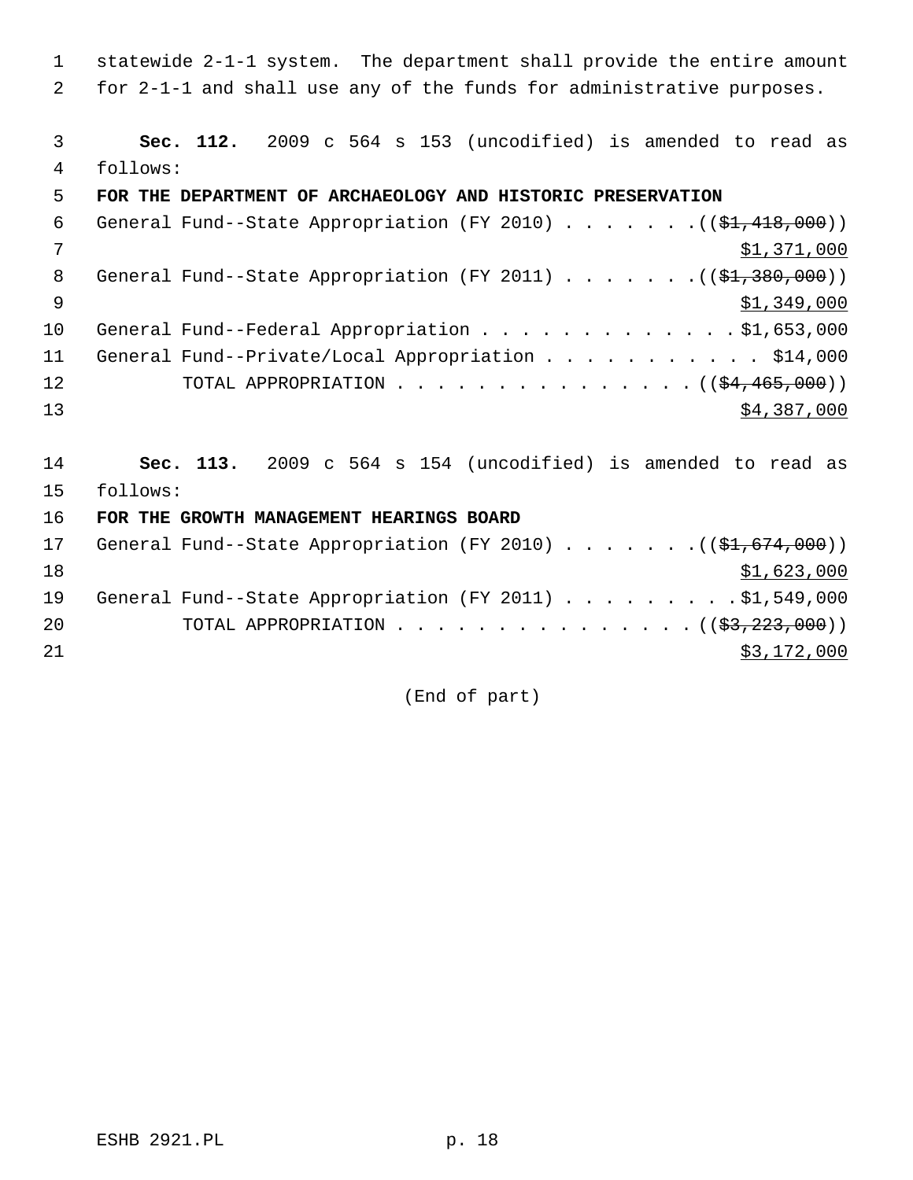statewide 2-1-1 system. The department shall provide the entire amount for 2-1-1 and shall use any of the funds for administrative purposes.

**Sec. 112.** 2009 c 564 s 153 (uncodified) is amended to read as follows:

**FOR THE DEPARTMENT OF ARCHAEOLOGY AND HISTORIC PRESERVATION**

General Fund--State Appropriation (FY 2010) . . . . . . . ((~~$1,418,000~~)) $1,371,000

General Fund--State Appropriation (FY 2011) . . . . . . . ((~~$1,380,000~~)) $1,349,000

General Fund--Federal Appropriation . . . . . . . . . . . . . $1,653,000

General Fund--Private/Local Appropriation . . . . . . . . . . . $14,000

TOTAL APPROPRIATION . . . . . . . . . . . . . . . ((~~$4,465,000~~)) $4,387,000

**Sec. 113.** 2009 c 564 s 154 (uncodified) is amended to read as follows:

**FOR THE GROWTH MANAGEMENT HEARINGS BOARD**

General Fund--State Appropriation (FY 2010) . . . . . . . ((~~$1,674,000~~)) $1,623,000

General Fund--State Appropriation (FY 2011) . . . . . . . . . $1,549,000

TOTAL APPROPRIATION . . . . . . . . . . . . . . . ((~~$3,223,000~~)) $3,172,000

(End of part)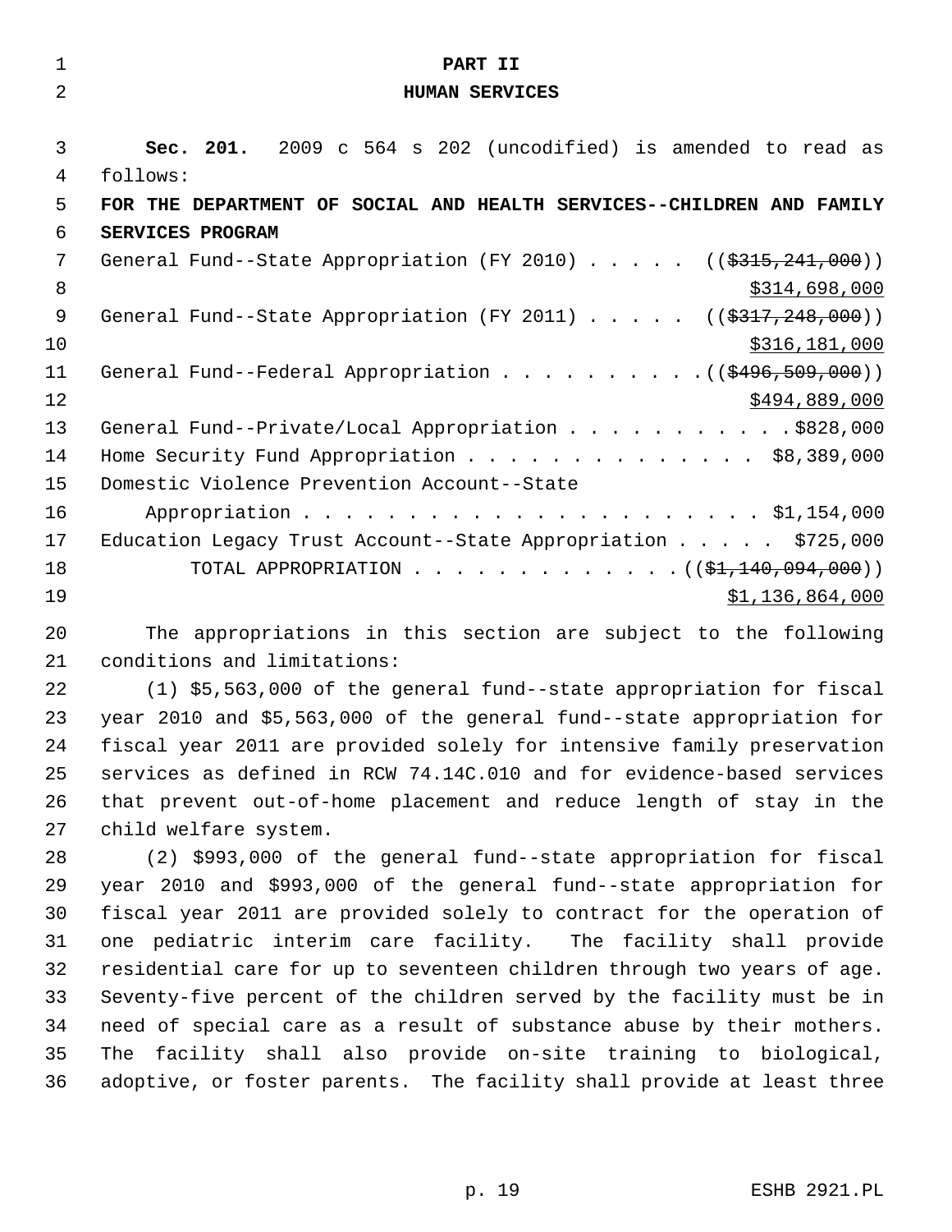# PART II
## HUMAN SERVICES

**Sec. 201.** 2009 c 564 s 202 (uncodified) is amended to read as follows:

**FOR THE DEPARTMENT OF SOCIAL AND HEALTH SERVICES--CHILDREN AND FAMILY SERVICES PROGRAM**

General Fund--State Appropriation (FY 2010) . . . . . ((~~$315,241,000~~))
$314,698,000

General Fund--State Appropriation (FY 2011) . . . . . ((~~$317,248,000~~))
$316,181,000

General Fund--Federal Appropriation . . . . . . . . . .((~~$496,509,000~~))
$494,889,000

General Fund--Private/Local Appropriation . . . . . . . . . . .$828,000

Home Security Fund Appropriation . . . . . . . . . . . . . . $8,389,000

Domestic Violence Prevention Account--State Appropriation . . . . . . . . . . . . . . . . . . . . . . $1,154,000

Education Legacy Trust Account--State Appropriation . . . . . $725,000

TOTAL APPROPRIATION . . . . . . . . . . . . . .((~~$1,140,094,000~~))
$1,136,864,000

The appropriations in this section are subject to the following conditions and limitations:

(1) $5,563,000 of the general fund--state appropriation for fiscal year 2010 and $5,563,000 of the general fund--state appropriation for fiscal year 2011 are provided solely for intensive family preservation services as defined in RCW 74.14C.010 and for evidence-based services that prevent out-of-home placement and reduce length of stay in the child welfare system.

(2) $993,000 of the general fund--state appropriation for fiscal year 2010 and $993,000 of the general fund--state appropriation for fiscal year 2011 are provided solely to contract for the operation of one pediatric interim care facility. The facility shall provide residential care for up to seventeen children through two years of age. Seventy-five percent of the children served by the facility must be in need of special care as a result of substance abuse by their mothers. The facility shall also provide on-site training to biological, adoptive, or foster parents. The facility shall provide at least three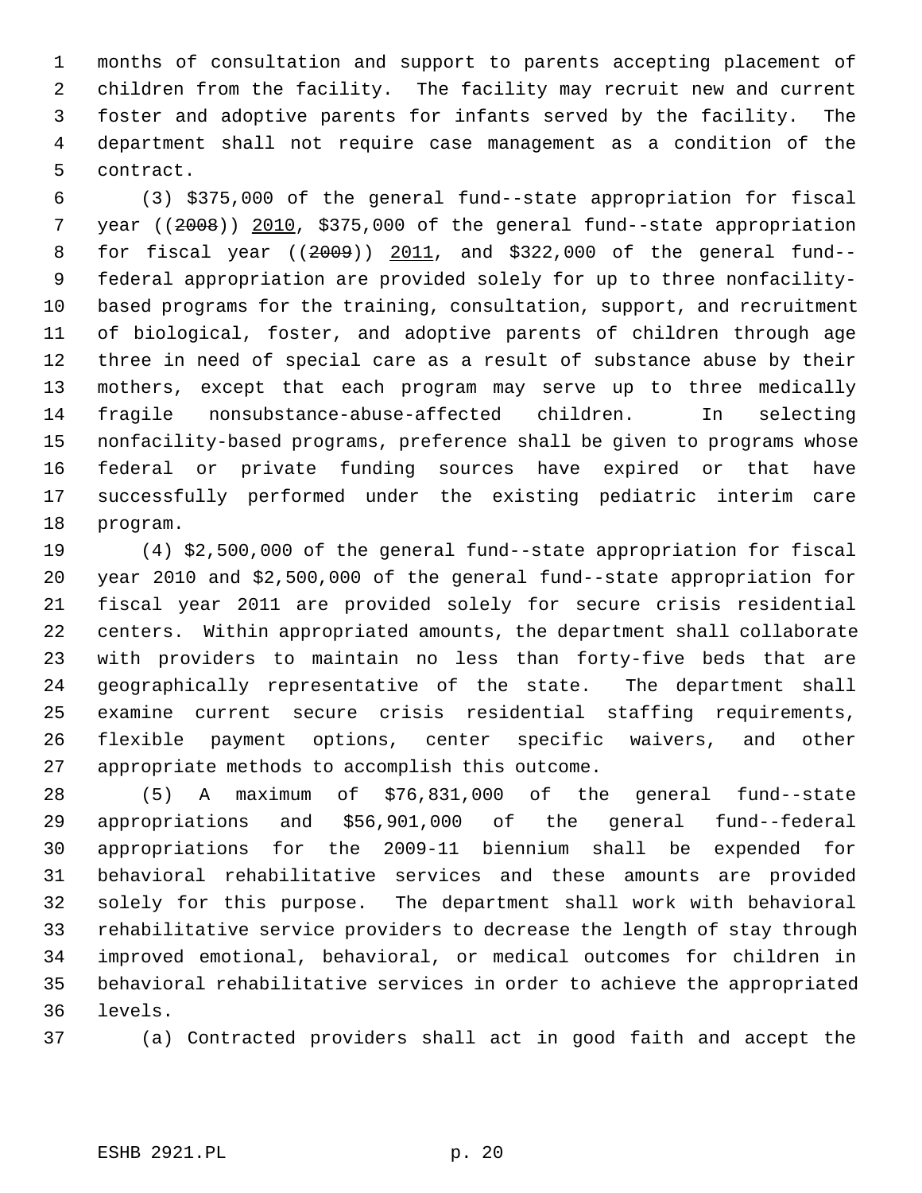months of consultation and support to parents accepting placement of children from the facility. The facility may recruit new and current foster and adoptive parents for infants served by the facility. The department shall not require case management as a condition of the contract.

(3) $375,000 of the general fund--state appropriation for fiscal year ((~~2008~~)) 2010, $375,000 of the general fund--state appropriation for fiscal year ((~~2009~~)) 2011, and $322,000 of the general fund--federal appropriation are provided solely for up to three nonfacility-based programs for the training, consultation, support, and recruitment of biological, foster, and adoptive parents of children through age three in need of special care as a result of substance abuse by their mothers, except that each program may serve up to three medically fragile nonsubstance-abuse-affected children. In selecting nonfacility-based programs, preference shall be given to programs whose federal or private funding sources have expired or that have successfully performed under the existing pediatric interim care program.

(4) $2,500,000 of the general fund--state appropriation for fiscal year 2010 and $2,500,000 of the general fund--state appropriation for fiscal year 2011 are provided solely for secure crisis residential centers. Within appropriated amounts, the department shall collaborate with providers to maintain no less than forty-five beds that are geographically representative of the state. The department shall examine current secure crisis residential staffing requirements, flexible payment options, center specific waivers, and other appropriate methods to accomplish this outcome.

(5) A maximum of $76,831,000 of the general fund--state appropriations and $56,901,000 of the general fund--federal appropriations for the 2009-11 biennium shall be expended for behavioral rehabilitative services and these amounts are provided solely for this purpose. The department shall work with behavioral rehabilitative service providers to decrease the length of stay through improved emotional, behavioral, or medical outcomes for children in behavioral rehabilitative services in order to achieve the appropriated levels.

(a) Contracted providers shall act in good faith and accept the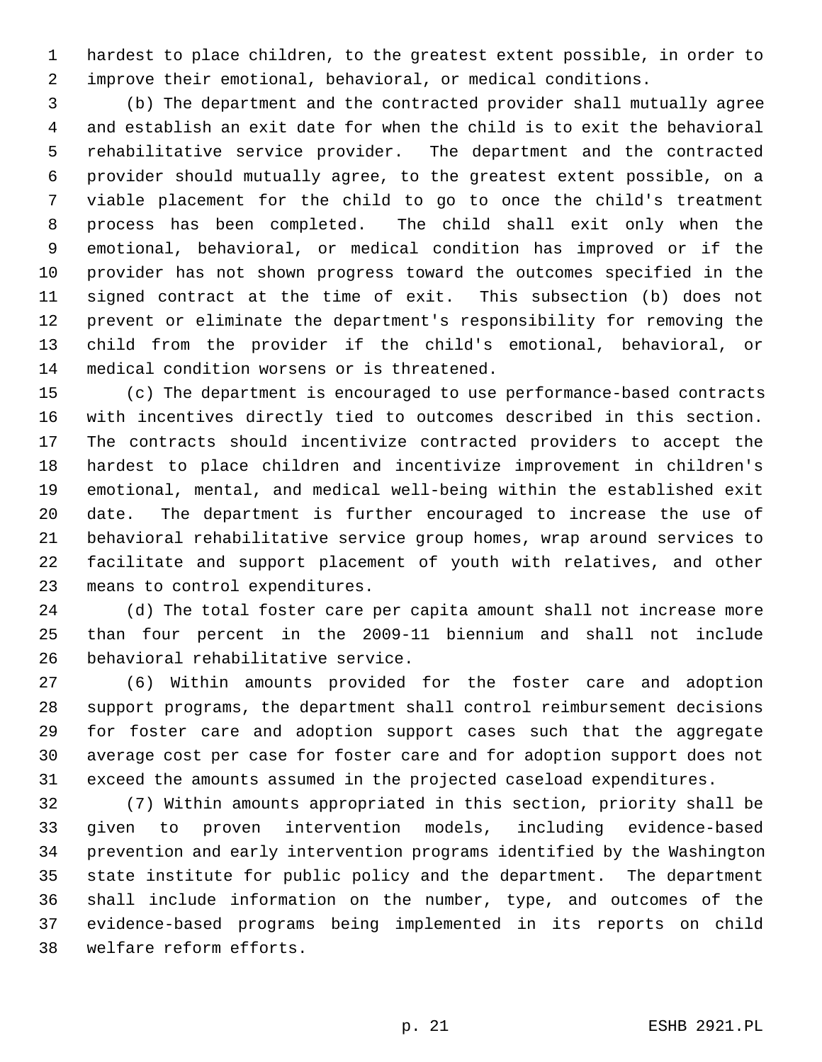hardest to place children, to the greatest extent possible, in order to improve their emotional, behavioral, or medical conditions.

(b) The department and the contracted provider shall mutually agree and establish an exit date for when the child is to exit the behavioral rehabilitative service provider. The department and the contracted provider should mutually agree, to the greatest extent possible, on a viable placement for the child to go to once the child's treatment process has been completed. The child shall exit only when the emotional, behavioral, or medical condition has improved or if the provider has not shown progress toward the outcomes specified in the signed contract at the time of exit. This subsection (b) does not prevent or eliminate the department's responsibility for removing the child from the provider if the child's emotional, behavioral, or medical condition worsens or is threatened.

(c) The department is encouraged to use performance-based contracts with incentives directly tied to outcomes described in this section. The contracts should incentivize contracted providers to accept the hardest to place children and incentivize improvement in children's emotional, mental, and medical well-being within the established exit date. The department is further encouraged to increase the use of behavioral rehabilitative service group homes, wrap around services to facilitate and support placement of youth with relatives, and other means to control expenditures.

(d) The total foster care per capita amount shall not increase more than four percent in the 2009-11 biennium and shall not include behavioral rehabilitative service.

(6) Within amounts provided for the foster care and adoption support programs, the department shall control reimbursement decisions for foster care and adoption support cases such that the aggregate average cost per case for foster care and for adoption support does not exceed the amounts assumed in the projected caseload expenditures.

(7) Within amounts appropriated in this section, priority shall be given to proven intervention models, including evidence-based prevention and early intervention programs identified by the Washington state institute for public policy and the department. The department shall include information on the number, type, and outcomes of the evidence-based programs being implemented in its reports on child welfare reform efforts.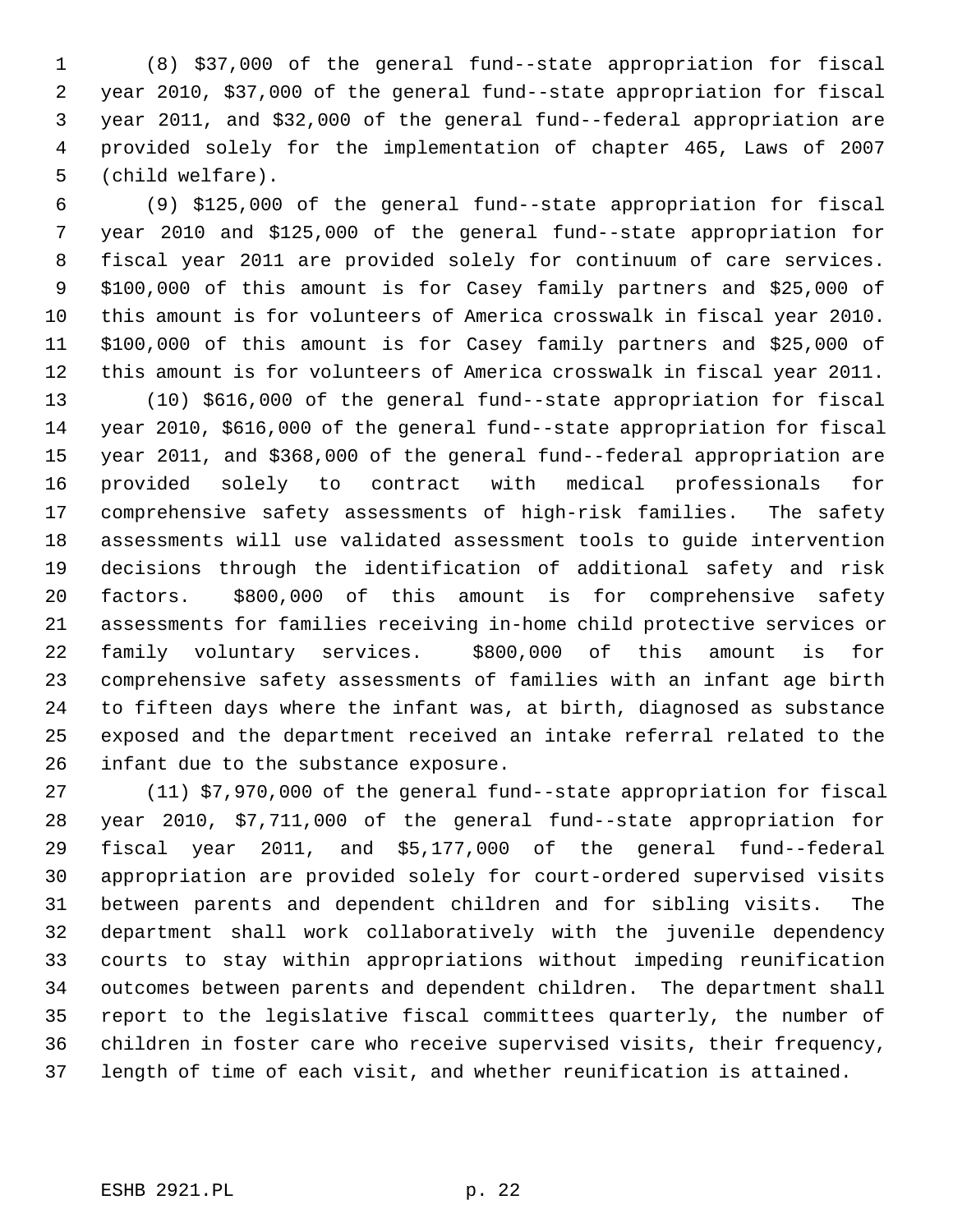(8) $37,000 of the general fund--state appropriation for fiscal year 2010, $37,000 of the general fund--state appropriation for fiscal year 2011, and $32,000 of the general fund--federal appropriation are provided solely for the implementation of chapter 465, Laws of 2007 (child welfare).

(9) $125,000 of the general fund--state appropriation for fiscal year 2010 and $125,000 of the general fund--state appropriation for fiscal year 2011 are provided solely for continuum of care services. $100,000 of this amount is for Casey family partners and $25,000 of this amount is for volunteers of America crosswalk in fiscal year 2010. $100,000 of this amount is for Casey family partners and $25,000 of this amount is for volunteers of America crosswalk in fiscal year 2011.

(10) $616,000 of the general fund--state appropriation for fiscal year 2010, $616,000 of the general fund--state appropriation for fiscal year 2011, and $368,000 of the general fund--federal appropriation are provided solely to contract with medical professionals for comprehensive safety assessments of high-risk families. The safety assessments will use validated assessment tools to guide intervention decisions through the identification of additional safety and risk factors. $800,000 of this amount is for comprehensive safety assessments for families receiving in-home child protective services or family voluntary services. $800,000 of this amount is for comprehensive safety assessments of families with an infant age birth to fifteen days where the infant was, at birth, diagnosed as substance exposed and the department received an intake referral related to the infant due to the substance exposure.

(11) $7,970,000 of the general fund--state appropriation for fiscal year 2010, $7,711,000 of the general fund--state appropriation for fiscal year 2011, and $5,177,000 of the general fund--federal appropriation are provided solely for court-ordered supervised visits between parents and dependent children and for sibling visits. The department shall work collaboratively with the juvenile dependency courts to stay within appropriations without impeding reunification outcomes between parents and dependent children. The department shall report to the legislative fiscal committees quarterly, the number of children in foster care who receive supervised visits, their frequency, length of time of each visit, and whether reunification is attained.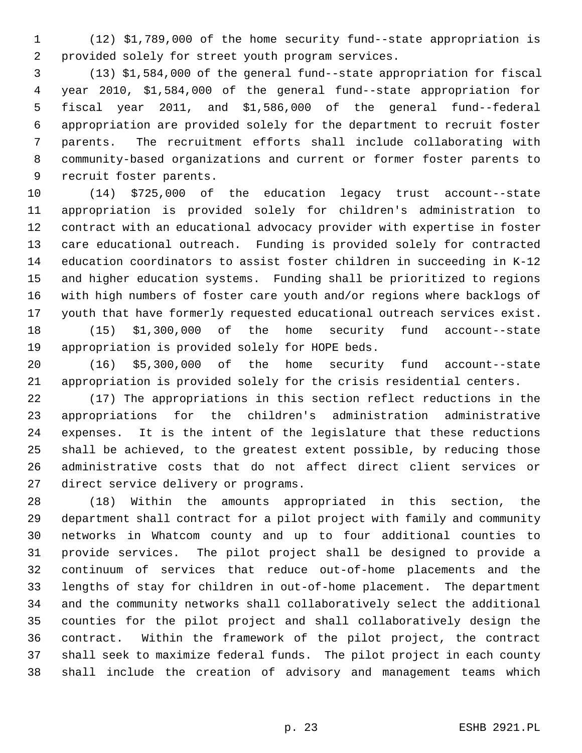(12) $1,789,000 of the home security fund--state appropriation is provided solely for street youth program services.

(13) $1,584,000 of the general fund--state appropriation for fiscal year 2010, $1,584,000 of the general fund--state appropriation for fiscal year 2011, and $1,586,000 of the general fund--federal appropriation are provided solely for the department to recruit foster parents. The recruitment efforts shall include collaborating with community-based organizations and current or former foster parents to recruit foster parents.

(14) $725,000 of the education legacy trust account--state appropriation is provided solely for children's administration to contract with an educational advocacy provider with expertise in foster care educational outreach. Funding is provided solely for contracted education coordinators to assist foster children in succeeding in K-12 and higher education systems. Funding shall be prioritized to regions with high numbers of foster care youth and/or regions where backlogs of youth that have formerly requested educational outreach services exist.

(15) $1,300,000 of the home security fund account--state appropriation is provided solely for HOPE beds.

(16) $5,300,000 of the home security fund account--state appropriation is provided solely for the crisis residential centers.

(17) The appropriations in this section reflect reductions in the appropriations for the children's administration administrative expenses. It is the intent of the legislature that these reductions shall be achieved, to the greatest extent possible, by reducing those administrative costs that do not affect direct client services or direct service delivery or programs.

(18) Within the amounts appropriated in this section, the department shall contract for a pilot project with family and community networks in Whatcom county and up to four additional counties to provide services. The pilot project shall be designed to provide a continuum of services that reduce out-of-home placements and the lengths of stay for children in out-of-home placement. The department and the community networks shall collaboratively select the additional counties for the pilot project and shall collaboratively design the contract. Within the framework of the pilot project, the contract shall seek to maximize federal funds. The pilot project in each county shall include the creation of advisory and management teams which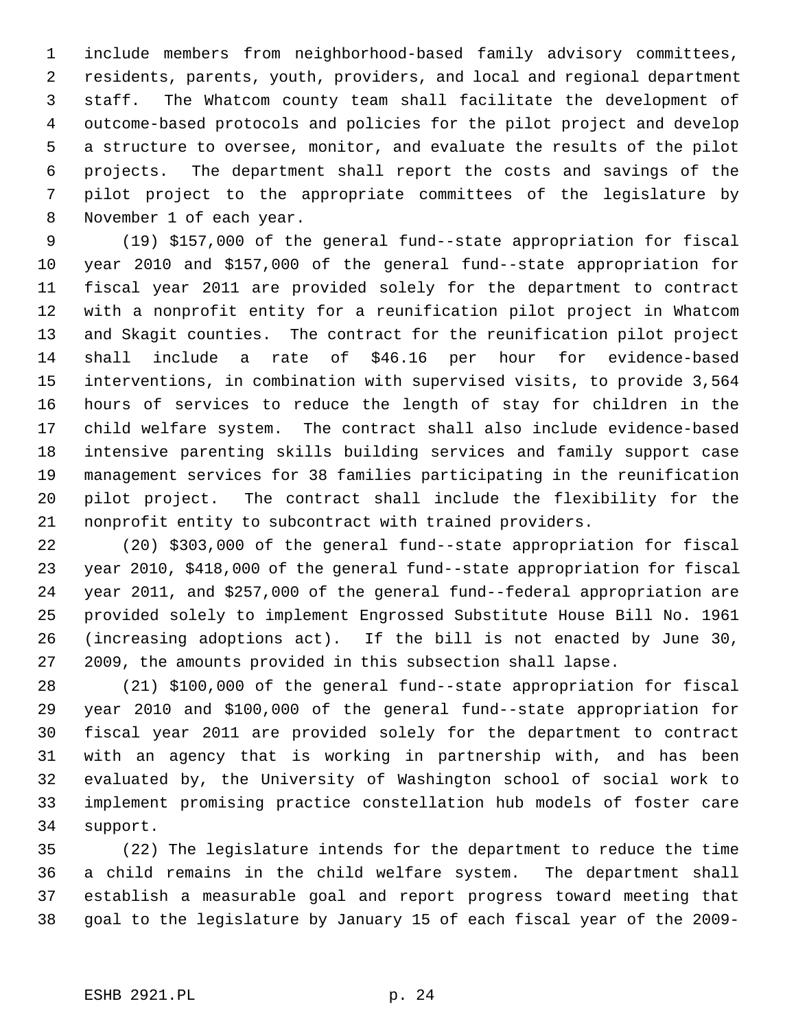include members from neighborhood-based family advisory committees, residents, parents, youth, providers, and local and regional department staff. The Whatcom county team shall facilitate the development of outcome-based protocols and policies for the pilot project and develop a structure to oversee, monitor, and evaluate the results of the pilot projects. The department shall report the costs and savings of the pilot project to the appropriate committees of the legislature by November 1 of each year.

(19) $157,000 of the general fund--state appropriation for fiscal year 2010 and $157,000 of the general fund--state appropriation for fiscal year 2011 are provided solely for the department to contract with a nonprofit entity for a reunification pilot project in Whatcom and Skagit counties. The contract for the reunification pilot project shall include a rate of $46.16 per hour for evidence-based interventions, in combination with supervised visits, to provide 3,564 hours of services to reduce the length of stay for children in the child welfare system. The contract shall also include evidence-based intensive parenting skills building services and family support case management services for 38 families participating in the reunification pilot project. The contract shall include the flexibility for the nonprofit entity to subcontract with trained providers.

(20) $303,000 of the general fund--state appropriation for fiscal year 2010, $418,000 of the general fund--state appropriation for fiscal year 2011, and $257,000 of the general fund--federal appropriation are provided solely to implement Engrossed Substitute House Bill No. 1961 (increasing adoptions act). If the bill is not enacted by June 30, 2009, the amounts provided in this subsection shall lapse.

(21) $100,000 of the general fund--state appropriation for fiscal year 2010 and $100,000 of the general fund--state appropriation for fiscal year 2011 are provided solely for the department to contract with an agency that is working in partnership with, and has been evaluated by, the University of Washington school of social work to implement promising practice constellation hub models of foster care support.

(22) The legislature intends for the department to reduce the time a child remains in the child welfare system. The department shall establish a measurable goal and report progress toward meeting that goal to the legislature by January 15 of each fiscal year of the 2009-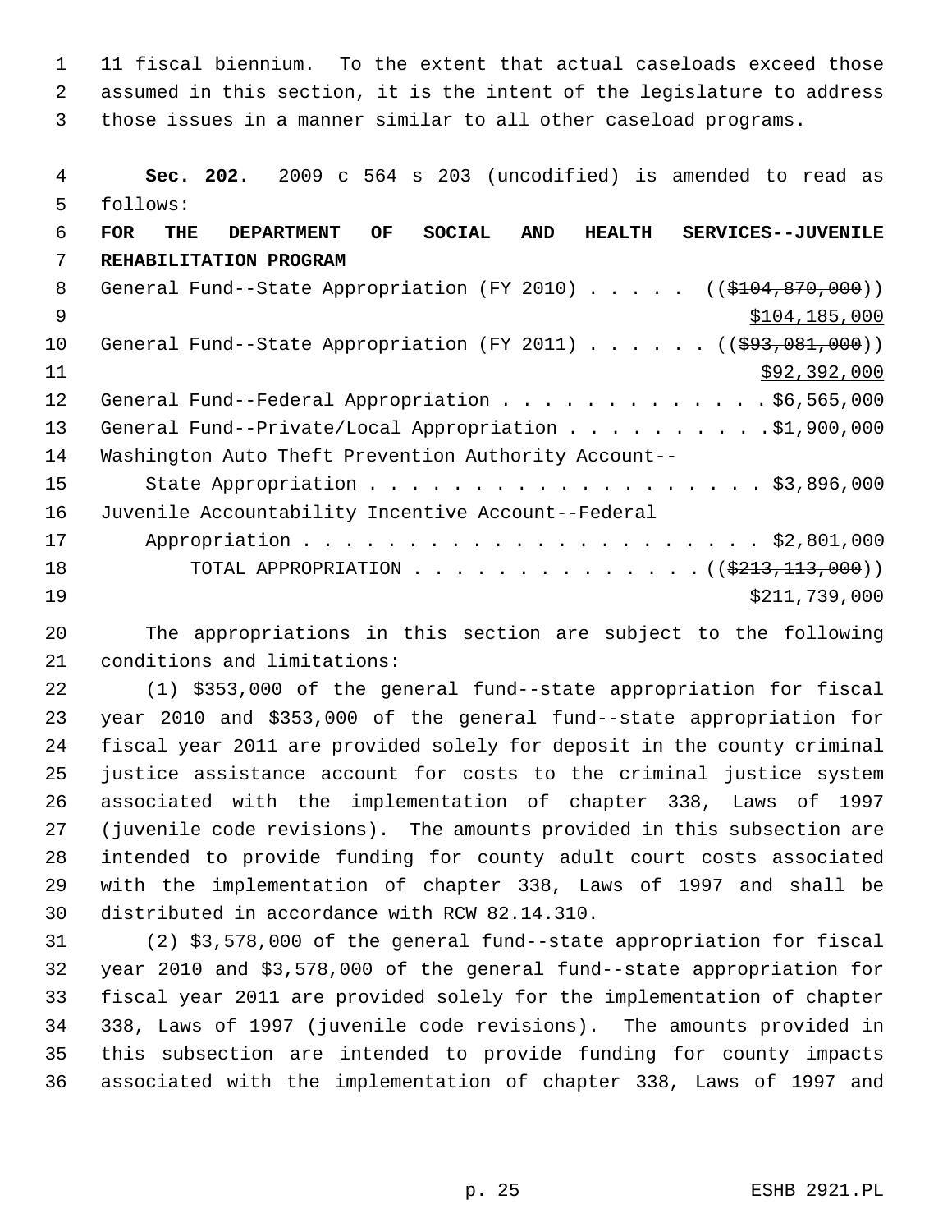11 fiscal biennium. To the extent that actual caseloads exceed those assumed in this section, it is the intent of the legislature to address those issues in a manner similar to all other caseload programs.

**Sec. 202.** 2009 c 564 s 203 (uncodified) is amended to read as follows:

**FOR THE DEPARTMENT OF SOCIAL AND HEALTH SERVICES--JUVENILE REHABILITATION PROGRAM**

General Fund--State Appropriation (FY 2010) . . . . . ((~~$104,870,000~~))
$104,185,000

General Fund--State Appropriation (FY 2011) . . . . . . ((~~$93,081,000~~))
$92,392,000

General Fund--Federal Appropriation . . . . . . . . . . . . . $6,565,000

General Fund--Private/Local Appropriation . . . . . . . . . . $1,900,000

Washington Auto Theft Prevention Authority Account--
State Appropriation . . . . . . . . . . . . . . . . . . . . $3,896,000

Juvenile Accountability Incentive Account--Federal
Appropriation . . . . . . . . . . . . . . . . . . . . . . $2,801,000

TOTAL APPROPRIATION . . . . . . . . . . . . . . . ((~~$213,113,000~~))
$211,739,000

The appropriations in this section are subject to the following conditions and limitations:

(1) $353,000 of the general fund--state appropriation for fiscal year 2010 and $353,000 of the general fund--state appropriation for fiscal year 2011 are provided solely for deposit in the county criminal justice assistance account for costs to the criminal justice system associated with the implementation of chapter 338, Laws of 1997 (juvenile code revisions). The amounts provided in this subsection are intended to provide funding for county adult court costs associated with the implementation of chapter 338, Laws of 1997 and shall be distributed in accordance with RCW 82.14.310.

(2) $3,578,000 of the general fund--state appropriation for fiscal year 2010 and $3,578,000 of the general fund--state appropriation for fiscal year 2011 are provided solely for the implementation of chapter 338, Laws of 1997 (juvenile code revisions). The amounts provided in this subsection are intended to provide funding for county impacts associated with the implementation of chapter 338, Laws of 1997 and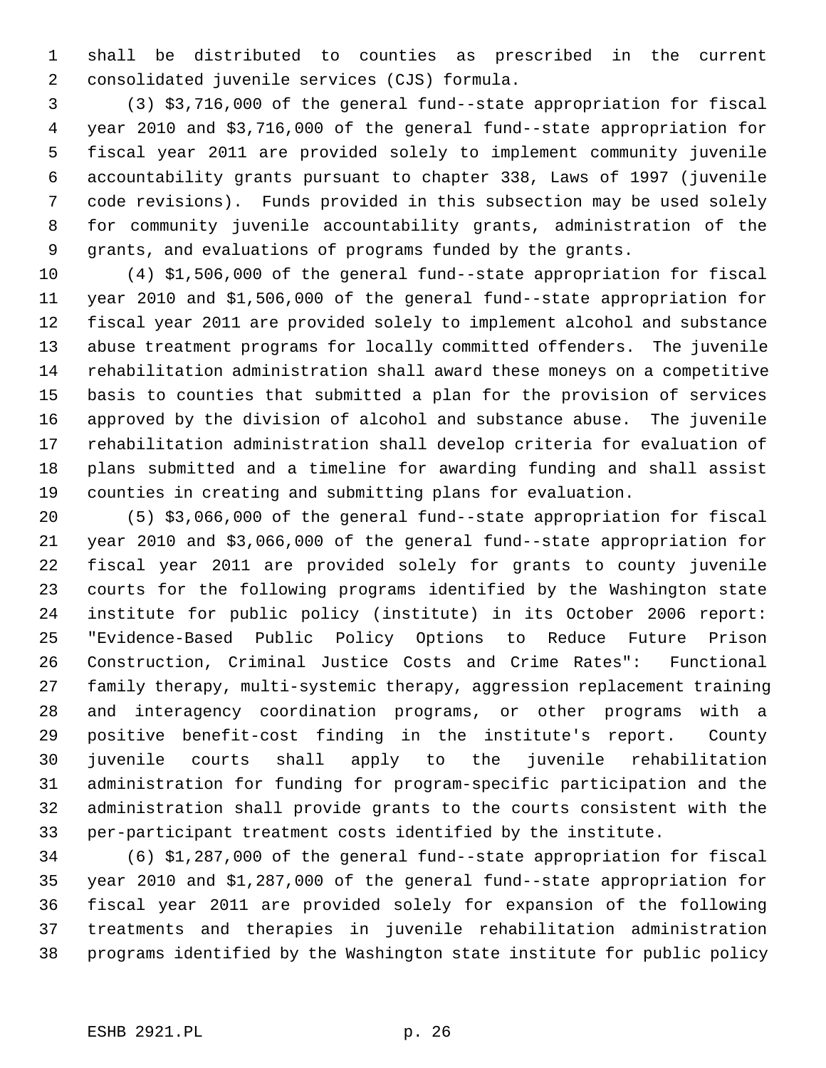shall be distributed to counties as prescribed in the current consolidated juvenile services (CJS) formula.

(3) $3,716,000 of the general fund--state appropriation for fiscal year 2010 and $3,716,000 of the general fund--state appropriation for fiscal year 2011 are provided solely to implement community juvenile accountability grants pursuant to chapter 338, Laws of 1997 (juvenile code revisions). Funds provided in this subsection may be used solely for community juvenile accountability grants, administration of the grants, and evaluations of programs funded by the grants.

(4) $1,506,000 of the general fund--state appropriation for fiscal year 2010 and $1,506,000 of the general fund--state appropriation for fiscal year 2011 are provided solely to implement alcohol and substance abuse treatment programs for locally committed offenders. The juvenile rehabilitation administration shall award these moneys on a competitive basis to counties that submitted a plan for the provision of services approved by the division of alcohol and substance abuse. The juvenile rehabilitation administration shall develop criteria for evaluation of plans submitted and a timeline for awarding funding and shall assist counties in creating and submitting plans for evaluation.

(5) $3,066,000 of the general fund--state appropriation for fiscal year 2010 and $3,066,000 of the general fund--state appropriation for fiscal year 2011 are provided solely for grants to county juvenile courts for the following programs identified by the Washington state institute for public policy (institute) in its October 2006 report: "Evidence-Based Public Policy Options to Reduce Future Prison Construction, Criminal Justice Costs and Crime Rates": Functional family therapy, multi-systemic therapy, aggression replacement training and interagency coordination programs, or other programs with a positive benefit-cost finding in the institute's report. County juvenile courts shall apply to the juvenile rehabilitation administration for funding for program-specific participation and the administration shall provide grants to the courts consistent with the per-participant treatment costs identified by the institute.

(6) $1,287,000 of the general fund--state appropriation for fiscal year 2010 and $1,287,000 of the general fund--state appropriation for fiscal year 2011 are provided solely for expansion of the following treatments and therapies in juvenile rehabilitation administration programs identified by the Washington state institute for public policy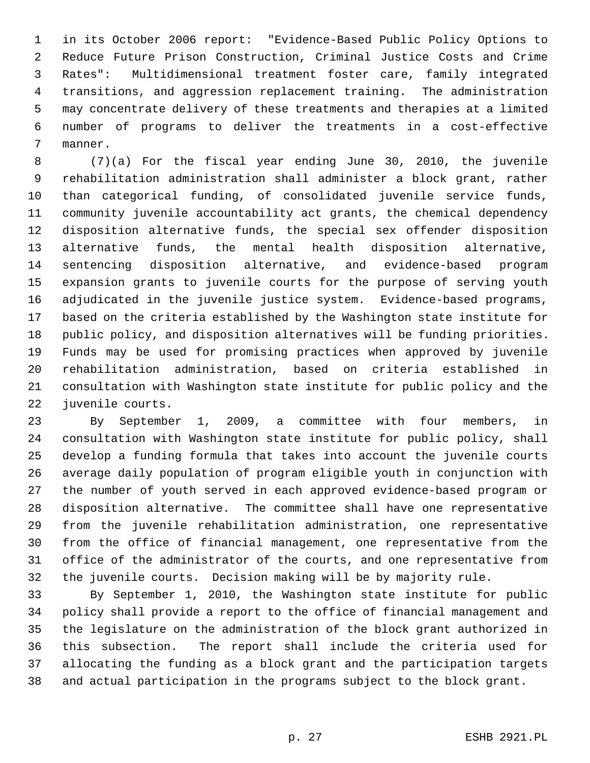in its October 2006 report: "Evidence-Based Public Policy Options to Reduce Future Prison Construction, Criminal Justice Costs and Crime Rates": Multidimensional treatment foster care, family integrated transitions, and aggression replacement training. The administration may concentrate delivery of these treatments and therapies at a limited number of programs to deliver the treatments in a cost-effective manner.

(7)(a) For the fiscal year ending June 30, 2010, the juvenile rehabilitation administration shall administer a block grant, rather than categorical funding, of consolidated juvenile service funds, community juvenile accountability act grants, the chemical dependency disposition alternative funds, the special sex offender disposition alternative funds, the mental health disposition alternative, sentencing disposition alternative, and evidence-based program expansion grants to juvenile courts for the purpose of serving youth adjudicated in the juvenile justice system. Evidence-based programs, based on the criteria established by the Washington state institute for public policy, and disposition alternatives will be funding priorities. Funds may be used for promising practices when approved by juvenile rehabilitation administration, based on criteria established in consultation with Washington state institute for public policy and the juvenile courts.

By September 1, 2009, a committee with four members, in consultation with Washington state institute for public policy, shall develop a funding formula that takes into account the juvenile courts average daily population of program eligible youth in conjunction with the number of youth served in each approved evidence-based program or disposition alternative. The committee shall have one representative from the juvenile rehabilitation administration, one representative from the office of financial management, one representative from the office of the administrator of the courts, and one representative from the juvenile courts. Decision making will be by majority rule.

By September 1, 2010, the Washington state institute for public policy shall provide a report to the office of financial management and the legislature on the administration of the block grant authorized in this subsection. The report shall include the criteria used for allocating the funding as a block grant and the participation targets and actual participation in the programs subject to the block grant.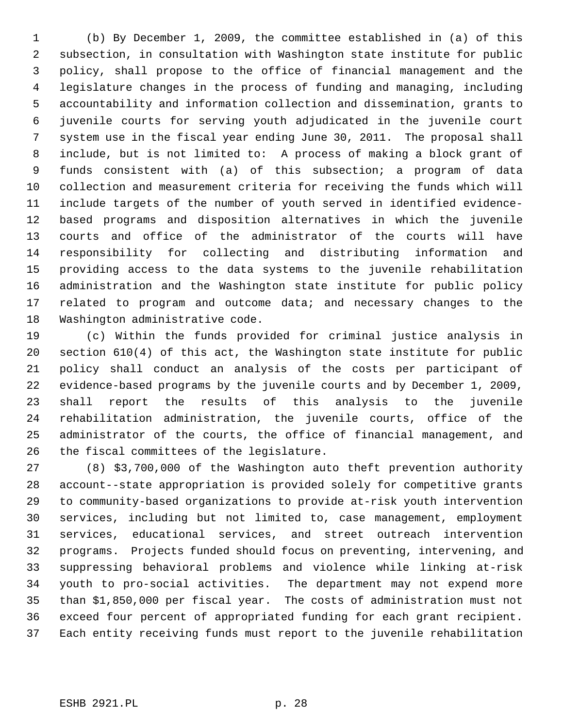(b) By December 1, 2009, the committee established in (a) of this subsection, in consultation with Washington state institute for public policy, shall propose to the office of financial management and the legislature changes in the process of funding and managing, including accountability and information collection and dissemination, grants to juvenile courts for serving youth adjudicated in the juvenile court system use in the fiscal year ending June 30, 2011. The proposal shall include, but is not limited to: A process of making a block grant of funds consistent with (a) of this subsection; a program of data collection and measurement criteria for receiving the funds which will include targets of the number of youth served in identified evidence-based programs and disposition alternatives in which the juvenile courts and office of the administrator of the courts will have responsibility for collecting and distributing information and providing access to the data systems to the juvenile rehabilitation administration and the Washington state institute for public policy related to program and outcome data; and necessary changes to the Washington administrative code.

(c) Within the funds provided for criminal justice analysis in section 610(4) of this act, the Washington state institute for public policy shall conduct an analysis of the costs per participant of evidence-based programs by the juvenile courts and by December 1, 2009, shall report the results of this analysis to the juvenile rehabilitation administration, the juvenile courts, office of the administrator of the courts, the office of financial management, and the fiscal committees of the legislature.

(8) $3,700,000 of the Washington auto theft prevention authority account--state appropriation is provided solely for competitive grants to community-based organizations to provide at-risk youth intervention services, including but not limited to, case management, employment services, educational services, and street outreach intervention programs. Projects funded should focus on preventing, intervening, and suppressing behavioral problems and violence while linking at-risk youth to pro-social activities. The department may not expend more than $1,850,000 per fiscal year. The costs of administration must not exceed four percent of appropriated funding for each grant recipient. Each entity receiving funds must report to the juvenile rehabilitation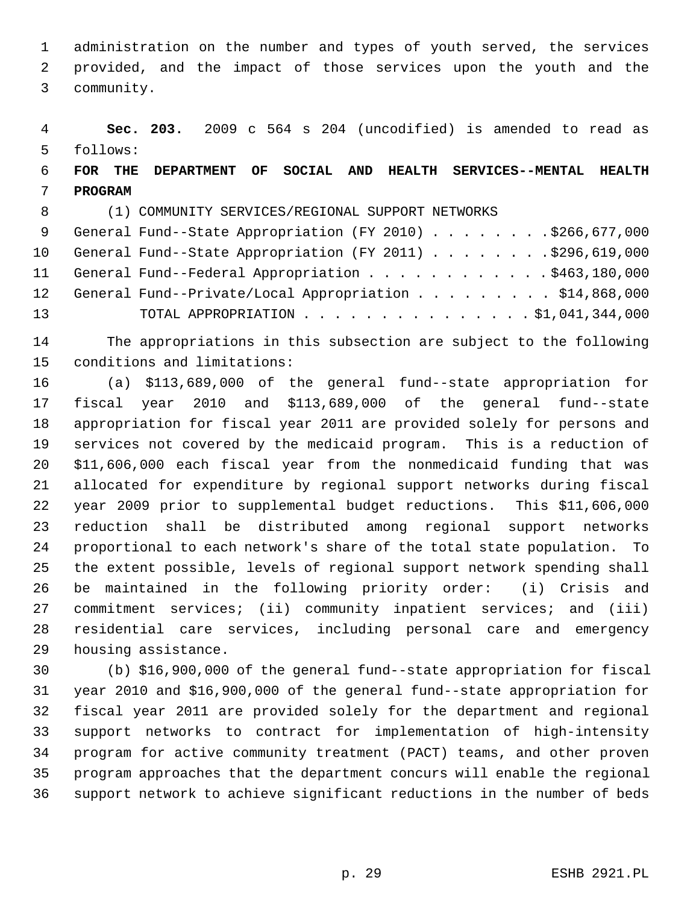administration on the number and types of youth served, the services provided, and the impact of those services upon the youth and the community.

**Sec. 203.** 2009 c 564 s 204 (uncodified) is amended to read as follows:

**FOR THE DEPARTMENT OF SOCIAL AND HEALTH SERVICES--MENTAL HEALTH PROGRAM**

(1) COMMUNITY SERVICES/REGIONAL SUPPORT NETWORKS

| | |
|---|---|
| General Fund--State Appropriation (FY 2010) | $266,677,000 |
| General Fund--State Appropriation (FY 2011) | $296,619,000 |
| General Fund--Federal Appropriation | $463,180,000 |
| General Fund--Private/Local Appropriation | $14,868,000 |
| TOTAL APPROPRIATION | $1,041,344,000 |

The appropriations in this subsection are subject to the following conditions and limitations:

(a) $113,689,000 of the general fund--state appropriation for fiscal year 2010 and $113,689,000 of the general fund--state appropriation for fiscal year 2011 are provided solely for persons and services not covered by the medicaid program. This is a reduction of $11,606,000 each fiscal year from the nonmedicaid funding that was allocated for expenditure by regional support networks during fiscal year 2009 prior to supplemental budget reductions. This $11,606,000 reduction shall be distributed among regional support networks proportional to each network's share of the total state population. To the extent possible, levels of regional support network spending shall be maintained in the following priority order: (i) Crisis and commitment services; (ii) community inpatient services; and (iii) residential care services, including personal care and emergency housing assistance.

(b) $16,900,000 of the general fund--state appropriation for fiscal year 2010 and $16,900,000 of the general fund--state appropriation for fiscal year 2011 are provided solely for the department and regional support networks to contract for implementation of high-intensity program for active community treatment (PACT) teams, and other proven program approaches that the department concurs will enable the regional support network to achieve significant reductions in the number of beds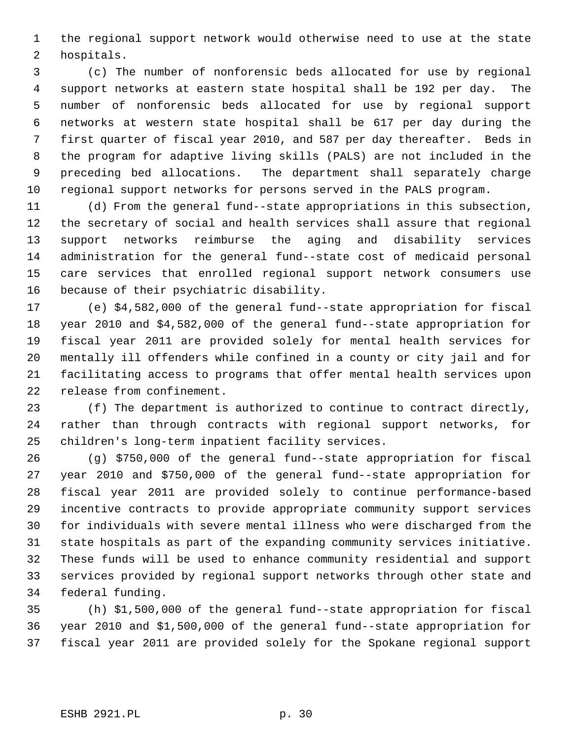the regional support network would otherwise need to use at the state hospitals.

(c) The number of nonforensic beds allocated for use by regional support networks at eastern state hospital shall be 192 per day. The number of nonforensic beds allocated for use by regional support networks at western state hospital shall be 617 per day during the first quarter of fiscal year 2010, and 587 per day thereafter. Beds in the program for adaptive living skills (PALS) are not included in the preceding bed allocations. The department shall separately charge regional support networks for persons served in the PALS program.

(d) From the general fund--state appropriations in this subsection, the secretary of social and health services shall assure that regional support networks reimburse the aging and disability services administration for the general fund--state cost of medicaid personal care services that enrolled regional support network consumers use because of their psychiatric disability.

(e) $4,582,000 of the general fund--state appropriation for fiscal year 2010 and $4,582,000 of the general fund--state appropriation for fiscal year 2011 are provided solely for mental health services for mentally ill offenders while confined in a county or city jail and for facilitating access to programs that offer mental health services upon release from confinement.

(f) The department is authorized to continue to contract directly, rather than through contracts with regional support networks, for children's long-term inpatient facility services.

(g) $750,000 of the general fund--state appropriation for fiscal year 2010 and $750,000 of the general fund--state appropriation for fiscal year 2011 are provided solely to continue performance-based incentive contracts to provide appropriate community support services for individuals with severe mental illness who were discharged from the state hospitals as part of the expanding community services initiative. These funds will be used to enhance community residential and support services provided by regional support networks through other state and federal funding.

(h) $1,500,000 of the general fund--state appropriation for fiscal year 2010 and $1,500,000 of the general fund--state appropriation for fiscal year 2011 are provided solely for the Spokane regional support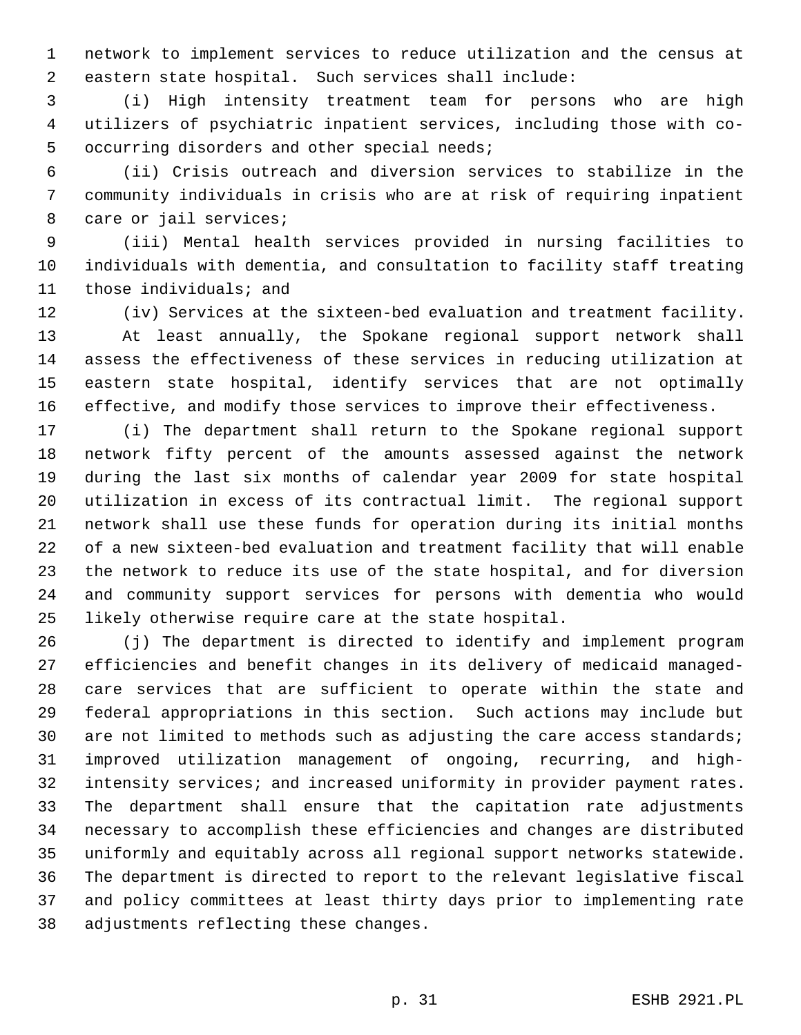network to implement services to reduce utilization and the census at eastern state hospital. Such services shall include:

(i) High intensity treatment team for persons who are high utilizers of psychiatric inpatient services, including those with co-occurring disorders and other special needs;

(ii) Crisis outreach and diversion services to stabilize in the community individuals in crisis who are at risk of requiring inpatient care or jail services;

(iii) Mental health services provided in nursing facilities to individuals with dementia, and consultation to facility staff treating those individuals; and

(iv) Services at the sixteen-bed evaluation and treatment facility.

At least annually, the Spokane regional support network shall assess the effectiveness of these services in reducing utilization at eastern state hospital, identify services that are not optimally effective, and modify those services to improve their effectiveness.

(i) The department shall return to the Spokane regional support network fifty percent of the amounts assessed against the network during the last six months of calendar year 2009 for state hospital utilization in excess of its contractual limit. The regional support network shall use these funds for operation during its initial months of a new sixteen-bed evaluation and treatment facility that will enable the network to reduce its use of the state hospital, and for diversion and community support services for persons with dementia who would likely otherwise require care at the state hospital.

(j) The department is directed to identify and implement program efficiencies and benefit changes in its delivery of medicaid managed-care services that are sufficient to operate within the state and federal appropriations in this section. Such actions may include but are not limited to methods such as adjusting the care access standards; improved utilization management of ongoing, recurring, and high-intensity services; and increased uniformity in provider payment rates. The department shall ensure that the capitation rate adjustments necessary to accomplish these efficiencies and changes are distributed uniformly and equitably across all regional support networks statewide. The department is directed to report to the relevant legislative fiscal and policy committees at least thirty days prior to implementing rate adjustments reflecting these changes.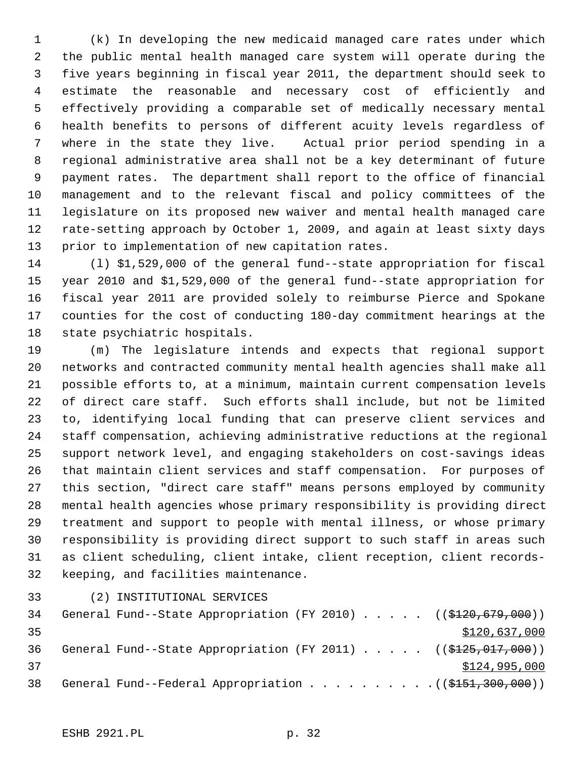(k) In developing the new medicaid managed care rates under which the public mental health managed care system will operate during the five years beginning in fiscal year 2011, the department should seek to estimate the reasonable and necessary cost of efficiently and effectively providing a comparable set of medically necessary mental health benefits to persons of different acuity levels regardless of where in the state they live. Actual prior period spending in a regional administrative area shall not be a key determinant of future payment rates. The department shall report to the office of financial management and to the relevant fiscal and policy committees of the legislature on its proposed new waiver and mental health managed care rate-setting approach by October 1, 2009, and again at least sixty days prior to implementation of new capitation rates.

(l) $1,529,000 of the general fund--state appropriation for fiscal year 2010 and $1,529,000 of the general fund--state appropriation for fiscal year 2011 are provided solely to reimburse Pierce and Spokane counties for the cost of conducting 180-day commitment hearings at the state psychiatric hospitals.

(m) The legislature intends and expects that regional support networks and contracted community mental health agencies shall make all possible efforts to, at a minimum, maintain current compensation levels of direct care staff. Such efforts shall include, but not be limited to, identifying local funding that can preserve client services and staff compensation, achieving administrative reductions at the regional support network level, and engaging stakeholders on cost-savings ideas that maintain client services and staff compensation. For purposes of this section, "direct care staff" means persons employed by community mental health agencies whose primary responsibility is providing direct treatment and support to people with mental illness, or whose primary responsibility is providing direct support to such staff in areas such as client scheduling, client intake, client reception, client records-keeping, and facilities maintenance.

(2) INSTITUTIONAL SERVICES

General Fund--State Appropriation (FY 2010) . . . . . ((~~$120,679,000~~))
$120,637,000

General Fund--State Appropriation (FY 2011) . . . . . ((~~$125,017,000~~))
$124,995,000

General Fund--Federal Appropriation . . . . . . . . . . ((~~$151,300,000~~))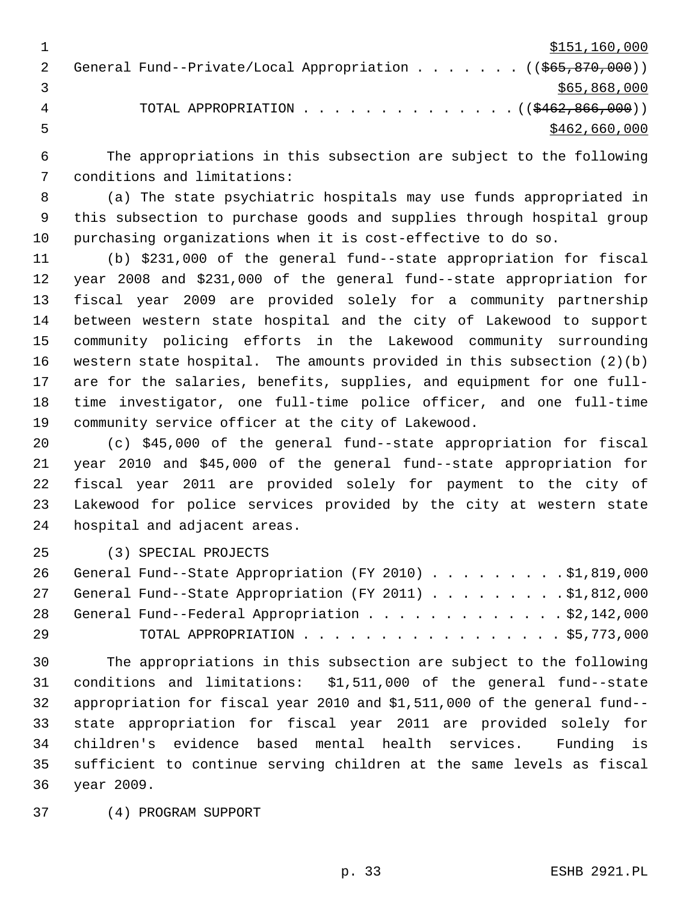$151,160,000
General Fund--Private/Local Appropriation . . . . . . . (($65,870,000))
$65,868,000
TOTAL APPROPRIATION . . . . . . . . . . . . . . (($462,866,000))
$462,660,000

The appropriations in this subsection are subject to the following conditions and limitations:

(a) The state psychiatric hospitals may use funds appropriated in this subsection to purchase goods and supplies through hospital group purchasing organizations when it is cost-effective to do so.

(b) $231,000 of the general fund--state appropriation for fiscal year 2008 and $231,000 of the general fund--state appropriation for fiscal year 2009 are provided solely for a community partnership between western state hospital and the city of Lakewood to support community policing efforts in the Lakewood community surrounding western state hospital. The amounts provided in this subsection (2)(b) are for the salaries, benefits, supplies, and equipment for one full-time investigator, one full-time police officer, and one full-time community service officer at the city of Lakewood.

(c) $45,000 of the general fund--state appropriation for fiscal year 2010 and $45,000 of the general fund--state appropriation for fiscal year 2011 are provided solely for payment to the city of Lakewood for police services provided by the city at western state hospital and adjacent areas.

(3) SPECIAL PROJECTS
General Fund--State Appropriation (FY 2010) . . . . . . . . . $1,819,000
General Fund--State Appropriation (FY 2011) . . . . . . . . . $1,812,000
General Fund--Federal Appropriation . . . . . . . . . . . . . $2,142,000
TOTAL APPROPRIATION . . . . . . . . . . . . . . . . . $5,773,000

The appropriations in this subsection are subject to the following conditions and limitations: $1,511,000 of the general fund--state appropriation for fiscal year 2010 and $1,511,000 of the general fund--state appropriation for fiscal year 2011 are provided solely for children's evidence based mental health services. Funding is sufficient to continue serving children at the same levels as fiscal year 2009.

(4) PROGRAM SUPPORT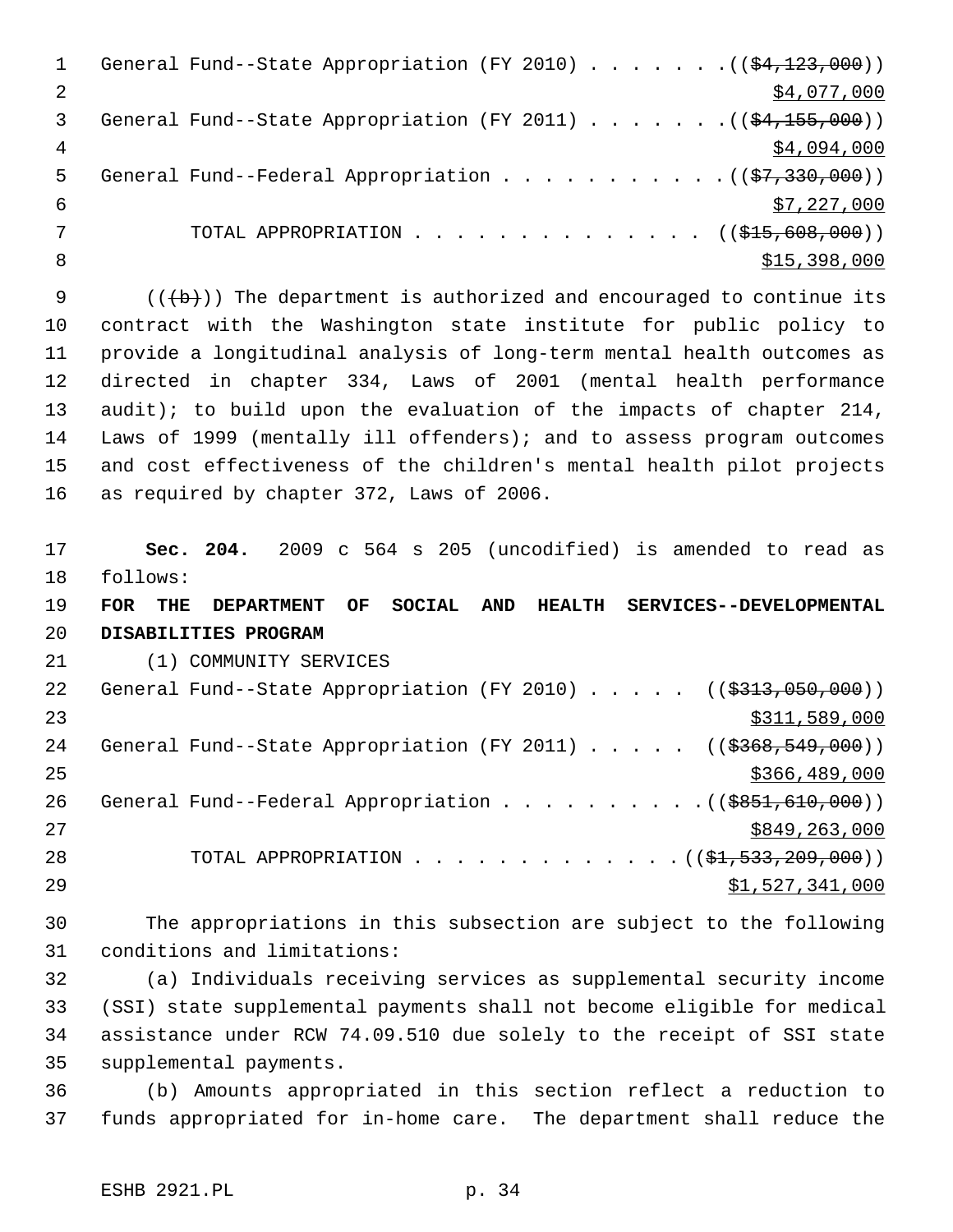General Fund--State Appropriation (FY 2010) . . . . . . . ((~~$4,123,000~~))
$4,077,000

General Fund--State Appropriation (FY 2011) . . . . . . . ((~~$4,155,000~~))
$4,094,000

General Fund--Federal Appropriation . . . . . . . . . . . ((~~$7,330,000~~))
$7,227,000

TOTAL APPROPRIATION . . . . . . . . . . . . . . ((~~$15,608,000~~))
$15,398,000

((~~(b)~~)) The department is authorized and encouraged to continue its contract with the Washington state institute for public policy to provide a longitudinal analysis of long-term mental health outcomes as directed in chapter 334, Laws of 2001 (mental health performance audit); to build upon the evaluation of the impacts of chapter 214, Laws of 1999 (mentally ill offenders); and to assess program outcomes and cost effectiveness of the children's mental health pilot projects as required by chapter 372, Laws of 2006.

**Sec. 204.** 2009 c 564 s 205 (uncodified) is amended to read as follows:

**FOR THE DEPARTMENT OF SOCIAL AND HEALTH SERVICES--DEVELOPMENTAL DISABILITIES PROGRAM**

(1) COMMUNITY SERVICES

General Fund--State Appropriation (FY 2010) . . . . . ((~~$313,050,000~~))
$311,589,000

General Fund--State Appropriation (FY 2011) . . . . . ((~~$368,549,000~~))
$366,489,000

General Fund--Federal Appropriation . . . . . . . . . . ((~~$851,610,000~~))
$849,263,000

TOTAL APPROPRIATION . . . . . . . . . . . . . ((~~$1,533,209,000~~))
$1,527,341,000

The appropriations in this subsection are subject to the following conditions and limitations:

(a) Individuals receiving services as supplemental security income (SSI) state supplemental payments shall not become eligible for medical assistance under RCW 74.09.510 due solely to the receipt of SSI state supplemental payments.

(b) Amounts appropriated in this section reflect a reduction to funds appropriated for in-home care. The department shall reduce the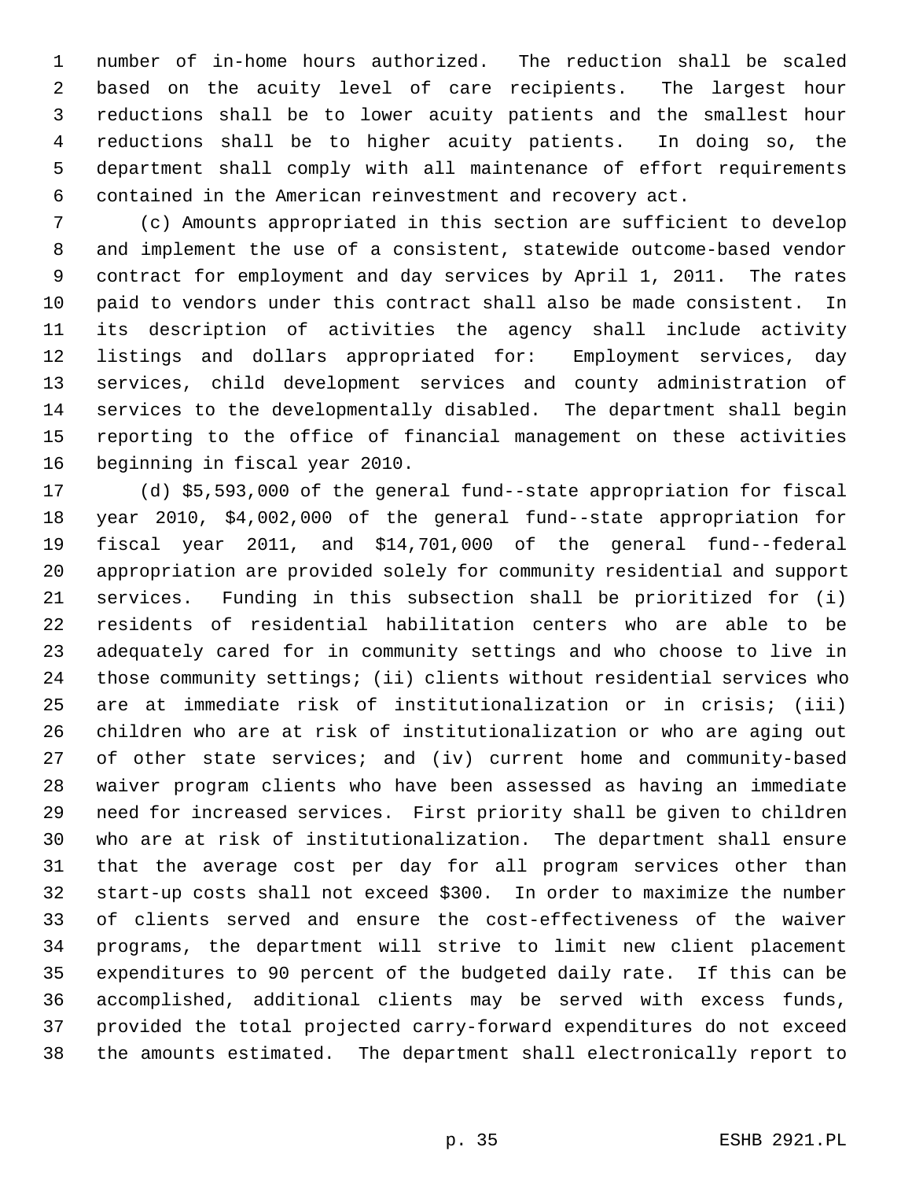number of in-home hours authorized. The reduction shall be scaled based on the acuity level of care recipients. The largest hour reductions shall be to lower acuity patients and the smallest hour reductions shall be to higher acuity patients. In doing so, the department shall comply with all maintenance of effort requirements contained in the American reinvestment and recovery act.

(c) Amounts appropriated in this section are sufficient to develop and implement the use of a consistent, statewide outcome-based vendor contract for employment and day services by April 1, 2011. The rates paid to vendors under this contract shall also be made consistent. In its description of activities the agency shall include activity listings and dollars appropriated for: Employment services, day services, child development services and county administration of services to the developmentally disabled. The department shall begin reporting to the office of financial management on these activities beginning in fiscal year 2010.

(d) $5,593,000 of the general fund--state appropriation for fiscal year 2010, $4,002,000 of the general fund--state appropriation for fiscal year 2011, and $14,701,000 of the general fund--federal appropriation are provided solely for community residential and support services. Funding in this subsection shall be prioritized for (i) residents of residential habilitation centers who are able to be adequately cared for in community settings and who choose to live in those community settings; (ii) clients without residential services who are at immediate risk of institutionalization or in crisis; (iii) children who are at risk of institutionalization or who are aging out of other state services; and (iv) current home and community-based waiver program clients who have been assessed as having an immediate need for increased services. First priority shall be given to children who are at risk of institutionalization. The department shall ensure that the average cost per day for all program services other than start-up costs shall not exceed $300. In order to maximize the number of clients served and ensure the cost-effectiveness of the waiver programs, the department will strive to limit new client placement expenditures to 90 percent of the budgeted daily rate. If this can be accomplished, additional clients may be served with excess funds, provided the total projected carry-forward expenditures do not exceed the amounts estimated. The department shall electronically report to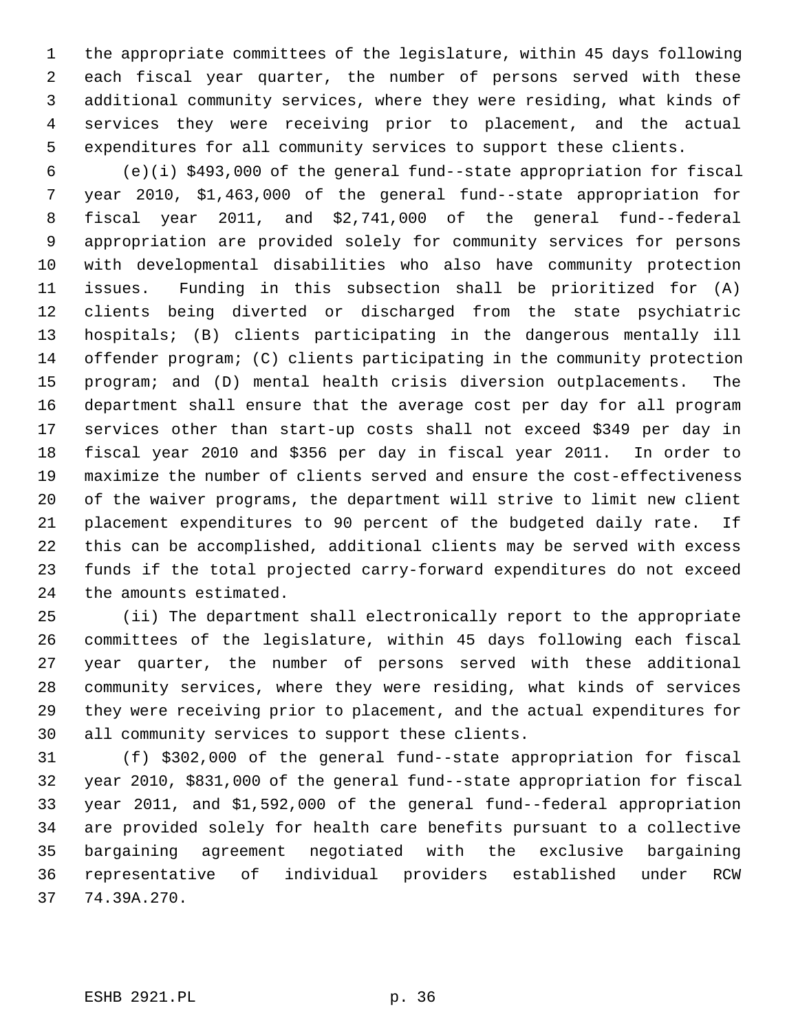the appropriate committees of the legislature, within 45 days following each fiscal year quarter, the number of persons served with these additional community services, where they were residing, what kinds of services they were receiving prior to placement, and the actual expenditures for all community services to support these clients.

(e)(i) $493,000 of the general fund--state appropriation for fiscal year 2010, $1,463,000 of the general fund--state appropriation for fiscal year 2011, and $2,741,000 of the general fund--federal appropriation are provided solely for community services for persons with developmental disabilities who also have community protection issues. Funding in this subsection shall be prioritized for (A) clients being diverted or discharged from the state psychiatric hospitals; (B) clients participating in the dangerous mentally ill offender program; (C) clients participating in the community protection program; and (D) mental health crisis diversion outplacements. The department shall ensure that the average cost per day for all program services other than start-up costs shall not exceed $349 per day in fiscal year 2010 and $356 per day in fiscal year 2011. In order to maximize the number of clients served and ensure the cost-effectiveness of the waiver programs, the department will strive to limit new client placement expenditures to 90 percent of the budgeted daily rate. If this can be accomplished, additional clients may be served with excess funds if the total projected carry-forward expenditures do not exceed the amounts estimated.

(ii) The department shall electronically report to the appropriate committees of the legislature, within 45 days following each fiscal year quarter, the number of persons served with these additional community services, where they were residing, what kinds of services they were receiving prior to placement, and the actual expenditures for all community services to support these clients.

(f) $302,000 of the general fund--state appropriation for fiscal year 2010, $831,000 of the general fund--state appropriation for fiscal year 2011, and $1,592,000 of the general fund--federal appropriation are provided solely for health care benefits pursuant to a collective bargaining agreement negotiated with the exclusive bargaining representative of individual providers established under RCW 74.39A.270.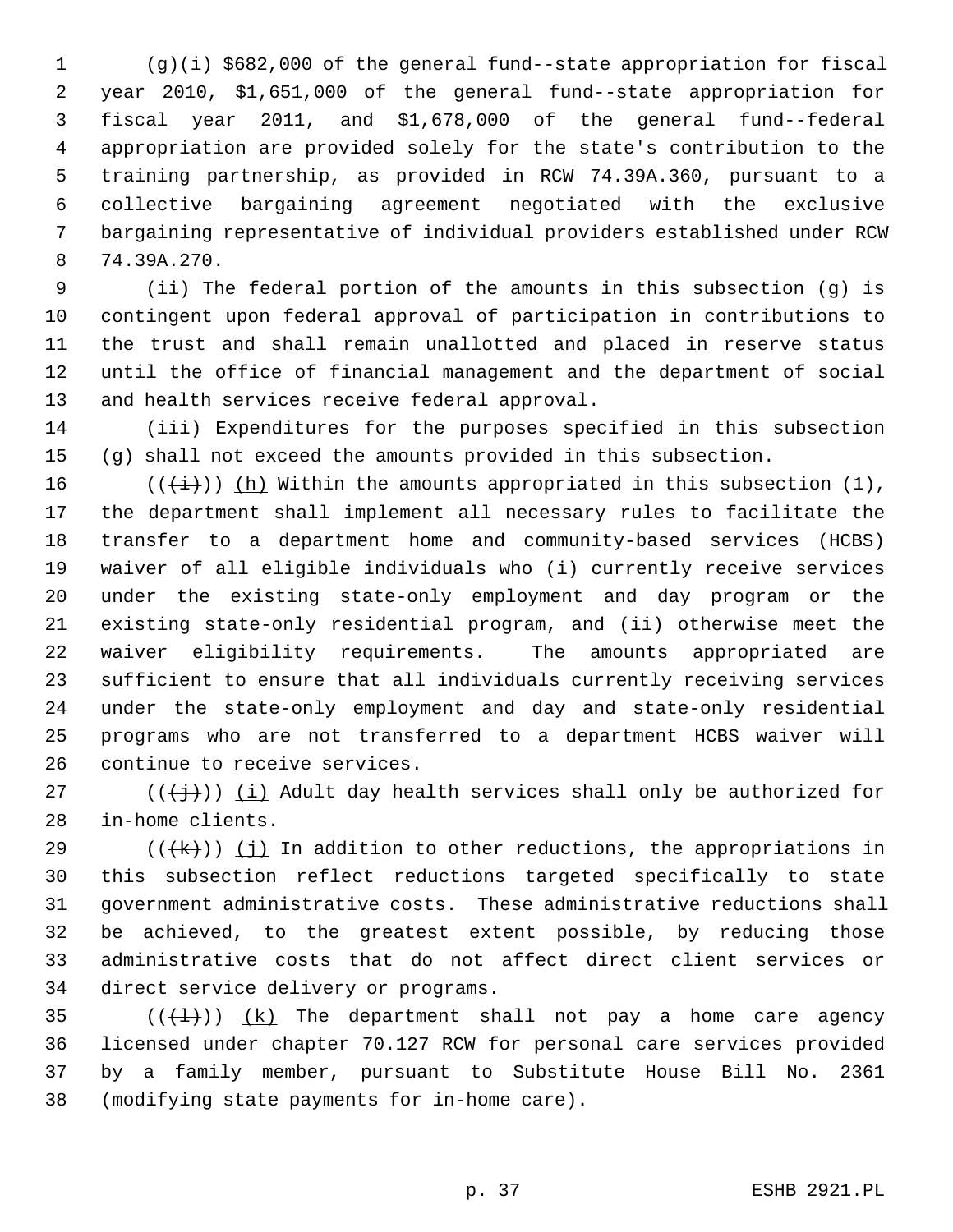(g)(i) $682,000 of the general fund--state appropriation for fiscal year 2010, $1,651,000 of the general fund--state appropriation for fiscal year 2011, and $1,678,000 of the general fund--federal appropriation are provided solely for the state's contribution to the training partnership, as provided in RCW 74.39A.360, pursuant to a collective bargaining agreement negotiated with the exclusive bargaining representative of individual providers established under RCW 74.39A.270.

(ii) The federal portion of the amounts in this subsection (g) is contingent upon federal approval of participation in contributions to the trust and shall remain unallotted and placed in reserve status until the office of financial management and the department of social and health services receive federal approval.

(iii) Expenditures for the purposes specified in this subsection (g) shall not exceed the amounts provided in this subsection.

~~((~~~~(i)~~~~))~~ (h) Within the amounts appropriated in this subsection (1), the department shall implement all necessary rules to facilitate the transfer to a department home and community-based services (HCBS) waiver of all eligible individuals who (i) currently receive services under the existing state-only employment and day program or the existing state-only residential program, and (ii) otherwise meet the waiver eligibility requirements. The amounts appropriated are sufficient to ensure that all individuals currently receiving services under the state-only employment and day and state-only residential programs who are not transferred to a department HCBS waiver will continue to receive services.

((~~(j)~~)) (i) Adult day health services shall only be authorized for in-home clients.

((~~(k)~~)) (j) In addition to other reductions, the appropriations in this subsection reflect reductions targeted specifically to state government administrative costs. These administrative reductions shall be achieved, to the greatest extent possible, by reducing those administrative costs that do not affect direct client services or direct service delivery or programs.

((~~(l)~~)) (k) The department shall not pay a home care agency licensed under chapter 70.127 RCW for personal care services provided by a family member, pursuant to Substitute House Bill No. 2361 (modifying state payments for in-home care).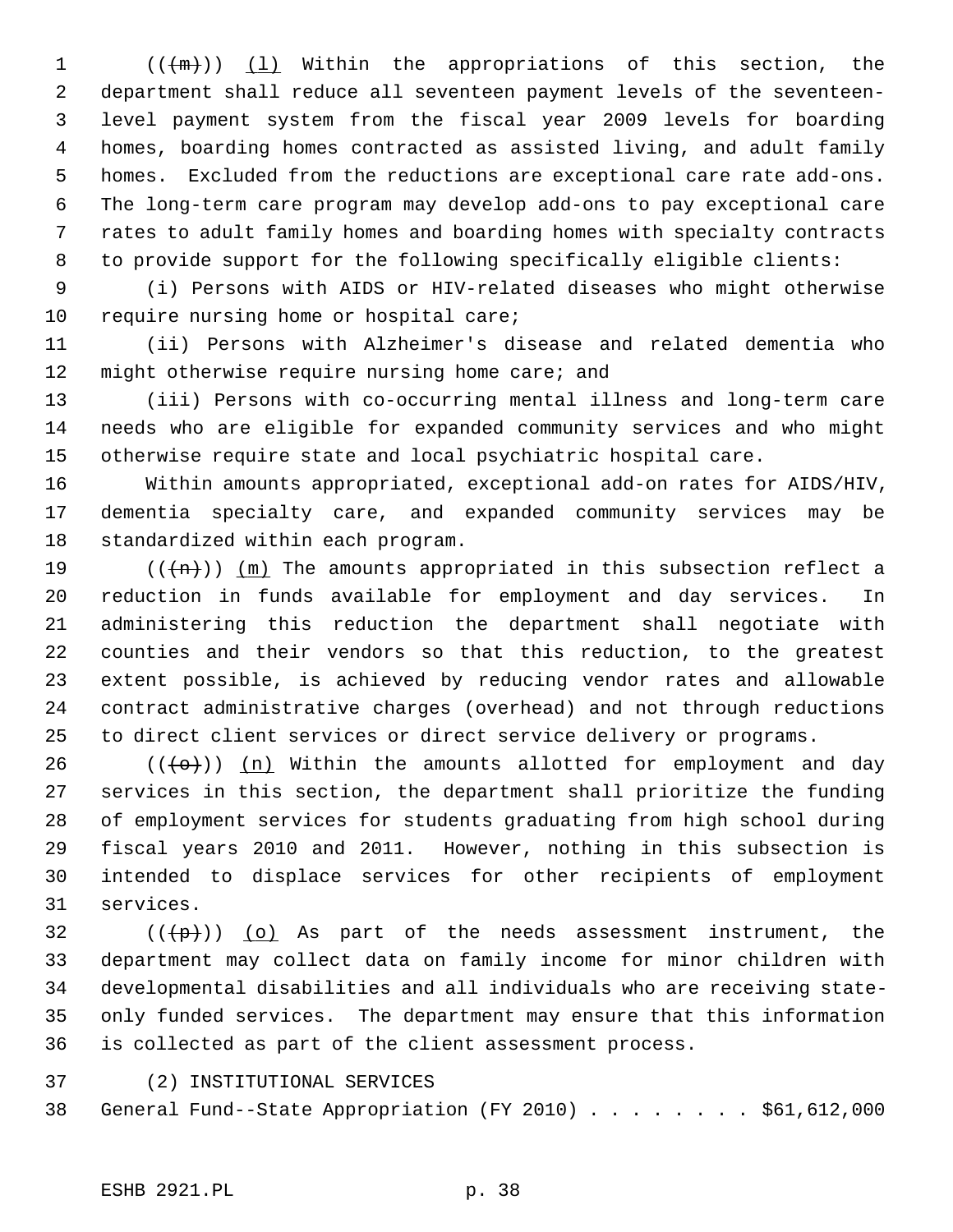(((m))) (l) Within the appropriations of this section, the department shall reduce all seventeen payment levels of the seventeen-level payment system from the fiscal year 2009 levels for boarding homes, boarding homes contracted as assisted living, and adult family homes. Excluded from the reductions are exceptional care rate add-ons. The long-term care program may develop add-ons to pay exceptional care rates to adult family homes and boarding homes with specialty contracts to provide support for the following specifically eligible clients:

(i) Persons with AIDS or HIV-related diseases who might otherwise require nursing home or hospital care;

(ii) Persons with Alzheimer's disease and related dementia who might otherwise require nursing home care; and

(iii) Persons with co-occurring mental illness and long-term care needs who are eligible for expanded community services and who might otherwise require state and local psychiatric hospital care.

Within amounts appropriated, exceptional add-on rates for AIDS/HIV, dementia specialty care, and expanded community services may be standardized within each program.

(((n))) (m) The amounts appropriated in this subsection reflect a reduction in funds available for employment and day services. In administering this reduction the department shall negotiate with counties and their vendors so that this reduction, to the greatest extent possible, is achieved by reducing vendor rates and allowable contract administrative charges (overhead) and not through reductions to direct client services or direct service delivery or programs.

(((o))) (n) Within the amounts allotted for employment and day services in this section, the department shall prioritize the funding of employment services for students graduating from high school during fiscal years 2010 and 2011. However, nothing in this subsection is intended to displace services for other recipients of employment services.

(((p))) (o) As part of the needs assessment instrument, the department may collect data on family income for minor children with developmental disabilities and all individuals who are receiving state-only funded services. The department may ensure that this information is collected as part of the client assessment process.

(2) INSTITUTIONAL SERVICES

General Fund--State Appropriation (FY 2010) . . . . . . . . $61,612,000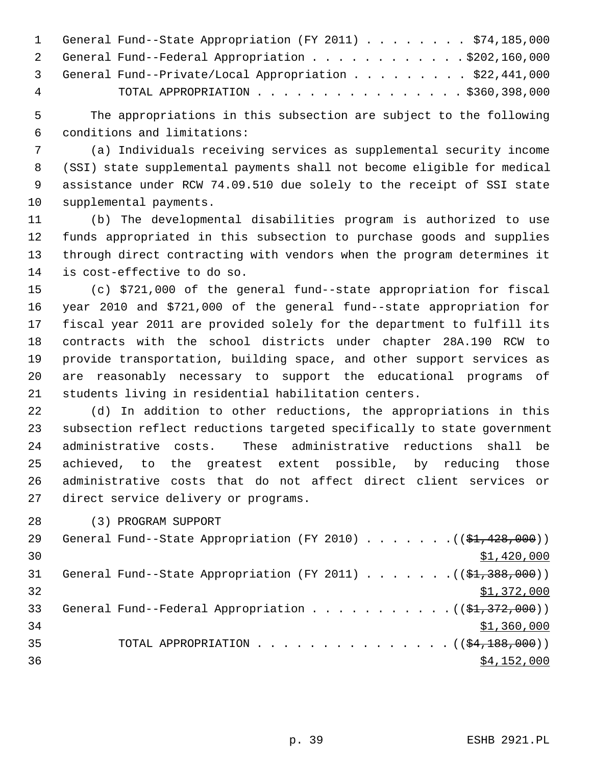General Fund--State Appropriation (FY 2011) . . . . . . . . $74,185,000
General Fund--Federal Appropriation . . . . . . . . . . . . $202,160,000
General Fund--Private/Local Appropriation . . . . . . . . . $22,441,000
TOTAL APPROPRIATION . . . . . . . . . . . . . . . . $360,398,000

The appropriations in this subsection are subject to the following conditions and limitations:

(a) Individuals receiving services as supplemental security income (SSI) state supplemental payments shall not become eligible for medical assistance under RCW 74.09.510 due solely to the receipt of SSI state supplemental payments.

(b) The developmental disabilities program is authorized to use funds appropriated in this subsection to purchase goods and supplies through direct contracting with vendors when the program determines it is cost-effective to do so.

(c) $721,000 of the general fund--state appropriation for fiscal year 2010 and $721,000 of the general fund--state appropriation for fiscal year 2011 are provided solely for the department to fulfill its contracts with the school districts under chapter 28A.190 RCW to provide transportation, building space, and other support services as are reasonably necessary to support the educational programs of students living in residential habilitation centers.

(d) In addition to other reductions, the appropriations in this subsection reflect reductions targeted specifically to state government administrative costs. These administrative reductions shall be achieved, to the greatest extent possible, by reducing those administrative costs that do not affect direct client services or direct service delivery or programs.

(3) PROGRAM SUPPORT

General Fund--State Appropriation (FY 2010) . . . . . . . (( ~~$1,428,000~~ ))
$1,420,000

General Fund--State Appropriation (FY 2011) . . . . . . . (( ~~$1,388,000~~ ))
$1,372,000

General Fund--Federal Appropriation . . . . . . . . . . . (( ~~$1,372,000~~ ))
$1,360,000

TOTAL APPROPRIATION . . . . . . . . . . . . . . . (( ~~$4,188,000~~ ))
$4,152,000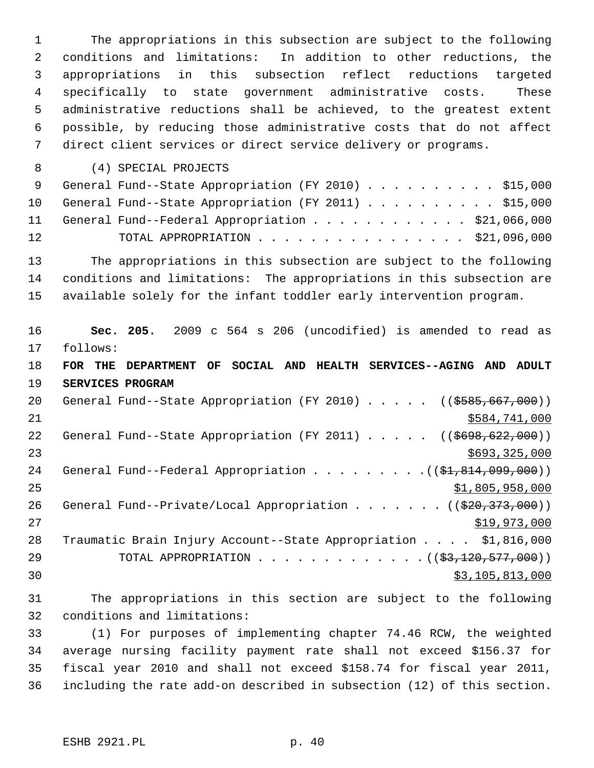The appropriations in this subsection are subject to the following conditions and limitations: In addition to other reductions, the appropriations in this subsection reflect reductions targeted specifically to state government administrative costs. These administrative reductions shall be achieved, to the greatest extent possible, by reducing those administrative costs that do not affect direct client services or direct service delivery or programs.

(4) SPECIAL PROJECTS

General Fund--State Appropriation (FY 2010) . . . . . . . . . . $15,000
General Fund--State Appropriation (FY 2011) . . . . . . . . . . $15,000
General Fund--Federal Appropriation . . . . . . . . . . . . $21,066,000
TOTAL APPROPRIATION . . . . . . . . . . . . . . . . $21,096,000

The appropriations in this subsection are subject to the following conditions and limitations: The appropriations in this subsection are available solely for the infant toddler early intervention program.

**Sec. 205.** 2009 c 564 s 206 (uncodified) is amended to read as follows:

**FOR THE DEPARTMENT OF SOCIAL AND HEALTH SERVICES--AGING AND ADULT SERVICES PROGRAM**

General Fund--State Appropriation (FY 2010) . . . . . ((~~$585,667,000~~))
$584,741,000
General Fund--State Appropriation (FY 2011) . . . . . ((~~$698,622,000~~))
$693,325,000
General Fund--Federal Appropriation . . . . . . . . .((~~$1,814,099,000~~))
$1,805,958,000
General Fund--Private/Local Appropriation . . . . . . . ((~~$20,373,000~~))
$19,973,000
Traumatic Brain Injury Account--State Appropriation . . . . $1,816,000
TOTAL APPROPRIATION . . . . . . . . . . . . .((~~$3,120,577,000~~))
$3,105,813,000

The appropriations in this section are subject to the following conditions and limitations:

(1) For purposes of implementing chapter 74.46 RCW, the weighted average nursing facility payment rate shall not exceed $156.37 for fiscal year 2010 and shall not exceed $158.74 for fiscal year 2011, including the rate add-on described in subsection (12) of this section.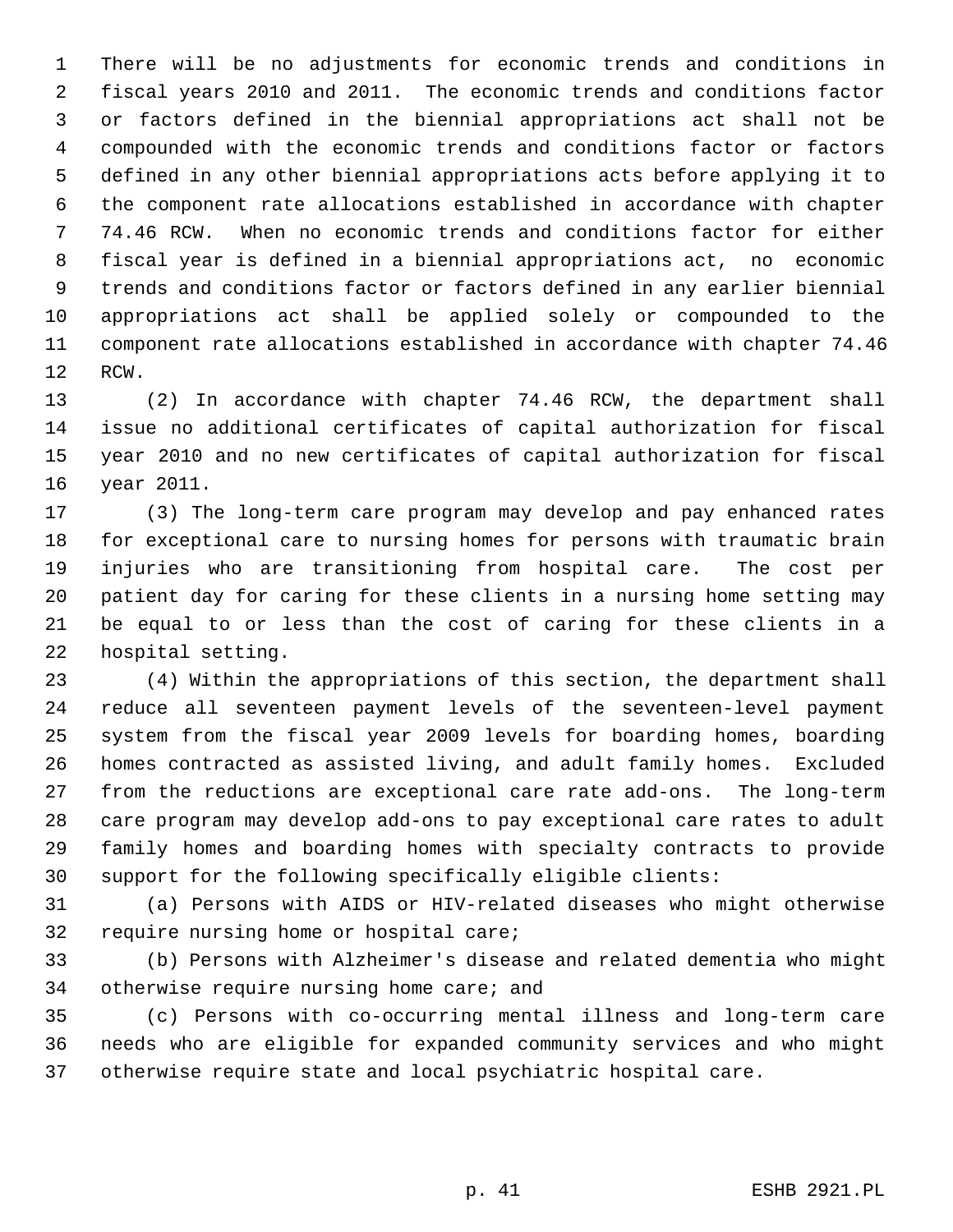There will be no adjustments for economic trends and conditions in fiscal years 2010 and 2011. The economic trends and conditions factor or factors defined in the biennial appropriations act shall not be compounded with the economic trends and conditions factor or factors defined in any other biennial appropriations acts before applying it to the component rate allocations established in accordance with chapter 74.46 RCW. When no economic trends and conditions factor for either fiscal year is defined in a biennial appropriations act, no economic trends and conditions factor or factors defined in any earlier biennial appropriations act shall be applied solely or compounded to the component rate allocations established in accordance with chapter 74.46 RCW.

(2) In accordance with chapter 74.46 RCW, the department shall issue no additional certificates of capital authorization for fiscal year 2010 and no new certificates of capital authorization for fiscal year 2011.

(3) The long-term care program may develop and pay enhanced rates for exceptional care to nursing homes for persons with traumatic brain injuries who are transitioning from hospital care. The cost per patient day for caring for these clients in a nursing home setting may be equal to or less than the cost of caring for these clients in a hospital setting.

(4) Within the appropriations of this section, the department shall reduce all seventeen payment levels of the seventeen-level payment system from the fiscal year 2009 levels for boarding homes, boarding homes contracted as assisted living, and adult family homes. Excluded from the reductions are exceptional care rate add-ons. The long-term care program may develop add-ons to pay exceptional care rates to adult family homes and boarding homes with specialty contracts to provide support for the following specifically eligible clients:

(a) Persons with AIDS or HIV-related diseases who might otherwise require nursing home or hospital care;

(b) Persons with Alzheimer's disease and related dementia who might otherwise require nursing home care; and

(c) Persons with co-occurring mental illness and long-term care needs who are eligible for expanded community services and who might otherwise require state and local psychiatric hospital care.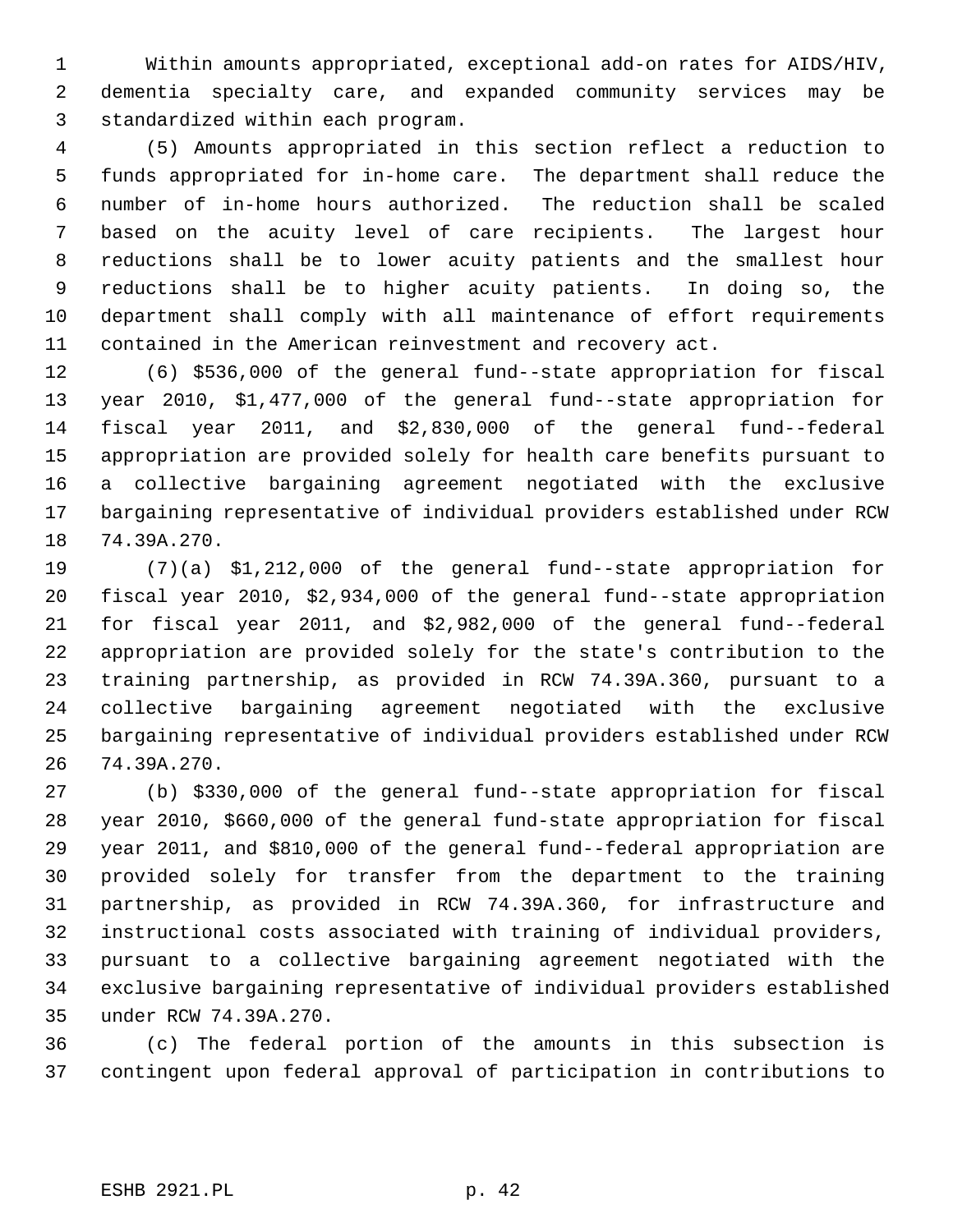Within amounts appropriated, exceptional add-on rates for AIDS/HIV, dementia specialty care, and expanded community services may be standardized within each program.

(5) Amounts appropriated in this section reflect a reduction to funds appropriated for in-home care. The department shall reduce the number of in-home hours authorized. The reduction shall be scaled based on the acuity level of care recipients. The largest hour reductions shall be to lower acuity patients and the smallest hour reductions shall be to higher acuity patients. In doing so, the department shall comply with all maintenance of effort requirements contained in the American reinvestment and recovery act.

(6) $536,000 of the general fund--state appropriation for fiscal year 2010, $1,477,000 of the general fund--state appropriation for fiscal year 2011, and $2,830,000 of the general fund--federal appropriation are provided solely for health care benefits pursuant to a collective bargaining agreement negotiated with the exclusive bargaining representative of individual providers established under RCW 74.39A.270.

(7)(a) $1,212,000 of the general fund--state appropriation for fiscal year 2010, $2,934,000 of the general fund--state appropriation for fiscal year 2011, and $2,982,000 of the general fund--federal appropriation are provided solely for the state's contribution to the training partnership, as provided in RCW 74.39A.360, pursuant to a collective bargaining agreement negotiated with the exclusive bargaining representative of individual providers established under RCW 74.39A.270.

(b) $330,000 of the general fund--state appropriation for fiscal year 2010, $660,000 of the general fund-state appropriation for fiscal year 2011, and $810,000 of the general fund--federal appropriation are provided solely for transfer from the department to the training partnership, as provided in RCW 74.39A.360, for infrastructure and instructional costs associated with training of individual providers, pursuant to a collective bargaining agreement negotiated with the exclusive bargaining representative of individual providers established under RCW 74.39A.270.

(c) The federal portion of the amounts in this subsection is contingent upon federal approval of participation in contributions to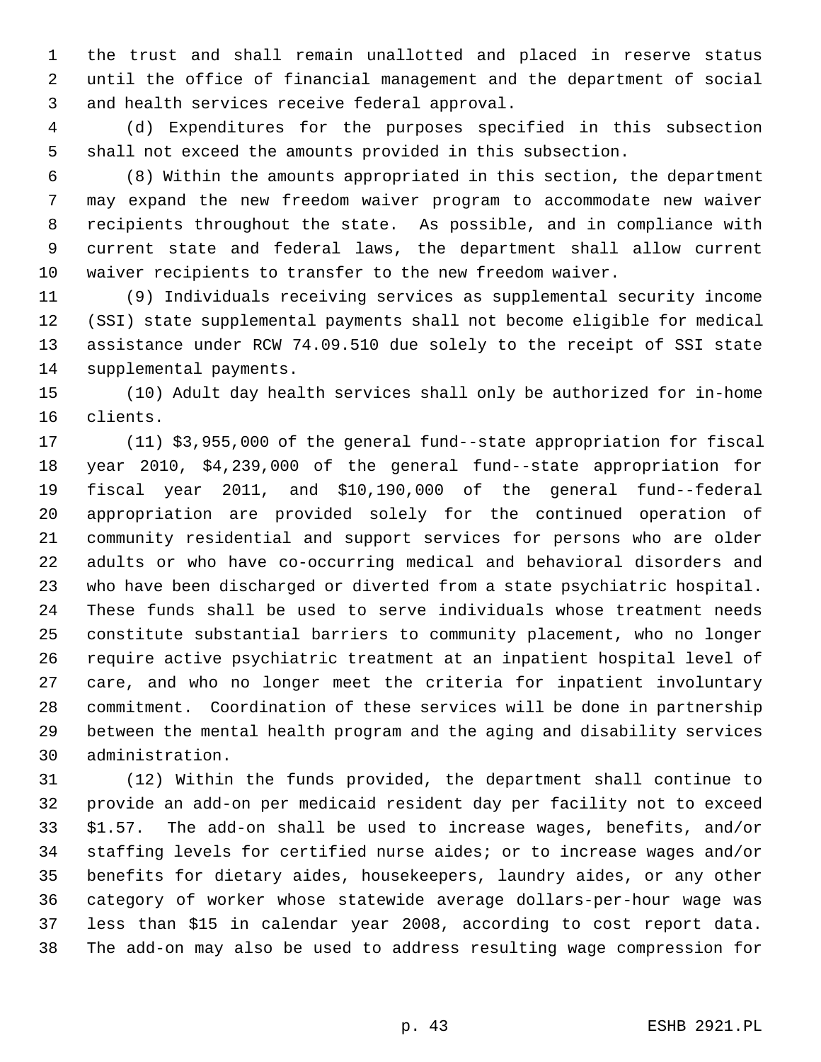the trust and shall remain unallotted and placed in reserve status until the office of financial management and the department of social and health services receive federal approval.

(d) Expenditures for the purposes specified in this subsection shall not exceed the amounts provided in this subsection.

(8) Within the amounts appropriated in this section, the department may expand the new freedom waiver program to accommodate new waiver recipients throughout the state. As possible, and in compliance with current state and federal laws, the department shall allow current waiver recipients to transfer to the new freedom waiver.

(9) Individuals receiving services as supplemental security income (SSI) state supplemental payments shall not become eligible for medical assistance under RCW 74.09.510 due solely to the receipt of SSI state supplemental payments.

(10) Adult day health services shall only be authorized for in-home clients.

(11) $3,955,000 of the general fund--state appropriation for fiscal year 2010, $4,239,000 of the general fund--state appropriation for fiscal year 2011, and $10,190,000 of the general fund--federal appropriation are provided solely for the continued operation of community residential and support services for persons who are older adults or who have co-occurring medical and behavioral disorders and who have been discharged or diverted from a state psychiatric hospital. These funds shall be used to serve individuals whose treatment needs constitute substantial barriers to community placement, who no longer require active psychiatric treatment at an inpatient hospital level of care, and who no longer meet the criteria for inpatient involuntary commitment. Coordination of these services will be done in partnership between the mental health program and the aging and disability services administration.

(12) Within the funds provided, the department shall continue to provide an add-on per medicaid resident day per facility not to exceed $1.57. The add-on shall be used to increase wages, benefits, and/or staffing levels for certified nurse aides; or to increase wages and/or benefits for dietary aides, housekeepers, laundry aides, or any other category of worker whose statewide average dollars-per-hour wage was less than $15 in calendar year 2008, according to cost report data. The add-on may also be used to address resulting wage compression for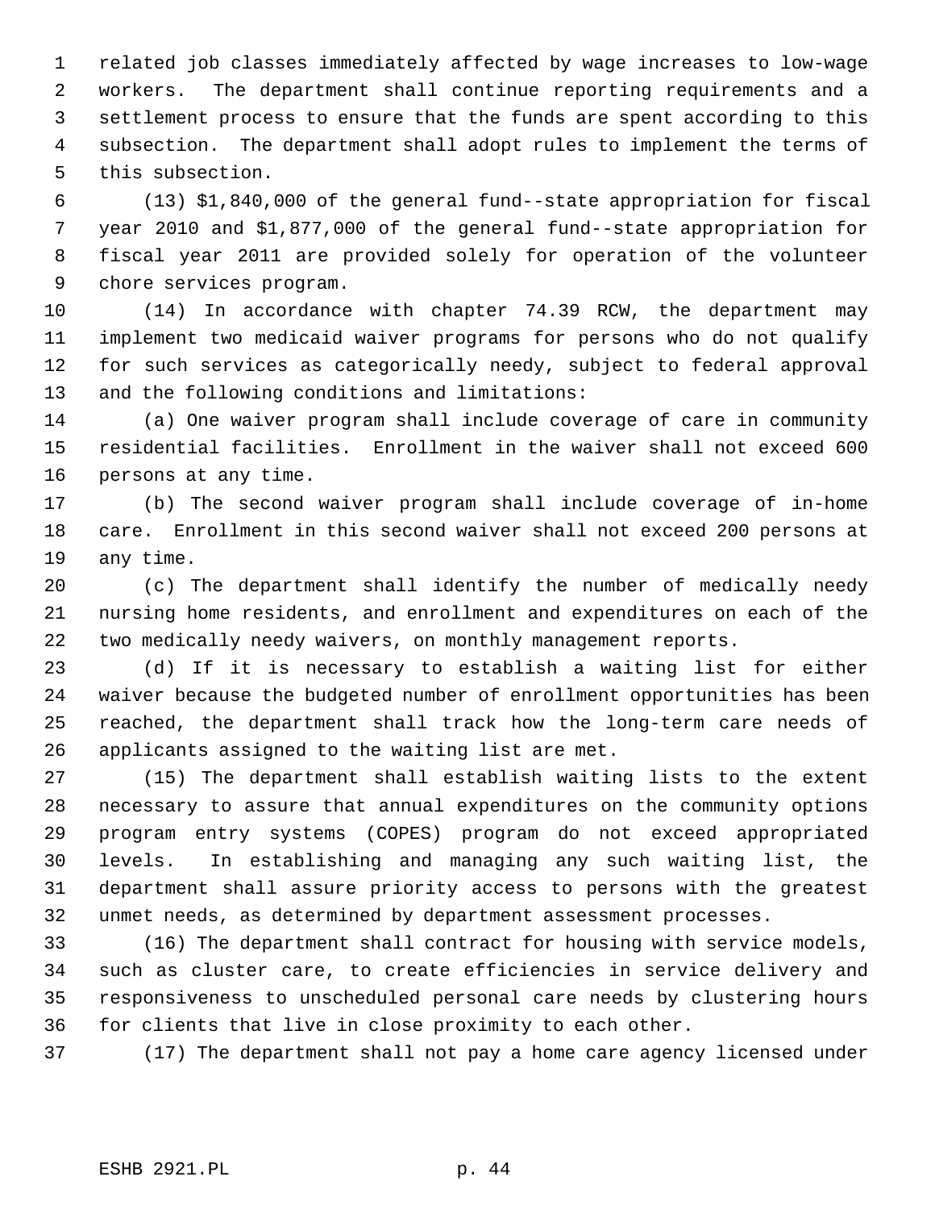related job classes immediately affected by wage increases to low-wage workers. The department shall continue reporting requirements and a settlement process to ensure that the funds are spent according to this subsection. The department shall adopt rules to implement the terms of this subsection.

(13) $1,840,000 of the general fund--state appropriation for fiscal year 2010 and $1,877,000 of the general fund--state appropriation for fiscal year 2011 are provided solely for operation of the volunteer chore services program.

(14) In accordance with chapter 74.39 RCW, the department may implement two medicaid waiver programs for persons who do not qualify for such services as categorically needy, subject to federal approval and the following conditions and limitations:

(a) One waiver program shall include coverage of care in community residential facilities. Enrollment in the waiver shall not exceed 600 persons at any time.

(b) The second waiver program shall include coverage of in-home care. Enrollment in this second waiver shall not exceed 200 persons at any time.

(c) The department shall identify the number of medically needy nursing home residents, and enrollment and expenditures on each of the two medically needy waivers, on monthly management reports.

(d) If it is necessary to establish a waiting list for either waiver because the budgeted number of enrollment opportunities has been reached, the department shall track how the long-term care needs of applicants assigned to the waiting list are met.

(15) The department shall establish waiting lists to the extent necessary to assure that annual expenditures on the community options program entry systems (COPES) program do not exceed appropriated levels. In establishing and managing any such waiting list, the department shall assure priority access to persons with the greatest unmet needs, as determined by department assessment processes.

(16) The department shall contract for housing with service models, such as cluster care, to create efficiencies in service delivery and responsiveness to unscheduled personal care needs by clustering hours for clients that live in close proximity to each other.

(17) The department shall not pay a home care agency licensed under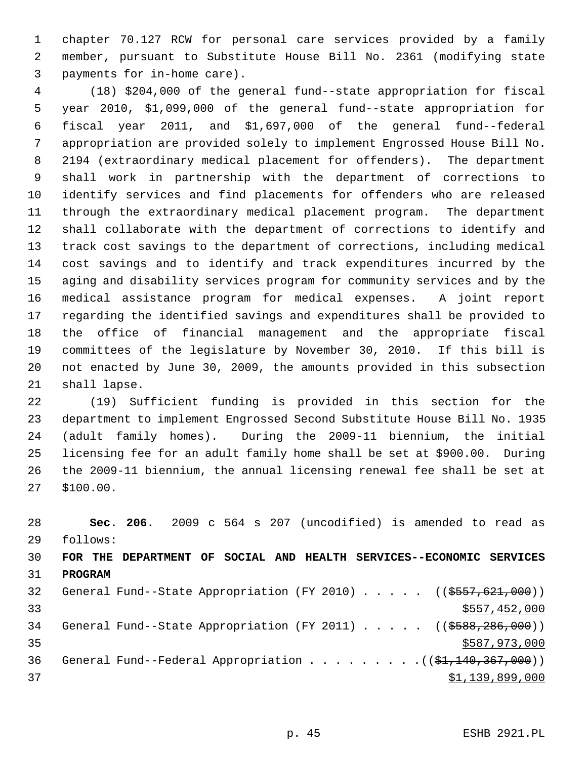chapter 70.127 RCW for personal care services provided by a family member, pursuant to Substitute House Bill No. 2361 (modifying state payments for in-home care).

(18) $204,000 of the general fund--state appropriation for fiscal year 2010, $1,099,000 of the general fund--state appropriation for fiscal year 2011, and $1,697,000 of the general fund--federal appropriation are provided solely to implement Engrossed House Bill No. 2194 (extraordinary medical placement for offenders). The department shall work in partnership with the department of corrections to identify services and find placements for offenders who are released through the extraordinary medical placement program. The department shall collaborate with the department of corrections to identify and track cost savings to the department of corrections, including medical cost savings and to identify and track expenditures incurred by the aging and disability services program for community services and by the medical assistance program for medical expenses. A joint report regarding the identified savings and expenditures shall be provided to the office of financial management and the appropriate fiscal committees of the legislature by November 30, 2010. If this bill is not enacted by June 30, 2009, the amounts provided in this subsection shall lapse.

(19) Sufficient funding is provided in this section for the department to implement Engrossed Second Substitute House Bill No. 1935 (adult family homes). During the 2009-11 biennium, the initial licensing fee for an adult family home shall be set at $900.00. During the 2009-11 biennium, the annual licensing renewal fee shall be set at $100.00.

**Sec. 206.** 2009 c 564 s 207 (uncodified) is amended to read as follows:

**FOR THE DEPARTMENT OF SOCIAL AND HEALTH SERVICES--ECONOMIC SERVICES PROGRAM**

General Fund--State Appropriation (FY 2010) . . . . . ((~~$557,621,000~~))
<u>$557,452,000</u>

General Fund--State Appropriation (FY 2011) . . . . . ((~~$588,286,000~~))
<u>$587,973,000</u>

General Fund--Federal Appropriation . . . . . . . . . .((~~$1,140,367,000~~))
<u>$1,139,899,000</u>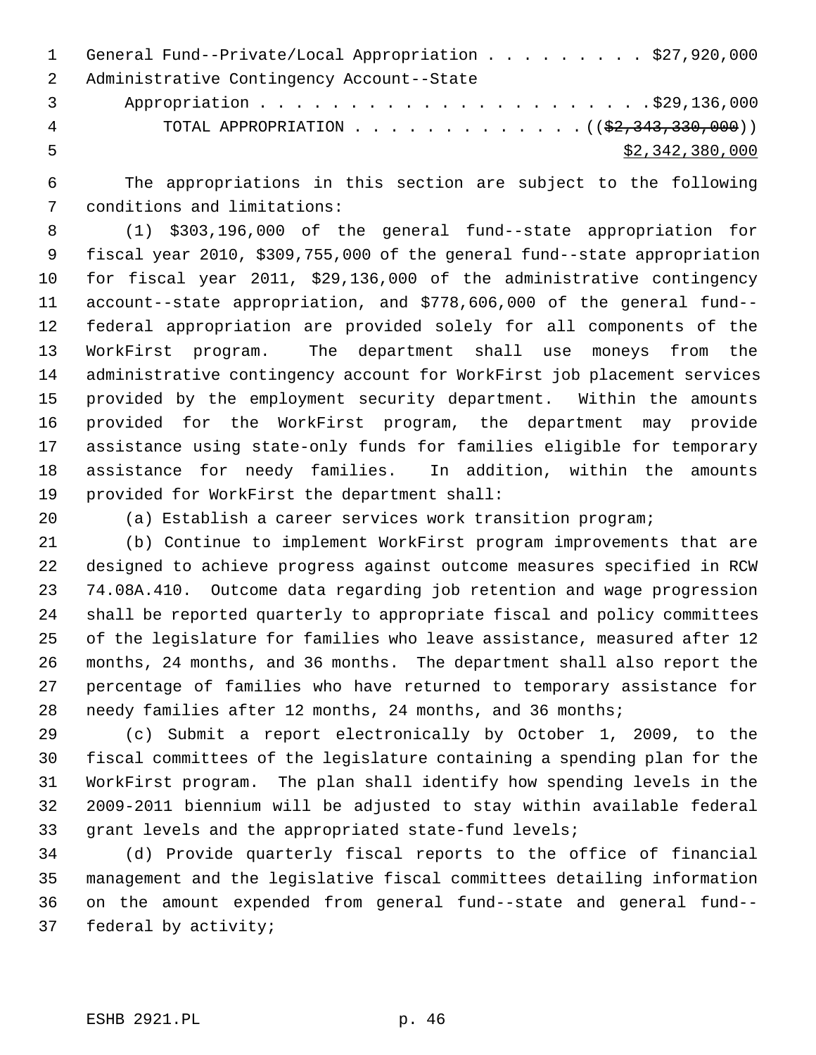General Fund--Private/Local Appropriation . . . . . . . . . $27,920,000
Administrative Contingency Account--State
Appropriation . . . . . . . . . . . . . . . . . . . . . .$29,136,000
TOTAL APPROPRIATION . . . . . . . . . . . . . ((~~$2,343,330,000~~))
$2,342,380,000

The appropriations in this section are subject to the following conditions and limitations:

(1) $303,196,000 of the general fund--state appropriation for fiscal year 2010, $309,755,000 of the general fund--state appropriation for fiscal year 2011, $29,136,000 of the administrative contingency account--state appropriation, and $778,606,000 of the general fund--federal appropriation are provided solely for all components of the WorkFirst program. The department shall use moneys from the administrative contingency account for WorkFirst job placement services provided by the employment security department. Within the amounts provided for the WorkFirst program, the department may provide assistance using state-only funds for families eligible for temporary assistance for needy families. In addition, within the amounts provided for WorkFirst the department shall:

(a) Establish a career services work transition program;

(b) Continue to implement WorkFirst program improvements that are designed to achieve progress against outcome measures specified in RCW 74.08A.410. Outcome data regarding job retention and wage progression shall be reported quarterly to appropriate fiscal and policy committees of the legislature for families who leave assistance, measured after 12 months, 24 months, and 36 months. The department shall also report the percentage of families who have returned to temporary assistance for needy families after 12 months, 24 months, and 36 months;

(c) Submit a report electronically by October 1, 2009, to the fiscal committees of the legislature containing a spending plan for the WorkFirst program. The plan shall identify how spending levels in the 2009-2011 biennium will be adjusted to stay within available federal grant levels and the appropriated state-fund levels;

(d) Provide quarterly fiscal reports to the office of financial management and the legislative fiscal committees detailing information on the amount expended from general fund--state and general fund--federal by activity;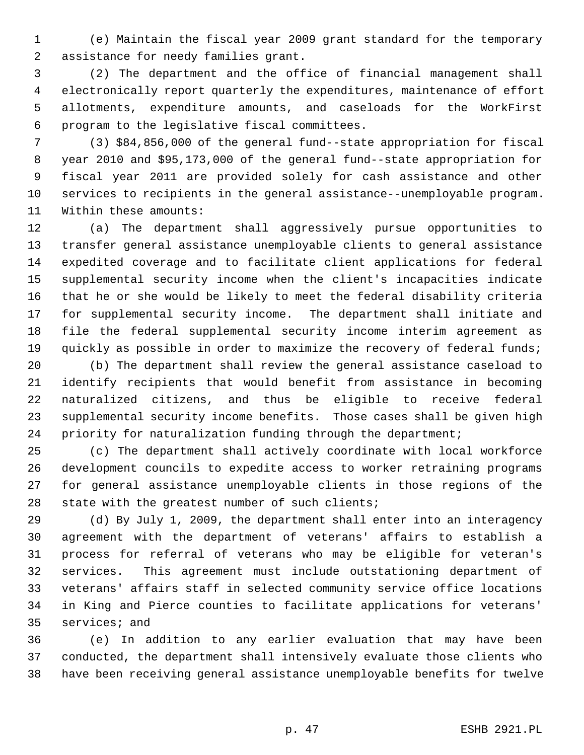(e) Maintain the fiscal year 2009 grant standard for the temporary assistance for needy families grant.

(2) The department and the office of financial management shall electronically report quarterly the expenditures, maintenance of effort allotments, expenditure amounts, and caseloads for the WorkFirst program to the legislative fiscal committees.

(3) $84,856,000 of the general fund--state appropriation for fiscal year 2010 and $95,173,000 of the general fund--state appropriation for fiscal year 2011 are provided solely for cash assistance and other services to recipients in the general assistance--unemployable program. Within these amounts:

(a) The department shall aggressively pursue opportunities to transfer general assistance unemployable clients to general assistance expedited coverage and to facilitate client applications for federal supplemental security income when the client's incapacities indicate that he or she would be likely to meet the federal disability criteria for supplemental security income. The department shall initiate and file the federal supplemental security income interim agreement as quickly as possible in order to maximize the recovery of federal funds;

(b) The department shall review the general assistance caseload to identify recipients that would benefit from assistance in becoming naturalized citizens, and thus be eligible to receive federal supplemental security income benefits. Those cases shall be given high priority for naturalization funding through the department;

(c) The department shall actively coordinate with local workforce development councils to expedite access to worker retraining programs for general assistance unemployable clients in those regions of the state with the greatest number of such clients;

(d) By July 1, 2009, the department shall enter into an interagency agreement with the department of veterans' affairs to establish a process for referral of veterans who may be eligible for veteran's services. This agreement must include outstationing department of veterans' affairs staff in selected community service office locations in King and Pierce counties to facilitate applications for veterans' services; and

(e) In addition to any earlier evaluation that may have been conducted, the department shall intensively evaluate those clients who have been receiving general assistance unemployable benefits for twelve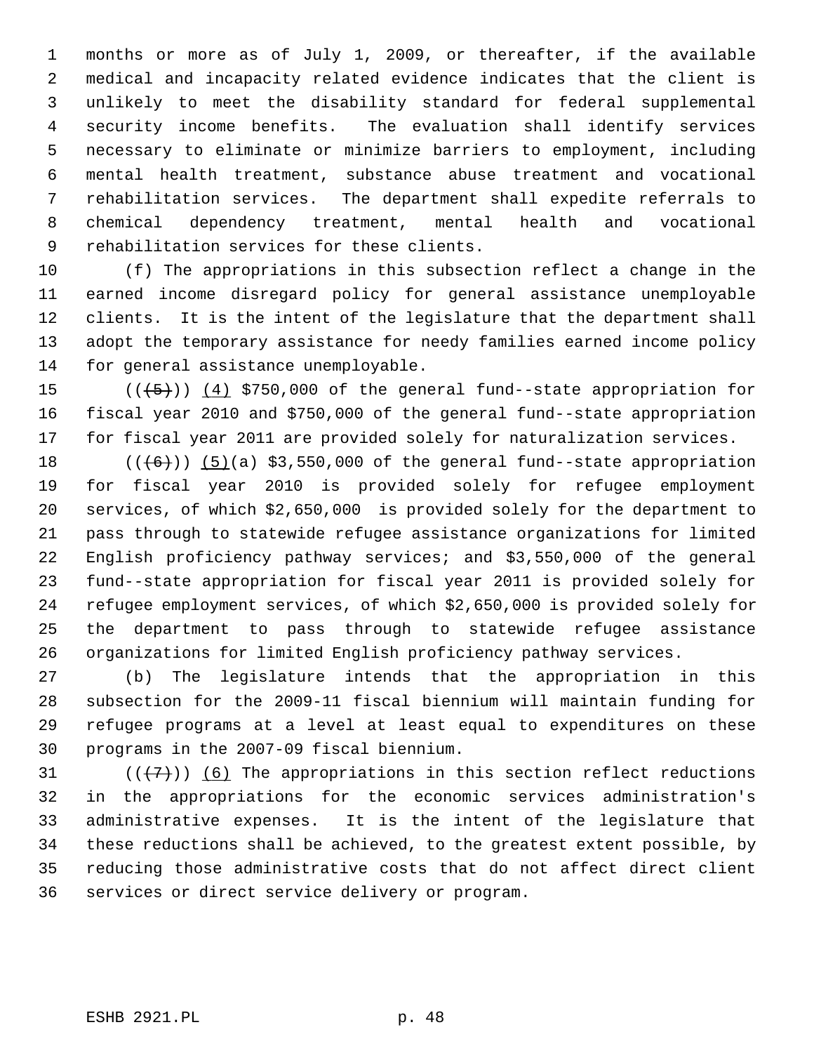months or more as of July 1, 2009, or thereafter, if the available medical and incapacity related evidence indicates that the client is unlikely to meet the disability standard for federal supplemental security income benefits. The evaluation shall identify services necessary to eliminate or minimize barriers to employment, including mental health treatment, substance abuse treatment and vocational rehabilitation services. The department shall expedite referrals to chemical dependency treatment, mental health and vocational rehabilitation services for these clients.

(f) The appropriations in this subsection reflect a change in the earned income disregard policy for general assistance unemployable clients. It is the intent of the legislature that the department shall adopt the temporary assistance for needy families earned income policy for general assistance unemployable.

~~((5))~~ (4) $750,000 of the general fund--state appropriation for fiscal year 2010 and $750,000 of the general fund--state appropriation for fiscal year 2011 are provided solely for naturalization services.

~~((6))~~ (5)(a) $3,550,000 of the general fund--state appropriation for fiscal year 2010 is provided solely for refugee employment services, of which $2,650,000 is provided solely for the department to pass through to statewide refugee assistance organizations for limited English proficiency pathway services; and $3,550,000 of the general fund--state appropriation for fiscal year 2011 is provided solely for refugee employment services, of which $2,650,000 is provided solely for the department to pass through to statewide refugee assistance organizations for limited English proficiency pathway services.

(b) The legislature intends that the appropriation in this subsection for the 2009-11 fiscal biennium will maintain funding for refugee programs at a level at least equal to expenditures on these programs in the 2007-09 fiscal biennium.

~~((7))~~ (6) The appropriations in this section reflect reductions in the appropriations for the economic services administration's administrative expenses. It is the intent of the legislature that these reductions shall be achieved, to the greatest extent possible, by reducing those administrative costs that do not affect direct client services or direct service delivery or program.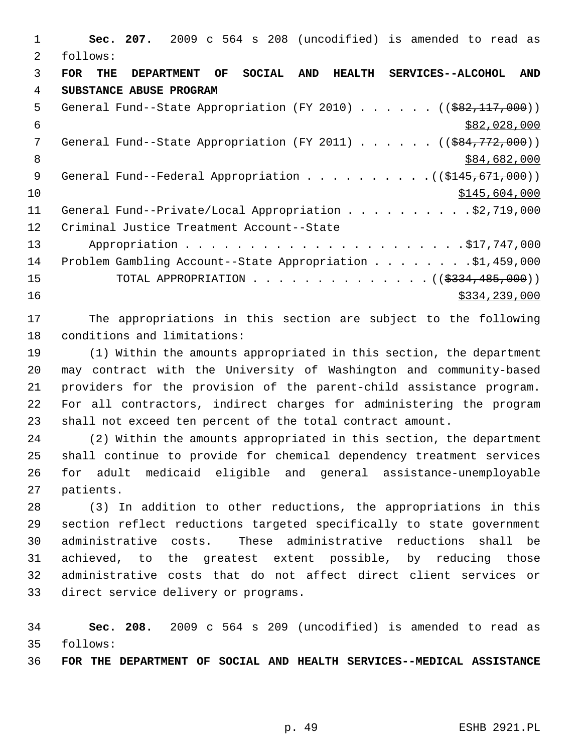**Sec. 207.** 2009 c 564 s 208 (uncodified) is amended to read as follows:

**FOR THE DEPARTMENT OF SOCIAL AND HEALTH SERVICES--ALCOHOL AND SUBSTANCE ABUSE PROGRAM**

General Fund--State Appropriation (FY 2010) . . . . . . ((~~$82,117,000~~))
$82,028,000

General Fund--State Appropriation (FY 2011) . . . . . . ((~~$84,772,000~~))
$84,682,000

General Fund--Federal Appropriation . . . . . . . . . . ((~~$145,671,000~~))
$145,604,000

General Fund--Private/Local Appropriation . . . . . . . . . . $2,719,000

Criminal Justice Treatment Account--State Appropriation . . . . . . . . . . . . . . . . . . . . . . $17,747,000

Problem Gambling Account--State Appropriation . . . . . . . . $1,459,000

TOTAL APPROPRIATION . . . . . . . . . . . . . . ((~~$334,485,000~~))
$334,239,000

The appropriations in this section are subject to the following conditions and limitations:

(1) Within the amounts appropriated in this section, the department may contract with the University of Washington and community-based providers for the provision of the parent-child assistance program. For all contractors, indirect charges for administering the program shall not exceed ten percent of the total contract amount.

(2) Within the amounts appropriated in this section, the department shall continue to provide for chemical dependency treatment services for adult medicaid eligible and general assistance-unemployable patients.

(3) In addition to other reductions, the appropriations in this section reflect reductions targeted specifically to state government administrative costs. These administrative reductions shall be achieved, to the greatest extent possible, by reducing those administrative costs that do not affect direct client services or direct service delivery or programs.

**Sec. 208.** 2009 c 564 s 209 (uncodified) is amended to read as follows:

**FOR THE DEPARTMENT OF SOCIAL AND HEALTH SERVICES--MEDICAL ASSISTANCE**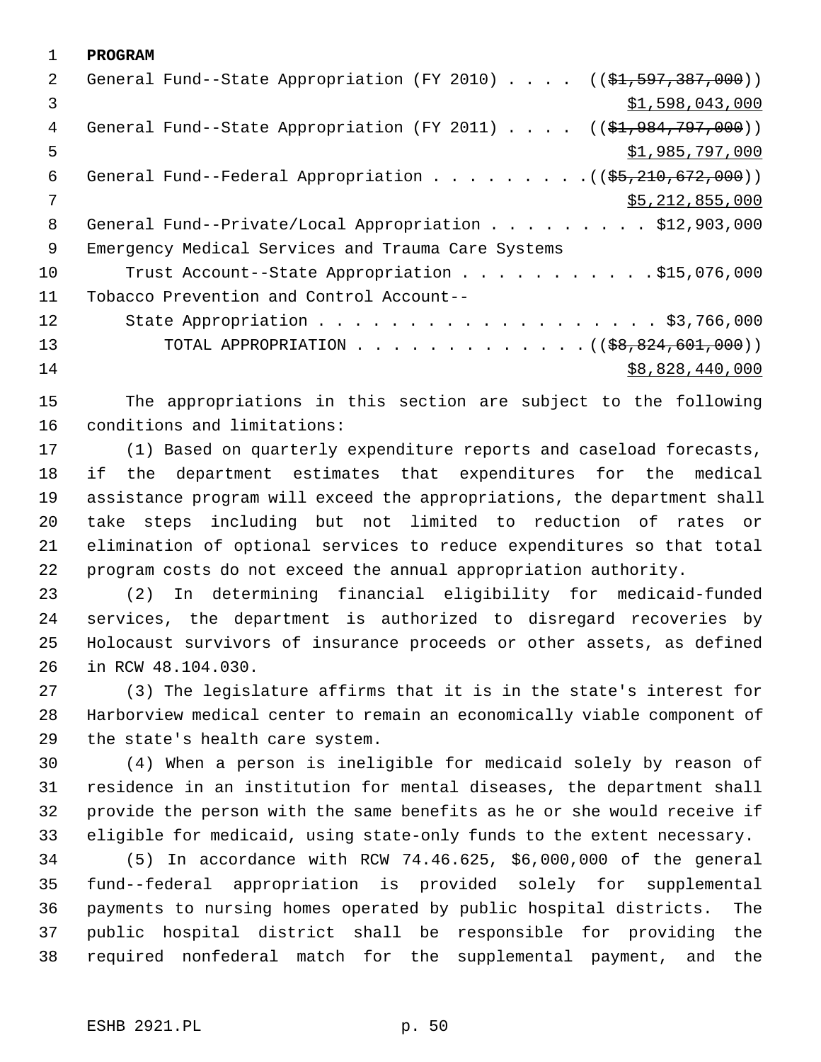**PROGRAM**

General Fund--State Appropriation (FY 2010) . . . . ((~~$1,597,387,000~~))
<u>$1,598,043,000</u>

General Fund--State Appropriation (FY 2011) . . . . ((~~$1,984,797,000~~))
<u>$1,985,797,000</u>

General Fund--Federal Appropriation . . . . . . . . . ((~~$5,210,672,000~~))
<u>$5,212,855,000</u>

General Fund--Private/Local Appropriation . . . . . . . . . $12,903,000

Emergency Medical Services and Trauma Care Systems
Trust Account--State Appropriation . . . . . . . . . . . $15,076,000

Tobacco Prevention and Control Account--
State Appropriation . . . . . . . . . . . . . . . . . . . $3,766,000

TOTAL APPROPRIATION . . . . . . . . . . . . . ((~~$8,824,601,000~~))
<u>$8,828,440,000</u>

The appropriations in this section are subject to the following conditions and limitations:

(1) Based on quarterly expenditure reports and caseload forecasts, if the department estimates that expenditures for the medical assistance program will exceed the appropriations, the department shall take steps including but not limited to reduction of rates or elimination of optional services to reduce expenditures so that total program costs do not exceed the annual appropriation authority.

(2) In determining financial eligibility for medicaid-funded services, the department is authorized to disregard recoveries by Holocaust survivors of insurance proceeds or other assets, as defined in RCW 48.104.030.

(3) The legislature affirms that it is in the state's interest for Harborview medical center to remain an economically viable component of the state's health care system.

(4) When a person is ineligible for medicaid solely by reason of residence in an institution for mental diseases, the department shall provide the person with the same benefits as he or she would receive if eligible for medicaid, using state-only funds to the extent necessary.

(5) In accordance with RCW 74.46.625, $6,000,000 of the general fund--federal appropriation is provided solely for supplemental payments to nursing homes operated by public hospital districts. The public hospital district shall be responsible for providing the required nonfederal match for the supplemental payment, and the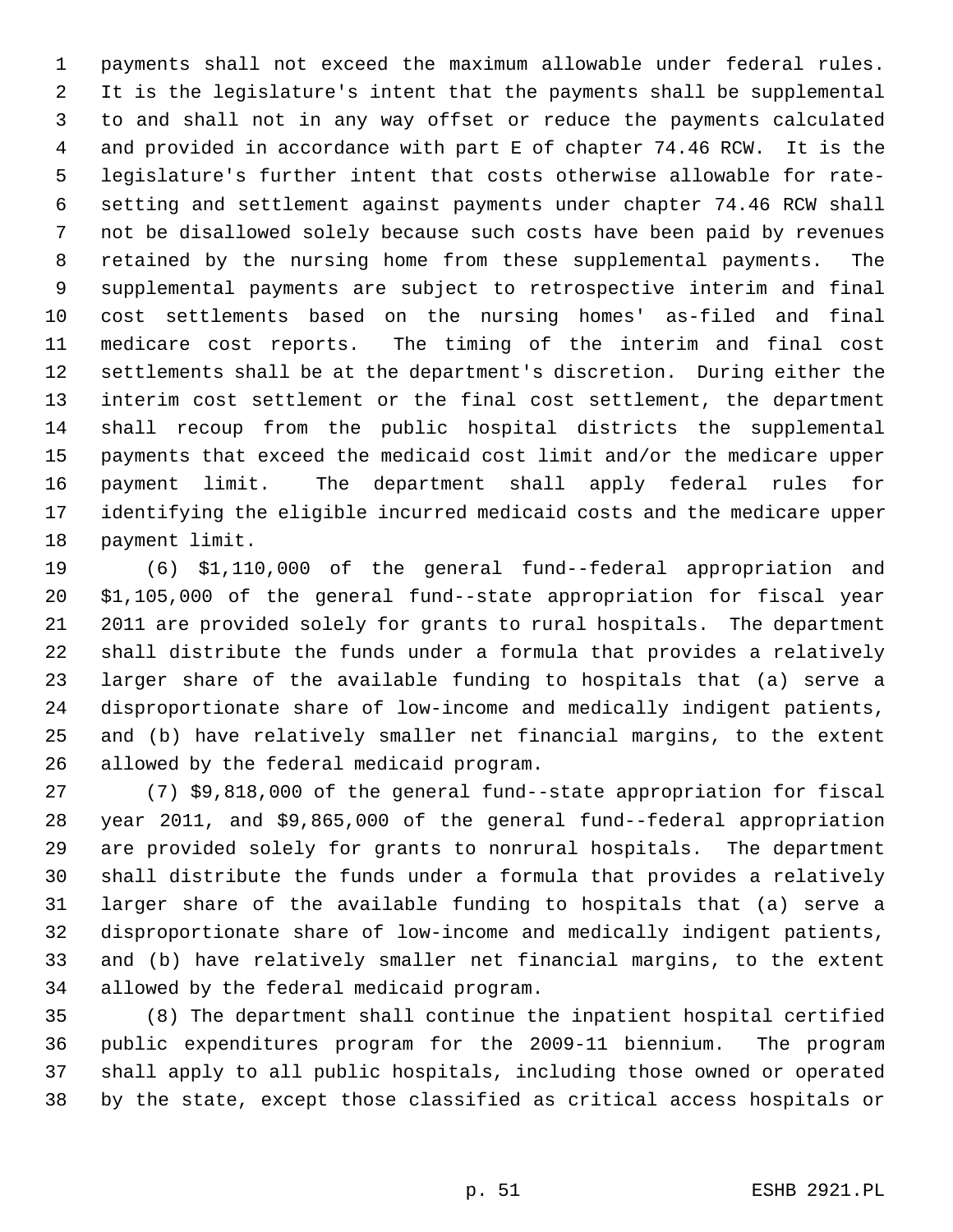payments shall not exceed the maximum allowable under federal rules. It is the legislature's intent that the payments shall be supplemental to and shall not in any way offset or reduce the payments calculated and provided in accordance with part E of chapter 74.46 RCW. It is the legislature's further intent that costs otherwise allowable for rate-setting and settlement against payments under chapter 74.46 RCW shall not be disallowed solely because such costs have been paid by revenues retained by the nursing home from these supplemental payments. The supplemental payments are subject to retrospective interim and final cost settlements based on the nursing homes' as-filed and final medicare cost reports. The timing of the interim and final cost settlements shall be at the department's discretion. During either the interim cost settlement or the final cost settlement, the department shall recoup from the public hospital districts the supplemental payments that exceed the medicaid cost limit and/or the medicare upper payment limit. The department shall apply federal rules for identifying the eligible incurred medicaid costs and the medicare upper payment limit.

(6) $1,110,000 of the general fund--federal appropriation and $1,105,000 of the general fund--state appropriation for fiscal year 2011 are provided solely for grants to rural hospitals. The department shall distribute the funds under a formula that provides a relatively larger share of the available funding to hospitals that (a) serve a disproportionate share of low-income and medically indigent patients, and (b) have relatively smaller net financial margins, to the extent allowed by the federal medicaid program.

(7) $9,818,000 of the general fund--state appropriation for fiscal year 2011, and $9,865,000 of the general fund--federal appropriation are provided solely for grants to nonrural hospitals. The department shall distribute the funds under a formula that provides a relatively larger share of the available funding to hospitals that (a) serve a disproportionate share of low-income and medically indigent patients, and (b) have relatively smaller net financial margins, to the extent allowed by the federal medicaid program.

(8) The department shall continue the inpatient hospital certified public expenditures program for the 2009-11 biennium. The program shall apply to all public hospitals, including those owned or operated by the state, except those classified as critical access hospitals or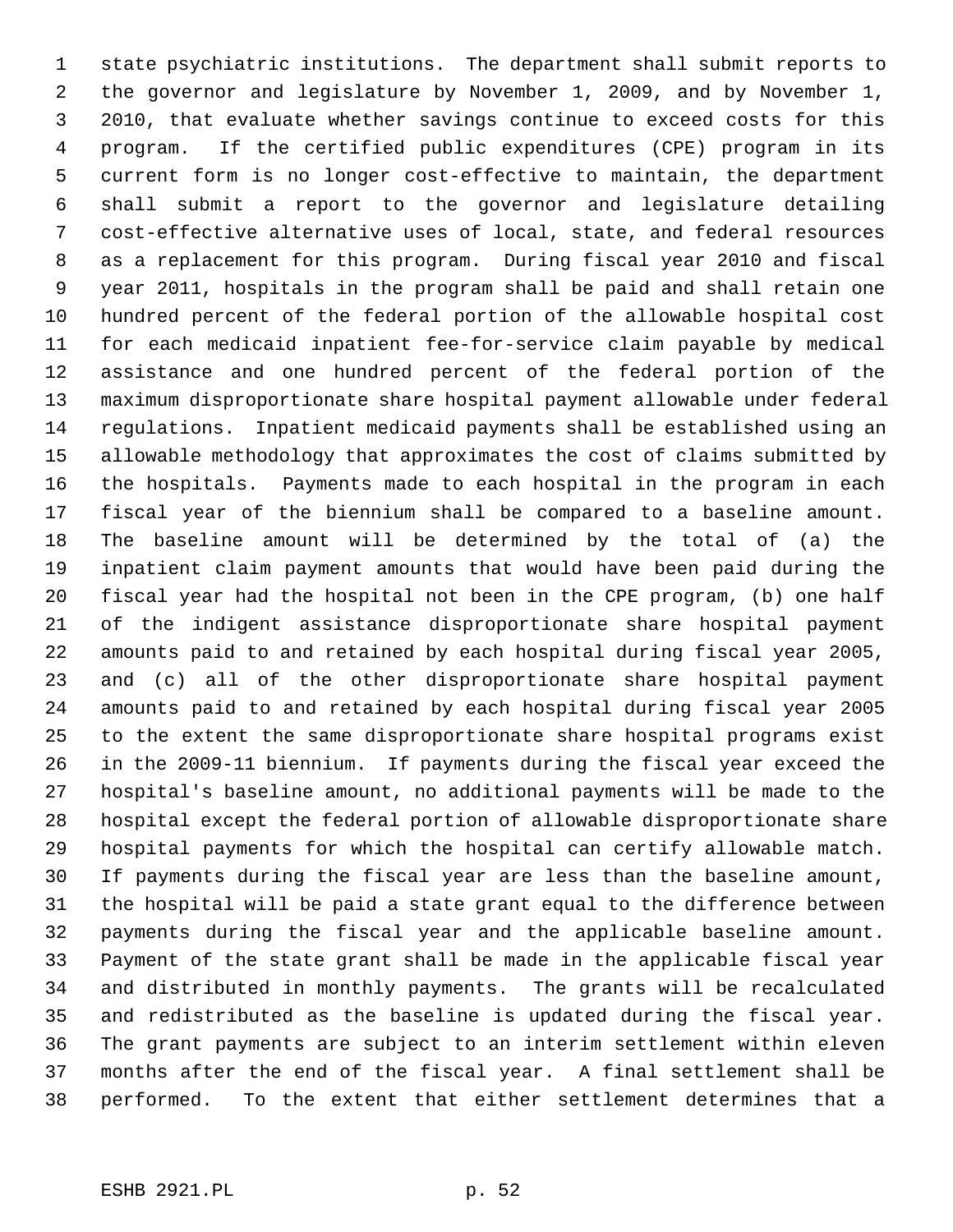state psychiatric institutions. The department shall submit reports to the governor and legislature by November 1, 2009, and by November 1, 2010, that evaluate whether savings continue to exceed costs for this program. If the certified public expenditures (CPE) program in its current form is no longer cost-effective to maintain, the department shall submit a report to the governor and legislature detailing cost-effective alternative uses of local, state, and federal resources as a replacement for this program. During fiscal year 2010 and fiscal year 2011, hospitals in the program shall be paid and shall retain one hundred percent of the federal portion of the allowable hospital cost for each medicaid inpatient fee-for-service claim payable by medical assistance and one hundred percent of the federal portion of the maximum disproportionate share hospital payment allowable under federal regulations. Inpatient medicaid payments shall be established using an allowable methodology that approximates the cost of claims submitted by the hospitals. Payments made to each hospital in the program in each fiscal year of the biennium shall be compared to a baseline amount. The baseline amount will be determined by the total of (a) the inpatient claim payment amounts that would have been paid during the fiscal year had the hospital not been in the CPE program, (b) one half of the indigent assistance disproportionate share hospital payment amounts paid to and retained by each hospital during fiscal year 2005, and (c) all of the other disproportionate share hospital payment amounts paid to and retained by each hospital during fiscal year 2005 to the extent the same disproportionate share hospital programs exist in the 2009-11 biennium. If payments during the fiscal year exceed the hospital's baseline amount, no additional payments will be made to the hospital except the federal portion of allowable disproportionate share hospital payments for which the hospital can certify allowable match. If payments during the fiscal year are less than the baseline amount, the hospital will be paid a state grant equal to the difference between payments during the fiscal year and the applicable baseline amount. Payment of the state grant shall be made in the applicable fiscal year and distributed in monthly payments. The grants will be recalculated and redistributed as the baseline is updated during the fiscal year. The grant payments are subject to an interim settlement within eleven months after the end of the fiscal year. A final settlement shall be performed. To the extent that either settlement determines that a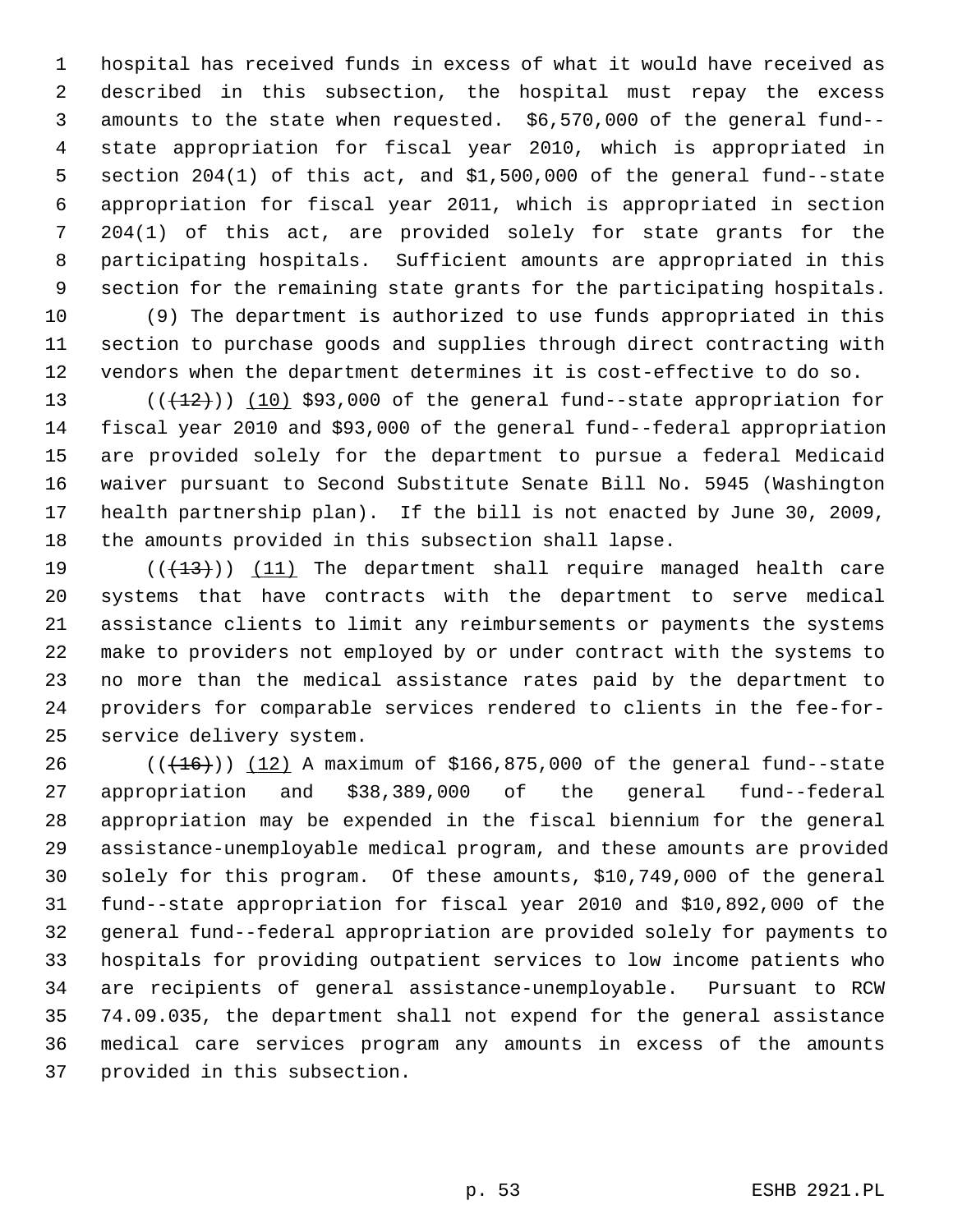hospital has received funds in excess of what it would have received as described in this subsection, the hospital must repay the excess amounts to the state when requested. $6,570,000 of the general fund--state appropriation for fiscal year 2010, which is appropriated in section 204(1) of this act, and $1,500,000 of the general fund--state appropriation for fiscal year 2011, which is appropriated in section 204(1) of this act, are provided solely for state grants for the participating hospitals. Sufficient amounts are appropriated in this section for the remaining state grants for the participating hospitals.

(9) The department is authorized to use funds appropriated in this section to purchase goods and supplies through direct contracting with vendors when the department determines it is cost-effective to do so.

((~~(12)~~)) (10) $93,000 of the general fund--state appropriation for fiscal year 2010 and $93,000 of the general fund--federal appropriation are provided solely for the department to pursue a federal Medicaid waiver pursuant to Second Substitute Senate Bill No. 5945 (Washington health partnership plan). If the bill is not enacted by June 30, 2009, the amounts provided in this subsection shall lapse.

((~~(13)~~)) (11) The department shall require managed health care systems that have contracts with the department to serve medical assistance clients to limit any reimbursements or payments the systems make to providers not employed by or under contract with the systems to no more than the medical assistance rates paid by the department to providers for comparable services rendered to clients in the fee-for-service delivery system.

((~~(16)~~)) (12) A maximum of $166,875,000 of the general fund--state appropriation and $38,389,000 of the general fund--federal appropriation may be expended in the fiscal biennium for the general assistance-unemployable medical program, and these amounts are provided solely for this program. Of these amounts, $10,749,000 of the general fund--state appropriation for fiscal year 2010 and $10,892,000 of the general fund--federal appropriation are provided solely for payments to hospitals for providing outpatient services to low income patients who are recipients of general assistance-unemployable. Pursuant to RCW 74.09.035, the department shall not expend for the general assistance medical care services program any amounts in excess of the amounts provided in this subsection.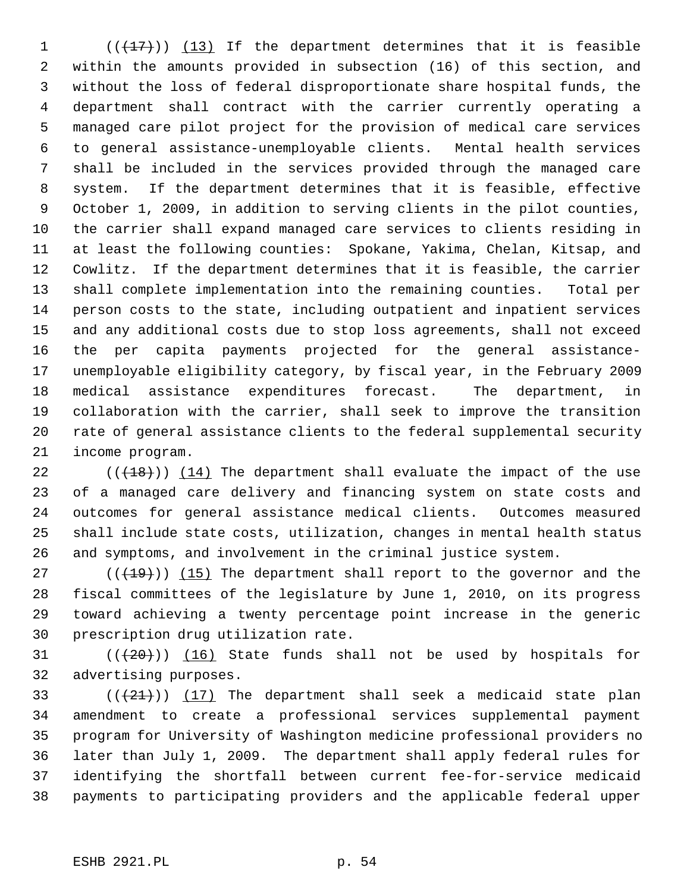((~~(17)~~)) (13) If the department determines that it is feasible within the amounts provided in subsection (16) of this section, and without the loss of federal disproportionate share hospital funds, the department shall contract with the carrier currently operating a managed care pilot project for the provision of medical care services to general assistance-unemployable clients. Mental health services shall be included in the services provided through the managed care system. If the department determines that it is feasible, effective October 1, 2009, in addition to serving clients in the pilot counties, the carrier shall expand managed care services to clients residing in at least the following counties: Spokane, Yakima, Chelan, Kitsap, and Cowlitz. If the department determines that it is feasible, the carrier shall complete implementation into the remaining counties. Total per person costs to the state, including outpatient and inpatient services and any additional costs due to stop loss agreements, shall not exceed the per capita payments projected for the general assistance-unemployable eligibility category, by fiscal year, in the February 2009 medical assistance expenditures forecast. The department, in collaboration with the carrier, shall seek to improve the transition rate of general assistance clients to the federal supplemental security income program.

((~~(18)~~)) (14) The department shall evaluate the impact of the use of a managed care delivery and financing system on state costs and outcomes for general assistance medical clients. Outcomes measured shall include state costs, utilization, changes in mental health status and symptoms, and involvement in the criminal justice system.

((~~(19)~~)) (15) The department shall report to the governor and the fiscal committees of the legislature by June 1, 2010, on its progress toward achieving a twenty percentage point increase in the generic prescription drug utilization rate.

((~~(20)~~)) (16) State funds shall not be used by hospitals for advertising purposes.

((~~(21)~~)) (17) The department shall seek a medicaid state plan amendment to create a professional services supplemental payment program for University of Washington medicine professional providers no later than July 1, 2009. The department shall apply federal rules for identifying the shortfall between current fee-for-service medicaid payments to participating providers and the applicable federal upper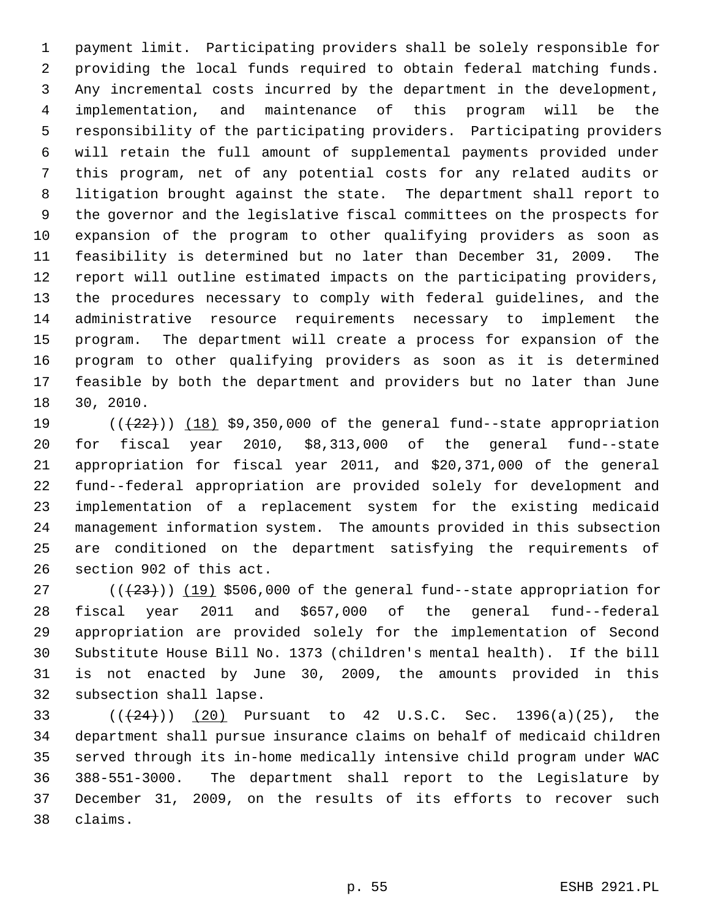payment limit. Participating providers shall be solely responsible for providing the local funds required to obtain federal matching funds. Any incremental costs incurred by the department in the development, implementation, and maintenance of this program will be the responsibility of the participating providers. Participating providers will retain the full amount of supplemental payments provided under this program, net of any potential costs for any related audits or litigation brought against the state. The department shall report to the governor and the legislative fiscal committees on the prospects for expansion of the program to other qualifying providers as soon as feasibility is determined but no later than December 31, 2009. The report will outline estimated impacts on the participating providers, the procedures necessary to comply with federal guidelines, and the administrative resource requirements necessary to implement the program. The department will create a process for expansion of the program to other qualifying providers as soon as it is determined feasible by both the department and providers but no later than June 30, 2010.

((~~(22)~~)) (18) $9,350,000 of the general fund--state appropriation for fiscal year 2010, $8,313,000 of the general fund--state appropriation for fiscal year 2011, and $20,371,000 of the general fund--federal appropriation are provided solely for development and implementation of a replacement system for the existing medicaid management information system. The amounts provided in this subsection are conditioned on the department satisfying the requirements of section 902 of this act.

((~~(23)~~)) (19) $506,000 of the general fund--state appropriation for fiscal year 2011 and $657,000 of the general fund--federal appropriation are provided solely for the implementation of Second Substitute House Bill No. 1373 (children's mental health). If the bill is not enacted by June 30, 2009, the amounts provided in this subsection shall lapse.

((~~(24)~~)) (20) Pursuant to 42 U.S.C. Sec. 1396(a)(25), the department shall pursue insurance claims on behalf of medicaid children served through its in-home medically intensive child program under WAC 388-551-3000. The department shall report to the Legislature by December 31, 2009, on the results of its efforts to recover such claims.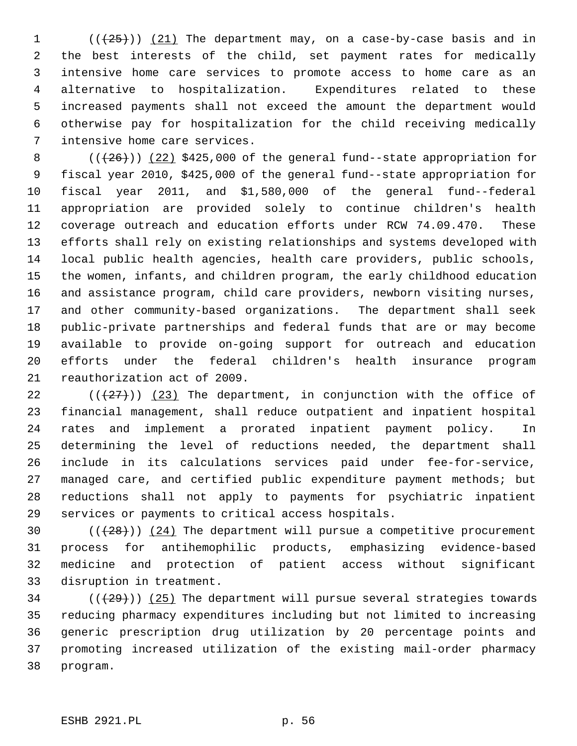((~~(25)~~)) (21) The department may, on a case-by-case basis and in the best interests of the child, set payment rates for medically intensive home care services to promote access to home care as an alternative to hospitalization. Expenditures related to these increased payments shall not exceed the amount the department would otherwise pay for hospitalization for the child receiving medically intensive home care services.

((~~(26)~~)) (22) $425,000 of the general fund--state appropriation for fiscal year 2010, $425,000 of the general fund--state appropriation for fiscal year 2011, and $1,580,000 of the general fund--federal appropriation are provided solely to continue children's health coverage outreach and education efforts under RCW 74.09.470. These efforts shall rely on existing relationships and systems developed with local public health agencies, health care providers, public schools, the women, infants, and children program, the early childhood education and assistance program, child care providers, newborn visiting nurses, and other community-based organizations. The department shall seek public-private partnerships and federal funds that are or may become available to provide on-going support for outreach and education efforts under the federal children's health insurance program reauthorization act of 2009.

((~~(27)~~)) (23) The department, in conjunction with the office of financial management, shall reduce outpatient and inpatient hospital rates and implement a prorated inpatient payment policy. In determining the level of reductions needed, the department shall include in its calculations services paid under fee-for-service, managed care, and certified public expenditure payment methods; but reductions shall not apply to payments for psychiatric inpatient services or payments to critical access hospitals.

((~~(28)~~)) (24) The department will pursue a competitive procurement process for antihemophilic products, emphasizing evidence-based medicine and protection of patient access without significant disruption in treatment.

((~~(29)~~)) (25) The department will pursue several strategies towards reducing pharmacy expenditures including but not limited to increasing generic prescription drug utilization by 20 percentage points and promoting increased utilization of the existing mail-order pharmacy program.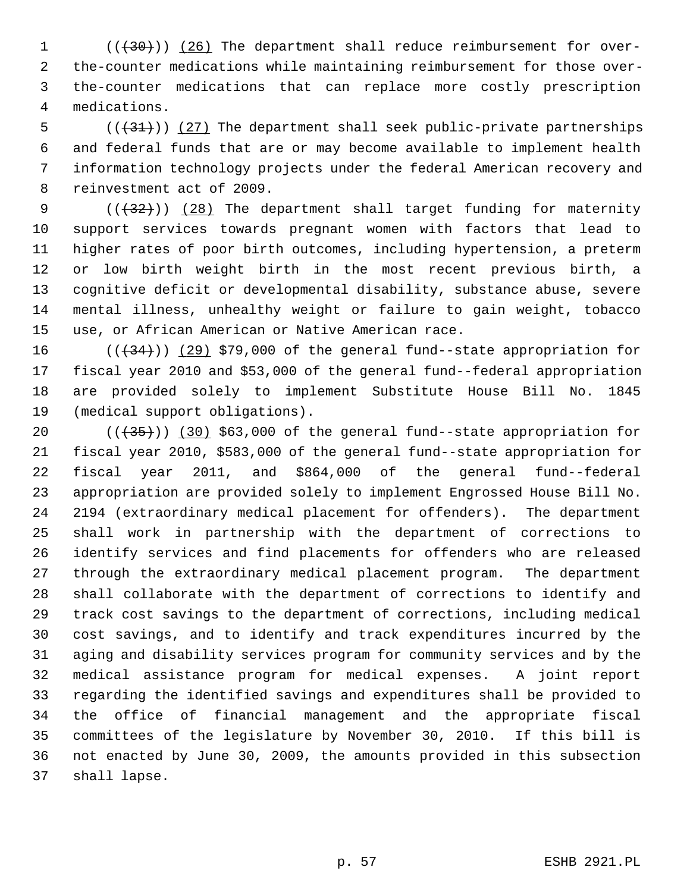(((30))) (26) The department shall reduce reimbursement for over-the-counter medications while maintaining reimbursement for those over-the-counter medications that can replace more costly prescription medications.

(((31))) (27) The department shall seek public-private partnerships and federal funds that are or may become available to implement health information technology projects under the federal American recovery and reinvestment act of 2009.

(((32))) (28) The department shall target funding for maternity support services towards pregnant women with factors that lead to higher rates of poor birth outcomes, including hypertension, a preterm or low birth weight birth in the most recent previous birth, a cognitive deficit or developmental disability, substance abuse, severe mental illness, unhealthy weight or failure to gain weight, tobacco use, or African American or Native American race.

(((34))) (29) $79,000 of the general fund--state appropriation for fiscal year 2010 and $53,000 of the general fund--federal appropriation are provided solely to implement Substitute House Bill No. 1845 (medical support obligations).

(((35))) (30) $63,000 of the general fund--state appropriation for fiscal year 2010, $583,000 of the general fund--state appropriation for fiscal year 2011, and $864,000 of the general fund--federal appropriation are provided solely to implement Engrossed House Bill No. 2194 (extraordinary medical placement for offenders). The department shall work in partnership with the department of corrections to identify services and find placements for offenders who are released through the extraordinary medical placement program. The department shall collaborate with the department of corrections to identify and track cost savings to the department of corrections, including medical cost savings, and to identify and track expenditures incurred by the aging and disability services program for community services and by the medical assistance program for medical expenses. A joint report regarding the identified savings and expenditures shall be provided to the office of financial management and the appropriate fiscal committees of the legislature by November 30, 2010. If this bill is not enacted by June 30, 2009, the amounts provided in this subsection shall lapse.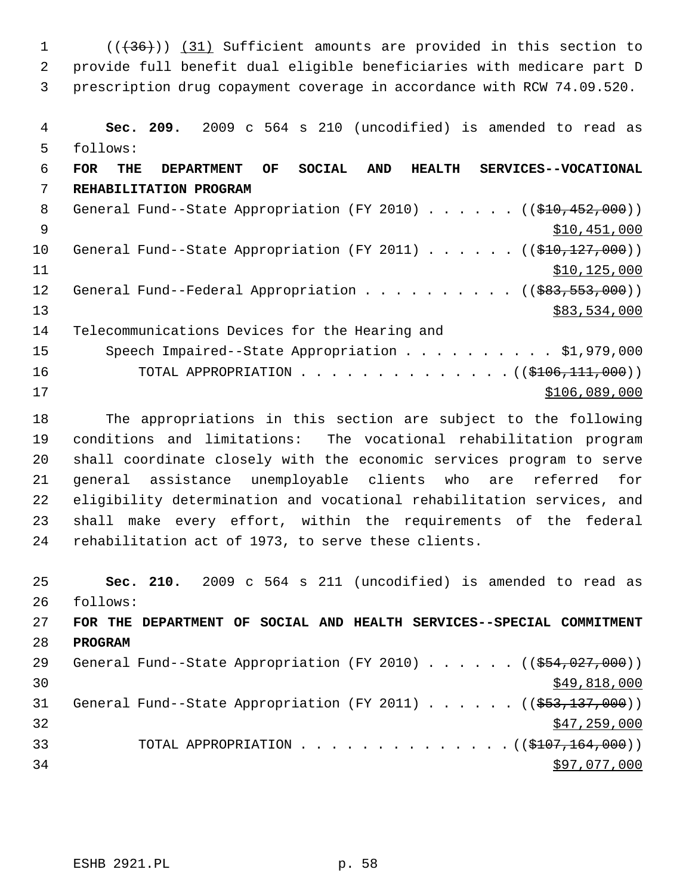(((36))) (31) Sufficient amounts are provided in this section to provide full benefit dual eligible beneficiaries with medicare part D prescription drug copayment coverage in accordance with RCW 74.09.520.

**Sec. 209.** 2009 c 564 s 210 (uncodified) is amended to read as follows:

**FOR THE DEPARTMENT OF SOCIAL AND HEALTH SERVICES--VOCATIONAL REHABILITATION PROGRAM**

General Fund--State Appropriation (FY 2010) . . . . . . (($10,452,000)) $10,451,000

General Fund--State Appropriation (FY 2011) . . . . . . (($10,127,000)) $10,125,000

General Fund--Federal Appropriation . . . . . . . . . . (($83,553,000)) $83,534,000

Telecommunications Devices for the Hearing and Speech Impaired--State Appropriation . . . . . . . . . . $1,979,000

TOTAL APPROPRIATION . . . . . . . . . . . . . . (($106,111,000)) $106,089,000

The appropriations in this section are subject to the following conditions and limitations: The vocational rehabilitation program shall coordinate closely with the economic services program to serve general assistance unemployable clients who are referred for eligibility determination and vocational rehabilitation services, and shall make every effort, within the requirements of the federal rehabilitation act of 1973, to serve these clients.

**Sec. 210.** 2009 c 564 s 211 (uncodified) is amended to read as follows:

**FOR THE DEPARTMENT OF SOCIAL AND HEALTH SERVICES--SPECIAL COMMITMENT PROGRAM**

General Fund--State Appropriation (FY 2010) . . . . . . (($54,027,000)) $49,818,000

General Fund--State Appropriation (FY 2011) . . . . . . (($53,137,000)) $47,259,000

TOTAL APPROPRIATION . . . . . . . . . . . . . . (($107,164,000)) $97,077,000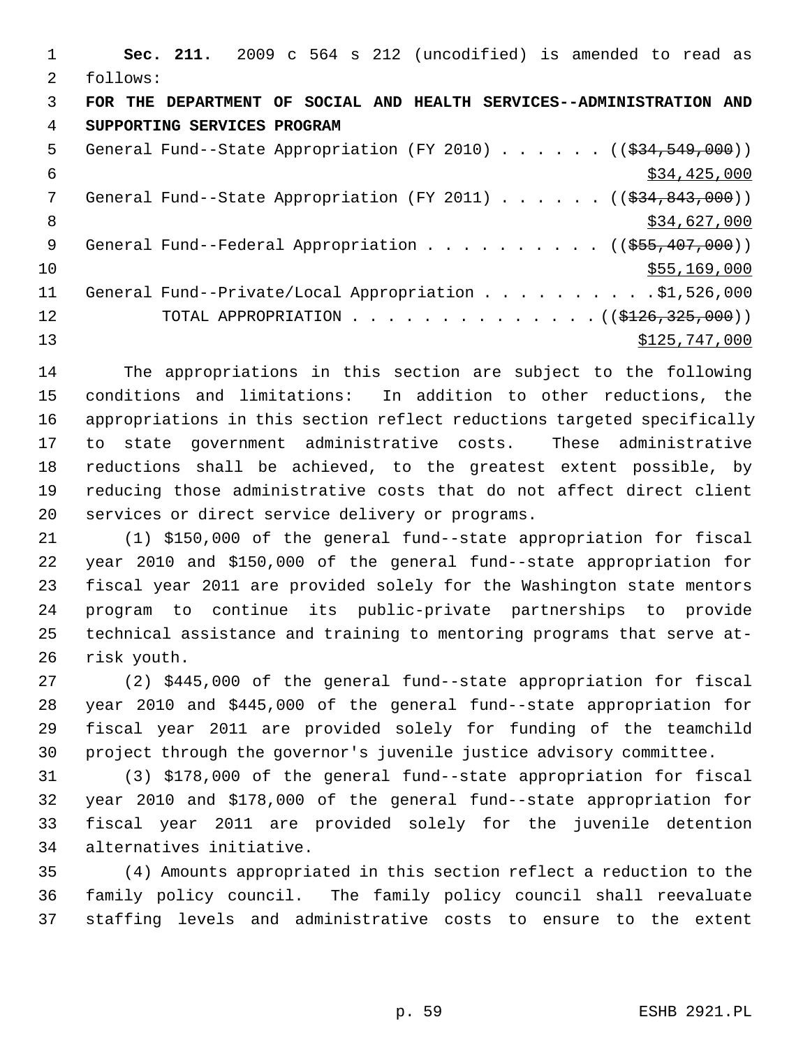**Sec. 211.** 2009 c 564 s 212 (uncodified) is amended to read as follows:

**FOR THE DEPARTMENT OF SOCIAL AND HEALTH SERVICES--ADMINISTRATION AND SUPPORTING SERVICES PROGRAM**

General Fund--State Appropriation (FY 2010) . . . . . . (($34,549,000)) $34,425,000

General Fund--State Appropriation (FY 2011) . . . . . . (($34,843,000)) $34,627,000

General Fund--Federal Appropriation . . . . . . . . . . (($55,407,000)) $55,169,000

General Fund--Private/Local Appropriation . . . . . . . . . .$1,526,000

TOTAL APPROPRIATION . . . . . . . . . . . . . . (($126,325,000)) $125,747,000

The appropriations in this section are subject to the following conditions and limitations: In addition to other reductions, the appropriations in this section reflect reductions targeted specifically to state government administrative costs. These administrative reductions shall be achieved, to the greatest extent possible, by reducing those administrative costs that do not affect direct client services or direct service delivery or programs.

(1) $150,000 of the general fund--state appropriation for fiscal year 2010 and $150,000 of the general fund--state appropriation for fiscal year 2011 are provided solely for the Washington state mentors program to continue its public-private partnerships to provide technical assistance and training to mentoring programs that serve at-risk youth.

(2) $445,000 of the general fund--state appropriation for fiscal year 2010 and $445,000 of the general fund--state appropriation for fiscal year 2011 are provided solely for funding of the teamchild project through the governor's juvenile justice advisory committee.

(3) $178,000 of the general fund--state appropriation for fiscal year 2010 and $178,000 of the general fund--state appropriation for fiscal year 2011 are provided solely for the juvenile detention alternatives initiative.

(4) Amounts appropriated in this section reflect a reduction to the family policy council. The family policy council shall reevaluate staffing levels and administrative costs to ensure to the extent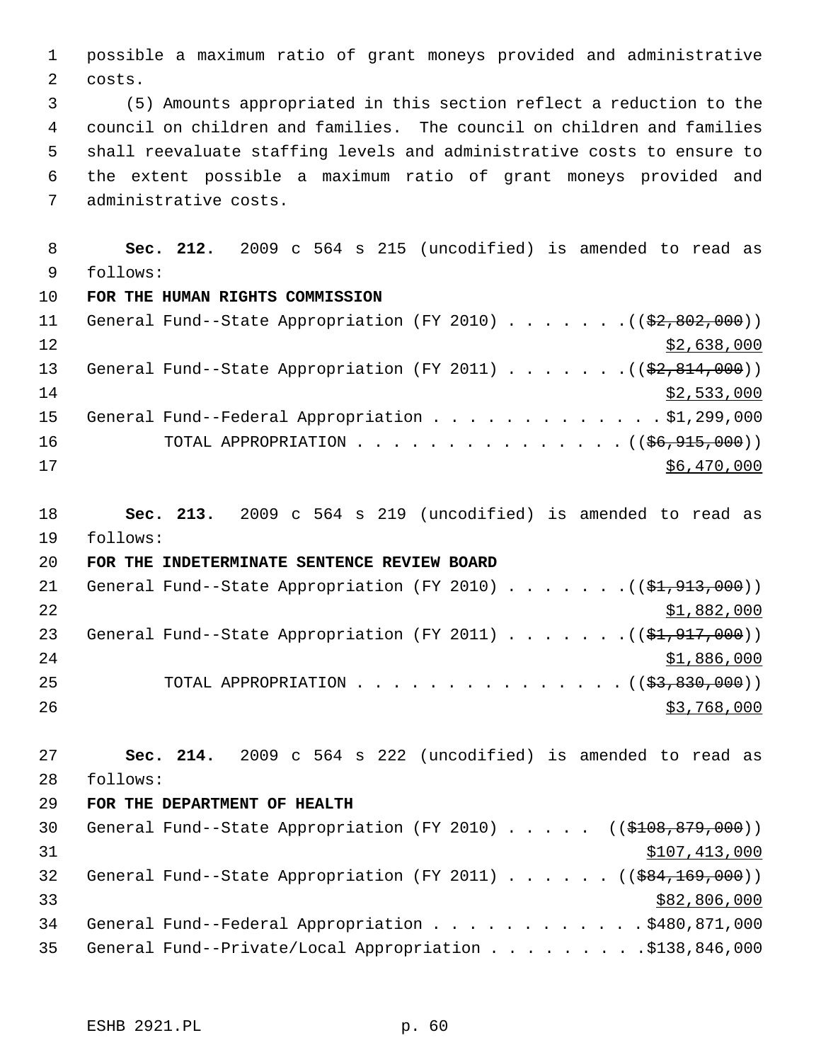possible a maximum ratio of grant moneys provided and administrative costs.

(5) Amounts appropriated in this section reflect a reduction to the council on children and families. The council on children and families shall reevaluate staffing levels and administrative costs to ensure to the extent possible a maximum ratio of grant moneys provided and administrative costs.

**Sec. 212.** 2009 c 564 s 215 (uncodified) is amended to read as follows:

**FOR THE HUMAN RIGHTS COMMISSION**

General Fund--State Appropriation (FY 2010) . . . . . . . ((~~$2,802,000~~))
<u>$2,638,000</u>

General Fund--State Appropriation (FY 2011) . . . . . . . ((~~$2,814,000~~))
<u>$2,533,000</u>

General Fund--Federal Appropriation . . . . . . . . . . . . . $1,299,000

TOTAL APPROPRIATION . . . . . . . . . . . . . . . ((~~$6,915,000~~))
<u>$6,470,000</u>

**Sec. 213.** 2009 c 564 s 219 (uncodified) is amended to read as follows:

**FOR THE INDETERMINATE SENTENCE REVIEW BOARD**

General Fund--State Appropriation (FY 2010) . . . . . . . ((~~$1,913,000~~))
<u>$1,882,000</u>

General Fund--State Appropriation (FY 2011) . . . . . . . ((~~$1,917,000~~))
<u>$1,886,000</u>

TOTAL APPROPRIATION . . . . . . . . . . . . . . . ((~~$3,830,000~~))
<u>$3,768,000</u>

**Sec. 214.** 2009 c 564 s 222 (uncodified) is amended to read as follows:

**FOR THE DEPARTMENT OF HEALTH**

General Fund--State Appropriation (FY 2010) . . . . . ((~~$108,879,000~~))
<u>$107,413,000</u>

General Fund--State Appropriation (FY 2011) . . . . . . ((~~$84,169,000~~))
<u>$82,806,000</u>

General Fund--Federal Appropriation . . . . . . . . . . . . $480,871,000

General Fund--Private/Local Appropriation . . . . . . . . . $138,846,000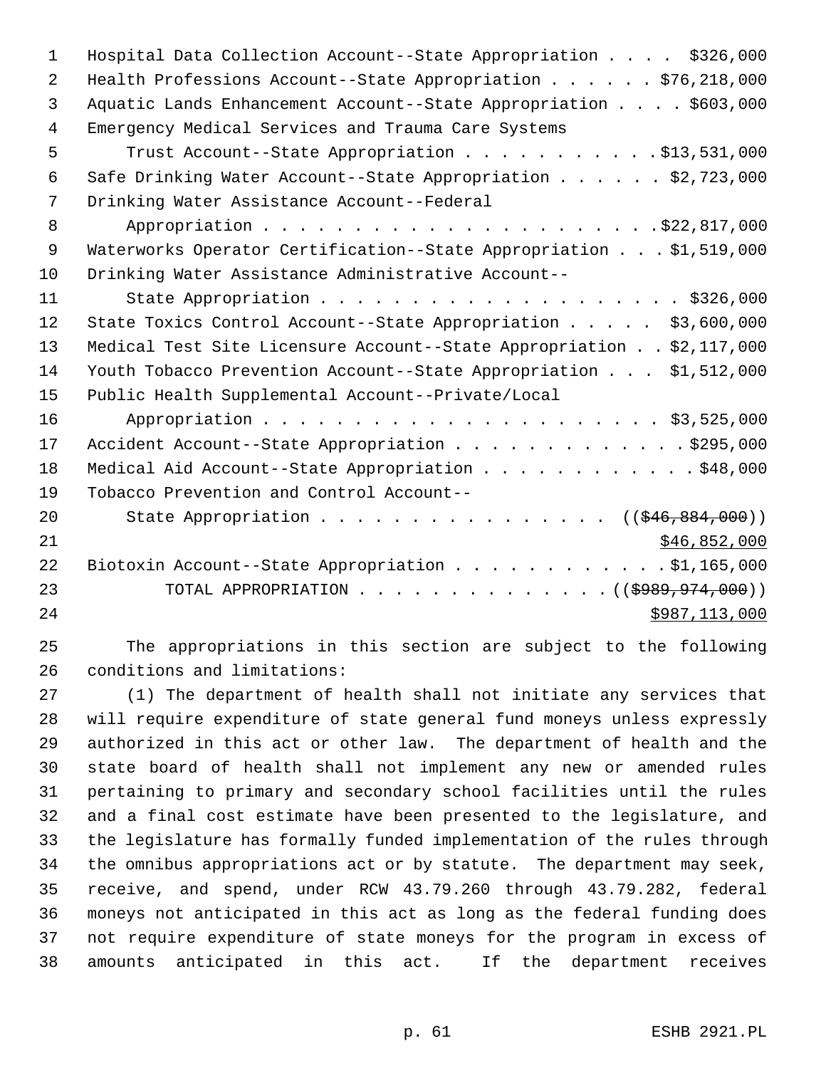Hospital Data Collection Account--State Appropriation . . . . $326,000
Health Professions Account--State Appropriation . . . . . . $76,218,000
Aquatic Lands Enhancement Account--State Appropriation . . . . $603,000
Emergency Medical Services and Trauma Care Systems
Trust Account--State Appropriation . . . . . . . . . . . $13,531,000
Safe Drinking Water Account--State Appropriation . . . . . . $2,723,000
Drinking Water Assistance Account--Federal
Appropriation . . . . . . . . . . . . . . . . . . . . . . $22,817,000
Waterworks Operator Certification--State Appropriation . . . $1,519,000
Drinking Water Assistance Administrative Account--
State Appropriation . . . . . . . . . . . . . . . . . . . . $326,000
State Toxics Control Account--State Appropriation . . . . . $3,600,000
Medical Test Site Licensure Account--State Appropriation . . $2,117,000
Youth Tobacco Prevention Account--State Appropriation . . . $1,512,000
Public Health Supplemental Account--Private/Local
Appropriation . . . . . . . . . . . . . . . . . . . . . . $3,525,000
Accident Account--State Appropriation . . . . . . . . . . . . . $295,000
Medical Aid Account--State Appropriation . . . . . . . . . . . . $48,000
Tobacco Prevention and Control Account--
State Appropriation . . . . . . . . . . . . . . . . (($46,884,000))
$46,852,000
Biotoxin Account--State Appropriation . . . . . . . . . . . . $1,165,000
TOTAL APPROPRIATION . . . . . . . . . . . . . . (($989,974,000))
$987,113,000

The appropriations in this section are subject to the following conditions and limitations:

(1) The department of health shall not initiate any services that will require expenditure of state general fund moneys unless expressly authorized in this act or other law. The department of health and the state board of health shall not implement any new or amended rules pertaining to primary and secondary school facilities until the rules and a final cost estimate have been presented to the legislature, and the legislature has formally funded implementation of the rules through the omnibus appropriations act or by statute. The department may seek, receive, and spend, under RCW 43.79.260 through 43.79.282, federal moneys not anticipated in this act as long as the federal funding does not require expenditure of state moneys for the program in excess of amounts anticipated in this act. If the department receives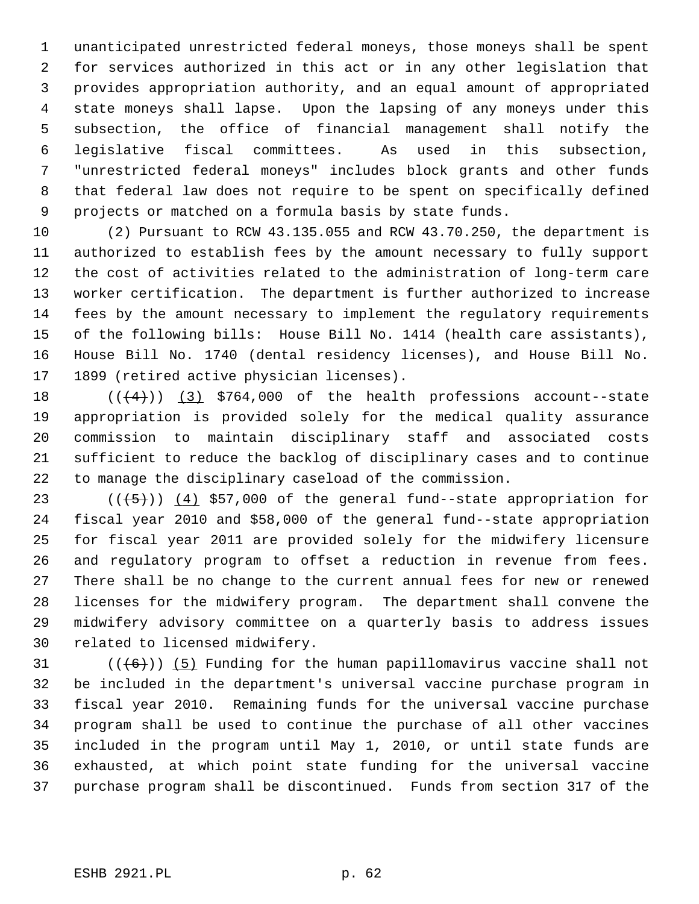unanticipated unrestricted federal moneys, those moneys shall be spent for services authorized in this act or in any other legislation that provides appropriation authority, and an equal amount of appropriated state moneys shall lapse. Upon the lapsing of any moneys under this subsection, the office of financial management shall notify the legislative fiscal committees. As used in this subsection, "unrestricted federal moneys" includes block grants and other funds that federal law does not require to be spent on specifically defined projects or matched on a formula basis by state funds.

(2) Pursuant to RCW 43.135.055 and RCW 43.70.250, the department is authorized to establish fees by the amount necessary to fully support the cost of activities related to the administration of long-term care worker certification. The department is further authorized to increase fees by the amount necessary to implement the regulatory requirements of the following bills: House Bill No. 1414 (health care assistants), House Bill No. 1740 (dental residency licenses), and House Bill No. 1899 (retired active physician licenses).

~~((4))~~ (3) $764,000 of the health professions account--state appropriation is provided solely for the medical quality assurance commission to maintain disciplinary staff and associated costs sufficient to reduce the backlog of disciplinary cases and to continue to manage the disciplinary caseload of the commission.

~~((5))~~ (4) $57,000 of the general fund--state appropriation for fiscal year 2010 and $58,000 of the general fund--state appropriation for fiscal year 2011 are provided solely for the midwifery licensure and regulatory program to offset a reduction in revenue from fees. There shall be no change to the current annual fees for new or renewed licenses for the midwifery program. The department shall convene the midwifery advisory committee on a quarterly basis to address issues related to licensed midwifery.

~~((6))~~ (5) Funding for the human papillomavirus vaccine shall not be included in the department's universal vaccine purchase program in fiscal year 2010. Remaining funds for the universal vaccine purchase program shall be used to continue the purchase of all other vaccines included in the program until May 1, 2010, or until state funds are exhausted, at which point state funding for the universal vaccine purchase program shall be discontinued. Funds from section 317 of the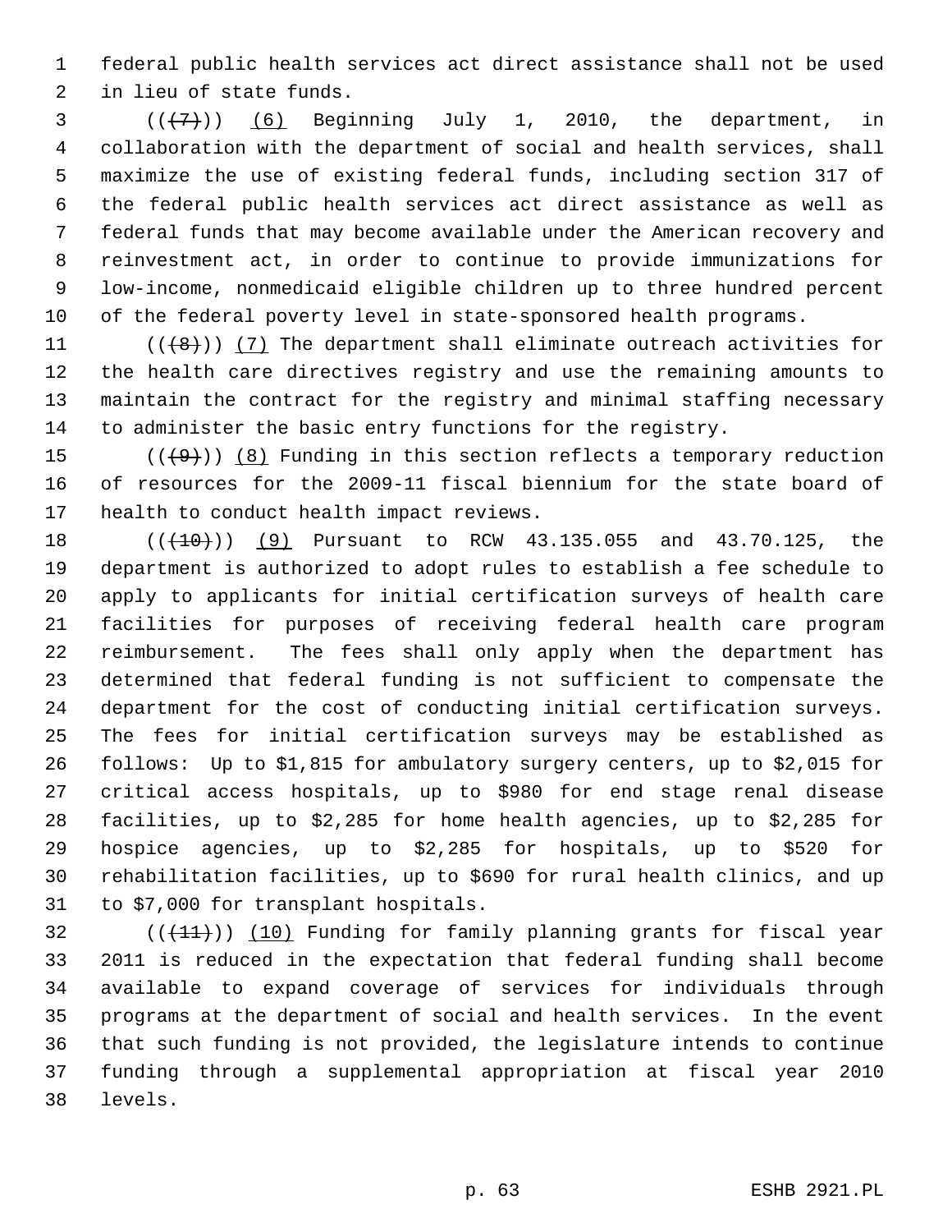federal public health services act direct assistance shall not be used in lieu of state funds.

(((7))) (6) Beginning July 1, 2010, the department, in collaboration with the department of social and health services, shall maximize the use of existing federal funds, including section 317 of the federal public health services act direct assistance as well as federal funds that may become available under the American recovery and reinvestment act, in order to continue to provide immunizations for low-income, nonmedicaid eligible children up to three hundred percent of the federal poverty level in state-sponsored health programs.

(((8))) (7) The department shall eliminate outreach activities for the health care directives registry and use the remaining amounts to maintain the contract for the registry and minimal staffing necessary to administer the basic entry functions for the registry.

(((9))) (8) Funding in this section reflects a temporary reduction of resources for the 2009-11 fiscal biennium for the state board of health to conduct health impact reviews.

(((10))) (9) Pursuant to RCW 43.135.055 and 43.70.125, the department is authorized to adopt rules to establish a fee schedule to apply to applicants for initial certification surveys of health care facilities for purposes of receiving federal health care program reimbursement. The fees shall only apply when the department has determined that federal funding is not sufficient to compensate the department for the cost of conducting initial certification surveys. The fees for initial certification surveys may be established as follows: Up to $1,815 for ambulatory surgery centers, up to $2,015 for critical access hospitals, up to $980 for end stage renal disease facilities, up to $2,285 for home health agencies, up to $2,285 for hospice agencies, up to $2,285 for hospitals, up to $520 for rehabilitation facilities, up to $690 for rural health clinics, and up to $7,000 for transplant hospitals.

(((11))) (10) Funding for family planning grants for fiscal year 2011 is reduced in the expectation that federal funding shall become available to expand coverage of services for individuals through programs at the department of social and health services. In the event that such funding is not provided, the legislature intends to continue funding through a supplemental appropriation at fiscal year 2010 levels.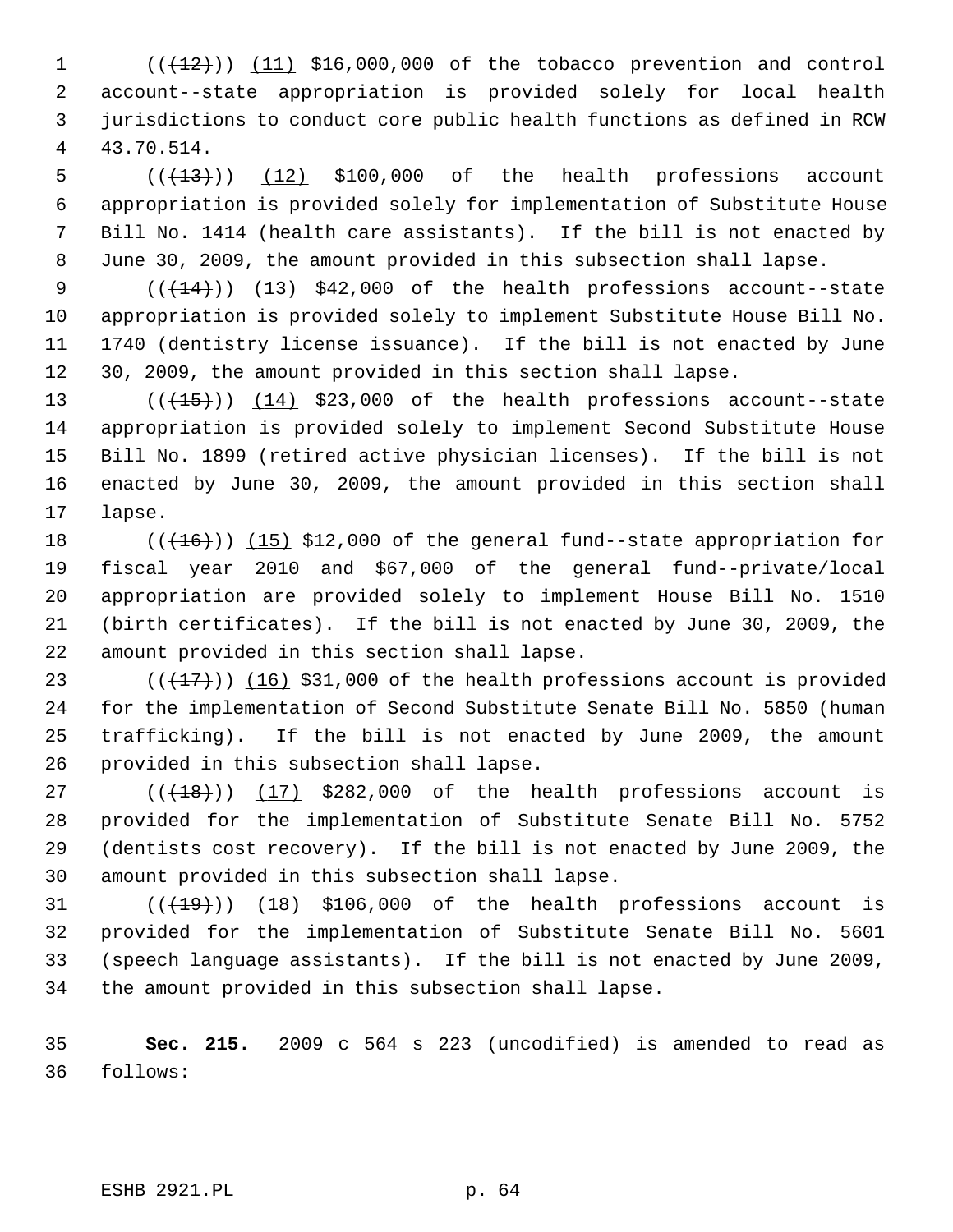((~~(12)~~)) <u>(11)</u> $16,000,000 of the tobacco prevention and control account--state appropriation is provided solely for local health jurisdictions to conduct core public health functions as defined in RCW 43.70.514.

((~~(13)~~)) <u>(12)</u> $100,000 of the health professions account appropriation is provided solely for implementation of Substitute House Bill No. 1414 (health care assistants). If the bill is not enacted by June 30, 2009, the amount provided in this subsection shall lapse.

((~~(14)~~)) <u>(13)</u> $42,000 of the health professions account--state appropriation is provided solely to implement Substitute House Bill No. 1740 (dentistry license issuance). If the bill is not enacted by June 30, 2009, the amount provided in this section shall lapse.

((~~(15)~~)) <u>(14)</u> $23,000 of the health professions account--state appropriation is provided solely to implement Second Substitute House Bill No. 1899 (retired active physician licenses). If the bill is not enacted by June 30, 2009, the amount provided in this section shall lapse.

((~~(16)~~)) <u>(15)</u> $12,000 of the general fund--state appropriation for fiscal year 2010 and $67,000 of the general fund--private/local appropriation are provided solely to implement House Bill No. 1510 (birth certificates). If the bill is not enacted by June 30, 2009, the amount provided in this section shall lapse.

((~~(17)~~)) <u>(16)</u> $31,000 of the health professions account is provided for the implementation of Second Substitute Senate Bill No. 5850 (human trafficking). If the bill is not enacted by June 2009, the amount provided in this subsection shall lapse.

((~~(18)~~)) <u>(17)</u> $282,000 of the health professions account is provided for the implementation of Substitute Senate Bill No. 5752 (dentists cost recovery). If the bill is not enacted by June 2009, the amount provided in this subsection shall lapse.

((~~(19)~~)) <u>(18)</u> $106,000 of the health professions account is provided for the implementation of Substitute Senate Bill No. 5601 (speech language assistants). If the bill is not enacted by June 2009, the amount provided in this subsection shall lapse.

**Sec. 215.** 2009 c 564 s 223 (uncodified) is amended to read as follows: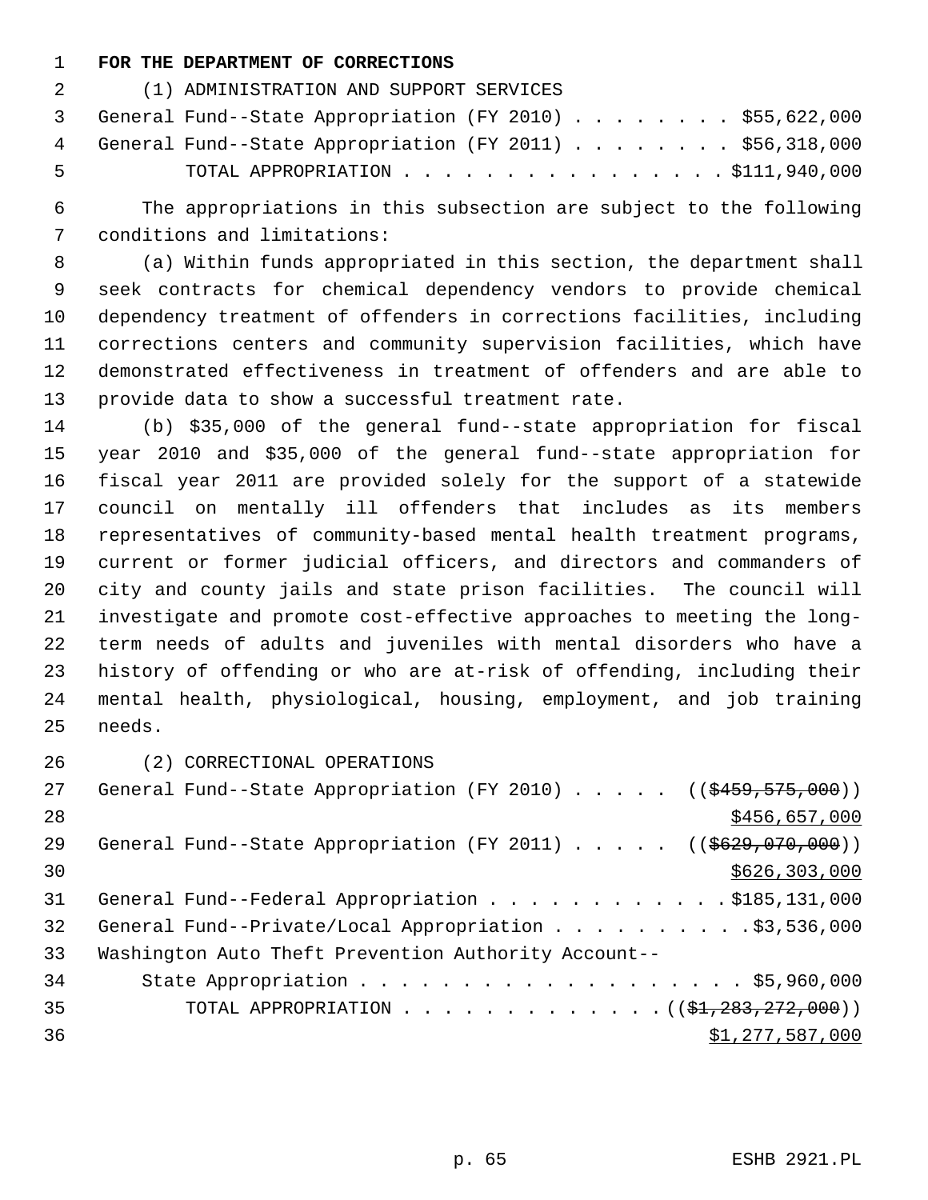**FOR THE DEPARTMENT OF CORRECTIONS**

(1) ADMINISTRATION AND SUPPORT SERVICES

General Fund--State Appropriation (FY 2010) . . . . . . . . $55,622,000
General Fund--State Appropriation (FY 2011) . . . . . . . . $56,318,000
TOTAL APPROPRIATION . . . . . . . . . . . . . . . . $111,940,000

The appropriations in this subsection are subject to the following conditions and limitations:

(a) Within funds appropriated in this section, the department shall seek contracts for chemical dependency vendors to provide chemical dependency treatment of offenders in corrections facilities, including corrections centers and community supervision facilities, which have demonstrated effectiveness in treatment of offenders and are able to provide data to show a successful treatment rate.

(b) $35,000 of the general fund--state appropriation for fiscal year 2010 and $35,000 of the general fund--state appropriation for fiscal year 2011 are provided solely for the support of a statewide council on mentally ill offenders that includes as its members representatives of community-based mental health treatment programs, current or former judicial officers, and directors and commanders of city and county jails and state prison facilities. The council will investigate and promote cost-effective approaches to meeting the long-term needs of adults and juveniles with mental disorders who have a history of offending or who are at-risk of offending, including their mental health, physiological, housing, employment, and job training needs.

(2) CORRECTIONAL OPERATIONS

General Fund--State Appropriation (FY 2010) . . . . . ((~~$459,575,000~~))
<u>$456,657,000</u>
General Fund--State Appropriation (FY 2011) . . . . . ((~~$629,070,000~~))
<u>$626,303,000</u>
General Fund--Federal Appropriation . . . . . . . . . . . . $185,131,000
General Fund--Private/Local Appropriation . . . . . . . . . . $3,536,000
Washington Auto Theft Prevention Authority Account--
State Appropriation . . . . . . . . . . . . . . . . . . . . $5,960,000
TOTAL APPROPRIATION . . . . . . . . . . . . . ((~~$1,283,272,000~~))
<u>$1,277,587,000</u>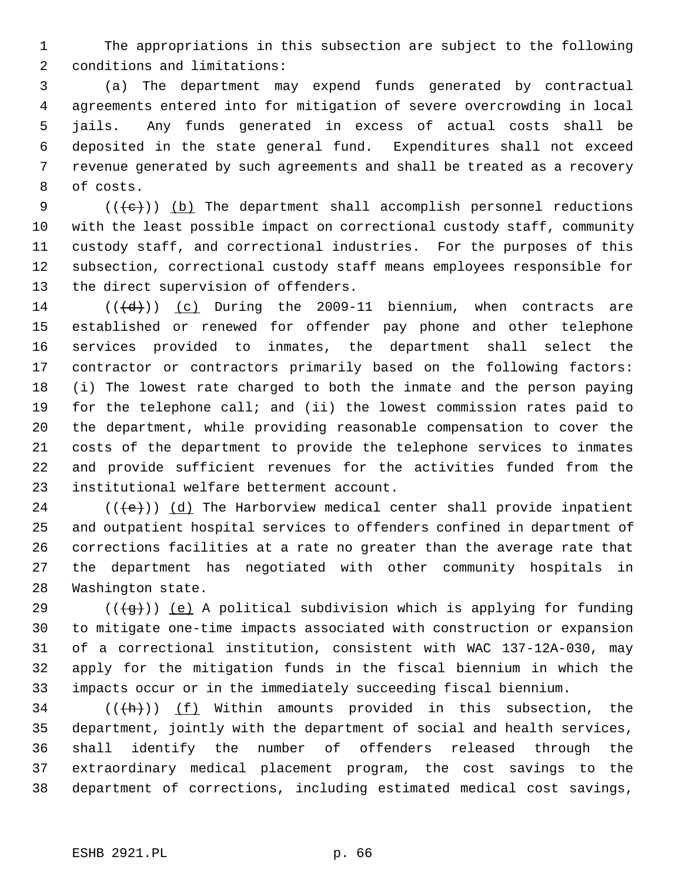The appropriations in this subsection are subject to the following conditions and limitations:

(a) The department may expend funds generated by contractual agreements entered into for mitigation of severe overcrowding in local jails. Any funds generated in excess of actual costs shall be deposited in the state general fund. Expenditures shall not exceed revenue generated by such agreements and shall be treated as a recovery of costs.

(((~~c~~))) (b) The department shall accomplish personnel reductions with the least possible impact on correctional custody staff, community custody staff, and correctional industries. For the purposes of this subsection, correctional custody staff means employees responsible for the direct supervision of offenders.

(((~~d~~))) (c) During the 2009-11 biennium, when contracts are established or renewed for offender pay phone and other telephone services provided to inmates, the department shall select the contractor or contractors primarily based on the following factors: (i) The lowest rate charged to both the inmate and the person paying for the telephone call; and (ii) the lowest commission rates paid to the department, while providing reasonable compensation to cover the costs of the department to provide the telephone services to inmates and provide sufficient revenues for the activities funded from the institutional welfare betterment account.

(((~~e~~))) (d) The Harborview medical center shall provide inpatient and outpatient hospital services to offenders confined in department of corrections facilities at a rate no greater than the average rate that the department has negotiated with other community hospitals in Washington state.

(((~~g~~))) (e) A political subdivision which is applying for funding to mitigate one-time impacts associated with construction or expansion of a correctional institution, consistent with WAC 137-12A-030, may apply for the mitigation funds in the fiscal biennium in which the impacts occur or in the immediately succeeding fiscal biennium.

(((~~h~~))) (f) Within amounts provided in this subsection, the department, jointly with the department of social and health services, shall identify the number of offenders released through the extraordinary medical placement program, the cost savings to the department of corrections, including estimated medical cost savings,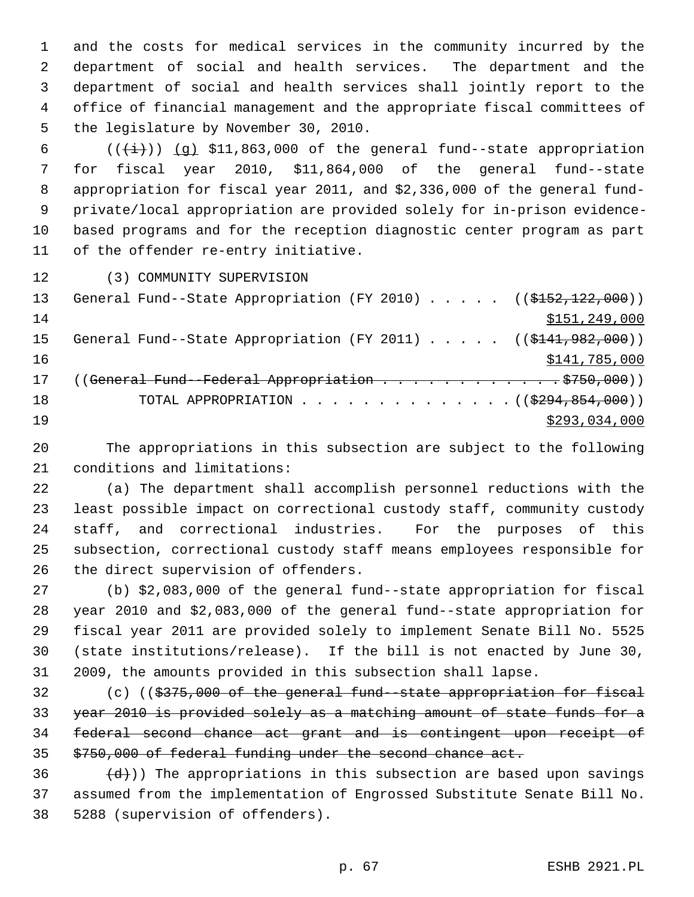and the costs for medical services in the community incurred by the department of social and health services. The department and the department of social and health services shall jointly report to the office of financial management and the appropriate fiscal committees of the legislature by November 30, 2010.

((~~(i)~~)) (g) $11,863,000 of the general fund--state appropriation for fiscal year 2010, $11,864,000 of the general fund--state appropriation for fiscal year 2011, and $2,336,000 of the general fund-private/local appropriation are provided solely for in-prison evidence-based programs and for the reception diagnostic center program as part of the offender re-entry initiative.

(3) COMMUNITY SUPERVISION

General Fund--State Appropriation (FY 2010) . . . . . ((~~$152,122,000~~))
$151,249,000

General Fund--State Appropriation (FY 2011) . . . . . ((~~$141,982,000~~))
$141,785,000

((~~General Fund--Federal Appropriation . . . . . . . . . . . . . $750,000~~))

TOTAL APPROPRIATION . . . . . . . . . . . . . . ((~~$294,854,000~~))
$293,034,000

The appropriations in this subsection are subject to the following conditions and limitations:

(a) The department shall accomplish personnel reductions with the least possible impact on correctional custody staff, community custody staff, and correctional industries. For the purposes of this subsection, correctional custody staff means employees responsible for the direct supervision of offenders.

(b) $2,083,000 of the general fund--state appropriation for fiscal year 2010 and $2,083,000 of the general fund--state appropriation for fiscal year 2011 are provided solely to implement Senate Bill No. 5525 (state institutions/release). If the bill is not enacted by June 30, 2009, the amounts provided in this subsection shall lapse.

(c) ((~~$375,000 of the general fund--state appropriation for fiscal year 2010 is provided solely as a matching amount of state funds for a federal second chance act grant and is contingent upon receipt of $750,000 of federal funding under the second chance act.~~

~~(d)~~)) The appropriations in this subsection are based upon savings assumed from the implementation of Engrossed Substitute Senate Bill No. 5288 (supervision of offenders).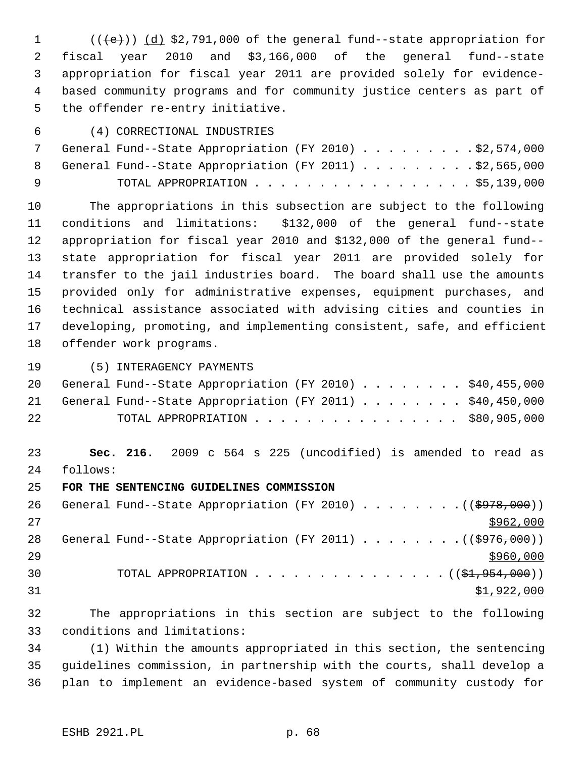(((e))) (d) $2,791,000 of the general fund--state appropriation for fiscal year 2010 and $3,166,000 of the general fund--state appropriation for fiscal year 2011 are provided solely for evidence-based community programs and for community justice centers as part of the offender re-entry initiative.

(4) CORRECTIONAL INDUSTRIES

General Fund--State Appropriation (FY 2010) . . . . . . . . . $2,574,000
General Fund--State Appropriation (FY 2011) . . . . . . . . . $2,565,000
TOTAL APPROPRIATION . . . . . . . . . . . . . . . . . $5,139,000

The appropriations in this subsection are subject to the following conditions and limitations: $132,000 of the general fund--state appropriation for fiscal year 2010 and $132,000 of the general fund--state appropriation for fiscal year 2011 are provided solely for transfer to the jail industries board. The board shall use the amounts provided only for administrative expenses, equipment purchases, and technical assistance associated with advising cities and counties in developing, promoting, and implementing consistent, safe, and efficient offender work programs.

(5) INTERAGENCY PAYMENTS

General Fund--State Appropriation (FY 2010) . . . . . . . . $40,455,000
General Fund--State Appropriation (FY 2011) . . . . . . . . $40,450,000
TOTAL APPROPRIATION . . . . . . . . . . . . . . . . $80,905,000

**Sec. 216.** 2009 c 564 s 225 (uncodified) is amended to read as follows:

**FOR THE SENTENCING GUIDELINES COMMISSION**

General Fund--State Appropriation (FY 2010) . . . . . . . . (($978,000))
$962,000
General Fund--State Appropriation (FY 2011) . . . . . . . . (($976,000))
$960,000
TOTAL APPROPRIATION . . . . . . . . . . . . . . . (($1,954,000))
$1,922,000

The appropriations in this section are subject to the following conditions and limitations:

(1) Within the amounts appropriated in this section, the sentencing guidelines commission, in partnership with the courts, shall develop a plan to implement an evidence-based system of community custody for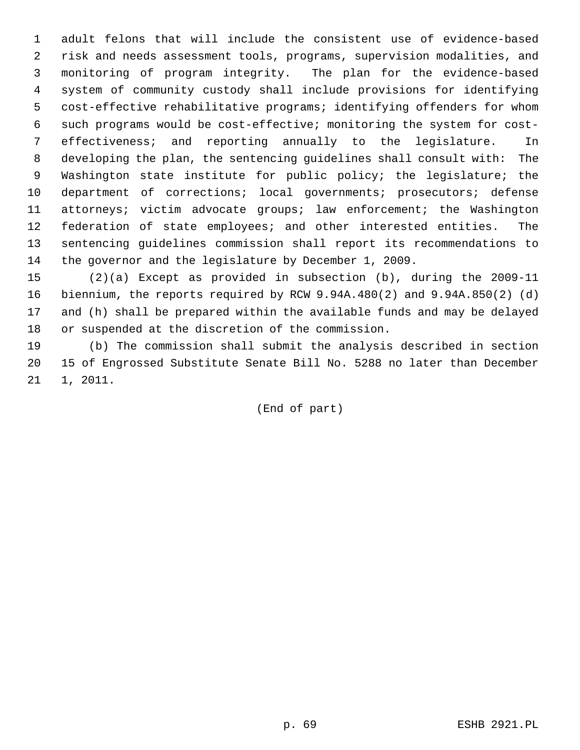adult felons that will include the consistent use of evidence-based risk and needs assessment tools, programs, supervision modalities, and monitoring of program integrity. The plan for the evidence-based system of community custody shall include provisions for identifying cost-effective rehabilitative programs; identifying offenders for whom such programs would be cost-effective; monitoring the system for cost-effectiveness; and reporting annually to the legislature. In developing the plan, the sentencing guidelines shall consult with: The Washington state institute for public policy; the legislature; the department of corrections; local governments; prosecutors; defense attorneys; victim advocate groups; law enforcement; the Washington federation of state employees; and other interested entities. The sentencing guidelines commission shall report its recommendations to the governor and the legislature by December 1, 2009.

(2)(a) Except as provided in subsection (b), during the 2009-11 biennium, the reports required by RCW 9.94A.480(2) and 9.94A.850(2) (d) and (h) shall be prepared within the available funds and may be delayed or suspended at the discretion of the commission.

(b) The commission shall submit the analysis described in section 15 of Engrossed Substitute Senate Bill No. 5288 no later than December 1, 2011.

(End of part)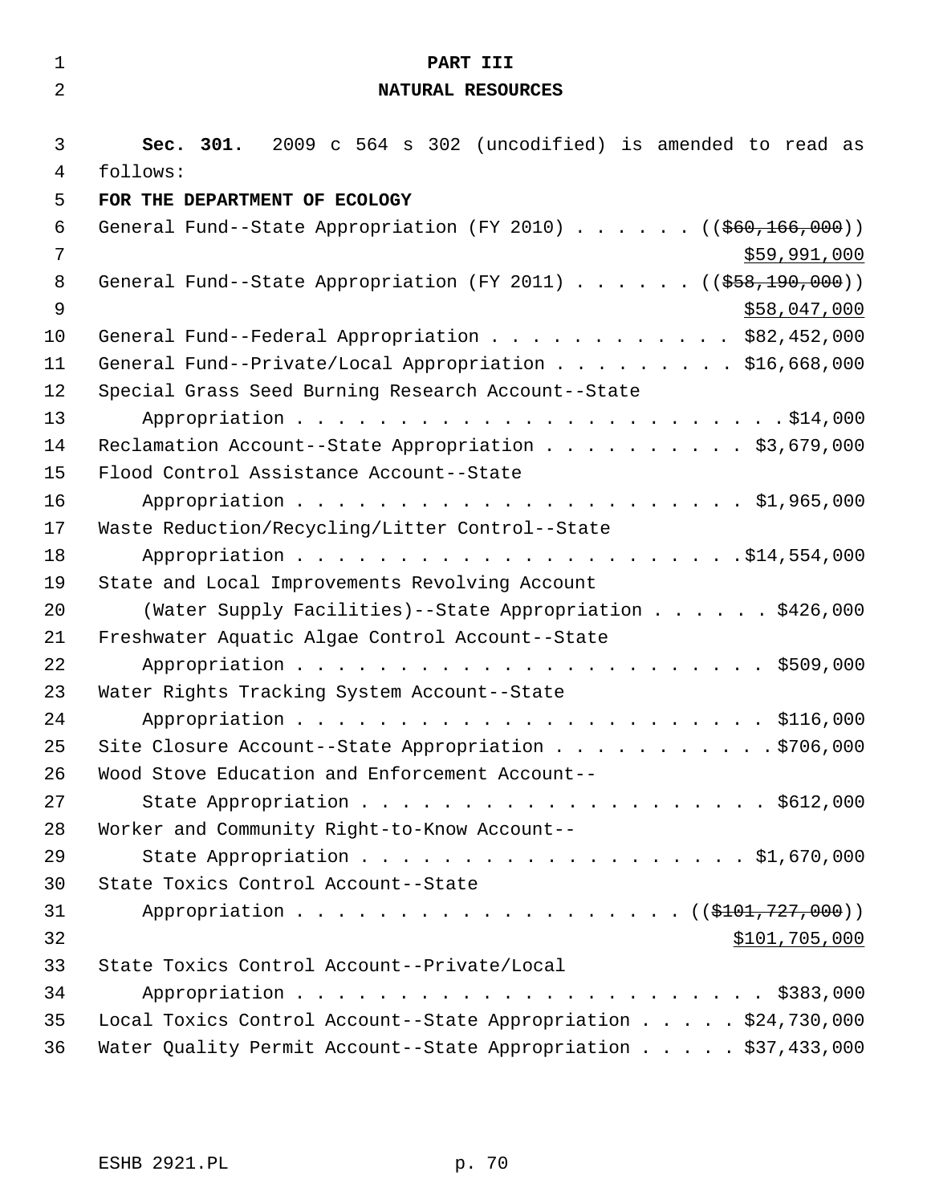# PART III

# NATURAL RESOURCES

**Sec. 301.** 2009 c 564 s 302 (uncodified) is amended to read as follows:

**FOR THE DEPARTMENT OF ECOLOGY**

General Fund--State Appropriation (FY 2010) . . . . . . (( ~~$60,166,000~~ ))
$59,991,000

General Fund--State Appropriation (FY 2011) . . . . . . (( ~~$58,190,000~~ ))
$58,047,000

General Fund--Federal Appropriation . . . . . . . . . . . . $82,452,000

General Fund--Private/Local Appropriation . . . . . . . . . $16,668,000

Special Grass Seed Burning Research Account--State
Appropriation . . . . . . . . . . . . . . . . . . . . . . . . $14,000

Reclamation Account--State Appropriation . . . . . . . . . . $3,679,000

Flood Control Assistance Account--State
Appropriation . . . . . . . . . . . . . . . . . . . . . . . $1,965,000

Waste Reduction/Recycling/Litter Control--State
Appropriation . . . . . . . . . . . . . . . . . . . . . . . $14,554,000

State and Local Improvements Revolving Account
(Water Supply Facilities)--State Appropriation . . . . . . $426,000

Freshwater Aquatic Algae Control Account--State
Appropriation . . . . . . . . . . . . . . . . . . . . . . . $509,000

Water Rights Tracking System Account--State
Appropriation . . . . . . . . . . . . . . . . . . . . . . . $116,000

Site Closure Account--State Appropriation . . . . . . . . . . . $706,000

Wood Stove Education and Enforcement Account--
State Appropriation . . . . . . . . . . . . . . . . . . . . $612,000

Worker and Community Right-to-Know Account--
State Appropriation . . . . . . . . . . . . . . . . . . . $1,670,000

State Toxics Control Account--State
Appropriation . . . . . . . . . . . . . . . . . . . (( ~~$101,727,000~~ ))
$101,705,000

State Toxics Control Account--Private/Local
Appropriation . . . . . . . . . . . . . . . . . . . . . . . $383,000

Local Toxics Control Account--State Appropriation . . . . . $24,730,000

Water Quality Permit Account--State Appropriation . . . . . $37,433,000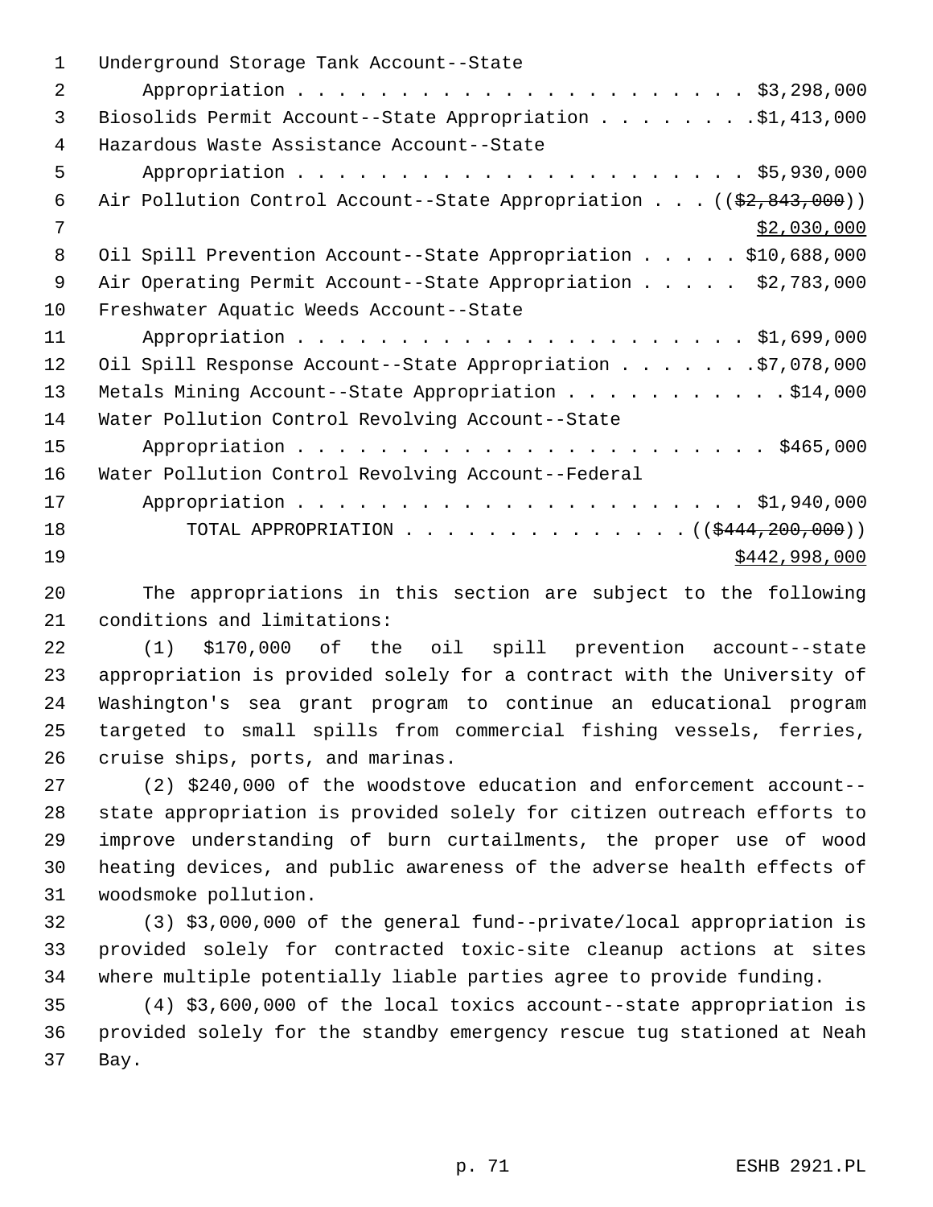Underground Storage Tank Account--State
Appropriation . . . . . . . . . . . . . . . . . . . . . . . $3,298,000
Biosolids Permit Account--State Appropriation . . . . . . . .$1,413,000
Hazardous Waste Assistance Account--State
Appropriation . . . . . . . . . . . . . . . . . . . . . . . $5,930,000
Air Pollution Control Account--State Appropriation . . . (($2,843,000))
$2,030,000
Oil Spill Prevention Account--State Appropriation . . . . . $10,688,000
Air Operating Permit Account--State Appropriation . . . . . $2,783,000
Freshwater Aquatic Weeds Account--State
Appropriation . . . . . . . . . . . . . . . . . . . . . . . $1,699,000
Oil Spill Response Account--State Appropriation . . . . . . .$7,078,000
Metals Mining Account--State Appropriation . . . . . . . . . . .$14,000
Water Pollution Control Revolving Account--State
Appropriation . . . . . . . . . . . . . . . . . . . . . . . . $465,000
Water Pollution Control Revolving Account--Federal
Appropriation . . . . . . . . . . . . . . . . . . . . . . . $1,940,000
TOTAL APPROPRIATION . . . . . . . . . . . . . . (($444,200,000))
$442,998,000

The appropriations in this section are subject to the following conditions and limitations:

(1) $170,000 of the oil spill prevention account--state appropriation is provided solely for a contract with the University of Washington's sea grant program to continue an educational program targeted to small spills from commercial fishing vessels, ferries, cruise ships, ports, and marinas.

(2) $240,000 of the woodstove education and enforcement account--state appropriation is provided solely for citizen outreach efforts to improve understanding of burn curtailments, the proper use of wood heating devices, and public awareness of the adverse health effects of woodsmoke pollution.

(3) $3,000,000 of the general fund--private/local appropriation is provided solely for contracted toxic-site cleanup actions at sites where multiple potentially liable parties agree to provide funding.

(4) $3,600,000 of the local toxics account--state appropriation is provided solely for the standby emergency rescue tug stationed at Neah Bay.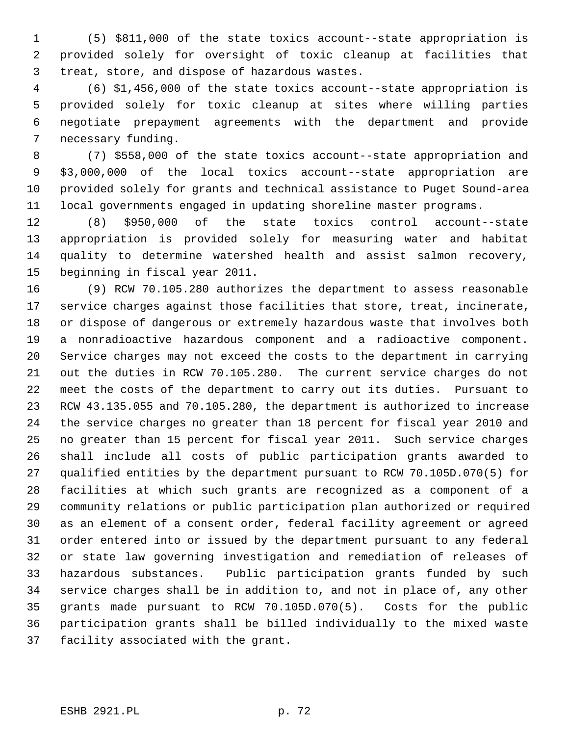(5) $811,000 of the state toxics account--state appropriation is provided solely for oversight of toxic cleanup at facilities that treat, store, and dispose of hazardous wastes.

(6) $1,456,000 of the state toxics account--state appropriation is provided solely for toxic cleanup at sites where willing parties negotiate prepayment agreements with the department and provide necessary funding.

(7) $558,000 of the state toxics account--state appropriation and $3,000,000 of the local toxics account--state appropriation are provided solely for grants and technical assistance to Puget Sound-area local governments engaged in updating shoreline master programs.

(8) $950,000 of the state toxics control account--state appropriation is provided solely for measuring water and habitat quality to determine watershed health and assist salmon recovery, beginning in fiscal year 2011.

(9) RCW 70.105.280 authorizes the department to assess reasonable service charges against those facilities that store, treat, incinerate, or dispose of dangerous or extremely hazardous waste that involves both a nonradioactive hazardous component and a radioactive component. Service charges may not exceed the costs to the department in carrying out the duties in RCW 70.105.280. The current service charges do not meet the costs of the department to carry out its duties. Pursuant to RCW 43.135.055 and 70.105.280, the department is authorized to increase the service charges no greater than 18 percent for fiscal year 2010 and no greater than 15 percent for fiscal year 2011. Such service charges shall include all costs of public participation grants awarded to qualified entities by the department pursuant to RCW 70.105D.070(5) for facilities at which such grants are recognized as a component of a community relations or public participation plan authorized or required as an element of a consent order, federal facility agreement or agreed order entered into or issued by the department pursuant to any federal or state law governing investigation and remediation of releases of hazardous substances. Public participation grants funded by such service charges shall be in addition to, and not in place of, any other grants made pursuant to RCW 70.105D.070(5). Costs for the public participation grants shall be billed individually to the mixed waste facility associated with the grant.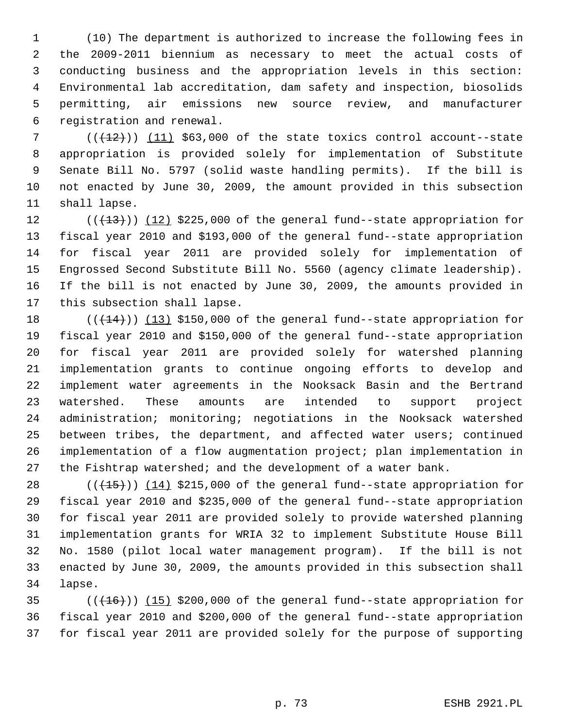(10) The department is authorized to increase the following fees in the 2009-2011 biennium as necessary to meet the actual costs of conducting business and the appropriation levels in this section: Environmental lab accreditation, dam safety and inspection, biosolids permitting, air emissions new source review, and manufacturer registration and renewal.

(((12))) (11) $63,000 of the state toxics control account--state appropriation is provided solely for implementation of Substitute Senate Bill No. 5797 (solid waste handling permits). If the bill is not enacted by June 30, 2009, the amount provided in this subsection shall lapse.

(((13))) (12) $225,000 of the general fund--state appropriation for fiscal year 2010 and $193,000 of the general fund--state appropriation for fiscal year 2011 are provided solely for implementation of Engrossed Second Substitute Bill No. 5560 (agency climate leadership). If the bill is not enacted by June 30, 2009, the amounts provided in this subsection shall lapse.

(((14))) (13) $150,000 of the general fund--state appropriation for fiscal year 2010 and $150,000 of the general fund--state appropriation for fiscal year 2011 are provided solely for watershed planning implementation grants to continue ongoing efforts to develop and implement water agreements in the Nooksack Basin and the Bertrand watershed. These amounts are intended to support project administration; monitoring; negotiations in the Nooksack watershed between tribes, the department, and affected water users; continued implementation of a flow augmentation project; plan implementation in the Fishtrap watershed; and the development of a water bank.

(((15))) (14) $215,000 of the general fund--state appropriation for fiscal year 2010 and $235,000 of the general fund--state appropriation for fiscal year 2011 are provided solely to provide watershed planning implementation grants for WRIA 32 to implement Substitute House Bill No. 1580 (pilot local water management program). If the bill is not enacted by June 30, 2009, the amounts provided in this subsection shall lapse.

(((16))) (15) $200,000 of the general fund--state appropriation for fiscal year 2010 and $200,000 of the general fund--state appropriation for fiscal year 2011 are provided solely for the purpose of supporting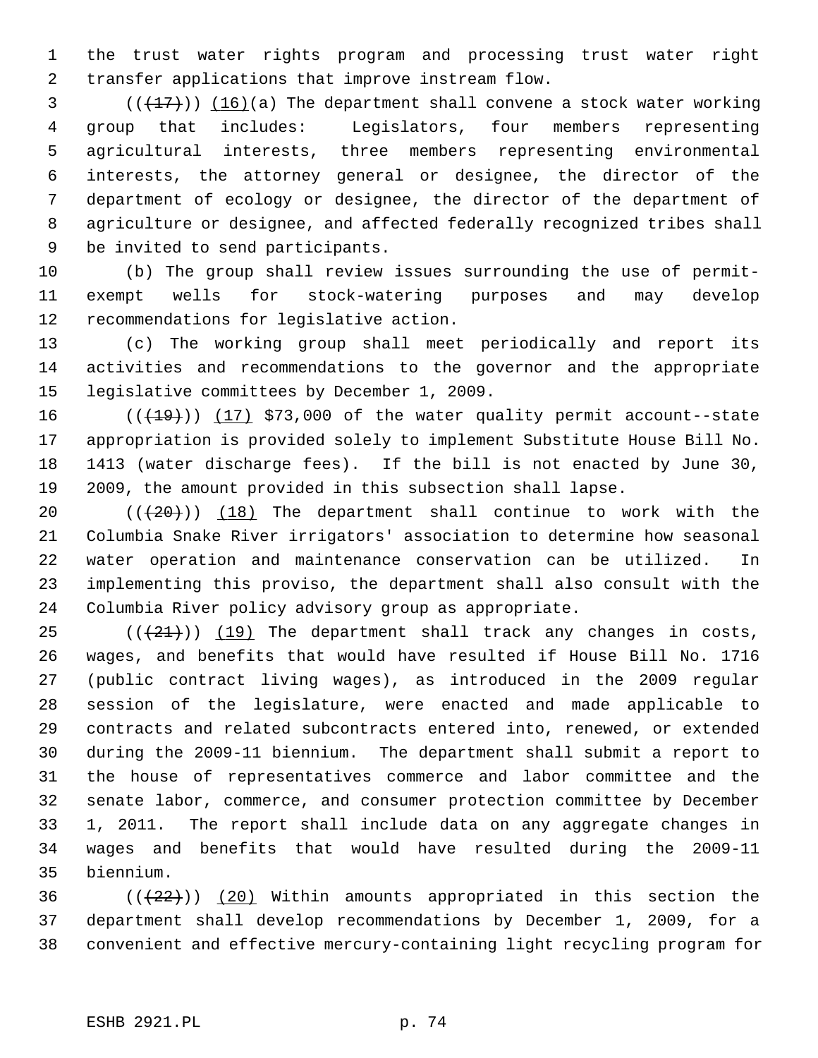the trust water rights program and processing trust water right transfer applications that improve instream flow.

(((17))) (16)(a) The department shall convene a stock water working group that includes: Legislators, four members representing agricultural interests, three members representing environmental interests, the attorney general or designee, the director of the department of ecology or designee, the director of the department of agriculture or designee, and affected federally recognized tribes shall be invited to send participants.

(b) The group shall review issues surrounding the use of permit-exempt wells for stock-watering purposes and may develop recommendations for legislative action.

(c) The working group shall meet periodically and report its activities and recommendations to the governor and the appropriate legislative committees by December 1, 2009.

(((19))) (17) $73,000 of the water quality permit account--state appropriation is provided solely to implement Substitute House Bill No. 1413 (water discharge fees). If the bill is not enacted by June 30, 2009, the amount provided in this subsection shall lapse.

(((20))) (18) The department shall continue to work with the Columbia Snake River irrigators' association to determine how seasonal water operation and maintenance conservation can be utilized. In implementing this proviso, the department shall also consult with the Columbia River policy advisory group as appropriate.

(((21))) (19) The department shall track any changes in costs, wages, and benefits that would have resulted if House Bill No. 1716 (public contract living wages), as introduced in the 2009 regular session of the legislature, were enacted and made applicable to contracts and related subcontracts entered into, renewed, or extended during the 2009-11 biennium. The department shall submit a report to the house of representatives commerce and labor committee and the senate labor, commerce, and consumer protection committee by December 1, 2011. The report shall include data on any aggregate changes in wages and benefits that would have resulted during the 2009-11 biennium.

(((22))) (20) Within amounts appropriated in this section the department shall develop recommendations by December 1, 2009, for a convenient and effective mercury-containing light recycling program for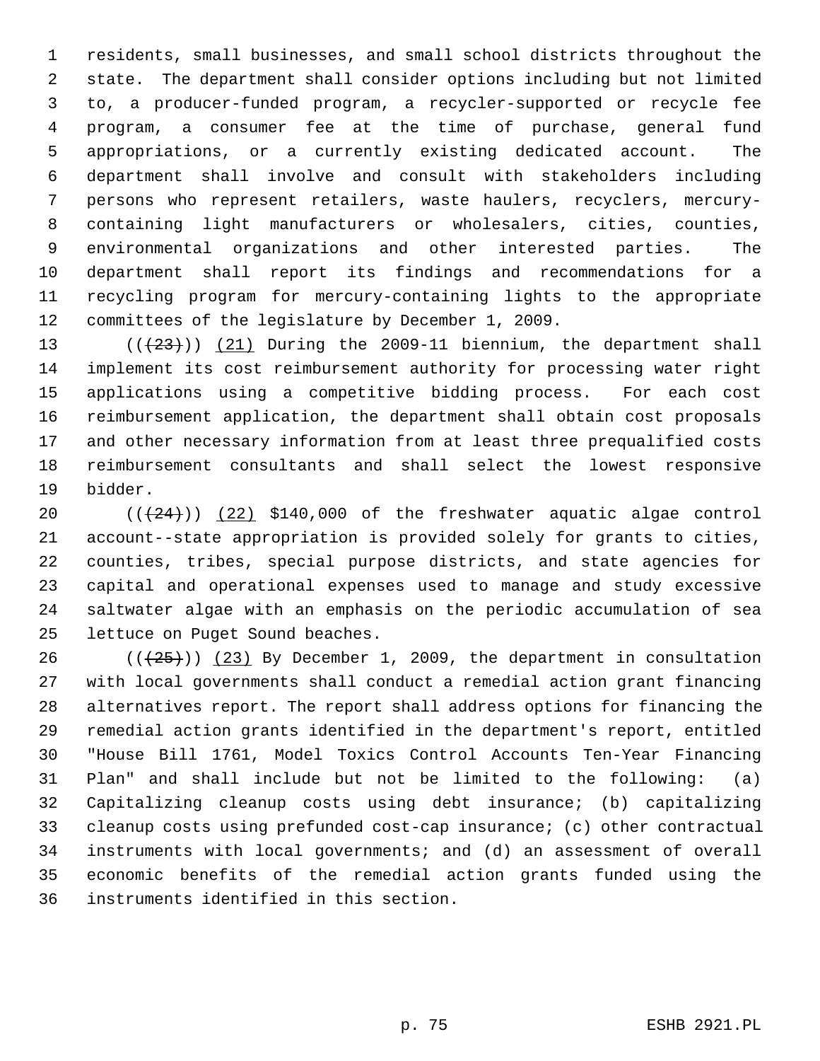residents, small businesses, and small school districts throughout the state. The department shall consider options including but not limited to, a producer-funded program, a recycler-supported or recycle fee program, a consumer fee at the time of purchase, general fund appropriations, or a currently existing dedicated account. The department shall involve and consult with stakeholders including persons who represent retailers, waste haulers, recyclers, mercury-containing light manufacturers or wholesalers, cities, counties, environmental organizations and other interested parties. The department shall report its findings and recommendations for a recycling program for mercury-containing lights to the appropriate committees of the legislature by December 1, 2009.

((~~(23)~~)) (21) During the 2009-11 biennium, the department shall implement its cost reimbursement authority for processing water right applications using a competitive bidding process. For each cost reimbursement application, the department shall obtain cost proposals and other necessary information from at least three prequalified costs reimbursement consultants and shall select the lowest responsive bidder.

((~~(24)~~)) (22) $140,000 of the freshwater aquatic algae control account--state appropriation is provided solely for grants to cities, counties, tribes, special purpose districts, and state agencies for capital and operational expenses used to manage and study excessive saltwater algae with an emphasis on the periodic accumulation of sea lettuce on Puget Sound beaches.

((~~(25)~~)) (23) By December 1, 2009, the department in consultation with local governments shall conduct a remedial action grant financing alternatives report. The report shall address options for financing the remedial action grants identified in the department's report, entitled "House Bill 1761, Model Toxics Control Accounts Ten-Year Financing Plan" and shall include but not be limited to the following: (a) Capitalizing cleanup costs using debt insurance; (b) capitalizing cleanup costs using prefunded cost-cap insurance; (c) other contractual instruments with local governments; and (d) an assessment of overall economic benefits of the remedial action grants funded using the instruments identified in this section.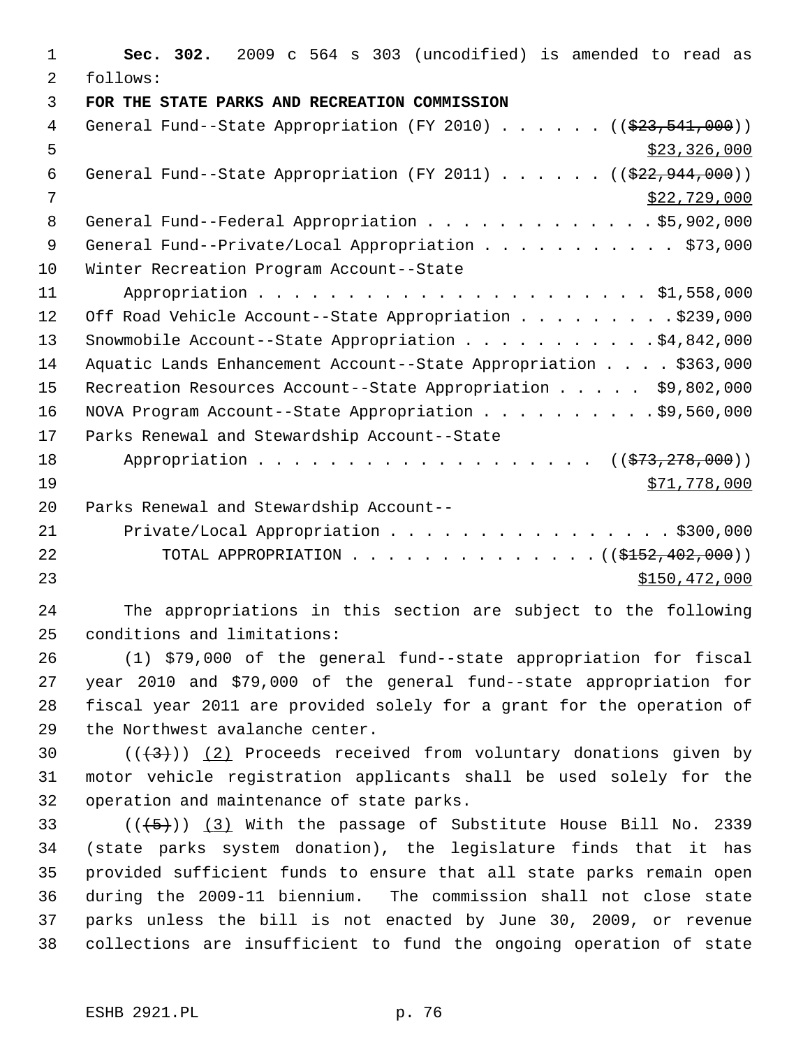**Sec. 302.** 2009 c 564 s 303 (uncodified) is amended to read as follows:

**FOR THE STATE PARKS AND RECREATION COMMISSION**

General Fund--State Appropriation (FY 2010) . . . . . . ((~~$23,541,000~~))
$23,326,000

General Fund--State Appropriation (FY 2011) . . . . . . ((~~$22,944,000~~))
$22,729,000

General Fund--Federal Appropriation . . . . . . . . . . . . . $5,902,000

General Fund--Private/Local Appropriation . . . . . . . . . . . $73,000

Winter Recreation Program Account--State Appropriation . . . . . . . . . . . . . . . . . . . . . . . $1,558,000

Off Road Vehicle Account--State Appropriation . . . . . . . . . $239,000

Snowmobile Account--State Appropriation . . . . . . . . . . . $4,842,000

Aquatic Lands Enhancement Account--State Appropriation . . . . $363,000

Recreation Resources Account--State Appropriation . . . . . $9,802,000

NOVA Program Account--State Appropriation . . . . . . . . . . $9,560,000

Parks Renewal and Stewardship Account--State Appropriation . . . . . . . . . . . . . . . . . . . ((~~$73,278,000~~))
$71,778,000

Parks Renewal and Stewardship Account--Private/Local Appropriation . . . . . . . . . . . . . . . . $300,000

TOTAL APPROPRIATION . . . . . . . . . . . . . . ((~~$152,402,000~~))
$150,472,000

The appropriations in this section are subject to the following conditions and limitations:

(1) $79,000 of the general fund--state appropriation for fiscal year 2010 and $79,000 of the general fund--state appropriation for fiscal year 2011 are provided solely for a grant for the operation of the Northwest avalanche center.

((~~(3)~~)) (2) Proceeds received from voluntary donations given by motor vehicle registration applicants shall be used solely for the operation and maintenance of state parks.

((~~(5)~~)) (3) With the passage of Substitute House Bill No. 2339 (state parks system donation), the legislature finds that it has provided sufficient funds to ensure that all state parks remain open during the 2009-11 biennium. The commission shall not close state parks unless the bill is not enacted by June 30, 2009, or revenue collections are insufficient to fund the ongoing operation of state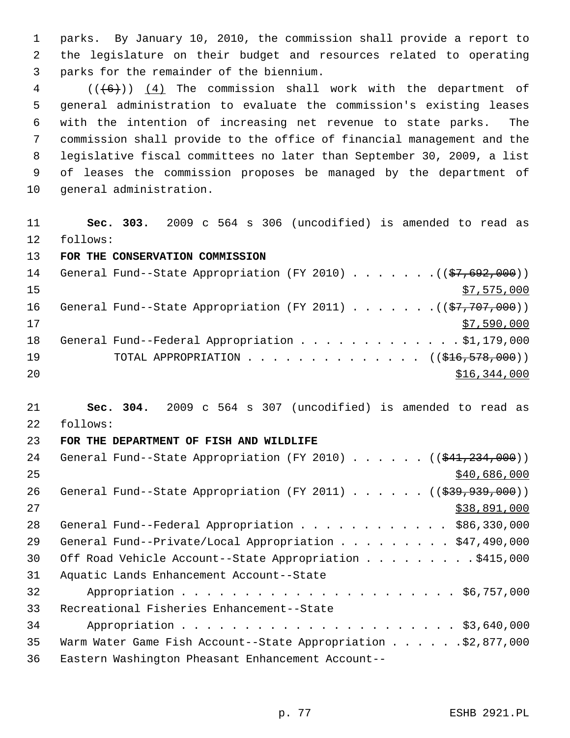parks. By January 10, 2010, the commission shall provide a report to the legislature on their budget and resources related to operating parks for the remainder of the biennium.

(((6))) (4) The commission shall work with the department of general administration to evaluate the commission's existing leases with the intention of increasing net revenue to state parks. The commission shall provide to the office of financial management and the legislative fiscal committees no later than September 30, 2009, a list of leases the commission proposes be managed by the department of general administration.

**Sec. 303.** 2009 c 564 s 306 (uncodified) is amended to read as follows:

**FOR THE CONSERVATION COMMISSION**

General Fund--State Appropriation (FY 2010) . . . . . . . ((~~$7,692,000~~)) $7,575,000

General Fund--State Appropriation (FY 2011) . . . . . . . ((~~$7,707,000~~)) $7,590,000

General Fund--Federal Appropriation . . . . . . . . . . . . . $1,179,000

TOTAL APPROPRIATION . . . . . . . . . . . . . . ((~~$16,578,000~~)) $16,344,000

**Sec. 304.** 2009 c 564 s 307 (uncodified) is amended to read as follows:

**FOR THE DEPARTMENT OF FISH AND WILDLIFE**

General Fund--State Appropriation (FY 2010) . . . . . . ((~~$41,234,000~~)) $40,686,000

General Fund--State Appropriation (FY 2011) . . . . . . ((~~$39,939,000~~)) $38,891,000

General Fund--Federal Appropriation . . . . . . . . . . . . $86,330,000

General Fund--Private/Local Appropriation . . . . . . . . . $47,490,000

Off Road Vehicle Account--State Appropriation . . . . . . . . . $415,000

Aquatic Lands Enhancement Account--State Appropriation . . . . . . . . . . . . . . . . . . . . . . $6,757,000

Recreational Fisheries Enhancement--State Appropriation . . . . . . . . . . . . . . . . . . . . . . $3,640,000

Warm Water Game Fish Account--State Appropriation . . . . . . $2,877,000

Eastern Washington Pheasant Enhancement Account--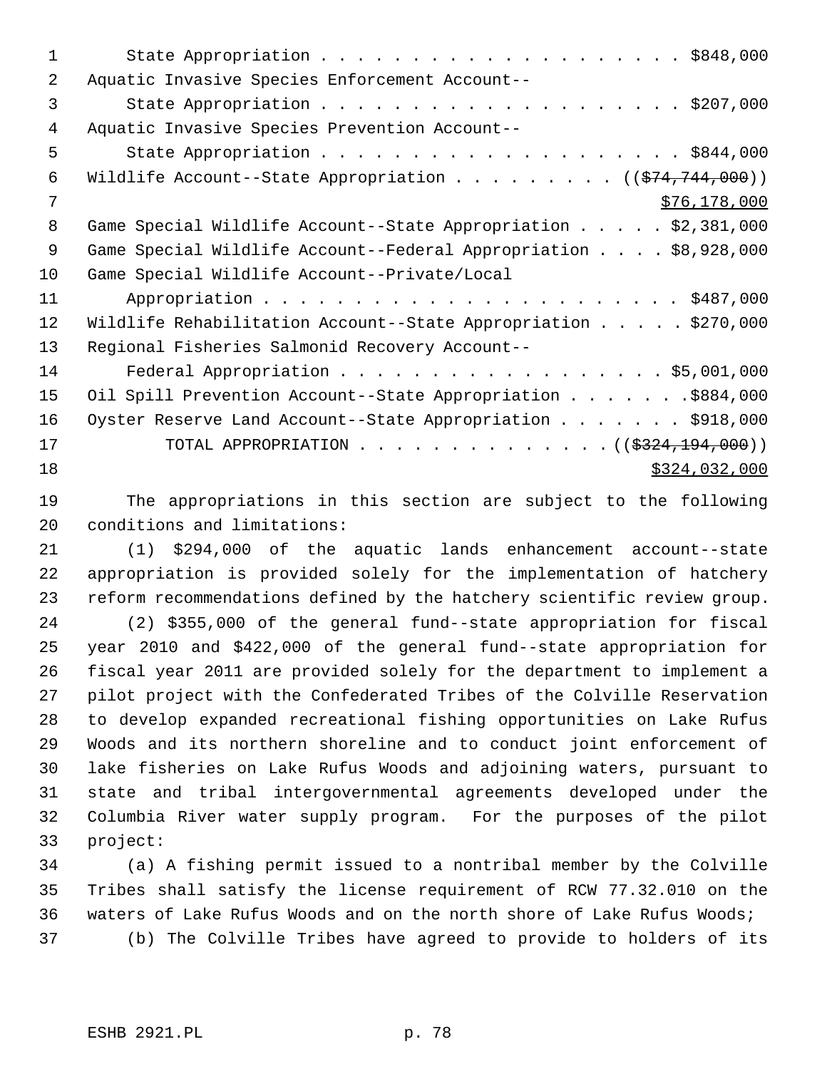State Appropriation . . . . . . . . . . . . . . . . . . . . . $848,000
Aquatic Invasive Species Enforcement Account--
State Appropriation . . . . . . . . . . . . . . . . . . . . . $207,000
Aquatic Invasive Species Prevention Account--
State Appropriation . . . . . . . . . . . . . . . . . . . . . $844,000
Wildlife Account--State Appropriation . . . . . . . . . . ((~~$74,744,000~~))
$76,178,000
Game Special Wildlife Account--State Appropriation . . . . . $2,381,000
Game Special Wildlife Account--Federal Appropriation . . . . $8,928,000
Game Special Wildlife Account--Private/Local
Appropriation . . . . . . . . . . . . . . . . . . . . . . . $487,000
Wildlife Rehabilitation Account--State Appropriation . . . . . $270,000
Regional Fisheries Salmonid Recovery Account--
Federal Appropriation . . . . . . . . . . . . . . . . . . . $5,001,000
Oil Spill Prevention Account--State Appropriation . . . . . . .$884,000
Oyster Reserve Land Account--State Appropriation . . . . . . . $918,000
TOTAL APPROPRIATION . . . . . . . . . . . . . . ((~~$324,194,000~~))
$324,032,000

The appropriations in this section are subject to the following conditions and limitations:

(1) $294,000 of the aquatic lands enhancement account--state appropriation is provided solely for the implementation of hatchery reform recommendations defined by the hatchery scientific review group.

(2) $355,000 of the general fund--state appropriation for fiscal year 2010 and $422,000 of the general fund--state appropriation for fiscal year 2011 are provided solely for the department to implement a pilot project with the Confederated Tribes of the Colville Reservation to develop expanded recreational fishing opportunities on Lake Rufus Woods and its northern shoreline and to conduct joint enforcement of lake fisheries on Lake Rufus Woods and adjoining waters, pursuant to state and tribal intergovernmental agreements developed under the Columbia River water supply program. For the purposes of the pilot project:

(a) A fishing permit issued to a nontribal member by the Colville Tribes shall satisfy the license requirement of RCW 77.32.010 on the waters of Lake Rufus Woods and on the north shore of Lake Rufus Woods;

(b) The Colville Tribes have agreed to provide to holders of its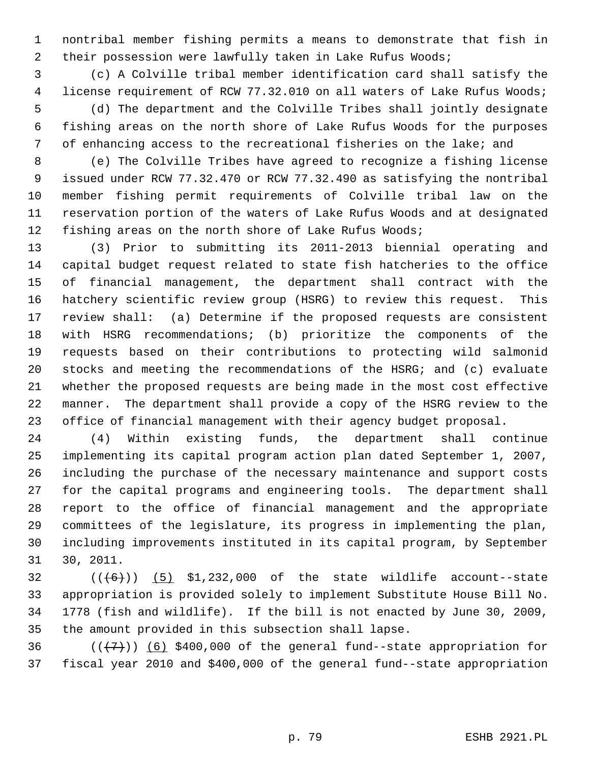nontribal member fishing permits a means to demonstrate that fish in their possession were lawfully taken in Lake Rufus Woods;

(c) A Colville tribal member identification card shall satisfy the license requirement of RCW 77.32.010 on all waters of Lake Rufus Woods;

(d) The department and the Colville Tribes shall jointly designate fishing areas on the north shore of Lake Rufus Woods for the purposes of enhancing access to the recreational fisheries on the lake; and

(e) The Colville Tribes have agreed to recognize a fishing license issued under RCW 77.32.470 or RCW 77.32.490 as satisfying the nontribal member fishing permit requirements of Colville tribal law on the reservation portion of the waters of Lake Rufus Woods and at designated fishing areas on the north shore of Lake Rufus Woods;

(3) Prior to submitting its 2011-2013 biennial operating and capital budget request related to state fish hatcheries to the office of financial management, the department shall contract with the hatchery scientific review group (HSRG) to review this request. This review shall: (a) Determine if the proposed requests are consistent with HSRG recommendations; (b) prioritize the components of the requests based on their contributions to protecting wild salmonid stocks and meeting the recommendations of the HSRG; and (c) evaluate whether the proposed requests are being made in the most cost effective manner. The department shall provide a copy of the HSRG review to the office of financial management with their agency budget proposal.

(4) Within existing funds, the department shall continue implementing its capital program action plan dated September 1, 2007, including the purchase of the necessary maintenance and support costs for the capital programs and engineering tools. The department shall report to the office of financial management and the appropriate committees of the legislature, its progress in implementing the plan, including improvements instituted in its capital program, by September 30, 2011.

((~~(6)~~)) (5) $1,232,000 of the state wildlife account--state appropriation is provided solely to implement Substitute House Bill No. 1778 (fish and wildlife). If the bill is not enacted by June 30, 2009, the amount provided in this subsection shall lapse.

((~~(7)~~)) (6) $400,000 of the general fund--state appropriation for fiscal year 2010 and $400,000 of the general fund--state appropriation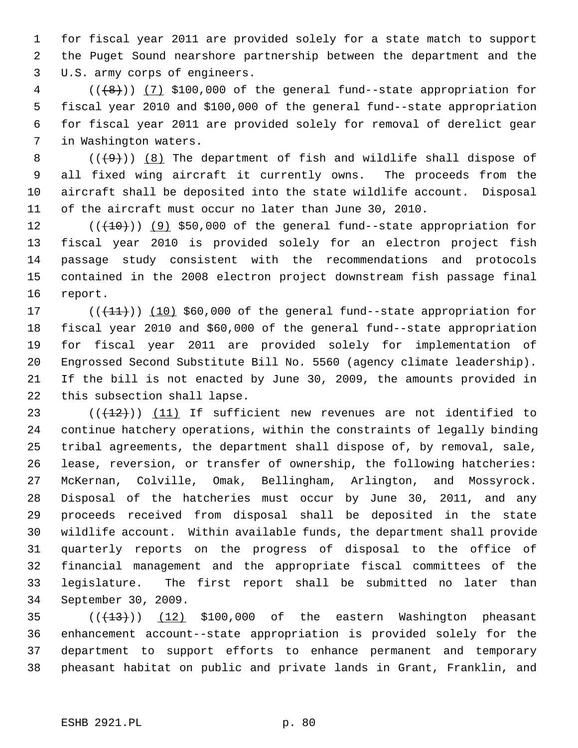for fiscal year 2011 are provided solely for a state match to support the Puget Sound nearshore partnership between the department and the U.S. army corps of engineers.

(((8))) (7) $100,000 of the general fund--state appropriation for fiscal year 2010 and $100,000 of the general fund--state appropriation for fiscal year 2011 are provided solely for removal of derelict gear in Washington waters.

(((9))) (8) The department of fish and wildlife shall dispose of all fixed wing aircraft it currently owns. The proceeds from the aircraft shall be deposited into the state wildlife account. Disposal of the aircraft must occur no later than June 30, 2010.

(((10))) (9) $50,000 of the general fund--state appropriation for fiscal year 2010 is provided solely for an electron project fish passage study consistent with the recommendations and protocols contained in the 2008 electron project downstream fish passage final report.

(((11))) (10) $60,000 of the general fund--state appropriation for fiscal year 2010 and $60,000 of the general fund--state appropriation for fiscal year 2011 are provided solely for implementation of Engrossed Second Substitute Bill No. 5560 (agency climate leadership). If the bill is not enacted by June 30, 2009, the amounts provided in this subsection shall lapse.

(((12))) (11) If sufficient new revenues are not identified to continue hatchery operations, within the constraints of legally binding tribal agreements, the department shall dispose of, by removal, sale, lease, reversion, or transfer of ownership, the following hatcheries: McKernan, Colville, Omak, Bellingham, Arlington, and Mossyrock. Disposal of the hatcheries must occur by June 30, 2011, and any proceeds received from disposal shall be deposited in the state wildlife account. Within available funds, the department shall provide quarterly reports on the progress of disposal to the office of financial management and the appropriate fiscal committees of the legislature. The first report shall be submitted no later than September 30, 2009.

(((13))) (12) $100,000 of the eastern Washington pheasant enhancement account--state appropriation is provided solely for the department to support efforts to enhance permanent and temporary pheasant habitat on public and private lands in Grant, Franklin, and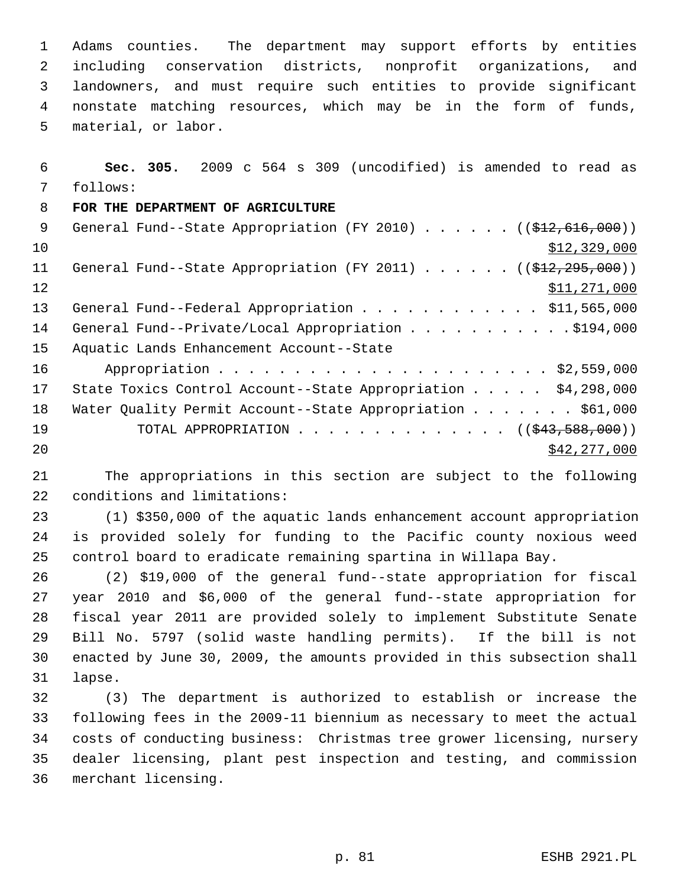Adams counties. The department may support efforts by entities including conservation districts, nonprofit organizations, and landowners, and must require such entities to provide significant nonstate matching resources, which may be in the form of funds, material, or labor.

**Sec. 305.** 2009 c 564 s 309 (uncodified) is amended to read as follows:

**FOR THE DEPARTMENT OF AGRICULTURE**

General Fund--State Appropriation (FY 2010) . . . . . . ((~~$12,616,000~~)) $12,329,000

General Fund--State Appropriation (FY 2011) . . . . . . ((~~$12,295,000~~)) $11,271,000

General Fund--Federal Appropriation . . . . . . . . . . . . $11,565,000

General Fund--Private/Local Appropriation . . . . . . . . . . .$194,000

Aquatic Lands Enhancement Account--State Appropriation . . . . . . . . . . . . . . . . . . . . . . $2,559,000

State Toxics Control Account--State Appropriation . . . . . $4,298,000

Water Quality Permit Account--State Appropriation . . . . . . . $61,000

TOTAL APPROPRIATION . . . . . . . . . . . . . . ((~~$43,588,000~~)) $42,277,000

The appropriations in this section are subject to the following conditions and limitations:

(1) $350,000 of the aquatic lands enhancement account appropriation is provided solely for funding to the Pacific county noxious weed control board to eradicate remaining spartina in Willapa Bay.

(2) $19,000 of the general fund--state appropriation for fiscal year 2010 and $6,000 of the general fund--state appropriation for fiscal year 2011 are provided solely to implement Substitute Senate Bill No. 5797 (solid waste handling permits). If the bill is not enacted by June 30, 2009, the amounts provided in this subsection shall lapse.

(3) The department is authorized to establish or increase the following fees in the 2009-11 biennium as necessary to meet the actual costs of conducting business: Christmas tree grower licensing, nursery dealer licensing, plant pest inspection and testing, and commission merchant licensing.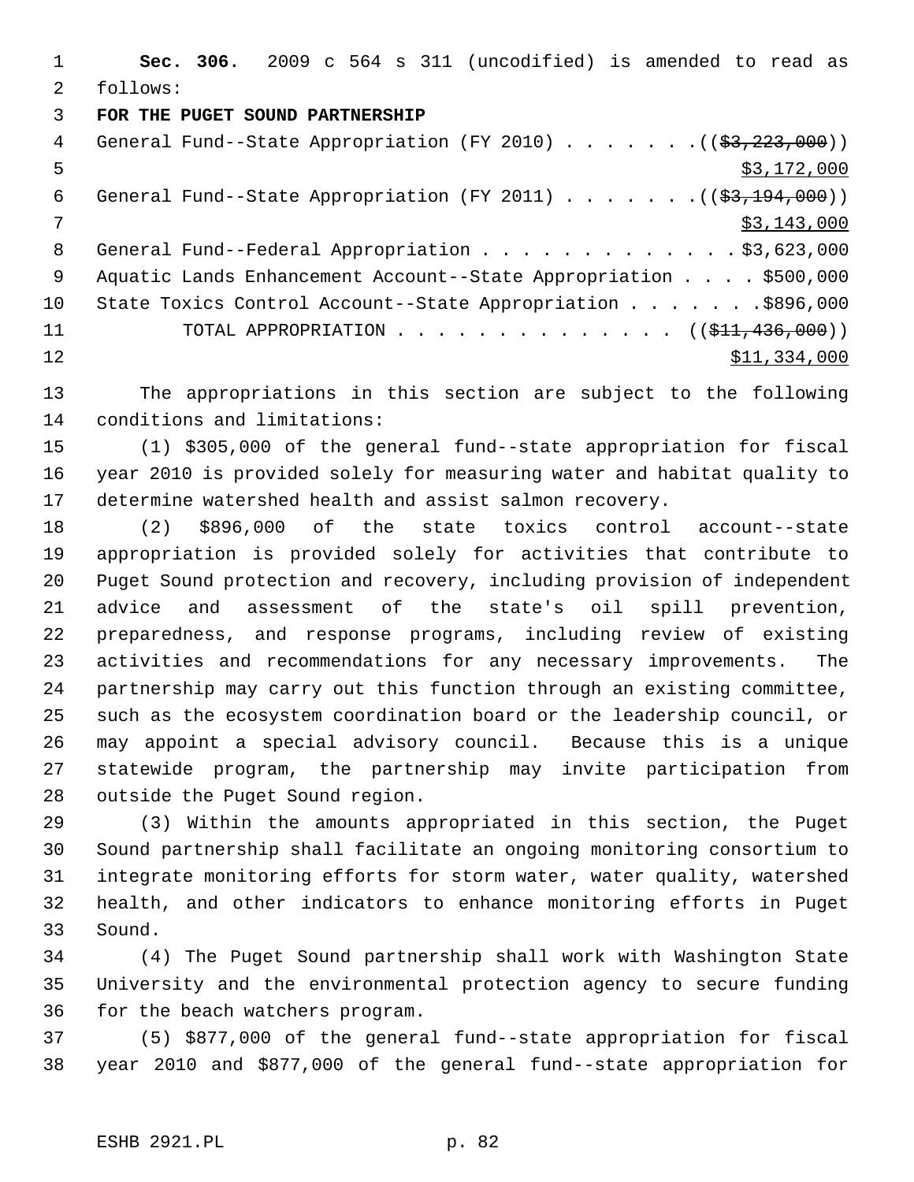**Sec. 306.** 2009 c 564 s 311 (uncodified) is amended to read as follows:

**FOR THE PUGET SOUND PARTNERSHIP**

General Fund--State Appropriation (FY 2010) . . . . . . . ((~~$3,223,000~~))
$3,172,000

General Fund--State Appropriation (FY 2011) . . . . . . . ((~~$3,194,000~~))
$3,143,000

General Fund--Federal Appropriation . . . . . . . . . . . . . $3,623,000

Aquatic Lands Enhancement Account--State Appropriation . . . . $500,000

State Toxics Control Account--State Appropriation . . . . . . . $896,000

TOTAL APPROPRIATION . . . . . . . . . . . . . . ((~~$11,436,000~~))
$11,334,000

The appropriations in this section are subject to the following conditions and limitations:

(1) $305,000 of the general fund--state appropriation for fiscal year 2010 is provided solely for measuring water and habitat quality to determine watershed health and assist salmon recovery.

(2) $896,000 of the state toxics control account--state appropriation is provided solely for activities that contribute to Puget Sound protection and recovery, including provision of independent advice and assessment of the state's oil spill prevention, preparedness, and response programs, including review of existing activities and recommendations for any necessary improvements. The partnership may carry out this function through an existing committee, such as the ecosystem coordination board or the leadership council, or may appoint a special advisory council. Because this is a unique statewide program, the partnership may invite participation from outside the Puget Sound region.

(3) Within the amounts appropriated in this section, the Puget Sound partnership shall facilitate an ongoing monitoring consortium to integrate monitoring efforts for storm water, water quality, watershed health, and other indicators to enhance monitoring efforts in Puget Sound.

(4) The Puget Sound partnership shall work with Washington State University and the environmental protection agency to secure funding for the beach watchers program.

(5) $877,000 of the general fund--state appropriation for fiscal year 2010 and $877,000 of the general fund--state appropriation for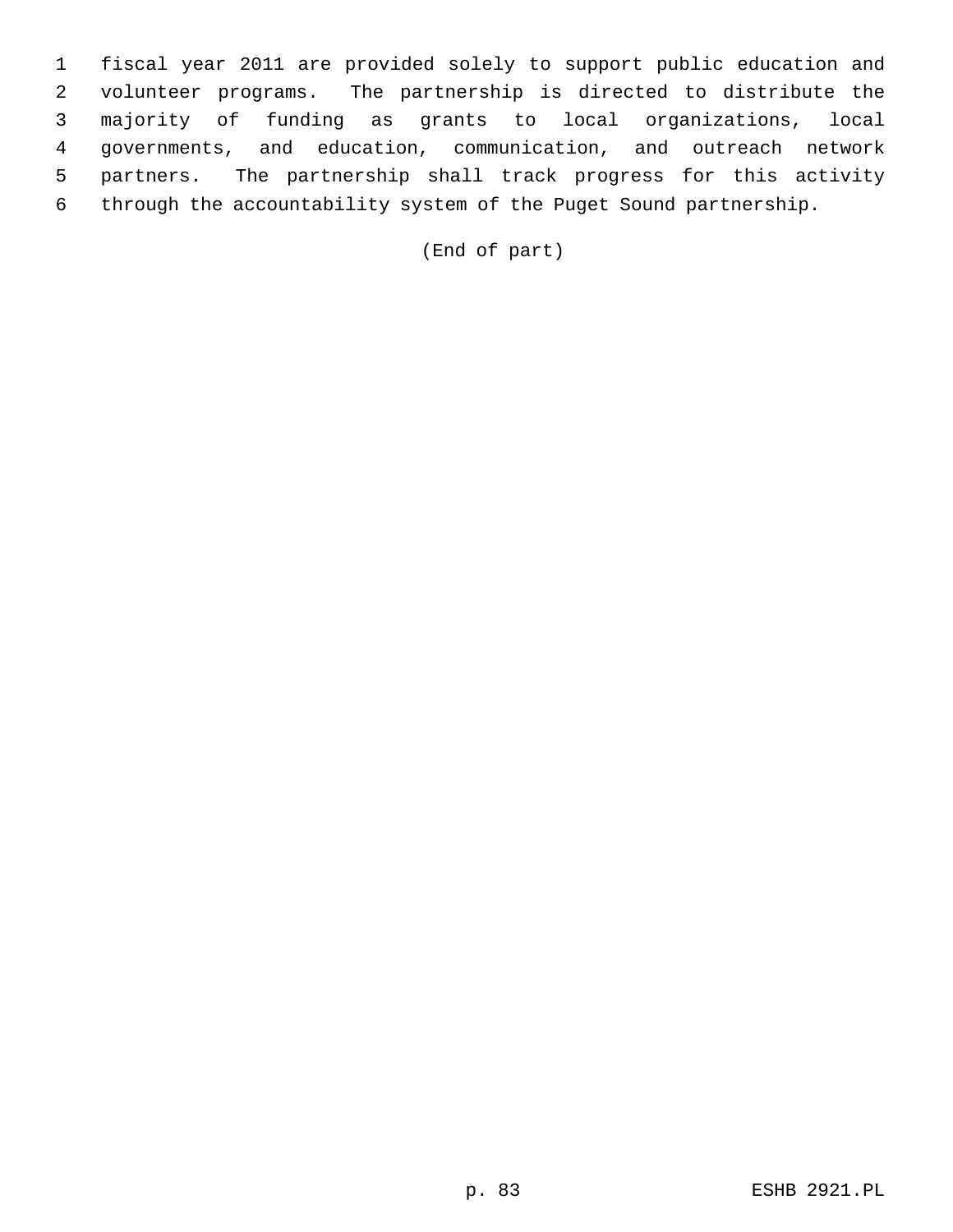fiscal year 2011 are provided solely to support public education and volunteer programs. The partnership is directed to distribute the majority of funding as grants to local organizations, local governments, and education, communication, and outreach network partners. The partnership shall track progress for this activity through the accountability system of the Puget Sound partnership.

(End of part)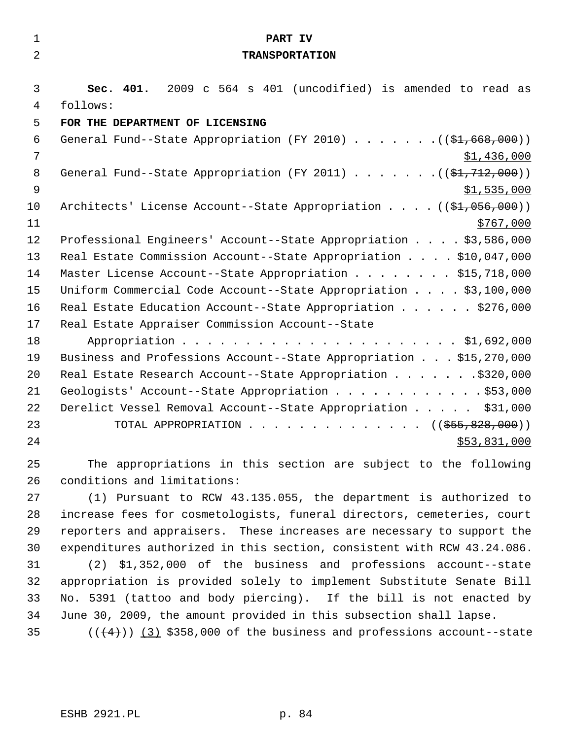**PART IV**

**TRANSPORTATION**

**Sec. 401.** 2009 c 564 s 401 (uncodified) is amended to read as follows:

**FOR THE DEPARTMENT OF LICENSING**

General Fund--State Appropriation (FY 2010) . . . . . . . ((~~$1,668,000~~)) $1,436,000

General Fund--State Appropriation (FY 2011) . . . . . . . ((~~$1,712,000~~)) $1,535,000

Architects' License Account--State Appropriation . . . . ((~~$1,056,000~~)) $767,000

Professional Engineers' Account--State Appropriation . . . . $3,586,000

Real Estate Commission Account--State Appropriation . . . . $10,047,000

Master License Account--State Appropriation . . . . . . . . $15,718,000

Uniform Commercial Code Account--State Appropriation . . . . $3,100,000

Real Estate Education Account--State Appropriation . . . . . . $276,000

Real Estate Appraiser Commission Account--State Appropriation . . . . . . . . . . . . . . . . . . . . . . $1,692,000

Business and Professions Account--State Appropriation . . . $15,270,000

Real Estate Research Account--State Appropriation . . . . . . .$320,000

Geologists' Account--State Appropriation . . . . . . . . . . . .$53,000

Derelict Vessel Removal Account--State Appropriation . . . . . $31,000

TOTAL APPROPRIATION . . . . . . . . . . . . . . ((~~$55,828,000~~)) $53,831,000

The appropriations in this section are subject to the following conditions and limitations:

(1) Pursuant to RCW 43.135.055, the department is authorized to increase fees for cosmetologists, funeral directors, cemeteries, court reporters and appraisers. These increases are necessary to support the expenditures authorized in this section, consistent with RCW 43.24.086.

(2) $1,352,000 of the business and professions account--state appropriation is provided solely to implement Substitute Senate Bill No. 5391 (tattoo and body piercing). If the bill is not enacted by June 30, 2009, the amount provided in this subsection shall lapse.

((~~(4)~~)) (3) $358,000 of the business and professions account--state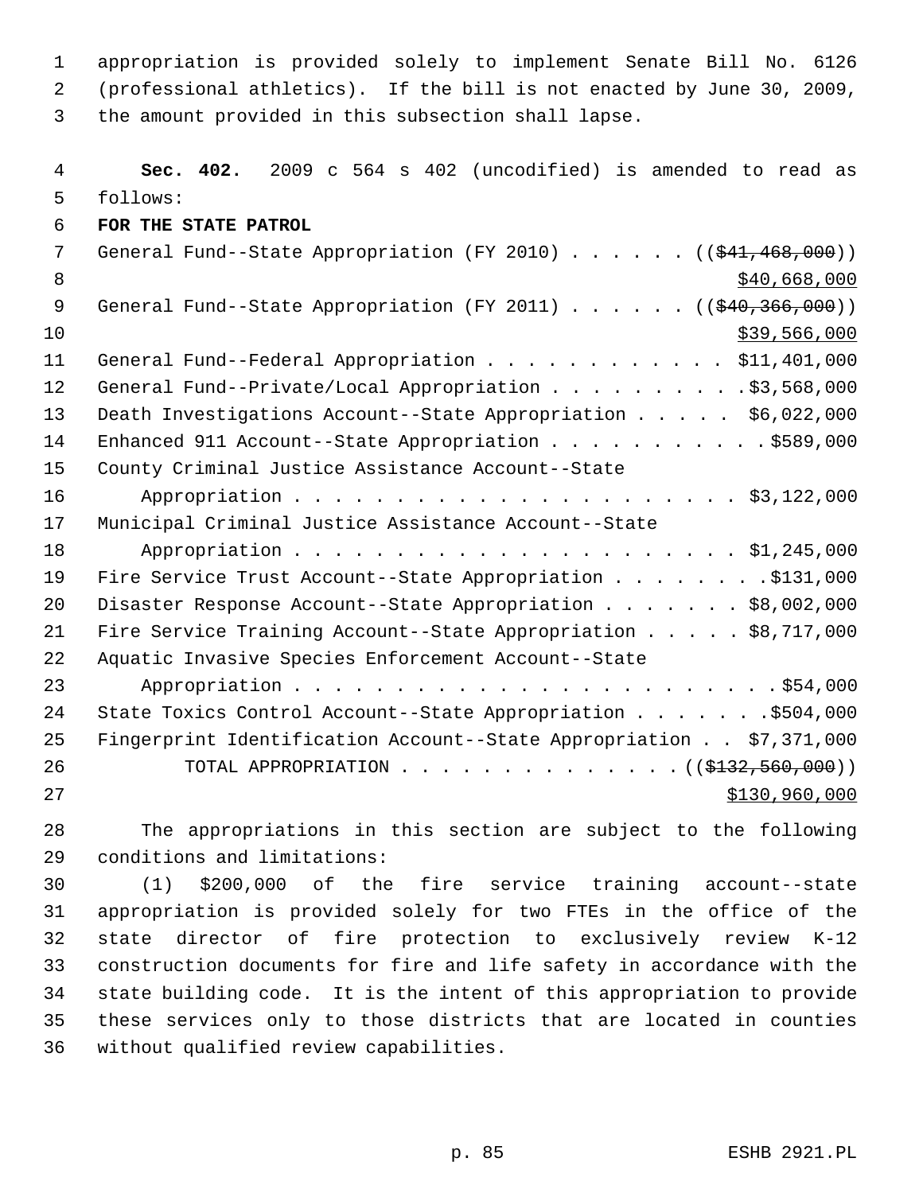appropriation is provided solely to implement Senate Bill No. 6126 (professional athletics). If the bill is not enacted by June 30, 2009, the amount provided in this subsection shall lapse.

**Sec. 402.** 2009 c 564 s 402 (uncodified) is amended to read as follows:

**FOR THE STATE PATROL**

General Fund--State Appropriation (FY 2010) . . . . . . ((~~$41,468,000~~))
$40,668,000

General Fund--State Appropriation (FY 2011) . . . . . . ((~~$40,366,000~~))
$39,566,000

General Fund--Federal Appropriation . . . . . . . . . . . . $11,401,000

General Fund--Private/Local Appropriation . . . . . . . . . .$3,568,000

Death Investigations Account--State Appropriation . . . . . $6,022,000

Enhanced 911 Account--State Appropriation . . . . . . . . . . .$589,000

County Criminal Justice Assistance Account--State Appropriation . . . . . . . . . . . . . . . . . . . . . . $3,122,000

Municipal Criminal Justice Assistance Account--State Appropriation . . . . . . . . . . . . . . . . . . . . . . $1,245,000

Fire Service Trust Account--State Appropriation . . . . . . . . .$131,000

Disaster Response Account--State Appropriation . . . . . . . $8,002,000

Fire Service Training Account--State Appropriation . . . . . $8,717,000

Aquatic Invasive Species Enforcement Account--State Appropriation . . . . . . . . . . . . . . . . . . . . . . . . .$54,000

State Toxics Control Account--State Appropriation . . . . . . .$504,000

Fingerprint Identification Account--State Appropriation . . $7,371,000

TOTAL APPROPRIATION . . . . . . . . . . . . . . ((~~$132,560,000~~))
$130,960,000

The appropriations in this section are subject to the following conditions and limitations:

(1) $200,000 of the fire service training account--state appropriation is provided solely for two FTEs in the office of the state director of fire protection to exclusively review K-12 construction documents for fire and life safety in accordance with the state building code. It is the intent of this appropriation to provide these services only to those districts that are located in counties without qualified review capabilities.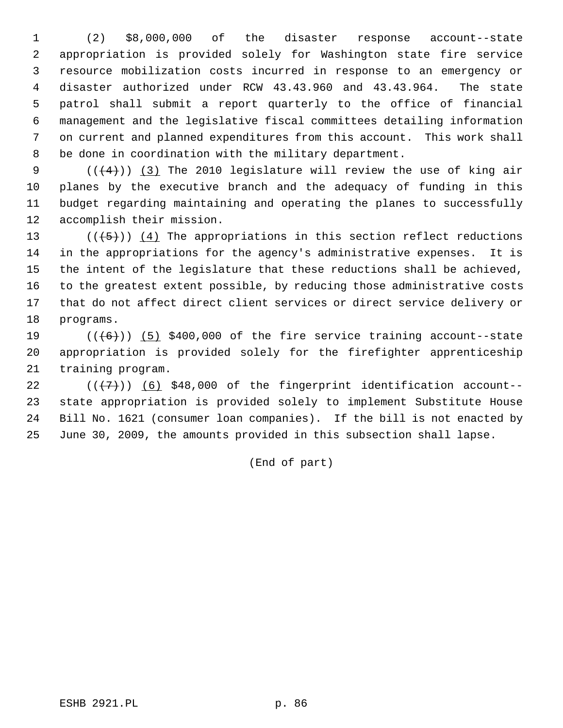(2) $8,000,000 of the disaster response account--state appropriation is provided solely for Washington state fire service resource mobilization costs incurred in response to an emergency or disaster authorized under RCW 43.43.960 and 43.43.964. The state patrol shall submit a report quarterly to the office of financial management and the legislative fiscal committees detailing information on current and planned expenditures from this account. This work shall be done in coordination with the military department.

(((4))) (3) The 2010 legislature will review the use of king air planes by the executive branch and the adequacy of funding in this budget regarding maintaining and operating the planes to successfully accomplish their mission.

(((5))) (4) The appropriations in this section reflect reductions in the appropriations for the agency's administrative expenses. It is the intent of the legislature that these reductions shall be achieved, to the greatest extent possible, by reducing those administrative costs that do not affect direct client services or direct service delivery or programs.

(((6))) (5) $400,000 of the fire service training account--state appropriation is provided solely for the firefighter apprenticeship training program.

(((7))) (6) $48,000 of the fingerprint identification account--state appropriation is provided solely to implement Substitute House Bill No. 1621 (consumer loan companies). If the bill is not enacted by June 30, 2009, the amounts provided in this subsection shall lapse.

(End of part)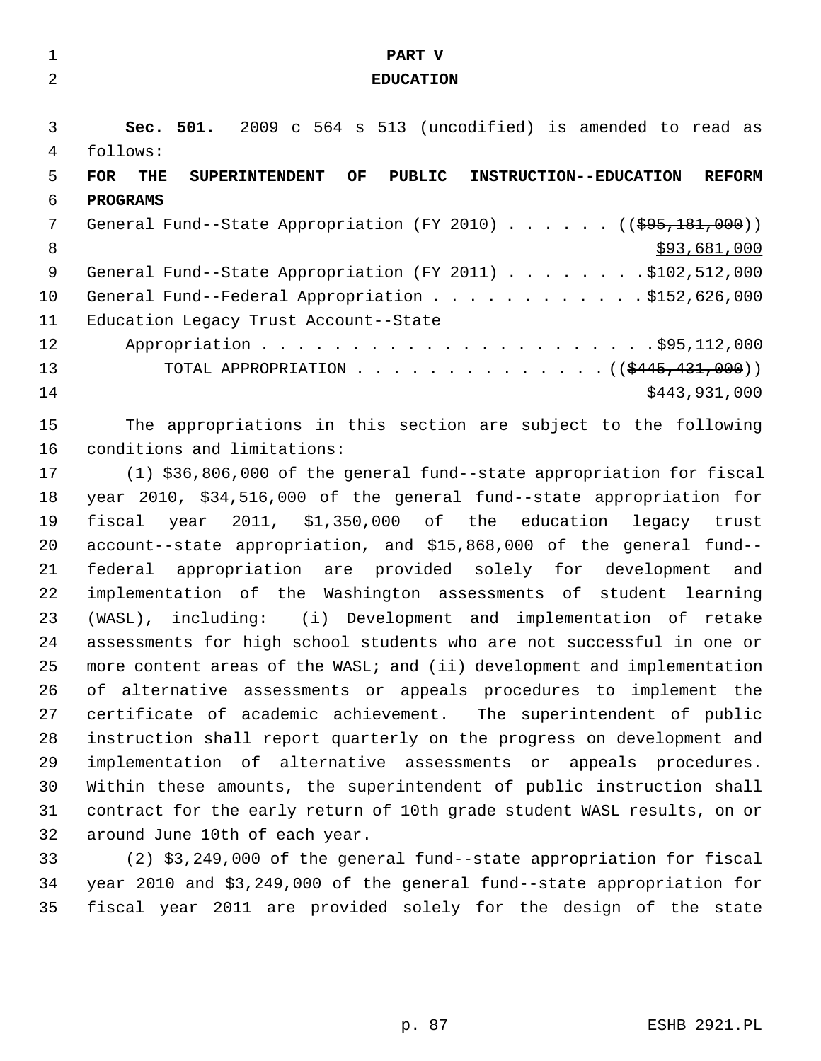# PART V
# EDUCATION

**Sec. 501.** 2009 c 564 s 513 (uncodified) is amended to read as follows:

**FOR THE SUPERINTENDENT OF PUBLIC INSTRUCTION--EDUCATION REFORM PROGRAMS**

General Fund--State Appropriation (FY 2010) . . . . . . (( ~~$95,181,000~~ ))
$93,681,000

General Fund--State Appropriation (FY 2011) . . . . . . . . $102,512,000

General Fund--Federal Appropriation . . . . . . . . . . . . $152,626,000

Education Legacy Trust Account--State Appropriation . . . . . . . . . . . . . . . . . . . . . . $95,112,000

TOTAL APPROPRIATION . . . . . . . . . . . . . . (( ~~$445,431,000~~ ))
$443,931,000

The appropriations in this section are subject to the following conditions and limitations:

(1) $36,806,000 of the general fund--state appropriation for fiscal year 2010, $34,516,000 of the general fund--state appropriation for fiscal year 2011, $1,350,000 of the education legacy trust account--state appropriation, and $15,868,000 of the general fund--federal appropriation are provided solely for development and implementation of the Washington assessments of student learning (WASL), including: (i) Development and implementation of retake assessments for high school students who are not successful in one or more content areas of the WASL; and (ii) development and implementation of alternative assessments or appeals procedures to implement the certificate of academic achievement. The superintendent of public instruction shall report quarterly on the progress on development and implementation of alternative assessments or appeals procedures. Within these amounts, the superintendent of public instruction shall contract for the early return of 10th grade student WASL results, on or around June 10th of each year.

(2) $3,249,000 of the general fund--state appropriation for fiscal year 2010 and $3,249,000 of the general fund--state appropriation for fiscal year 2011 are provided solely for the design of the state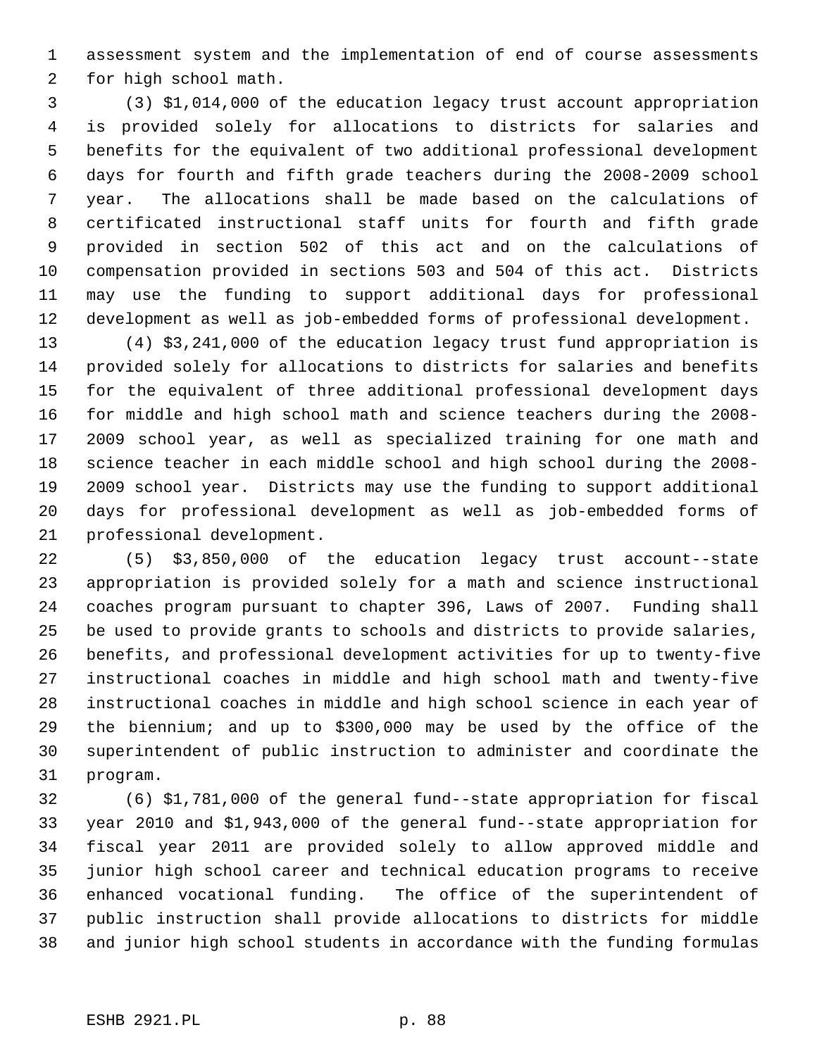assessment system and the implementation of end of course assessments for high school math.

(3) $1,014,000 of the education legacy trust account appropriation is provided solely for allocations to districts for salaries and benefits for the equivalent of two additional professional development days for fourth and fifth grade teachers during the 2008-2009 school year. The allocations shall be made based on the calculations of certificated instructional staff units for fourth and fifth grade provided in section 502 of this act and on the calculations of compensation provided in sections 503 and 504 of this act. Districts may use the funding to support additional days for professional development as well as job-embedded forms of professional development.

(4) $3,241,000 of the education legacy trust fund appropriation is provided solely for allocations to districts for salaries and benefits for the equivalent of three additional professional development days for middle and high school math and science teachers during the 2008-2009 school year, as well as specialized training for one math and science teacher in each middle school and high school during the 2008-2009 school year. Districts may use the funding to support additional days for professional development as well as job-embedded forms of professional development.

(5) $3,850,000 of the education legacy trust account--state appropriation is provided solely for a math and science instructional coaches program pursuant to chapter 396, Laws of 2007. Funding shall be used to provide grants to schools and districts to provide salaries, benefits, and professional development activities for up to twenty-five instructional coaches in middle and high school math and twenty-five instructional coaches in middle and high school science in each year of the biennium; and up to $300,000 may be used by the office of the superintendent of public instruction to administer and coordinate the program.

(6) $1,781,000 of the general fund--state appropriation for fiscal year 2010 and $1,943,000 of the general fund--state appropriation for fiscal year 2011 are provided solely to allow approved middle and junior high school career and technical education programs to receive enhanced vocational funding. The office of the superintendent of public instruction shall provide allocations to districts for middle and junior high school students in accordance with the funding formulas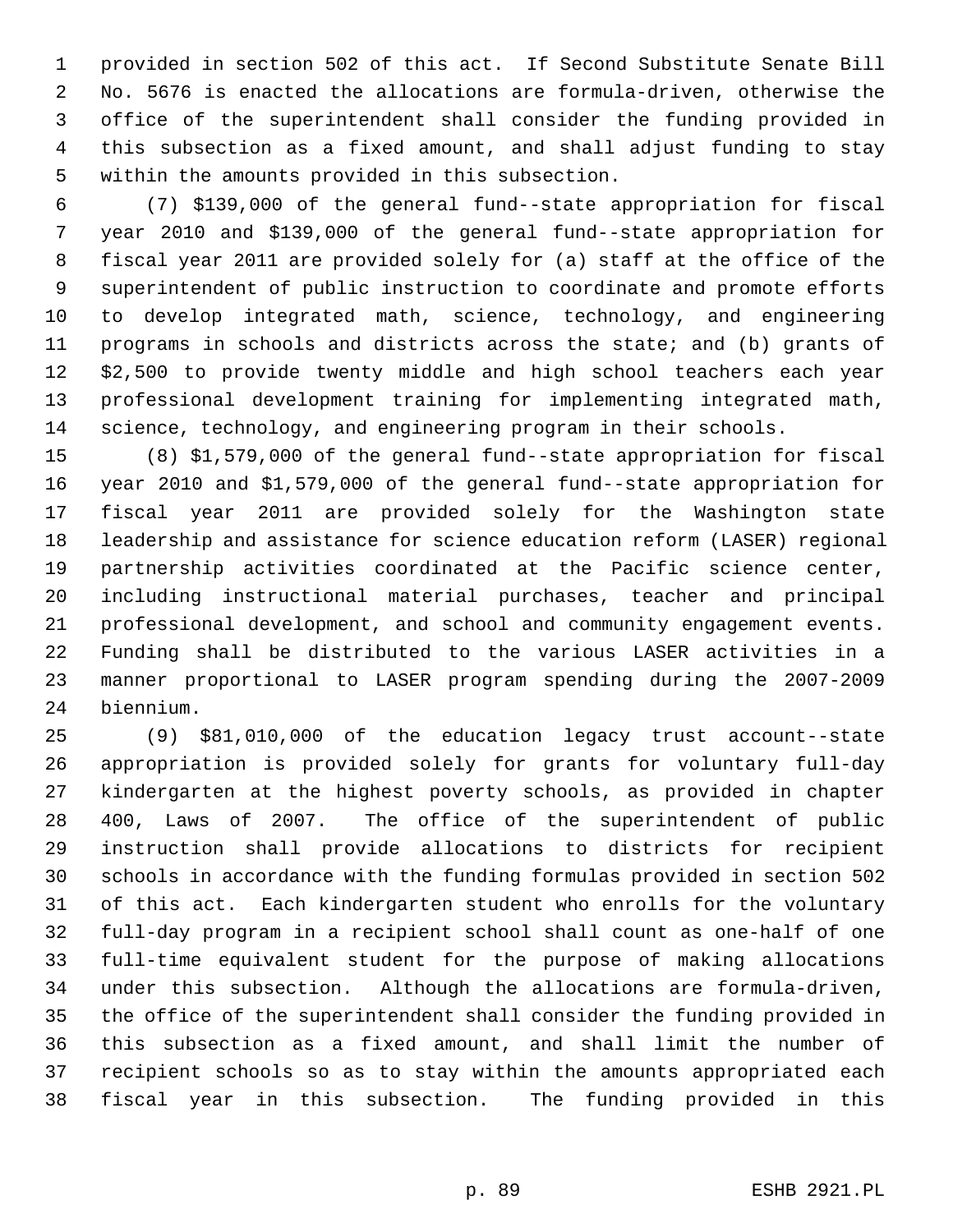provided in section 502 of this act. If Second Substitute Senate Bill No. 5676 is enacted the allocations are formula-driven, otherwise the office of the superintendent shall consider the funding provided in this subsection as a fixed amount, and shall adjust funding to stay within the amounts provided in this subsection.

(7) $139,000 of the general fund--state appropriation for fiscal year 2010 and $139,000 of the general fund--state appropriation for fiscal year 2011 are provided solely for (a) staff at the office of the superintendent of public instruction to coordinate and promote efforts to develop integrated math, science, technology, and engineering programs in schools and districts across the state; and (b) grants of $2,500 to provide twenty middle and high school teachers each year professional development training for implementing integrated math, science, technology, and engineering program in their schools.

(8) $1,579,000 of the general fund--state appropriation for fiscal year 2010 and $1,579,000 of the general fund--state appropriation for fiscal year 2011 are provided solely for the Washington state leadership and assistance for science education reform (LASER) regional partnership activities coordinated at the Pacific science center, including instructional material purchases, teacher and principal professional development, and school and community engagement events. Funding shall be distributed to the various LASER activities in a manner proportional to LASER program spending during the 2007-2009 biennium.

(9) $81,010,000 of the education legacy trust account--state appropriation is provided solely for grants for voluntary full-day kindergarten at the highest poverty schools, as provided in chapter 400, Laws of 2007. The office of the superintendent of public instruction shall provide allocations to districts for recipient schools in accordance with the funding formulas provided in section 502 of this act. Each kindergarten student who enrolls for the voluntary full-day program in a recipient school shall count as one-half of one full-time equivalent student for the purpose of making allocations under this subsection. Although the allocations are formula-driven, the office of the superintendent shall consider the funding provided in this subsection as a fixed amount, and shall limit the number of recipient schools so as to stay within the amounts appropriated each fiscal year in this subsection. The funding provided in this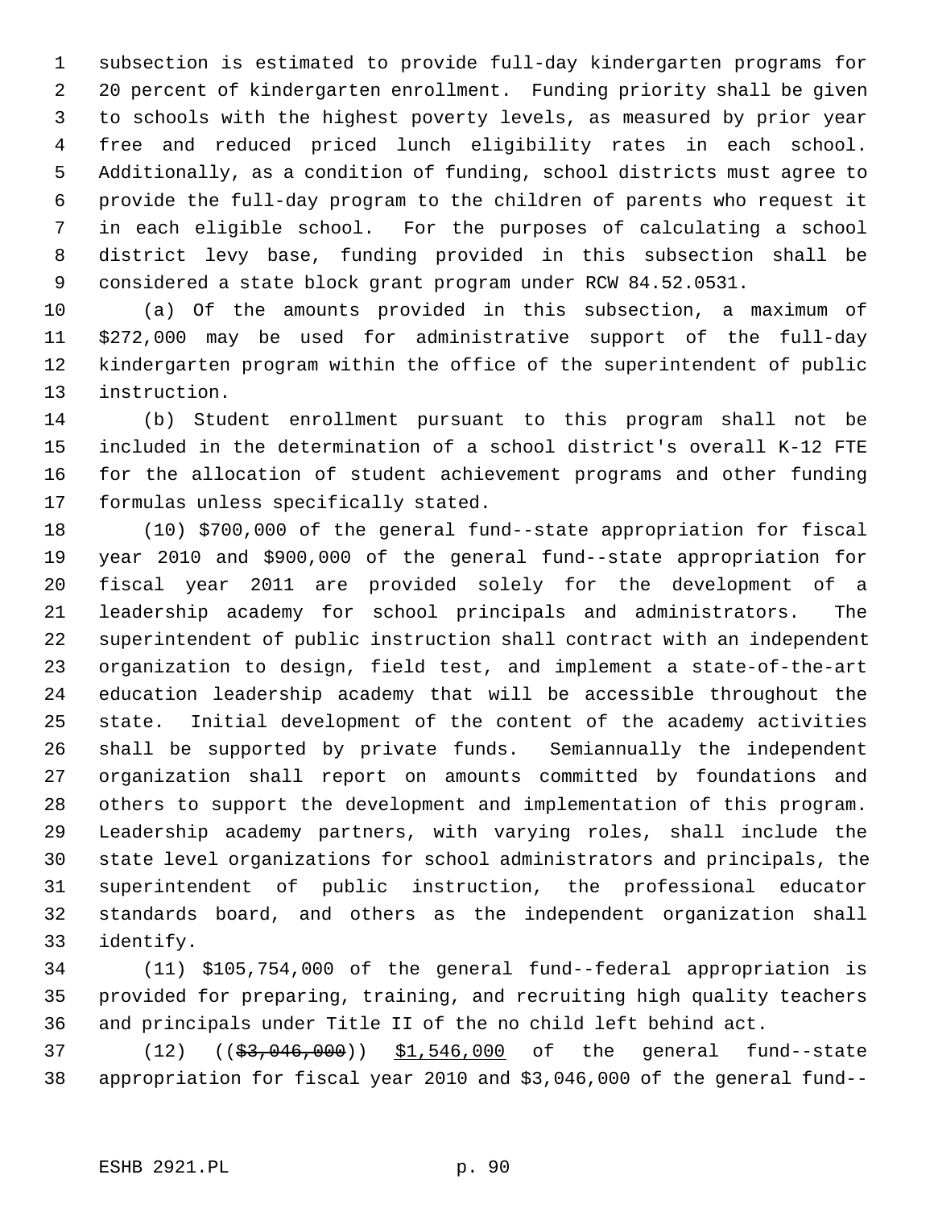subsection is estimated to provide full-day kindergarten programs for 20 percent of kindergarten enrollment. Funding priority shall be given to schools with the highest poverty levels, as measured by prior year free and reduced priced lunch eligibility rates in each school. Additionally, as a condition of funding, school districts must agree to provide the full-day program to the children of parents who request it in each eligible school. For the purposes of calculating a school district levy base, funding provided in this subsection shall be considered a state block grant program under RCW 84.52.0531.

(a) Of the amounts provided in this subsection, a maximum of $272,000 may be used for administrative support of the full-day kindergarten program within the office of the superintendent of public instruction.

(b) Student enrollment pursuant to this program shall not be included in the determination of a school district's overall K-12 FTE for the allocation of student achievement programs and other funding formulas unless specifically stated.

(10) $700,000 of the general fund--state appropriation for fiscal year 2010 and $900,000 of the general fund--state appropriation for fiscal year 2011 are provided solely for the development of a leadership academy for school principals and administrators. The superintendent of public instruction shall contract with an independent organization to design, field test, and implement a state-of-the-art education leadership academy that will be accessible throughout the state. Initial development of the content of the academy activities shall be supported by private funds. Semiannually the independent organization shall report on amounts committed by foundations and others to support the development and implementation of this program. Leadership academy partners, with varying roles, shall include the state level organizations for school administrators and principals, the superintendent of public instruction, the professional educator standards board, and others as the independent organization shall identify.

(11) $105,754,000 of the general fund--federal appropriation is provided for preparing, training, and recruiting high quality teachers and principals under Title II of the no child left behind act.

(12) ((~~$3,046,000~~)) <u>$1,546,000</u> of the general fund--state appropriation for fiscal year 2010 and $3,046,000 of the general fund--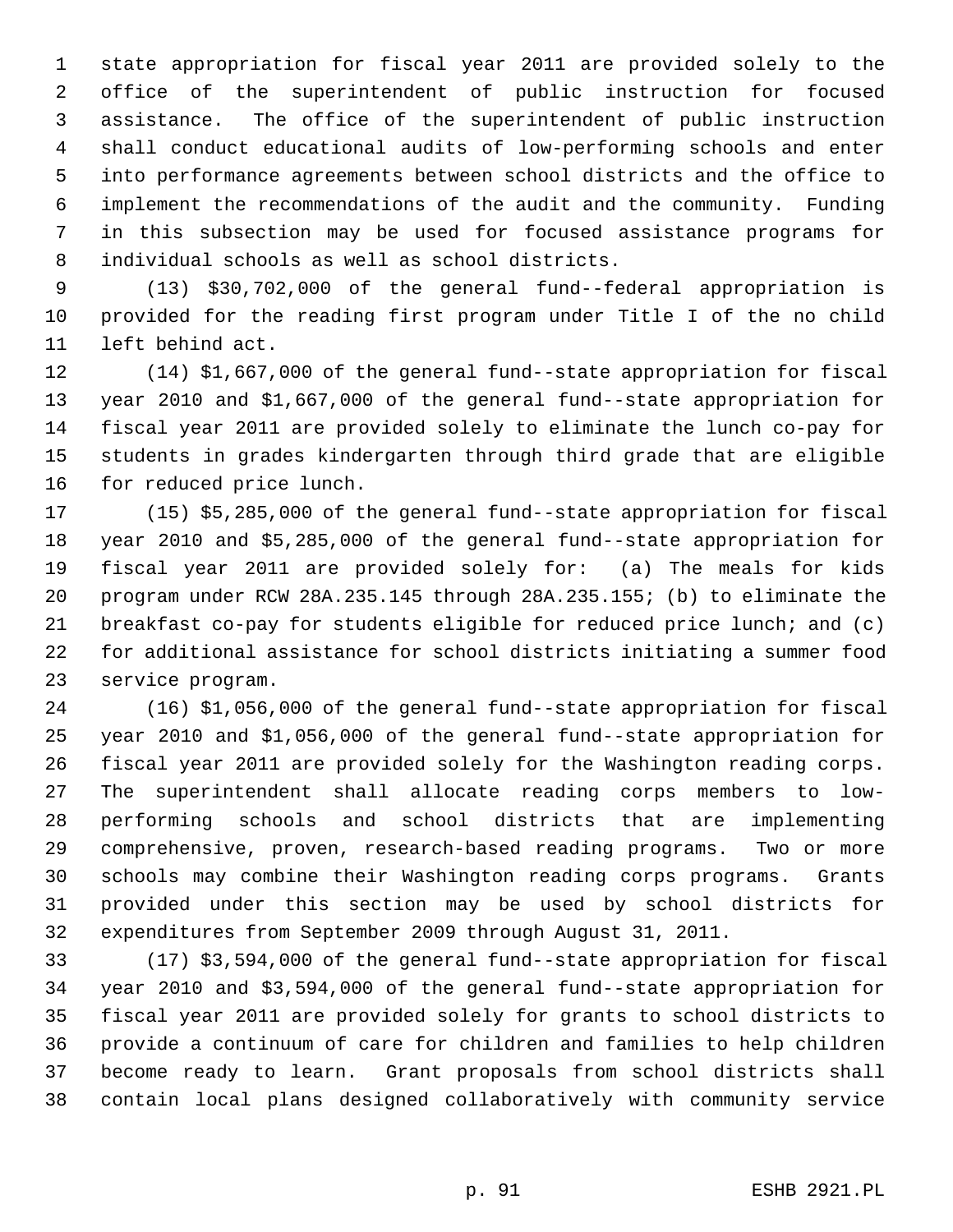state appropriation for fiscal year 2011 are provided solely to the office of the superintendent of public instruction for focused assistance. The office of the superintendent of public instruction shall conduct educational audits of low-performing schools and enter into performance agreements between school districts and the office to implement the recommendations of the audit and the community. Funding in this subsection may be used for focused assistance programs for individual schools as well as school districts.

(13) $30,702,000 of the general fund--federal appropriation is provided for the reading first program under Title I of the no child left behind act.

(14) $1,667,000 of the general fund--state appropriation for fiscal year 2010 and $1,667,000 of the general fund--state appropriation for fiscal year 2011 are provided solely to eliminate the lunch co-pay for students in grades kindergarten through third grade that are eligible for reduced price lunch.

(15) $5,285,000 of the general fund--state appropriation for fiscal year 2010 and $5,285,000 of the general fund--state appropriation for fiscal year 2011 are provided solely for: (a) The meals for kids program under RCW 28A.235.145 through 28A.235.155; (b) to eliminate the breakfast co-pay for students eligible for reduced price lunch; and (c) for additional assistance for school districts initiating a summer food service program.

(16) $1,056,000 of the general fund--state appropriation for fiscal year 2010 and $1,056,000 of the general fund--state appropriation for fiscal year 2011 are provided solely for the Washington reading corps. The superintendent shall allocate reading corps members to low-performing schools and school districts that are implementing comprehensive, proven, research-based reading programs. Two or more schools may combine their Washington reading corps programs. Grants provided under this section may be used by school districts for expenditures from September 2009 through August 31, 2011.

(17) $3,594,000 of the general fund--state appropriation for fiscal year 2010 and $3,594,000 of the general fund--state appropriation for fiscal year 2011 are provided solely for grants to school districts to provide a continuum of care for children and families to help children become ready to learn. Grant proposals from school districts shall contain local plans designed collaboratively with community service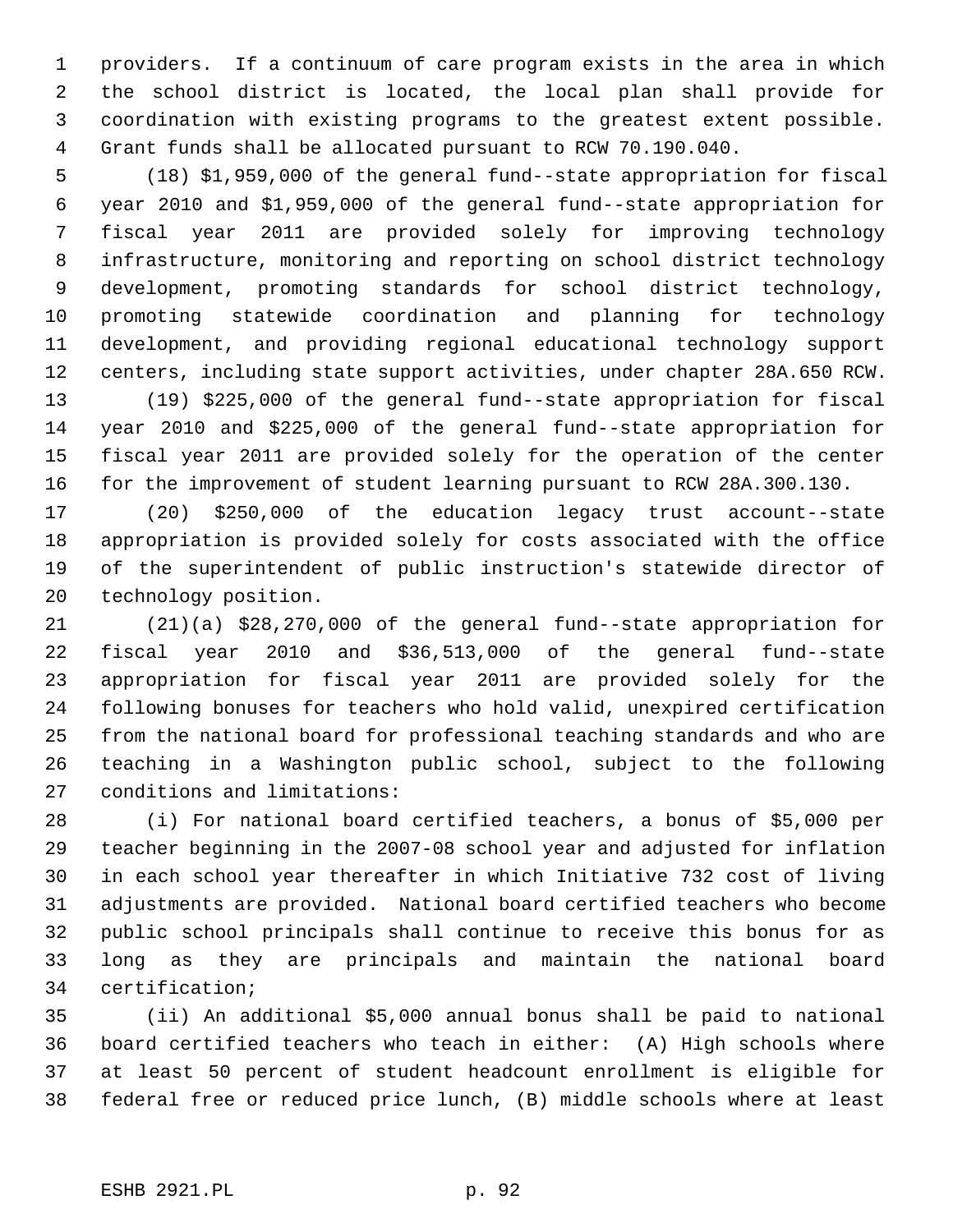providers. If a continuum of care program exists in the area in which the school district is located, the local plan shall provide for coordination with existing programs to the greatest extent possible. Grant funds shall be allocated pursuant to RCW 70.190.040.

(18) $1,959,000 of the general fund--state appropriation for fiscal year 2010 and $1,959,000 of the general fund--state appropriation for fiscal year 2011 are provided solely for improving technology infrastructure, monitoring and reporting on school district technology development, promoting standards for school district technology, promoting statewide coordination and planning for technology development, and providing regional educational technology support centers, including state support activities, under chapter 28A.650 RCW.

(19) $225,000 of the general fund--state appropriation for fiscal year 2010 and $225,000 of the general fund--state appropriation for fiscal year 2011 are provided solely for the operation of the center for the improvement of student learning pursuant to RCW 28A.300.130.

(20) $250,000 of the education legacy trust account--state appropriation is provided solely for costs associated with the office of the superintendent of public instruction's statewide director of technology position.

(21)(a) $28,270,000 of the general fund--state appropriation for fiscal year 2010 and $36,513,000 of the general fund--state appropriation for fiscal year 2011 are provided solely for the following bonuses for teachers who hold valid, unexpired certification from the national board for professional teaching standards and who are teaching in a Washington public school, subject to the following conditions and limitations:

(i) For national board certified teachers, a bonus of $5,000 per teacher beginning in the 2007-08 school year and adjusted for inflation in each school year thereafter in which Initiative 732 cost of living adjustments are provided. National board certified teachers who become public school principals shall continue to receive this bonus for as long as they are principals and maintain the national board certification;

(ii) An additional $5,000 annual bonus shall be paid to national board certified teachers who teach in either: (A) High schools where at least 50 percent of student headcount enrollment is eligible for federal free or reduced price lunch, (B) middle schools where at least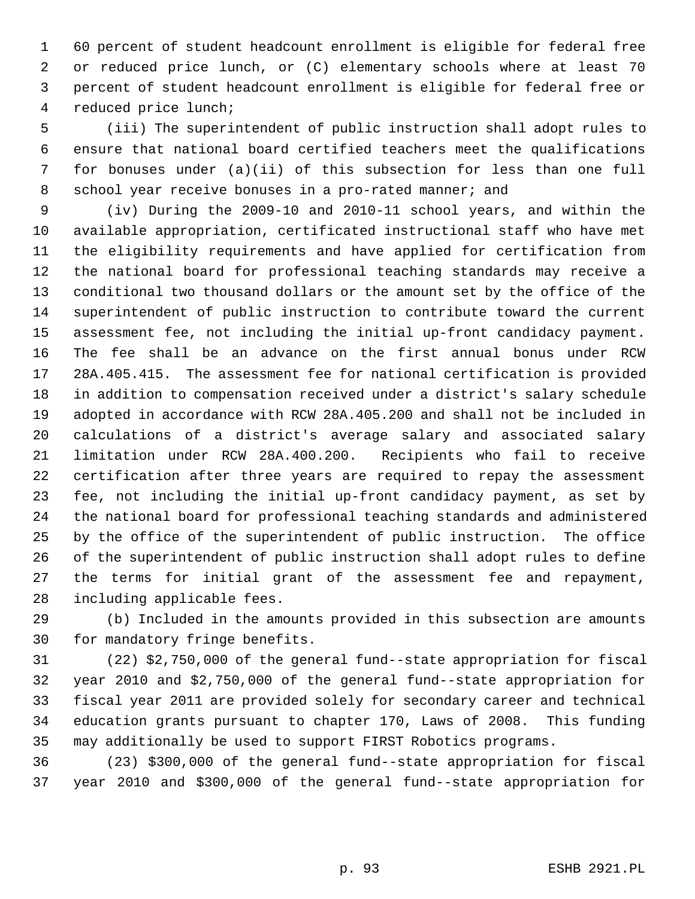60 percent of student headcount enrollment is eligible for federal free or reduced price lunch, or (C) elementary schools where at least 70 percent of student headcount enrollment is eligible for federal free or reduced price lunch;

(iii) The superintendent of public instruction shall adopt rules to ensure that national board certified teachers meet the qualifications for bonuses under (a)(ii) of this subsection for less than one full school year receive bonuses in a pro-rated manner; and

(iv) During the 2009-10 and 2010-11 school years, and within the available appropriation, certificated instructional staff who have met the eligibility requirements and have applied for certification from the national board for professional teaching standards may receive a conditional two thousand dollars or the amount set by the office of the superintendent of public instruction to contribute toward the current assessment fee, not including the initial up-front candidacy payment. The fee shall be an advance on the first annual bonus under RCW 28A.405.415. The assessment fee for national certification is provided in addition to compensation received under a district's salary schedule adopted in accordance with RCW 28A.405.200 and shall not be included in calculations of a district's average salary and associated salary limitation under RCW 28A.400.200. Recipients who fail to receive certification after three years are required to repay the assessment fee, not including the initial up-front candidacy payment, as set by the national board for professional teaching standards and administered by the office of the superintendent of public instruction. The office of the superintendent of public instruction shall adopt rules to define the terms for initial grant of the assessment fee and repayment, including applicable fees.

(b) Included in the amounts provided in this subsection are amounts for mandatory fringe benefits.

(22) $2,750,000 of the general fund--state appropriation for fiscal year 2010 and $2,750,000 of the general fund--state appropriation for fiscal year 2011 are provided solely for secondary career and technical education grants pursuant to chapter 170, Laws of 2008. This funding may additionally be used to support FIRST Robotics programs.

(23) $300,000 of the general fund--state appropriation for fiscal year 2010 and $300,000 of the general fund--state appropriation for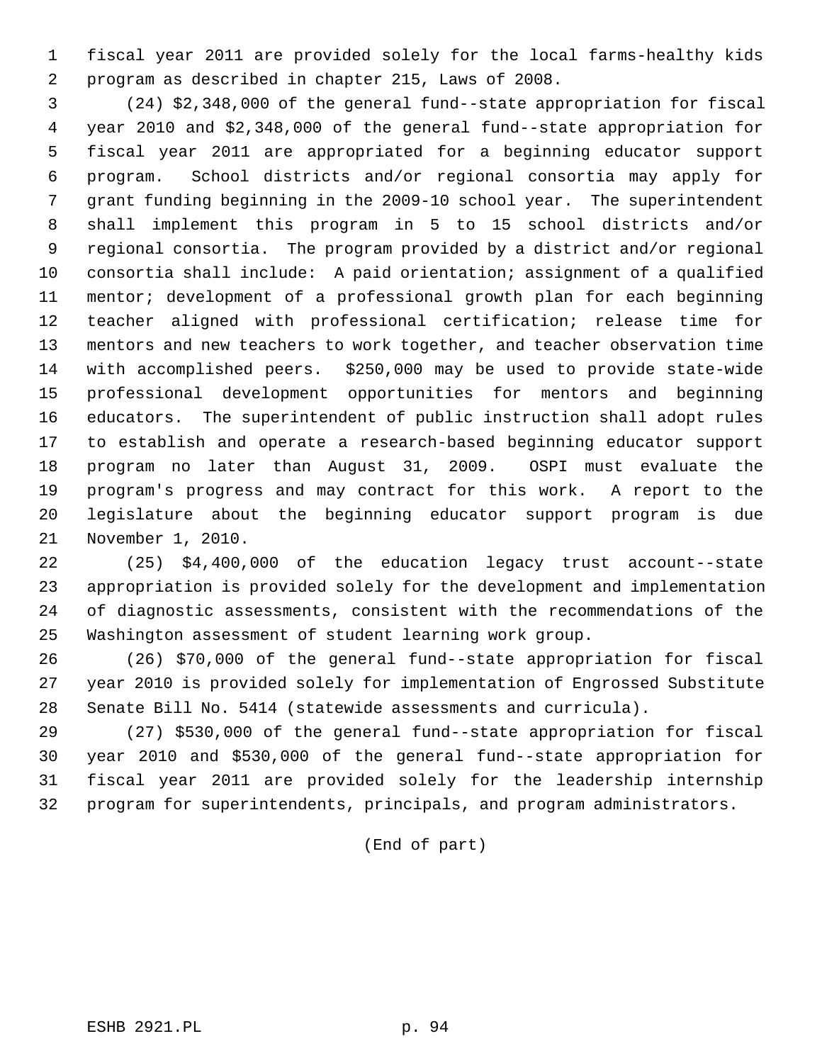fiscal year 2011 are provided solely for the local farms-healthy kids program as described in chapter 215, Laws of 2008.

(24) $2,348,000 of the general fund--state appropriation for fiscal year 2010 and $2,348,000 of the general fund--state appropriation for fiscal year 2011 are appropriated for a beginning educator support program. School districts and/or regional consortia may apply for grant funding beginning in the 2009-10 school year. The superintendent shall implement this program in 5 to 15 school districts and/or regional consortia. The program provided by a district and/or regional consortia shall include: A paid orientation; assignment of a qualified mentor; development of a professional growth plan for each beginning teacher aligned with professional certification; release time for mentors and new teachers to work together, and teacher observation time with accomplished peers. $250,000 may be used to provide state-wide professional development opportunities for mentors and beginning educators. The superintendent of public instruction shall adopt rules to establish and operate a research-based beginning educator support program no later than August 31, 2009. OSPI must evaluate the program's progress and may contract for this work. A report to the legislature about the beginning educator support program is due November 1, 2010.

(25) $4,400,000 of the education legacy trust account--state appropriation is provided solely for the development and implementation of diagnostic assessments, consistent with the recommendations of the Washington assessment of student learning work group.

(26) $70,000 of the general fund--state appropriation for fiscal year 2010 is provided solely for implementation of Engrossed Substitute Senate Bill No. 5414 (statewide assessments and curricula).

(27) $530,000 of the general fund--state appropriation for fiscal year 2010 and $530,000 of the general fund--state appropriation for fiscal year 2011 are provided solely for the leadership internship program for superintendents, principals, and program administrators.

(End of part)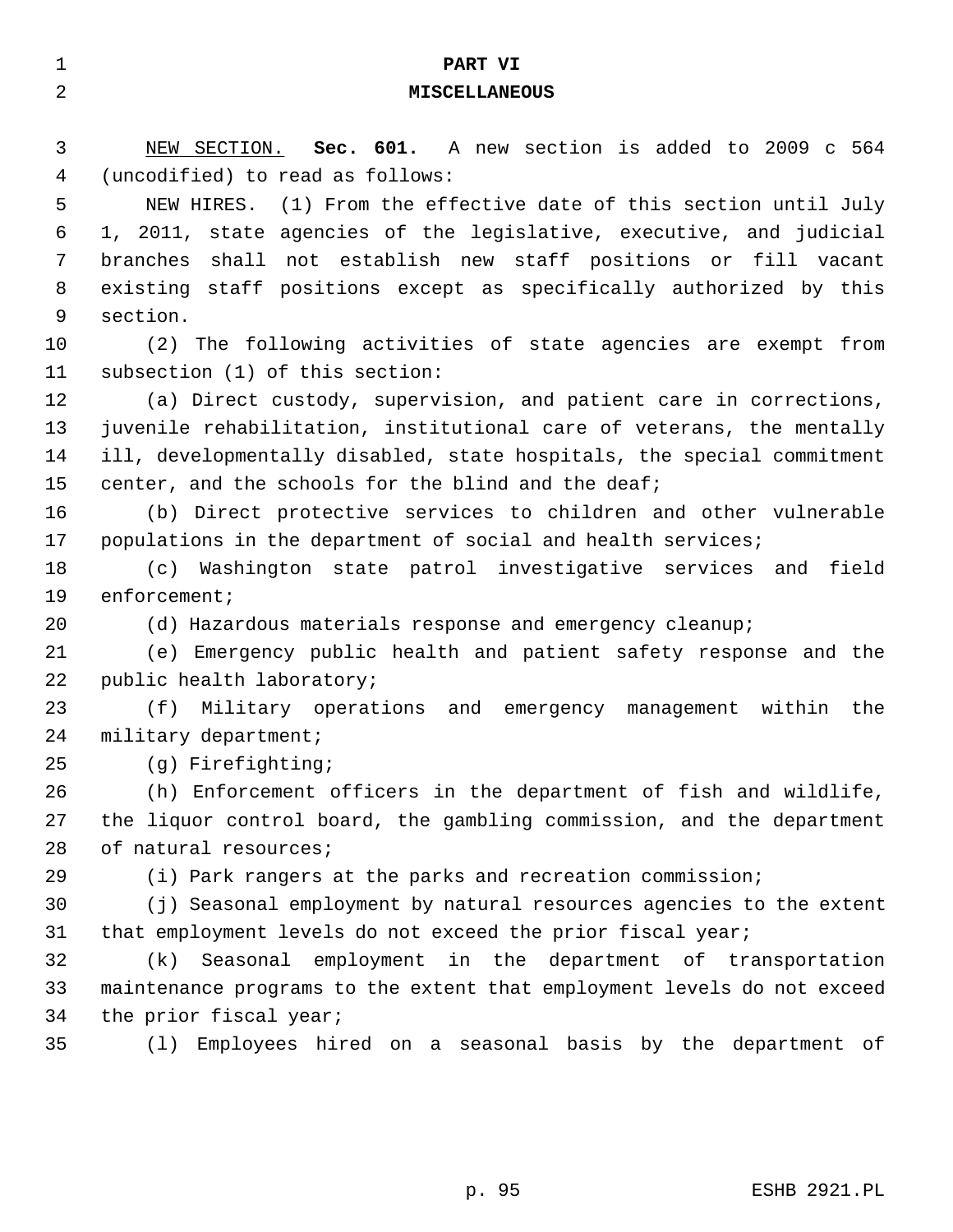## PART VI
## MISCELLANEOUS

NEW SECTION. **Sec. 601.** A new section is added to 2009 c 564 (uncodified) to read as follows:

NEW HIRES. (1) From the effective date of this section until July 1, 2011, state agencies of the legislative, executive, and judicial branches shall not establish new staff positions or fill vacant existing staff positions except as specifically authorized by this section.

(2) The following activities of state agencies are exempt from subsection (1) of this section:

(a) Direct custody, supervision, and patient care in corrections, juvenile rehabilitation, institutional care of veterans, the mentally ill, developmentally disabled, state hospitals, the special commitment center, and the schools for the blind and the deaf;

(b) Direct protective services to children and other vulnerable populations in the department of social and health services;

(c) Washington state patrol investigative services and field enforcement;

(d) Hazardous materials response and emergency cleanup;

(e) Emergency public health and patient safety response and the public health laboratory;

(f) Military operations and emergency management within the military department;

(g) Firefighting;

(h) Enforcement officers in the department of fish and wildlife, the liquor control board, the gambling commission, and the department of natural resources;

(i) Park rangers at the parks and recreation commission;

(j) Seasonal employment by natural resources agencies to the extent that employment levels do not exceed the prior fiscal year;

(k) Seasonal employment in the department of transportation maintenance programs to the extent that employment levels do not exceed the prior fiscal year;

(l) Employees hired on a seasonal basis by the department of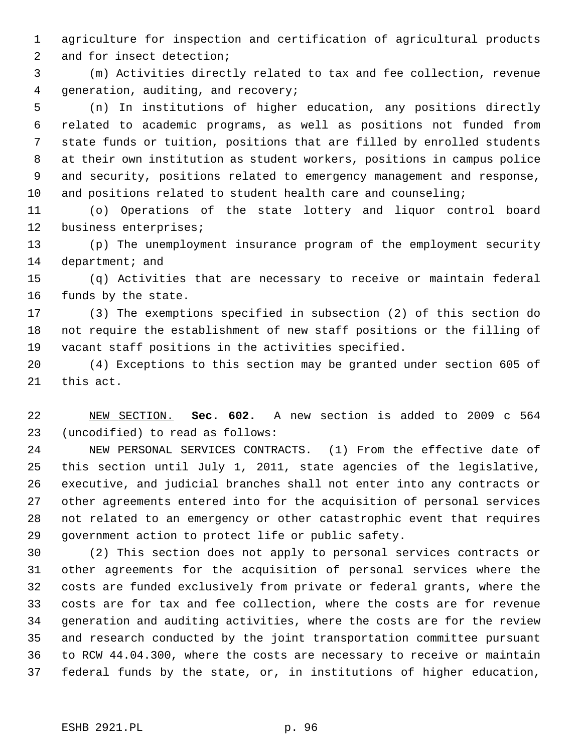agriculture for inspection and certification of agricultural products and for insect detection;

(m) Activities directly related to tax and fee collection, revenue generation, auditing, and recovery;

(n) In institutions of higher education, any positions directly related to academic programs, as well as positions not funded from state funds or tuition, positions that are filled by enrolled students at their own institution as student workers, positions in campus police and security, positions related to emergency management and response, and positions related to student health care and counseling;

(o) Operations of the state lottery and liquor control board business enterprises;

(p) The unemployment insurance program of the employment security department; and

(q) Activities that are necessary to receive or maintain federal funds by the state.

(3) The exemptions specified in subsection (2) of this section do not require the establishment of new staff positions or the filling of vacant staff positions in the activities specified.

(4) Exceptions to this section may be granted under section 605 of this act.

NEW SECTION. **Sec. 602.** A new section is added to 2009 c 564 (uncodified) to read as follows:

NEW PERSONAL SERVICES CONTRACTS. (1) From the effective date of this section until July 1, 2011, state agencies of the legislative, executive, and judicial branches shall not enter into any contracts or other agreements entered into for the acquisition of personal services not related to an emergency or other catastrophic event that requires government action to protect life or public safety.

(2) This section does not apply to personal services contracts or other agreements for the acquisition of personal services where the costs are funded exclusively from private or federal grants, where the costs are for tax and fee collection, where the costs are for revenue generation and auditing activities, where the costs are for the review and research conducted by the joint transportation committee pursuant to RCW 44.04.300, where the costs are necessary to receive or maintain federal funds by the state, or, in institutions of higher education,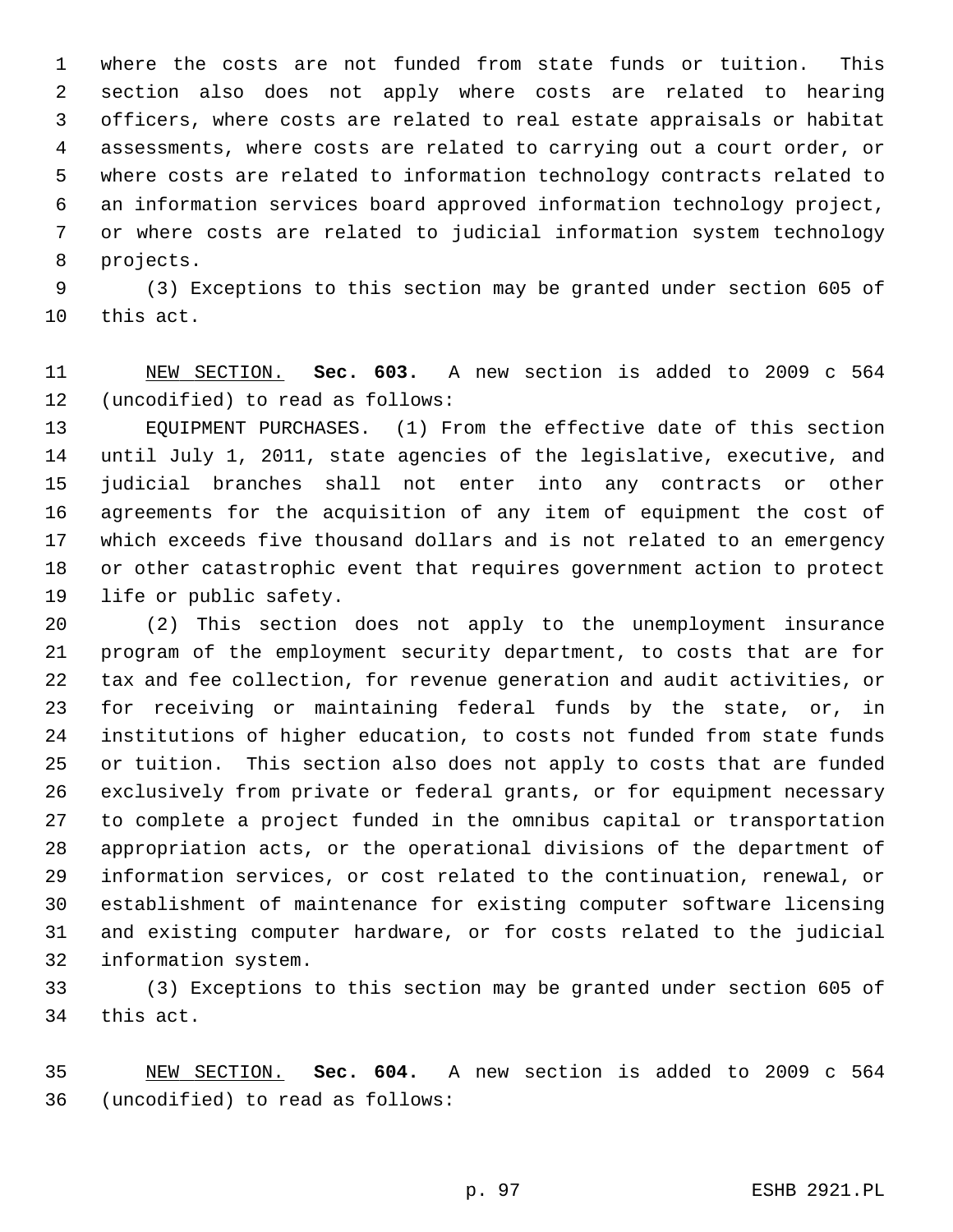where the costs are not funded from state funds or tuition. This section also does not apply where costs are related to hearing officers, where costs are related to real estate appraisals or habitat assessments, where costs are related to carrying out a court order, or where costs are related to information technology contracts related to an information services board approved information technology project, or where costs are related to judicial information system technology projects.

(3) Exceptions to this section may be granted under section 605 of this act.

NEW SECTION. **Sec. 603.** A new section is added to 2009 c 564 (uncodified) to read as follows:

EQUIPMENT PURCHASES. (1) From the effective date of this section until July 1, 2011, state agencies of the legislative, executive, and judicial branches shall not enter into any contracts or other agreements for the acquisition of any item of equipment the cost of which exceeds five thousand dollars and is not related to an emergency or other catastrophic event that requires government action to protect life or public safety.

(2) This section does not apply to the unemployment insurance program of the employment security department, to costs that are for tax and fee collection, for revenue generation and audit activities, or for receiving or maintaining federal funds by the state, or, in institutions of higher education, to costs not funded from state funds or tuition. This section also does not apply to costs that are funded exclusively from private or federal grants, or for equipment necessary to complete a project funded in the omnibus capital or transportation appropriation acts, or the operational divisions of the department of information services, or cost related to the continuation, renewal, or establishment of maintenance for existing computer software licensing and existing computer hardware, or for costs related to the judicial information system.

(3) Exceptions to this section may be granted under section 605 of this act.

NEW SECTION. **Sec. 604.** A new section is added to 2009 c 564 (uncodified) to read as follows: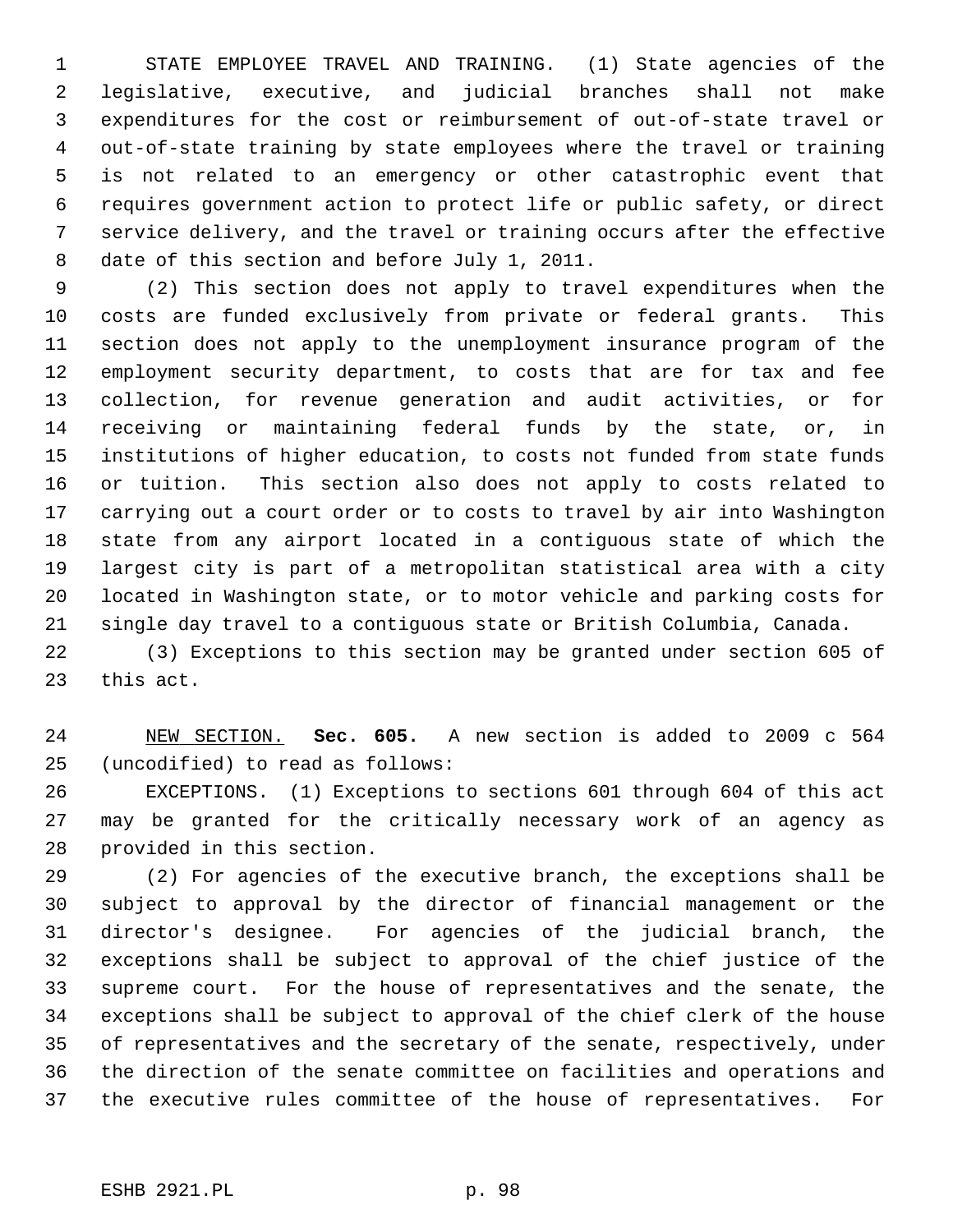STATE EMPLOYEE TRAVEL AND TRAINING. (1) State agencies of the legislative, executive, and judicial branches shall not make expenditures for the cost or reimbursement of out-of-state travel or out-of-state training by state employees where the travel or training is not related to an emergency or other catastrophic event that requires government action to protect life or public safety, or direct service delivery, and the travel or training occurs after the effective date of this section and before July 1, 2011.

(2) This section does not apply to travel expenditures when the costs are funded exclusively from private or federal grants. This section does not apply to the unemployment insurance program of the employment security department, to costs that are for tax and fee collection, for revenue generation and audit activities, or for receiving or maintaining federal funds by the state, or, in institutions of higher education, to costs not funded from state funds or tuition. This section also does not apply to costs related to carrying out a court order or to costs to travel by air into Washington state from any airport located in a contiguous state of which the largest city is part of a metropolitan statistical area with a city located in Washington state, or to motor vehicle and parking costs for single day travel to a contiguous state or British Columbia, Canada.

(3) Exceptions to this section may be granted under section 605 of this act.

NEW SECTION. **Sec. 605.** A new section is added to 2009 c 564 (uncodified) to read as follows:

EXCEPTIONS. (1) Exceptions to sections 601 through 604 of this act may be granted for the critically necessary work of an agency as provided in this section.

(2) For agencies of the executive branch, the exceptions shall be subject to approval by the director of financial management or the director's designee. For agencies of the judicial branch, the exceptions shall be subject to approval of the chief justice of the supreme court. For the house of representatives and the senate, the exceptions shall be subject to approval of the chief clerk of the house of representatives and the secretary of the senate, respectively, under the direction of the senate committee on facilities and operations and the executive rules committee of the house of representatives. For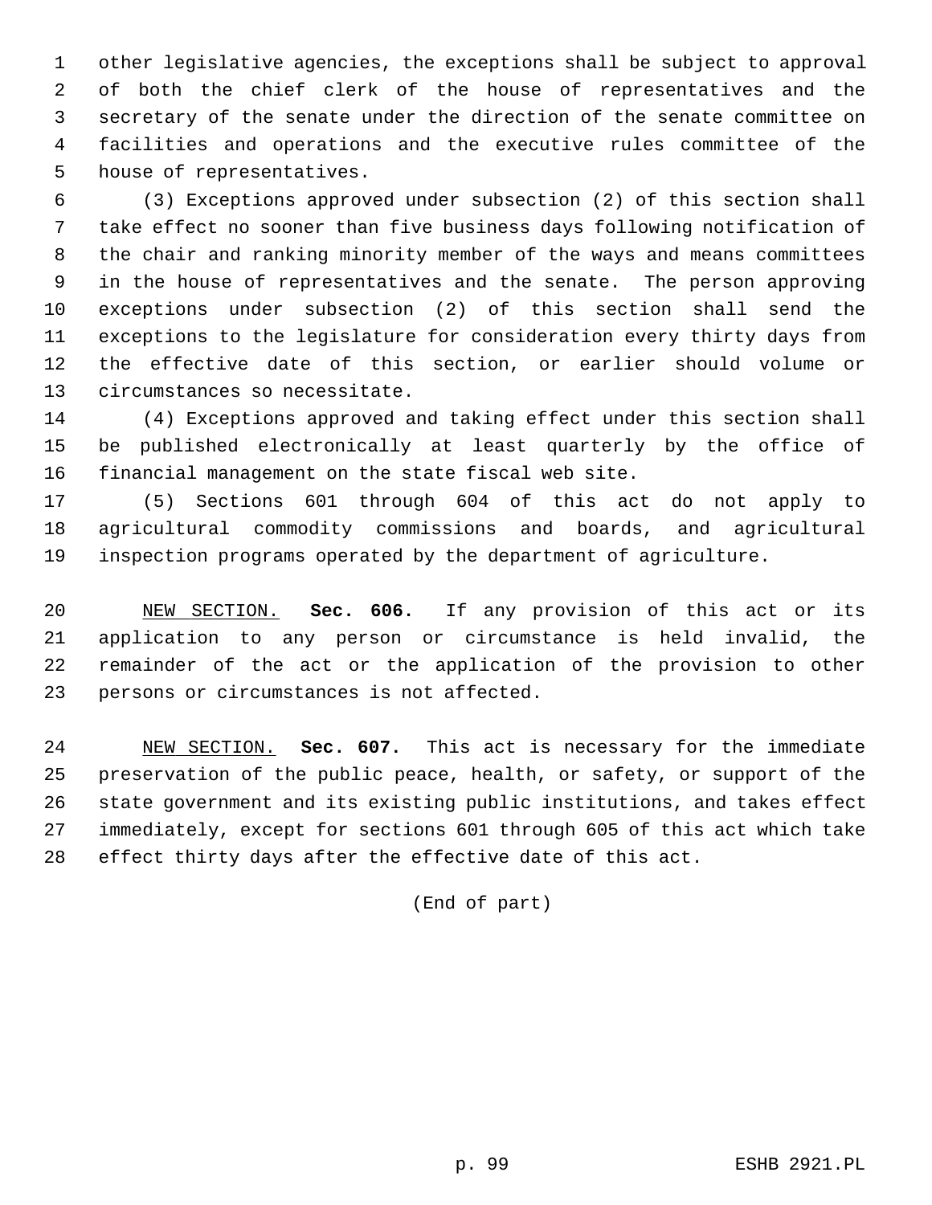other legislative agencies, the exceptions shall be subject to approval of both the chief clerk of the house of representatives and the secretary of the senate under the direction of the senate committee on facilities and operations and the executive rules committee of the house of representatives.

(3) Exceptions approved under subsection (2) of this section shall take effect no sooner than five business days following notification of the chair and ranking minority member of the ways and means committees in the house of representatives and the senate. The person approving exceptions under subsection (2) of this section shall send the exceptions to the legislature for consideration every thirty days from the effective date of this section, or earlier should volume or circumstances so necessitate.

(4) Exceptions approved and taking effect under this section shall be published electronically at least quarterly by the office of financial management on the state fiscal web site.

(5) Sections 601 through 604 of this act do not apply to agricultural commodity commissions and boards, and agricultural inspection programs operated by the department of agriculture.

NEW SECTION. **Sec. 606.** If any provision of this act or its application to any person or circumstance is held invalid, the remainder of the act or the application of the provision to other persons or circumstances is not affected.

NEW SECTION. **Sec. 607.** This act is necessary for the immediate preservation of the public peace, health, or safety, or support of the state government and its existing public institutions, and takes effect immediately, except for sections 601 through 605 of this act which take effect thirty days after the effective date of this act.

(End of part)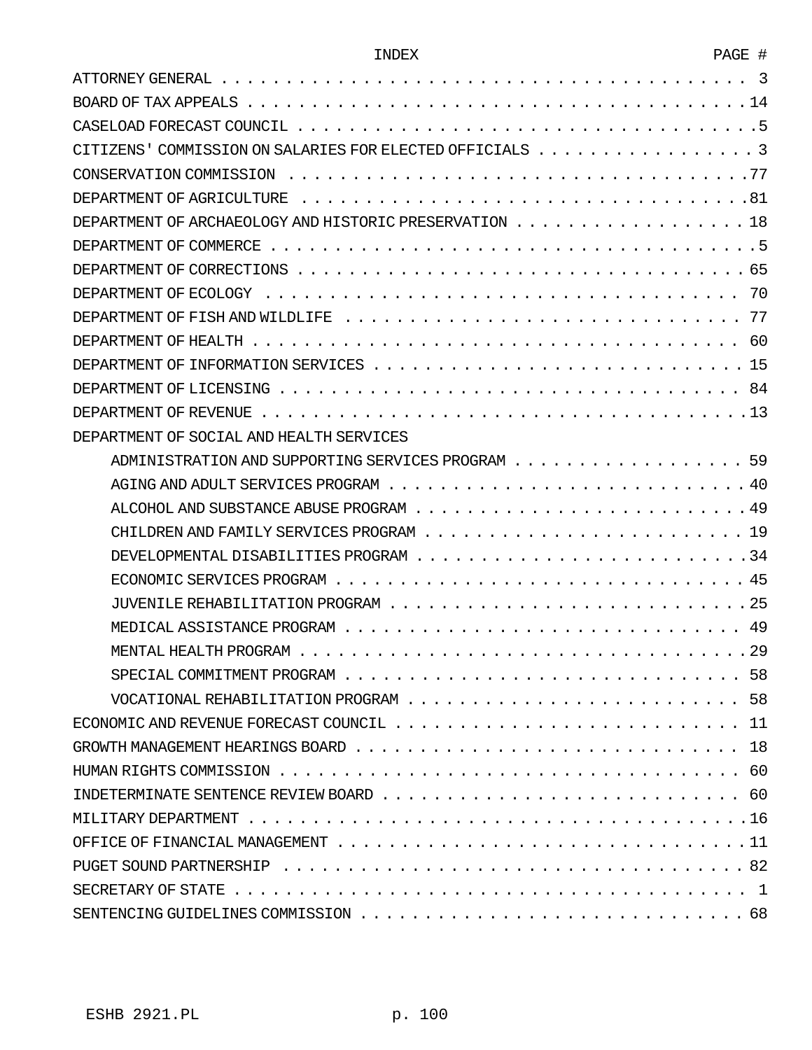| INDEX | PAGE # |
|---|---|
| ATTORNEY GENERAL | 3 |
| BOARD OF TAX APPEALS | 14 |
| CASELOAD FORECAST COUNCIL | 5 |
| CITIZENS' COMMISSION ON SALARIES FOR ELECTED OFFICIALS | 3 |
| CONSERVATION COMMISSION | 77 |
| DEPARTMENT OF AGRICULTURE | 81 |
| DEPARTMENT OF ARCHAEOLOGY AND HISTORIC PRESERVATION | 18 |
| DEPARTMENT OF COMMERCE | 5 |
| DEPARTMENT OF CORRECTIONS | 65 |
| DEPARTMENT OF ECOLOGY | 70 |
| DEPARTMENT OF FISH AND WILDLIFE | 77 |
| DEPARTMENT OF HEALTH | 60 |
| DEPARTMENT OF INFORMATION SERVICES | 15 |
| DEPARTMENT OF LICENSING | 84 |
| DEPARTMENT OF REVENUE | 13 |
| DEPARTMENT OF SOCIAL AND HEALTH SERVICES | |
| ADMINISTRATION AND SUPPORTING SERVICES PROGRAM | 59 |
| AGING AND ADULT SERVICES PROGRAM | 40 |
| ALCOHOL AND SUBSTANCE ABUSE PROGRAM | 49 |
| CHILDREN AND FAMILY SERVICES PROGRAM | 19 |
| DEVELOPMENTAL DISABILITIES PROGRAM | 34 |
| ECONOMIC SERVICES PROGRAM | 45 |
| JUVENILE REHABILITATION PROGRAM | 25 |
| MEDICAL ASSISTANCE PROGRAM | 49 |
| MENTAL HEALTH PROGRAM | 29 |
| SPECIAL COMMITMENT PROGRAM | 58 |
| VOCATIONAL REHABILITATION PROGRAM | 58 |
| ECONOMIC AND REVENUE FORECAST COUNCIL | 11 |
| GROWTH MANAGEMENT HEARINGS BOARD | 18 |
| HUMAN RIGHTS COMMISSION | 60 |
| INDETERMINATE SENTENCE REVIEW BOARD | 60 |
| MILITARY DEPARTMENT | 16 |
| OFFICE OF FINANCIAL MANAGEMENT | 11 |
| PUGET SOUND PARTNERSHIP | 82 |
| SECRETARY OF STATE | 1 |
| SENTENCING GUIDELINES COMMISSION | 68 |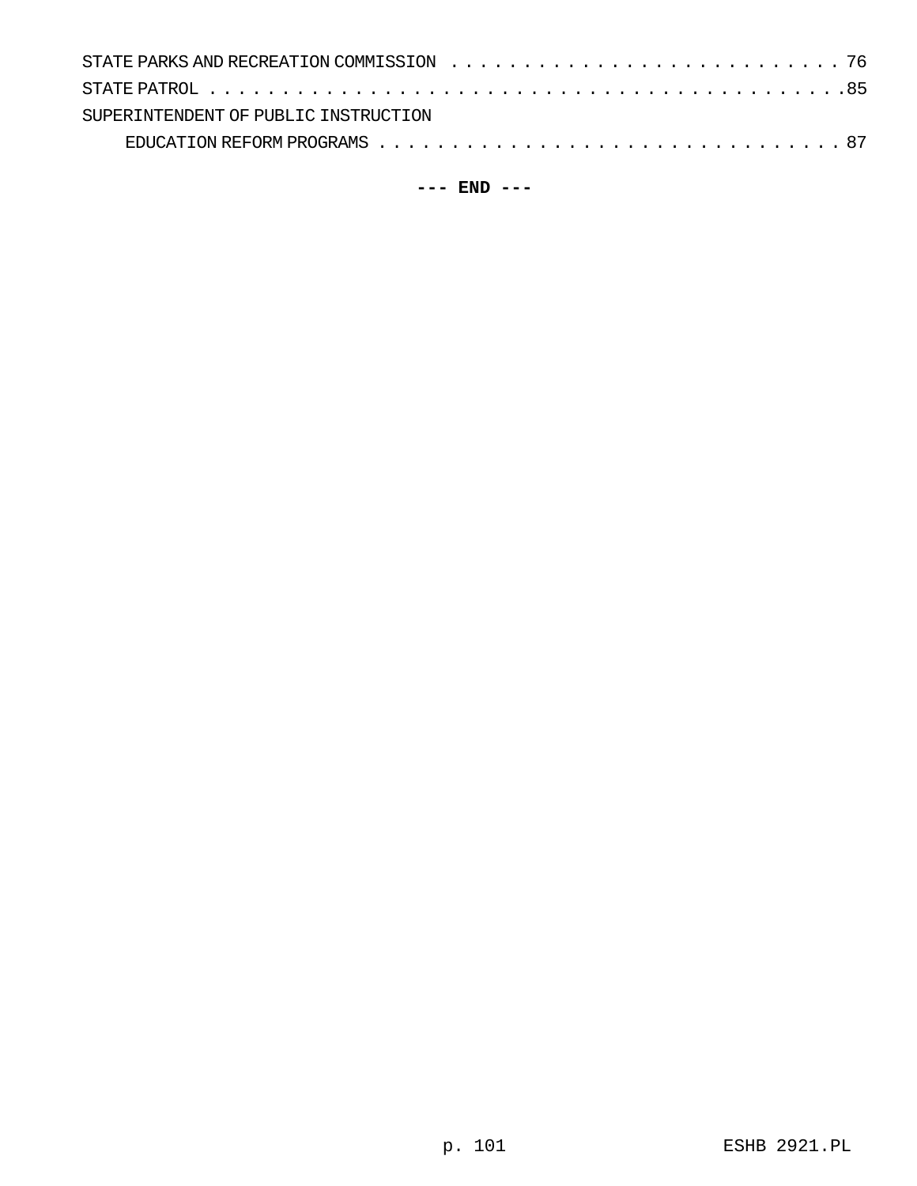STATE PARKS AND RECREATION COMMISSION . . . . . . . . . . . . . . . . . . . . . . . . . . 76

STATE PATROL . . . . . . . . . . . . . . . . . . . . . . . . . . . . . . . . . . . . . . . . . . . . .85

SUPERINTENDENT OF PUBLIC INSTRUCTION

EDUCATION REFORM PROGRAMS . . . . . . . . . . . . . . . . . . . . . . . . . . . . . . . . . . 87

**--- END ---**